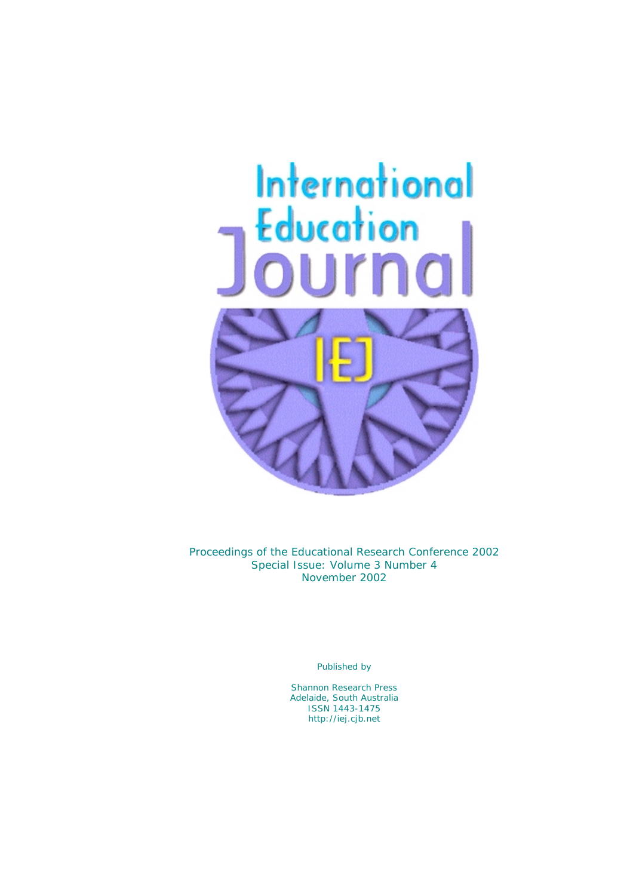# International Education Journal

IEJ

Proceedings of the Educational Research Conference 2002
Special Issue: Volume 3 Number 4
November 2002

Published by

Shannon Research Press
Adelaide, South Australia
ISSN 1443-1475
http://iej.cjb.net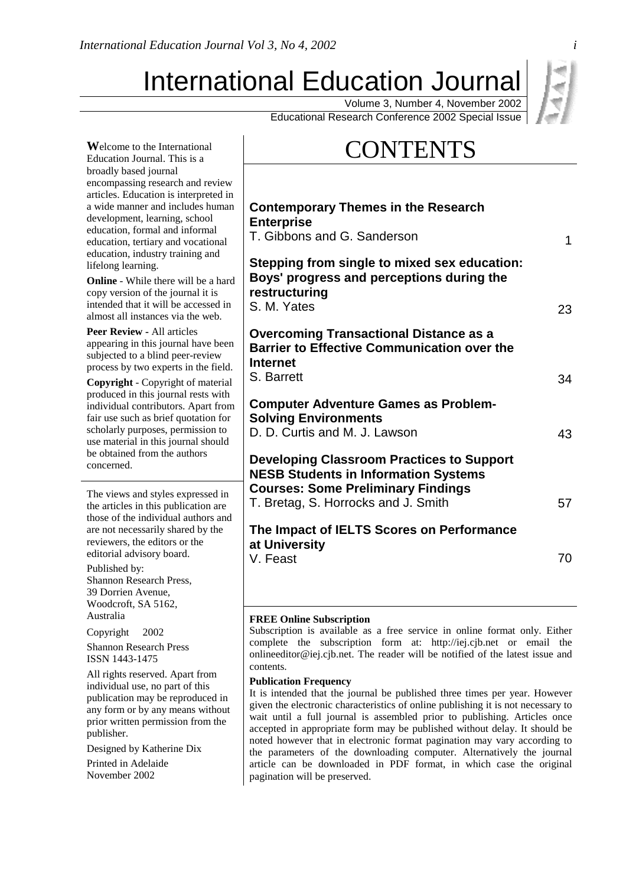# International Education Journal

Volume 3, Number 4, November 2002

Educational Research Conference 2002 Special Issue

**W**elcome to the International Education Journal. This is a broadly based journal encompassing research and review articles. Education is interpreted in a wide manner and includes human development, learning, school education, formal and informal education, tertiary and vocational education, industry training and lifelong learning.

**Online** - While there will be a hard copy version of the journal it is intended that it will be accessed in almost all instances via the web.

**Peer Review** - All articles appearing in this journal have been subjected to a blind peer-review process by two experts in the field.

**Copyright** - Copyright of material produced in this journal rests with individual contributors. Apart from fair use such as brief quotation for scholarly purposes, permission to use material in this journal should be obtained from the authors concerned.

The views and styles expressed in the articles in this publication are those of the individual authors and are not necessarily shared by the reviewers, the editors or the editorial advisory board.

Published by:
Shannon Research Press,
39 Dorrien Avenue,
Woodcroft, SA 5162,
Australia

Copyright 2002

Shannon Research Press
ISSN 1443-1475

All rights reserved. Apart from individual use, no part of this publication may be reproduced in any form or by any means without prior written permission from the publisher.

Designed by Katherine Dix

Printed in Adelaide
November 2002

## CONTENTS

**Contemporary Themes in the Research Enterprise**
T. Gibbons and G. Sanderson — 1

**Stepping from single to mixed sex education: Boys' progress and perceptions during the restructuring**
S. M. Yates — 23

**Overcoming Transactional Distance as a Barrier to Effective Communication over the Internet**
S. Barrett — 34

**Computer Adventure Games as Problem-Solving Environments**
D. D. Curtis and M. J. Lawson — 43

**Developing Classroom Practices to Support NESB Students in Information Systems Courses: Some Preliminary Findings**
T. Bretag, S. Horrocks and J. Smith — 57

**The Impact of IELTS Scores on Performance at University**
V. Feast — 70

**FREE Online Subscription**
Subscription is available as a free service in online format only. Either complete the subscription form at: http://iej.cjb.net or email the onlineeditor@iej.cjb.net. The reader will be notified of the latest issue and contents.

**Publication Frequency**
It is intended that the journal be published three times per year. However given the electronic characteristics of online publishing it is not necessary to wait until a full journal is assembled prior to publishing. Articles once accepted in appropriate form may be published without delay. It should be noted however that in electronic format pagination may vary according to the parameters of the downloading computer. Alternatively the journal article can be downloaded in PDF format, in which case the original pagination will be preserved.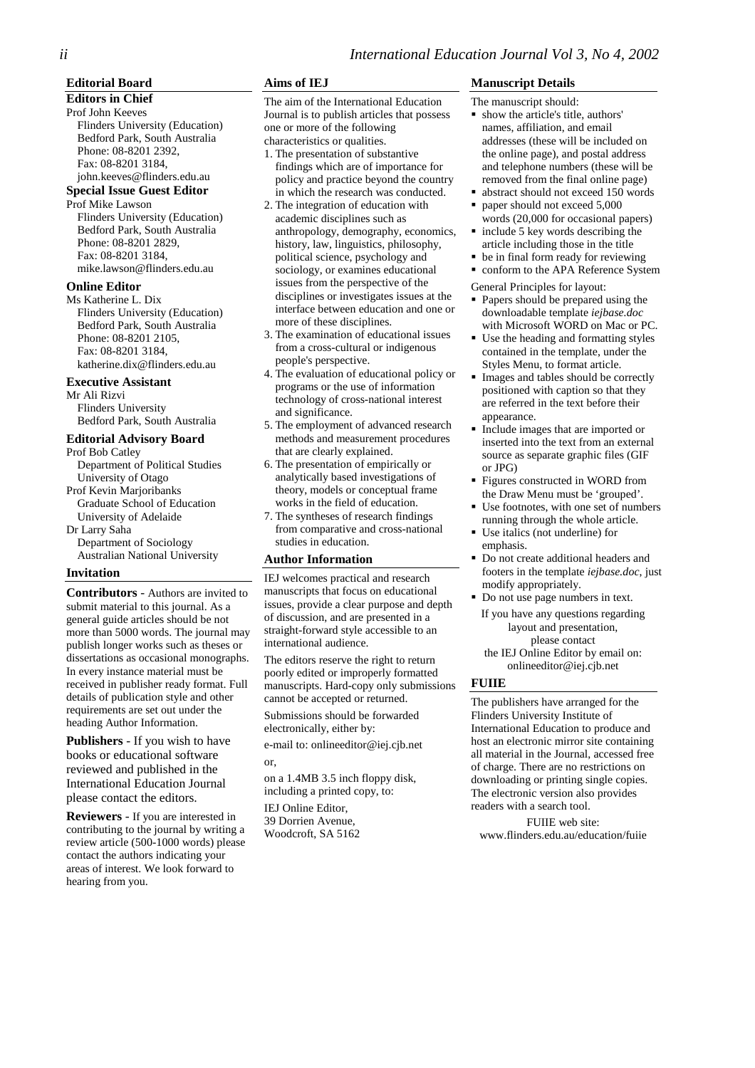## Editorial Board

### Editors in Chief

Prof John Keeves
Flinders University (Education)
Bedford Park, South Australia
Phone: 08-8201 2392,
Fax: 08-8201 3184,
john.keeves@flinders.edu.au

### Special Issue Guest Editor

Prof Mike Lawson
Flinders University (Education)
Bedford Park, South Australia
Phone: 08-8201 2829,
Fax: 08-8201 3184,
mike.lawson@flinders.edu.au

### Online Editor

Ms Katherine L. Dix
Flinders University (Education)
Bedford Park, South Australia
Phone: 08-8201 2105,
Fax: 08-8201 3184,
katherine.dix@flinders.edu.au

### Executive Assistant

Mr Ali Rizvi
Flinders University
Bedford Park, South Australia

### Editorial Advisory Board

Prof Bob Catley
Department of Political Studies
University of Otago

Prof Kevin Marjoribanks
Graduate School of Education
University of Adelaide

Dr Larry Saha
Department of Sociology
Australian National University

## Invitation

**Contributors** - Authors are invited to submit material to this journal. As a general guide articles should be not more than 5000 words. The journal may publish longer works such as theses or dissertations as occasional monographs. In every instance material must be received in publisher ready format. Full details of publication style and other requirements are set out under the heading Author Information.

**Publishers** - If you wish to have books or educational software reviewed and published in the International Education Journal please contact the editors.

**Reviewers** - If you are interested in contributing to the journal by writing a review article (500-1000 words) please contact the authors indicating your areas of interest. We look forward to hearing from you.

## Aims of IEJ

The aim of the International Education Journal is to publish articles that possess one or more of the following characteristics or qualities.

1. The presentation of substantive findings which are of importance for policy and practice beyond the country in which the research was conducted.
2. The integration of education with academic disciplines such as anthropology, demography, economics, history, law, linguistics, philosophy, political science, psychology and sociology, or examines educational issues from the perspective of the disciplines or investigates issues at the interface between education and one or more of these disciplines.
3. The examination of educational issues from a cross-cultural or indigenous people's perspective.
4. The evaluation of educational policy or programs or the use of information technology of cross-national interest and significance.
5. The employment of advanced research methods and measurement procedures that are clearly explained.
6. The presentation of empirically or analytically based investigations of theory, models or conceptual frame works in the field of education.
7. The syntheses of research findings from comparative and cross-national studies in education.

## Author Information

IEJ welcomes practical and research manuscripts that focus on educational issues, provide a clear purpose and depth of discussion, and are presented in a straight-forward style accessible to an international audience.

The editors reserve the right to return poorly edited or improperly formatted manuscripts. Hard-copy only submissions cannot be accepted or returned.

Submissions should be forwarded electronically, either by:

e-mail to: onlineeditor@iej.cjb.net

or,

on a 1.4MB 3.5 inch floppy disk, including a printed copy, to:

IEJ Online Editor,
39 Dorrien Avenue,
Woodcroft, SA 5162

## Manuscript Details

The manuscript should:

- show the article's title, authors' names, affiliation, and email addresses (these will be included on the online page), and postal address and telephone numbers (these will be removed from the final online page)
- abstract should not exceed 150 words
- paper should not exceed 5,000 words (20,000 for occasional papers)
- include 5 key words describing the article including those in the title
- be in final form ready for reviewing
- conform to the APA Reference System

General Principles for layout:

- Papers should be prepared using the downloadable template *iejbase.doc* with Microsoft WORD on Mac or PC.
- Use the heading and formatting styles contained in the template, under the Styles Menu, to format article.
- Images and tables should be correctly positioned with caption so that they are referred in the text before their appearance.
- Include images that are imported or inserted into the text from an external source as separate graphic files (GIF or JPG)
- Figures constructed in WORD from the Draw Menu must be 'grouped'.
- Use footnotes, with one set of numbers running through the whole article.
- Use italics (not underline) for emphasis.
- Do not create additional headers and footers in the template *iejbase.doc*, just modify appropriately.
- Do not use page numbers in text.

If you have any questions regarding layout and presentation, please contact the IEJ Online Editor by email on: onlineeditor@iej.cjb.net

## FUIIE

The publishers have arranged for the Flinders University Institute of International Education to produce and host an electronic mirror site containing all material in the Journal, accessed free of charge. There are no restrictions on downloading or printing single copies. The electronic version also provides readers with a search tool.

FUIIE web site:
www.flinders.edu.au/education/fuiie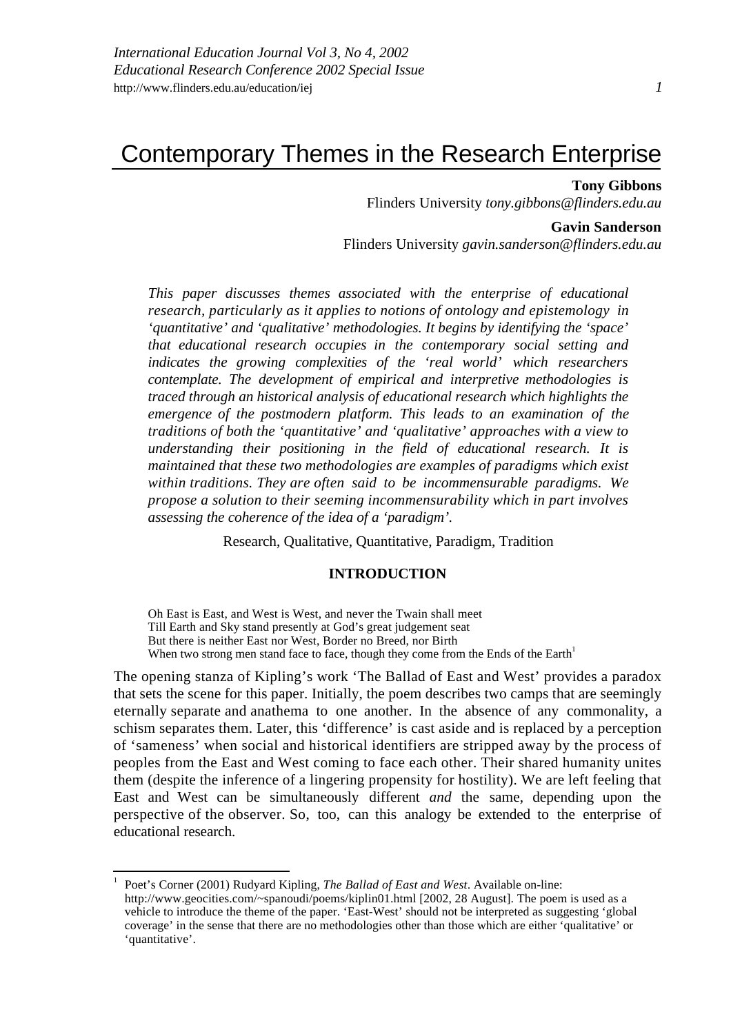# Contemporary Themes in the Research Enterprise

**Tony Gibbons**
Flinders University *tony.gibbons@flinders.edu.au*

**Gavin Sanderson**
Flinders University *gavin.sanderson@flinders.edu.au*

*This paper discusses themes associated with the enterprise of educational research, particularly as it applies to notions of ontology and epistemology in 'quantitative' and 'qualitative' methodologies. It begins by identifying the 'space' that educational research occupies in the contemporary social setting and indicates the growing complexities of the 'real world' which researchers contemplate. The development of empirical and interpretive methodologies is traced through an historical analysis of educational research which highlights the emergence of the postmodern platform. This leads to an examination of the traditions of both the 'quantitative' and 'qualitative' approaches with a view to understanding their positioning in the field of educational research. It is maintained that these two methodologies are examples of paradigms which exist within traditions. They are often said to be incommensurable paradigms. We propose a solution to their seeming incommensurability which in part involves assessing the coherence of the idea of a 'paradigm'.*

Research, Qualitative, Quantitative, Paradigm, Tradition

## INTRODUCTION

> Oh East is East, and West is West, and never the Twain shall meet
> Till Earth and Sky stand presently at God's great judgement seat
> But there is neither East nor West, Border no Breed, nor Birth
> When two strong men stand face to face, though they come from the Ends of the Earth[1]

The opening stanza of Kipling's work 'The Ballad of East and West' provides a paradox that sets the scene for this paper. Initially, the poem describes two camps that are seemingly eternally separate and anathema to one another. In the absence of any commonality, a schism separates them. Later, this 'difference' is cast aside and is replaced by a perception of 'sameness' when social and historical identifiers are stripped away by the process of peoples from the East and West coming to face each other. Their shared humanity unites them (despite the inference of a lingering propensity for hostility). We are left feeling that East and West can be simultaneously different *and* the same, depending upon the perspective of the observer. So, too, can this analogy be extended to the enterprise of educational research.

---

[1] Poet's Corner (2001) Rudyard Kipling, *The Ballad of East and West*. Available on-line: http://www.geocities.com/~spanoudi/poems/kiplin01.html [2002, 28 August]. The poem is used as a vehicle to introduce the theme of the paper. 'East-West' should not be interpreted as suggesting 'global coverage' in the sense that there are no methodologies other than those which are either 'qualitative' or 'quantitative'.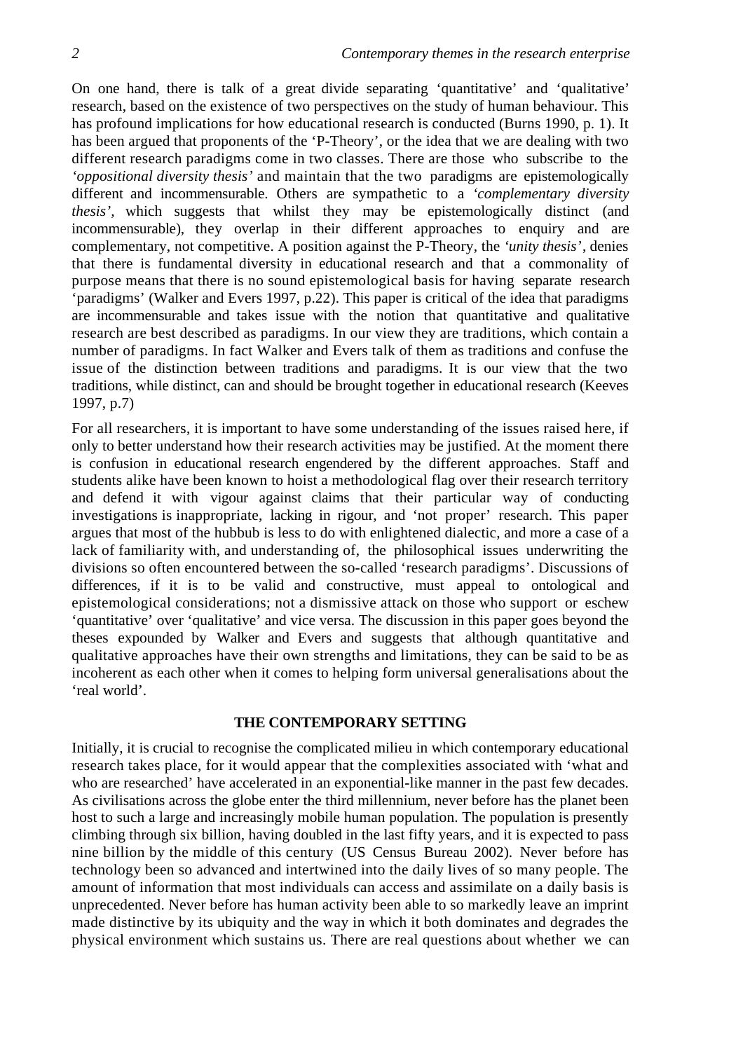On one hand, there is talk of a great divide separating 'quantitative' and 'qualitative' research, based on the existence of two perspectives on the study of human behaviour. This has profound implications for how educational research is conducted (Burns 1990, p. 1). It has been argued that proponents of the 'P-Theory', or the idea that we are dealing with two different research paradigms come in two classes. There are those who subscribe to the *'oppositional diversity thesis'* and maintain that the two paradigms are epistemologically different and incommensurable. Others are sympathetic to a *'complementary diversity thesis'*, which suggests that whilst they may be epistemologically distinct (and incommensurable), they overlap in their different approaches to enquiry and are complementary, not competitive. A position against the P-Theory, the *'unity thesis'*, denies that there is fundamental diversity in educational research and that a commonality of purpose means that there is no sound epistemological basis for having separate research 'paradigms' (Walker and Evers 1997, p.22). This paper is critical of the idea that paradigms are incommensurable and takes issue with the notion that quantitative and qualitative research are best described as paradigms. In our view they are traditions, which contain a number of paradigms. In fact Walker and Evers talk of them as traditions and confuse the issue of the distinction between traditions and paradigms. It is our view that the two traditions, while distinct, can and should be brought together in educational research (Keeves 1997, p.7)

For all researchers, it is important to have some understanding of the issues raised here, if only to better understand how their research activities may be justified. At the moment there is confusion in educational research engendered by the different approaches. Staff and students alike have been known to hoist a methodological flag over their research territory and defend it with vigour against claims that their particular way of conducting investigations is inappropriate, lacking in rigour, and 'not proper' research. This paper argues that most of the hubbub is less to do with enlightened dialectic, and more a case of a lack of familiarity with, and understanding of, the philosophical issues underwriting the divisions so often encountered between the so-called 'research paradigms'. Discussions of differences, if it is to be valid and constructive, must appeal to ontological and epistemological considerations; not a dismissive attack on those who support or eschew 'quantitative' over 'qualitative' and vice versa. The discussion in this paper goes beyond the theses expounded by Walker and Evers and suggests that although quantitative and qualitative approaches have their own strengths and limitations, they can be said to be as incoherent as each other when it comes to helping form universal generalisations about the 'real world'.

## THE CONTEMPORARY SETTING

Initially, it is crucial to recognise the complicated milieu in which contemporary educational research takes place, for it would appear that the complexities associated with 'what and who are researched' have accelerated in an exponential-like manner in the past few decades. As civilisations across the globe enter the third millennium, never before has the planet been host to such a large and increasingly mobile human population. The population is presently climbing through six billion, having doubled in the last fifty years, and it is expected to pass nine billion by the middle of this century (US Census Bureau 2002). Never before has technology been so advanced and intertwined into the daily lives of so many people. The amount of information that most individuals can access and assimilate on a daily basis is unprecedented. Never before has human activity been able to so markedly leave an imprint made distinctive by its ubiquity and the way in which it both dominates and degrades the physical environment which sustains us. There are real questions about whether we can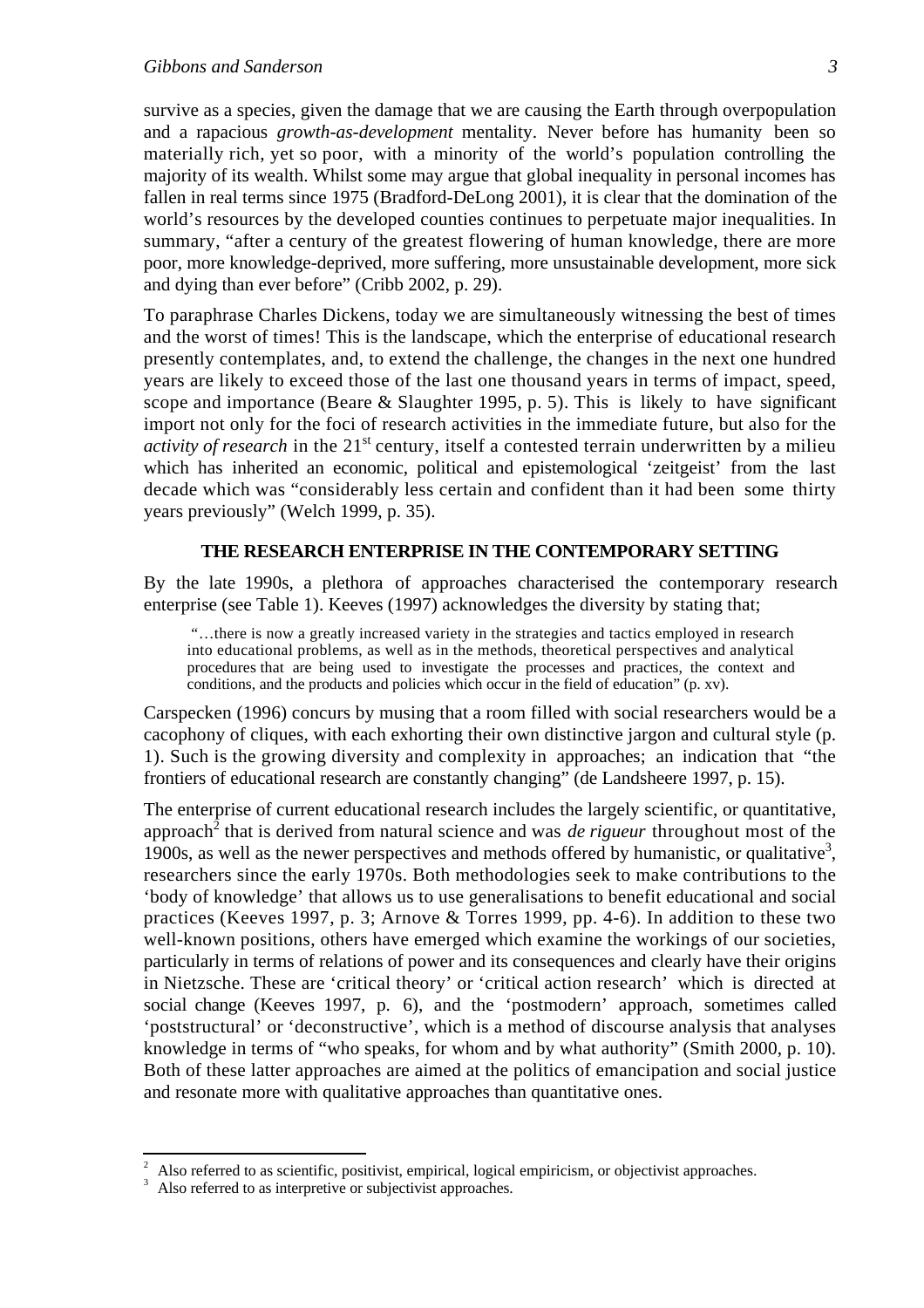survive as a species, given the damage that we are causing the Earth through overpopulation and a rapacious *growth-as-development* mentality. Never before has humanity been so materially rich, yet so poor, with a minority of the world's population controlling the majority of its wealth. Whilst some may argue that global inequality in personal incomes has fallen in real terms since 1975 (Bradford-DeLong 2001), it is clear that the domination of the world's resources by the developed counties continues to perpetuate major inequalities. In summary, "after a century of the greatest flowering of human knowledge, there are more poor, more knowledge-deprived, more suffering, more unsustainable development, more sick and dying than ever before" (Cribb 2002, p. 29).

To paraphrase Charles Dickens, today we are simultaneously witnessing the best of times and the worst of times! This is the landscape, which the enterprise of educational research presently contemplates, and, to extend the challenge, the changes in the next one hundred years are likely to exceed those of the last one thousand years in terms of impact, speed, scope and importance (Beare & Slaughter 1995, p. 5). This is likely to have significant import not only for the foci of research activities in the immediate future, but also for the *activity of research* in the 21st century, itself a contested terrain underwritten by a milieu which has inherited an economic, political and epistemological 'zeitgeist' from the last decade which was "considerably less certain and confident than it had been some thirty years previously" (Welch 1999, p. 35).

## THE RESEARCH ENTERPRISE IN THE CONTEMPORARY SETTING

By the late 1990s, a plethora of approaches characterised the contemporary research enterprise (see Table 1). Keeves (1997) acknowledges the diversity by stating that;

> "…there is now a greatly increased variety in the strategies and tactics employed in research into educational problems, as well as in the methods, theoretical perspectives and analytical procedures that are being used to investigate the processes and practices, the context and conditions, and the products and policies which occur in the field of education" (p. xv).

Carspecken (1996) concurs by musing that a room filled with social researchers would be a cacophony of cliques, with each exhorting their own distinctive jargon and cultural style (p. 1). Such is the growing diversity and complexity in approaches; an indication that "the frontiers of educational research are constantly changing" (de Landsheere 1997, p. 15).

The enterprise of current educational research includes the largely scientific, or quantitative, approach[2] that is derived from natural science and was *de rigueur* throughout most of the 1900s, as well as the newer perspectives and methods offered by humanistic, or qualitative[3], researchers since the early 1970s. Both methodologies seek to make contributions to the 'body of knowledge' that allows us to use generalisations to benefit educational and social practices (Keeves 1997, p. 3; Arnove & Torres 1999, pp. 4-6). In addition to these two well-known positions, others have emerged which examine the workings of our societies, particularly in terms of relations of power and its consequences and clearly have their origins in Nietzsche. These are 'critical theory' or 'critical action research' which is directed at social change (Keeves 1997, p. 6), and the 'postmodern' approach, sometimes called 'poststructural' or 'deconstructive', which is a method of discourse analysis that analyses knowledge in terms of "who speaks, for whom and by what authority" (Smith 2000, p. 10). Both of these latter approaches are aimed at the politics of emancipation and social justice and resonate more with qualitative approaches than quantitative ones.

---

[2] Also referred to as scientific, positivist, empirical, logical empiricism, or objectivist approaches.

[3] Also referred to as interpretive or subjectivist approaches.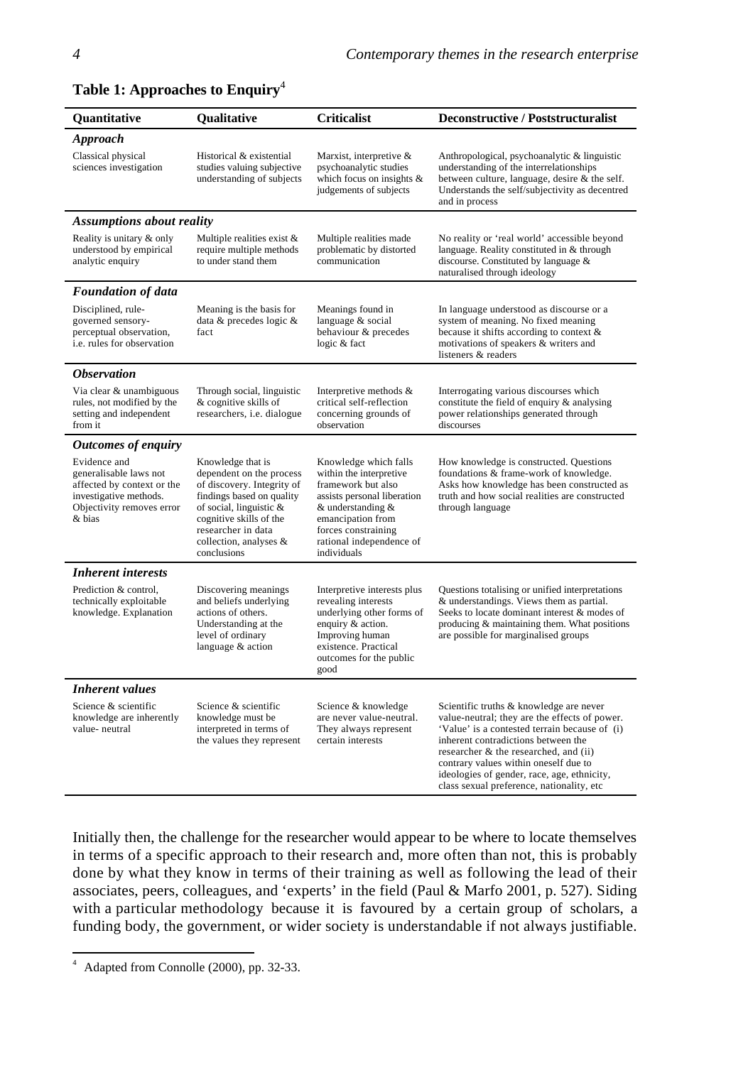**Table 1: Approaches to Enquiry**[4]

| Quantitative | Qualitative | Criticalist | Deconstructive / Poststructuralist |
|---|---|---|---|
| ***Approach*** | | | |
| Classical physical sciences investigation | Historical & existential studies valuing subjective understanding of subjects | Marxist, interpretive & psychoanalytic studies which focus on insights & judgements of subjects | Anthropological, psychoanalytic & linguistic understanding of the interrelationships between culture, language, desire & the self. Understands the self/subjectivity as decentred and in process |
| ***Assumptions about reality*** | | | |
| Reality is unitary & only understood by empirical analytic enquiry | Multiple realities exist & require multiple methods to under stand them | Multiple realities made problematic by distorted communication | No reality or 'real world' accessible beyond language. Reality constituted in & through discourse. Constituted by language & naturalised through ideology |
| ***Foundation of data*** | | | |
| Disciplined, rule-governed sensory-perceptual observation, i.e. rules for observation | Meaning is the basis for data & precedes logic & fact | Meanings found in language & social behaviour & precedes logic & fact | In language understood as discourse or a system of meaning. No fixed meaning because it shifts according to context & motivations of speakers & writers and listeners & readers |
| ***Observation*** | | | |
| Via clear & unambiguous rules, not modified by the setting and independent from it | Through social, linguistic & cognitive skills of researchers, i.e. dialogue | Interpretive methods & critical self-reflection concerning grounds of observation | Interrogating various discourses which constitute the field of enquiry & analysing power relationships generated through discourses |
| ***Outcomes of enquiry*** | | | |
| Evidence and generalisable laws not affected by context or the investigative methods. Objectivity removes error & bias | Knowledge that is dependent on the process of discovery. Integrity of findings based on quality of social, linguistic & cognitive skills of the researcher in data collection, analyses & conclusions | Knowledge which falls within the interpretive framework but also assists personal liberation & understanding & emancipation from forces constraining rational independence of individuals | How knowledge is constructed. Questions foundations & frame-work of knowledge. Asks how knowledge has been constructed as truth and how social realities are constructed through language |
| ***Inherent interests*** | | | |
| Prediction & control, technically exploitable knowledge. Explanation | Discovering meanings and beliefs underlying actions of others. Understanding at the level of ordinary language & action | Interpretive interests plus revealing interests underlying other forms of enquiry & action. Improving human existence. Practical outcomes for the public good | Questions totalising or unified interpretations & understandings. Views them as partial. Seeks to locate dominant interest & modes of producing & maintaining them. What positions are possible for marginalised groups |
| ***Inherent values*** | | | |
| Science & scientific knowledge are inherently value- neutral | Science & scientific knowledge must be interpreted in terms of the values they represent | Science & knowledge are never value-neutral. They always represent certain interests | Scientific truths & knowledge are never value-neutral; they are the effects of power. 'Value' is a contested terrain because of (i) inherent contradictions between the researcher & the researched, and (ii) contrary values within oneself due to ideologies of gender, race, age, ethnicity, class sexual preference, nationality, etc |

Initially then, the challenge for the researcher would appear to be where to locate themselves in terms of a specific approach to their research and, more often than not, this is probably done by what they know in terms of their training as well as following the lead of their associates, peers, colleagues, and 'experts' in the field (Paul & Marfo 2001, p. 527). Siding with a particular methodology because it is favoured by a certain group of scholars, a funding body, the government, or wider society is understandable if not always justifiable.

[4] Adapted from Connolle (2000), pp. 32-33.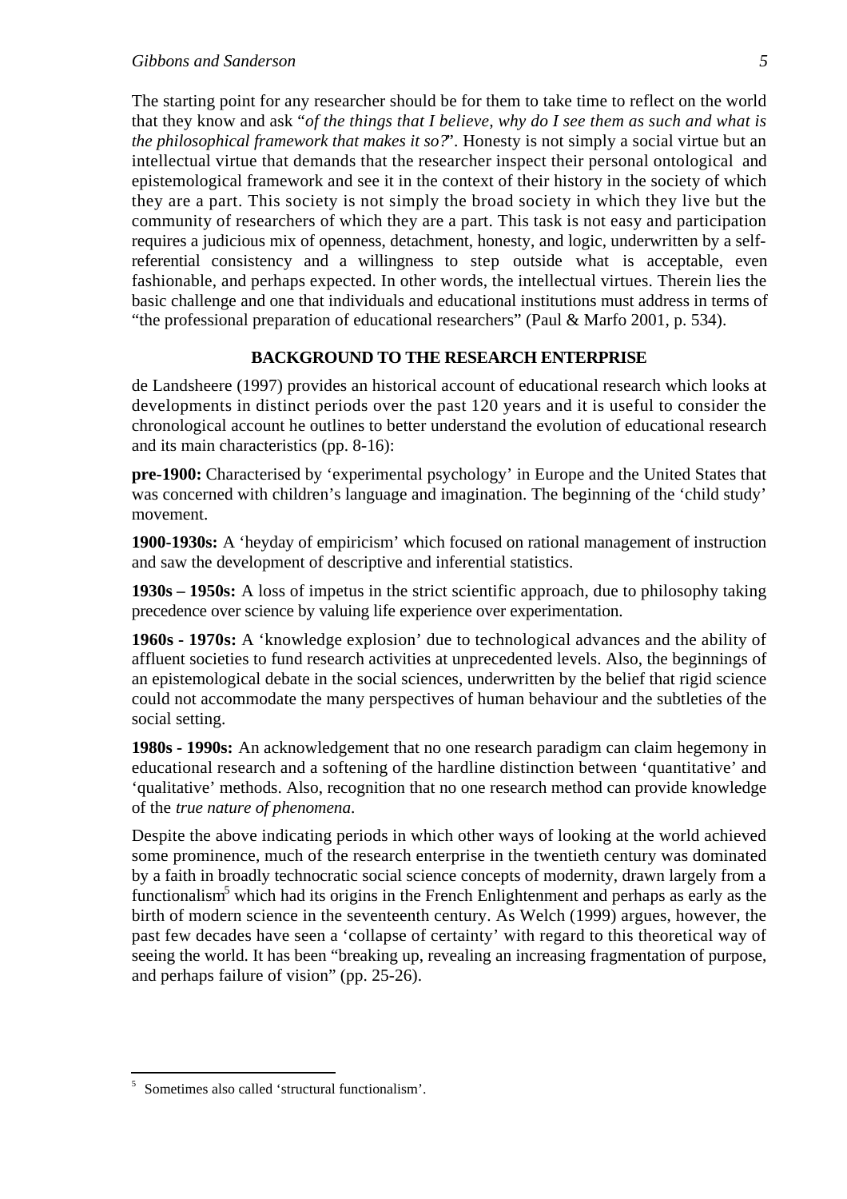The starting point for any researcher should be for them to take time to reflect on the world that they know and ask "*of the things that I believe, why do I see them as such and what is the philosophical framework that makes it so?*". Honesty is not simply a social virtue but an intellectual virtue that demands that the researcher inspect their personal ontological and epistemological framework and see it in the context of their history in the society of which they are a part. This society is not simply the broad society in which they live but the community of researchers of which they are a part. This task is not easy and participation requires a judicious mix of openness, detachment, honesty, and logic, underwritten by a self-referential consistency and a willingness to step outside what is acceptable, even fashionable, and perhaps expected. In other words, the intellectual virtues. Therein lies the basic challenge and one that individuals and educational institutions must address in terms of "the professional preparation of educational researchers" (Paul & Marfo 2001, p. 534).

## BACKGROUND TO THE RESEARCH ENTERPRISE

de Landsheere (1997) provides an historical account of educational research which looks at developments in distinct periods over the past 120 years and it is useful to consider the chronological account he outlines to better understand the evolution of educational research and its main characteristics (pp. 8-16):

**pre-1900:** Characterised by 'experimental psychology' in Europe and the United States that was concerned with children's language and imagination. The beginning of the 'child study' movement.

**1900-1930s:** A 'heyday of empiricism' which focused on rational management of instruction and saw the development of descriptive and inferential statistics.

**1930s – 1950s:** A loss of impetus in the strict scientific approach, due to philosophy taking precedence over science by valuing life experience over experimentation.

**1960s - 1970s:** A 'knowledge explosion' due to technological advances and the ability of affluent societies to fund research activities at unprecedented levels. Also, the beginnings of an epistemological debate in the social sciences, underwritten by the belief that rigid science could not accommodate the many perspectives of human behaviour and the subtleties of the social setting.

**1980s - 1990s:** An acknowledgement that no one research paradigm can claim hegemony in educational research and a softening of the hardline distinction between 'quantitative' and 'qualitative' methods. Also, recognition that no one research method can provide knowledge of the *true nature of phenomena*.

Despite the above indicating periods in which other ways of looking at the world achieved some prominence, much of the research enterprise in the twentieth century was dominated by a faith in broadly technocratic social science concepts of modernity, drawn largely from a functionalism[5] which had its origins in the French Enlightenment and perhaps as early as the birth of modern science in the seventeenth century. As Welch (1999) argues, however, the past few decades have seen a 'collapse of certainty' with regard to this theoretical way of seeing the world. It has been "breaking up, revealing an increasing fragmentation of purpose, and perhaps failure of vision" (pp. 25-26).

---

[5] Sometimes also called 'structural functionalism'.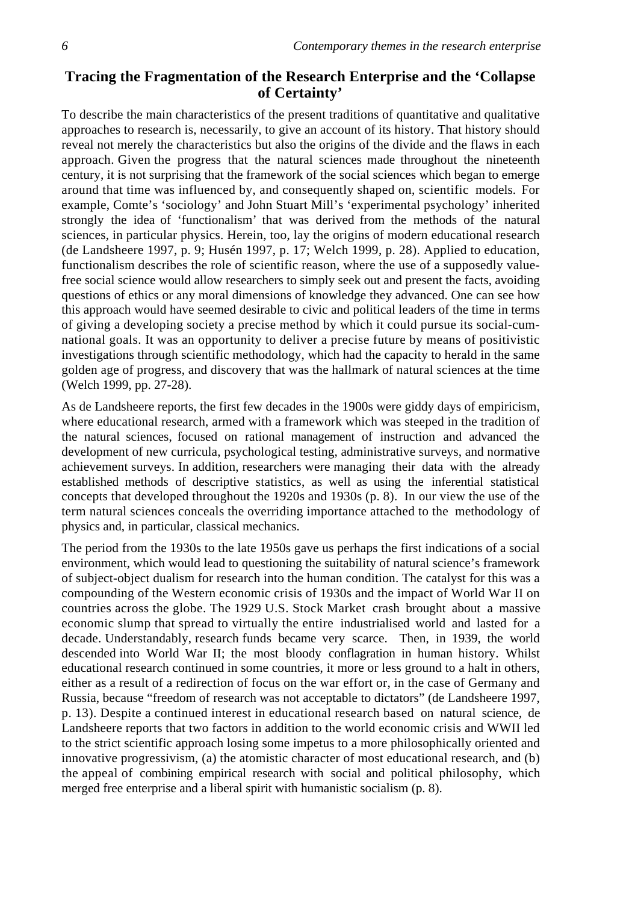## Tracing the Fragmentation of the Research Enterprise and the 'Collapse of Certainty'

To describe the main characteristics of the present traditions of quantitative and qualitative approaches to research is, necessarily, to give an account of its history. That history should reveal not merely the characteristics but also the origins of the divide and the flaws in each approach. Given the progress that the natural sciences made throughout the nineteenth century, it is not surprising that the framework of the social sciences which began to emerge around that time was influenced by, and consequently shaped on, scientific models. For example, Comte's 'sociology' and John Stuart Mill's 'experimental psychology' inherited strongly the idea of 'functionalism' that was derived from the methods of the natural sciences, in particular physics. Herein, too, lay the origins of modern educational research (de Landsheere 1997, p. 9; Husén 1997, p. 17; Welch 1999, p. 28). Applied to education, functionalism describes the role of scientific reason, where the use of a supposedly value-free social science would allow researchers to simply seek out and present the facts, avoiding questions of ethics or any moral dimensions of knowledge they advanced. One can see how this approach would have seemed desirable to civic and political leaders of the time in terms of giving a developing society a precise method by which it could pursue its social-cum-national goals. It was an opportunity to deliver a precise future by means of positivistic investigations through scientific methodology, which had the capacity to herald in the same golden age of progress, and discovery that was the hallmark of natural sciences at the time (Welch 1999, pp. 27-28).

As de Landsheere reports, the first few decades in the 1900s were giddy days of empiricism, where educational research, armed with a framework which was steeped in the tradition of the natural sciences, focused on rational management of instruction and advanced the development of new curricula, psychological testing, administrative surveys, and normative achievement surveys. In addition, researchers were managing their data with the already established methods of descriptive statistics, as well as using the inferential statistical concepts that developed throughout the 1920s and 1930s (p. 8). In our view the use of the term natural sciences conceals the overriding importance attached to the methodology of physics and, in particular, classical mechanics.

The period from the 1930s to the late 1950s gave us perhaps the first indications of a social environment, which would lead to questioning the suitability of natural science's framework of subject-object dualism for research into the human condition. The catalyst for this was a compounding of the Western economic crisis of 1930s and the impact of World War II on countries across the globe. The 1929 U.S. Stock Market crash brought about a massive economic slump that spread to virtually the entire industrialised world and lasted for a decade. Understandably, research funds became very scarce. Then, in 1939, the world descended into World War II; the most bloody conflagration in human history. Whilst educational research continued in some countries, it more or less ground to a halt in others, either as a result of a redirection of focus on the war effort or, in the case of Germany and Russia, because "freedom of research was not acceptable to dictators" (de Landsheere 1997, p. 13). Despite a continued interest in educational research based on natural science, de Landsheere reports that two factors in addition to the world economic crisis and WWII led to the strict scientific approach losing some impetus to a more philosophically oriented and innovative progressivism, (a) the atomistic character of most educational research, and (b) the appeal of combining empirical research with social and political philosophy, which merged free enterprise and a liberal spirit with humanistic socialism (p. 8).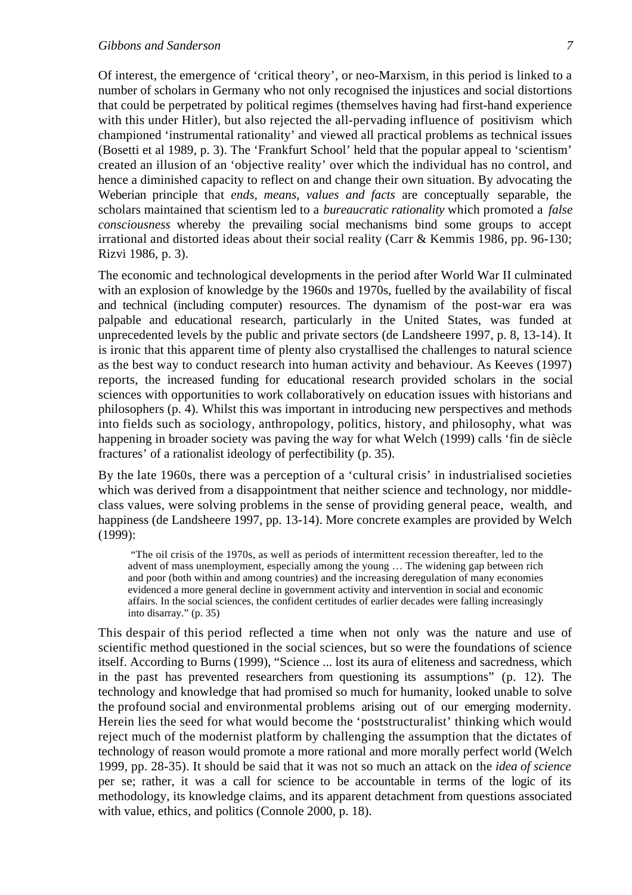Of interest, the emergence of 'critical theory', or neo-Marxism, in this period is linked to a number of scholars in Germany who not only recognised the injustices and social distortions that could be perpetrated by political regimes (themselves having had first-hand experience with this under Hitler), but also rejected the all-pervading influence of positivism which championed 'instrumental rationality' and viewed all practical problems as technical issues (Bosetti et al 1989, p. 3). The 'Frankfurt School' held that the popular appeal to 'scientism' created an illusion of an 'objective reality' over which the individual has no control, and hence a diminished capacity to reflect on and change their own situation. By advocating the Weberian principle that *ends, means, values and facts* are conceptually separable, the scholars maintained that scientism led to a *bureaucratic rationality* which promoted a *false consciousness* whereby the prevailing social mechanisms bind some groups to accept irrational and distorted ideas about their social reality (Carr & Kemmis 1986, pp. 96-130; Rizvi 1986, p. 3).

The economic and technological developments in the period after World War II culminated with an explosion of knowledge by the 1960s and 1970s, fuelled by the availability of fiscal and technical (including computer) resources. The dynamism of the post-war era was palpable and educational research, particularly in the United States, was funded at unprecedented levels by the public and private sectors (de Landsheere 1997, p. 8, 13-14). It is ironic that this apparent time of plenty also crystallised the challenges to natural science as the best way to conduct research into human activity and behaviour. As Keeves (1997) reports, the increased funding for educational research provided scholars in the social sciences with opportunities to work collaboratively on education issues with historians and philosophers (p. 4). Whilst this was important in introducing new perspectives and methods into fields such as sociology, anthropology, politics, history, and philosophy, what was happening in broader society was paving the way for what Welch (1999) calls 'fin de siècle fractures' of a rationalist ideology of perfectibility (p. 35).

By the late 1960s, there was a perception of a 'cultural crisis' in industrialised societies which was derived from a disappointment that neither science and technology, nor middle-class values, were solving problems in the sense of providing general peace, wealth, and happiness (de Landsheere 1997, pp. 13-14). More concrete examples are provided by Welch (1999):

> "The oil crisis of the 1970s, as well as periods of intermittent recession thereafter, led to the advent of mass unemployment, especially among the young … The widening gap between rich and poor (both within and among countries) and the increasing deregulation of many economies evidenced a more general decline in government activity and intervention in social and economic affairs. In the social sciences, the confident certitudes of earlier decades were falling increasingly into disarray." (p. 35)

This despair of this period reflected a time when not only was the nature and use of scientific method questioned in the social sciences, but so were the foundations of science itself. According to Burns (1999), "Science ... lost its aura of eliteness and sacredness, which in the past has prevented researchers from questioning its assumptions" (p. 12). The technology and knowledge that had promised so much for humanity, looked unable to solve the profound social and environmental problems arising out of our emerging modernity. Herein lies the seed for what would become the 'poststructuralist' thinking which would reject much of the modernist platform by challenging the assumption that the dictates of technology of reason would promote a more rational and more morally perfect world (Welch 1999, pp. 28-35). It should be said that it was not so much an attack on the *idea of science* per se; rather, it was a call for science to be accountable in terms of the logic of its methodology, its knowledge claims, and its apparent detachment from questions associated with value, ethics, and politics (Connole 2000, p. 18).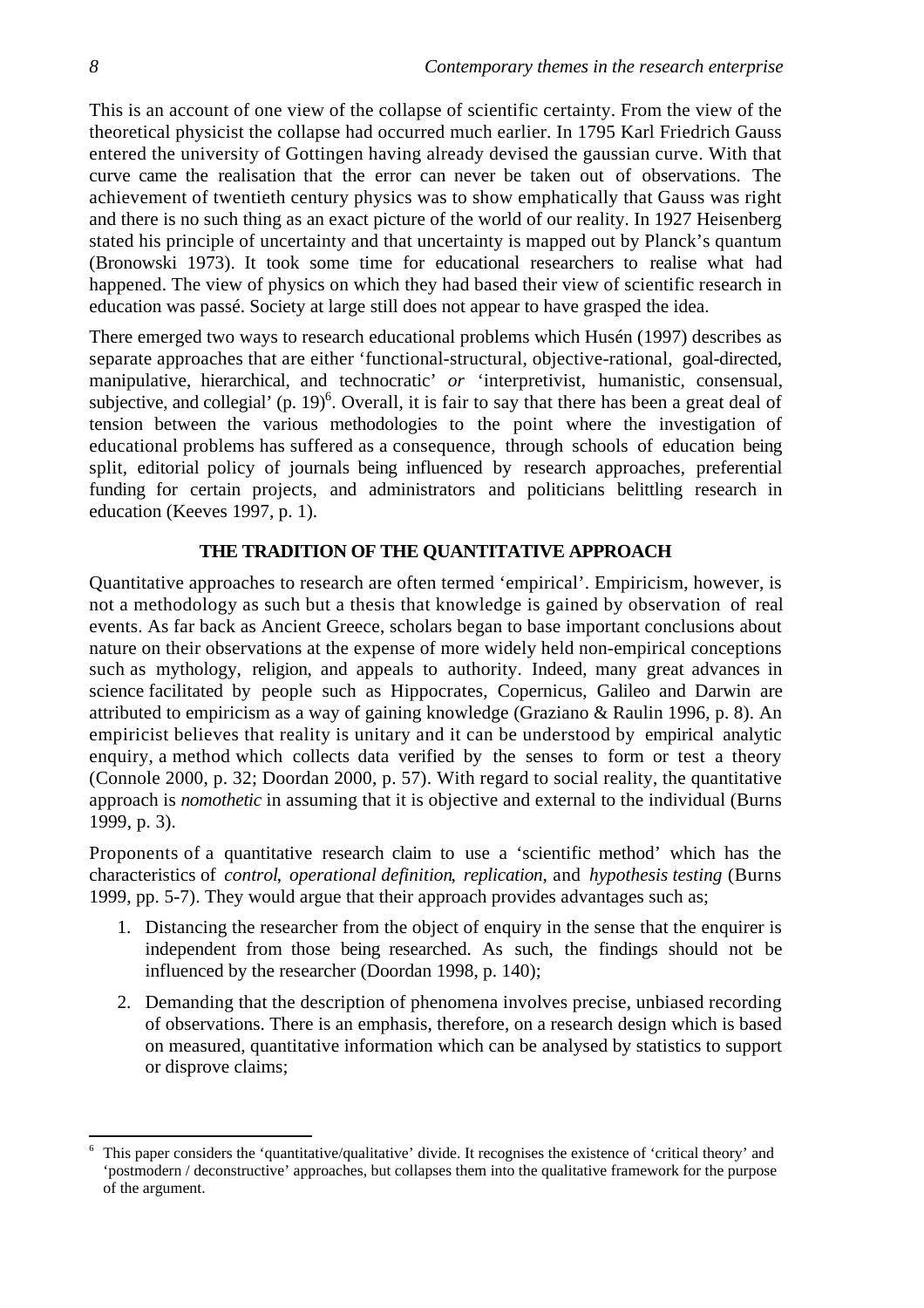This is an account of one view of the collapse of scientific certainty. From the view of the theoretical physicist the collapse had occurred much earlier. In 1795 Karl Friedrich Gauss entered the university of Gottingen having already devised the gaussian curve. With that curve came the realisation that the error can never be taken out of observations. The achievement of twentieth century physics was to show emphatically that Gauss was right and there is no such thing as an exact picture of the world of our reality. In 1927 Heisenberg stated his principle of uncertainty and that uncertainty is mapped out by Planck's quantum (Bronowski 1973). It took some time for educational researchers to realise what had happened. The view of physics on which they had based their view of scientific research in education was passé. Society at large still does not appear to have grasped the idea.

There emerged two ways to research educational problems which Husén (1997) describes as separate approaches that are either 'functional-structural, objective-rational, goal-directed, manipulative, hierarchical, and technocratic' *or* 'interpretivist, humanistic, consensual, subjective, and collegial' (p. 19)[6]. Overall, it is fair to say that there has been a great deal of tension between the various methodologies to the point where the investigation of educational problems has suffered as a consequence, through schools of education being split, editorial policy of journals being influenced by research approaches, preferential funding for certain projects, and administrators and politicians belittling research in education (Keeves 1997, p. 1).

## THE TRADITION OF THE QUANTITATIVE APPROACH

Quantitative approaches to research are often termed 'empirical'. Empiricism, however, is not a methodology as such but a thesis that knowledge is gained by observation of real events. As far back as Ancient Greece, scholars began to base important conclusions about nature on their observations at the expense of more widely held non-empirical conceptions such as mythology, religion, and appeals to authority. Indeed, many great advances in science facilitated by people such as Hippocrates, Copernicus, Galileo and Darwin are attributed to empiricism as a way of gaining knowledge (Graziano & Raulin 1996, p. 8). An empiricist believes that reality is unitary and it can be understood by empirical analytic enquiry, a method which collects data verified by the senses to form or test a theory (Connole 2000, p. 32; Doordan 2000, p. 57). With regard to social reality, the quantitative approach is *nomothetic* in assuming that it is objective and external to the individual (Burns 1999, p. 3).

Proponents of a quantitative research claim to use a 'scientific method' which has the characteristics of *control*, *operational definition*, *replication*, and *hypothesis testing* (Burns 1999, pp. 5-7). They would argue that their approach provides advantages such as;

1. Distancing the researcher from the object of enquiry in the sense that the enquirer is independent from those being researched. As such, the findings should not be influenced by the researcher (Doordan 1998, p. 140);
2. Demanding that the description of phenomena involves precise, unbiased recording of observations. There is an emphasis, therefore, on a research design which is based on measured, quantitative information which can be analysed by statistics to support or disprove claims;

[6] This paper considers the 'quantitative/qualitative' divide. It recognises the existence of 'critical theory' and 'postmodern / deconstructive' approaches, but collapses them into the qualitative framework for the purpose of the argument.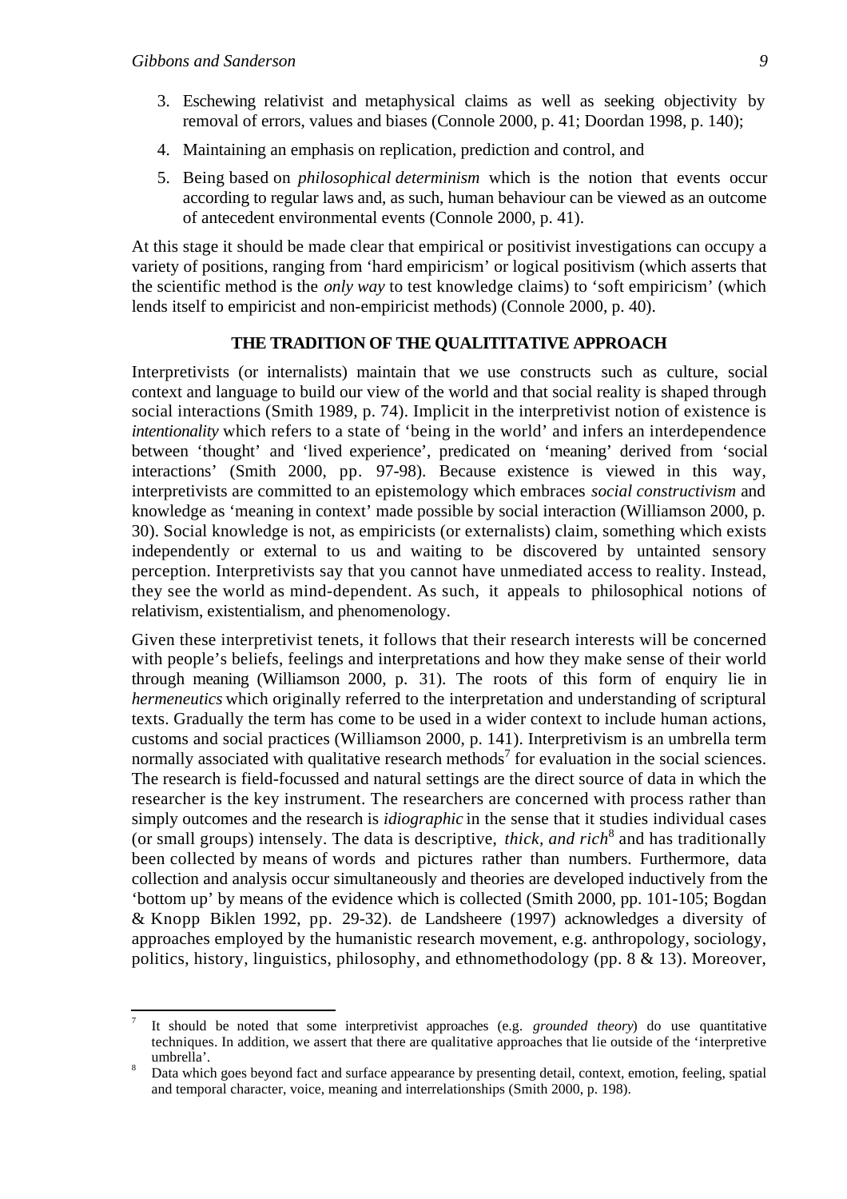3. Eschewing relativist and metaphysical claims as well as seeking objectivity by removal of errors, values and biases (Connole 2000, p. 41; Doordan 1998, p. 140);
4. Maintaining an emphasis on replication, prediction and control, and
5. Being based on *philosophical determinism* which is the notion that events occur according to regular laws and, as such, human behaviour can be viewed as an outcome of antecedent environmental events (Connole 2000, p. 41).

At this stage it should be made clear that empirical or positivist investigations can occupy a variety of positions, ranging from 'hard empiricism' or logical positivism (which asserts that the scientific method is the *only way* to test knowledge claims) to 'soft empiricism' (which lends itself to empiricist and non-empiricist methods) (Connole 2000, p. 40).

## THE TRADITION OF THE QUALITITATIVE APPROACH

Interpretivists (or internalists) maintain that we use constructs such as culture, social context and language to build our view of the world and that social reality is shaped through social interactions (Smith 1989, p. 74). Implicit in the interpretivist notion of existence is *intentionality* which refers to a state of 'being in the world' and infers an interdependence between 'thought' and 'lived experience', predicated on 'meaning' derived from 'social interactions' (Smith 2000, pp. 97-98). Because existence is viewed in this way, interpretivists are committed to an epistemology which embraces *social constructivism* and knowledge as 'meaning in context' made possible by social interaction (Williamson 2000, p. 30). Social knowledge is not, as empiricists (or externalists) claim, something which exists independently or external to us and waiting to be discovered by untainted sensory perception. Interpretivists say that you cannot have unmediated access to reality. Instead, they see the world as mind-dependent. As such, it appeals to philosophical notions of relativism, existentialism, and phenomenology.

Given these interpretivist tenets, it follows that their research interests will be concerned with people's beliefs, feelings and interpretations and how they make sense of their world through meaning (Williamson 2000, p. 31). The roots of this form of enquiry lie in *hermeneutics* which originally referred to the interpretation and understanding of scriptural texts. Gradually the term has come to be used in a wider context to include human actions, customs and social practices (Williamson 2000, p. 141). Interpretivism is an umbrella term normally associated with qualitative research methods[7] for evaluation in the social sciences. The research is field-focussed and natural settings are the direct source of data in which the researcher is the key instrument. The researchers are concerned with process rather than simply outcomes and the research is *idiographic* in the sense that it studies individual cases (or small groups) intensely. The data is descriptive, *thick, and rich*[8] and has traditionally been collected by means of words and pictures rather than numbers. Furthermore, data collection and analysis occur simultaneously and theories are developed inductively from the 'bottom up' by means of the evidence which is collected (Smith 2000, pp. 101-105; Bogdan & Knopp Biklen 1992, pp. 29-32). de Landsheere (1997) acknowledges a diversity of approaches employed by the humanistic research movement, e.g. anthropology, sociology, politics, history, linguistics, philosophy, and ethnomethodology (pp. 8 & 13). Moreover,

---

[7] It should be noted that some interpretivist approaches (e.g. *grounded theory*) do use quantitative techniques. In addition, we assert that there are qualitative approaches that lie outside of the 'interpretive umbrella'.

[8] Data which goes beyond fact and surface appearance by presenting detail, context, emotion, feeling, spatial and temporal character, voice, meaning and interrelationships (Smith 2000, p. 198).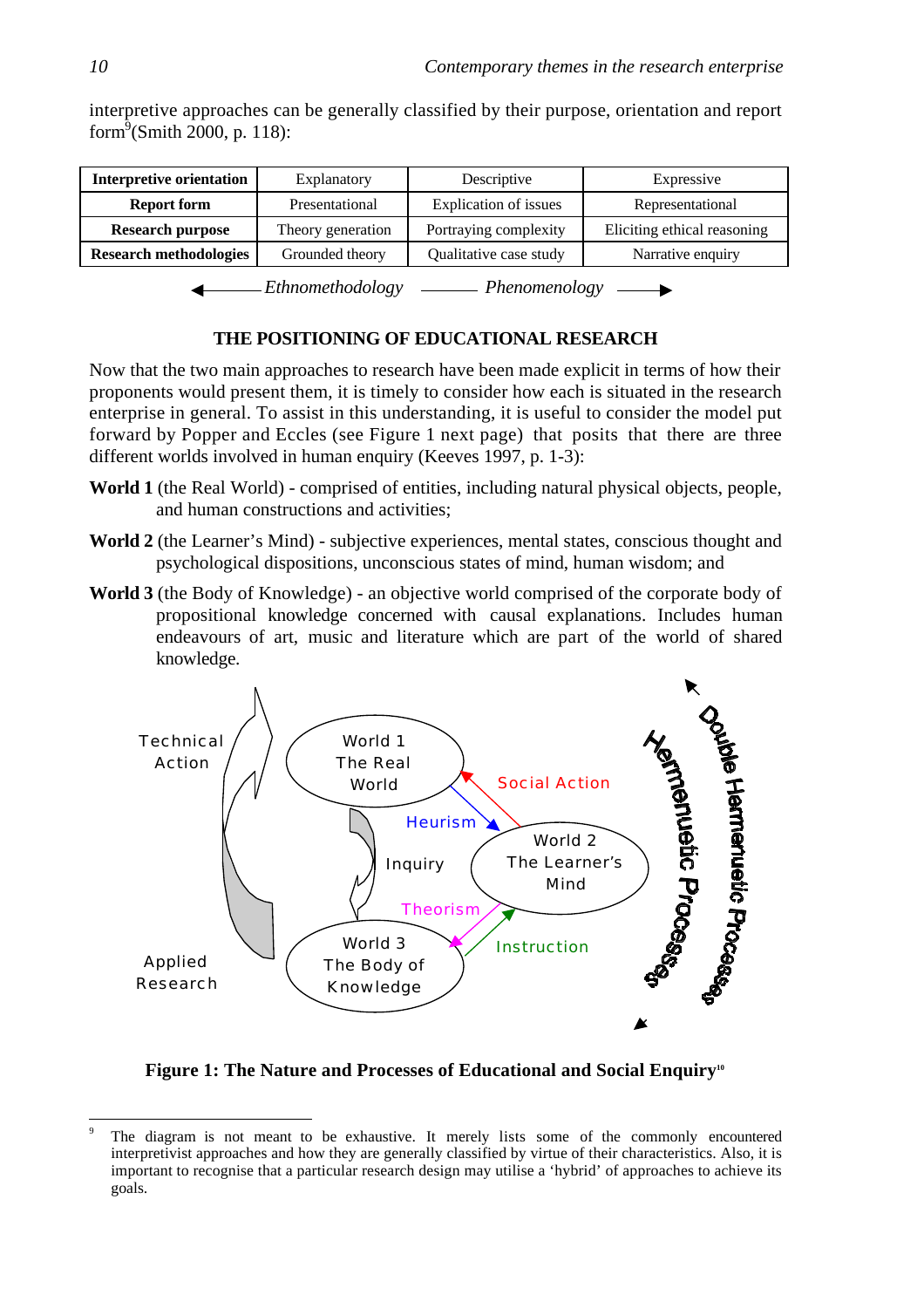interpretive approaches can be generally classified by their purpose, orientation and report form[9](Smith 2000, p. 118):

| Interpretive orientation | Explanatory | Descriptive | Expressive |
|---|---|---|---|
| **Report form** | Presentational | Explication of issues | Representational |
| **Research purpose** | Theory generation | Portraying complexity | Eliciting ethical reasoning |
| **Research methodologies** | Grounded theory | Qualitative case study | Narrative enquiry |

◄——— *Ethnomethodology* ——— *Phenomenology* ———►

### THE POSITIONING OF EDUCATIONAL RESEARCH

Now that the two main approaches to research have been made explicit in terms of how their proponents would present them, it is timely to consider how each is situated in the research enterprise in general. To assist in this understanding, it is useful to consider the model put forward by Popper and Eccles (see Figure 1 next page) that posits that there are three different worlds involved in human enquiry (Keeves 1997, p. 1-3):

**World 1** (the Real World) - comprised of entities, including natural physical objects, people, and human constructions and activities;

**World 2** (the Learner's Mind) - subjective experiences, mental states, conscious thought and psychological dispositions, unconscious states of mind, human wisdom; and

**World 3** (the Body of Knowledge) - an objective world comprised of the corporate body of propositional knowledge concerned with causal explanations. Includes human endeavours of art, music and literature which are part of the world of shared knowledge.

Technical Action

World 1 The Real World

Social Action

Heurism

World 2 The Learner's Mind

Inquiry

Theorism

Instruction

World 3 The Body of Knowledge

Applied Research

Hermeneutic Processes

Double Hermeneutic Processes

**Figure 1: The Nature and Processes of Educational and Social Enquiry**[10]

---

[9] The diagram is not meant to be exhaustive. It merely lists some of the commonly encountered interpretivist approaches and how they are generally classified by virtue of their characteristics. Also, it is important to recognise that a particular research design may utilise a 'hybrid' of approaches to achieve its goals.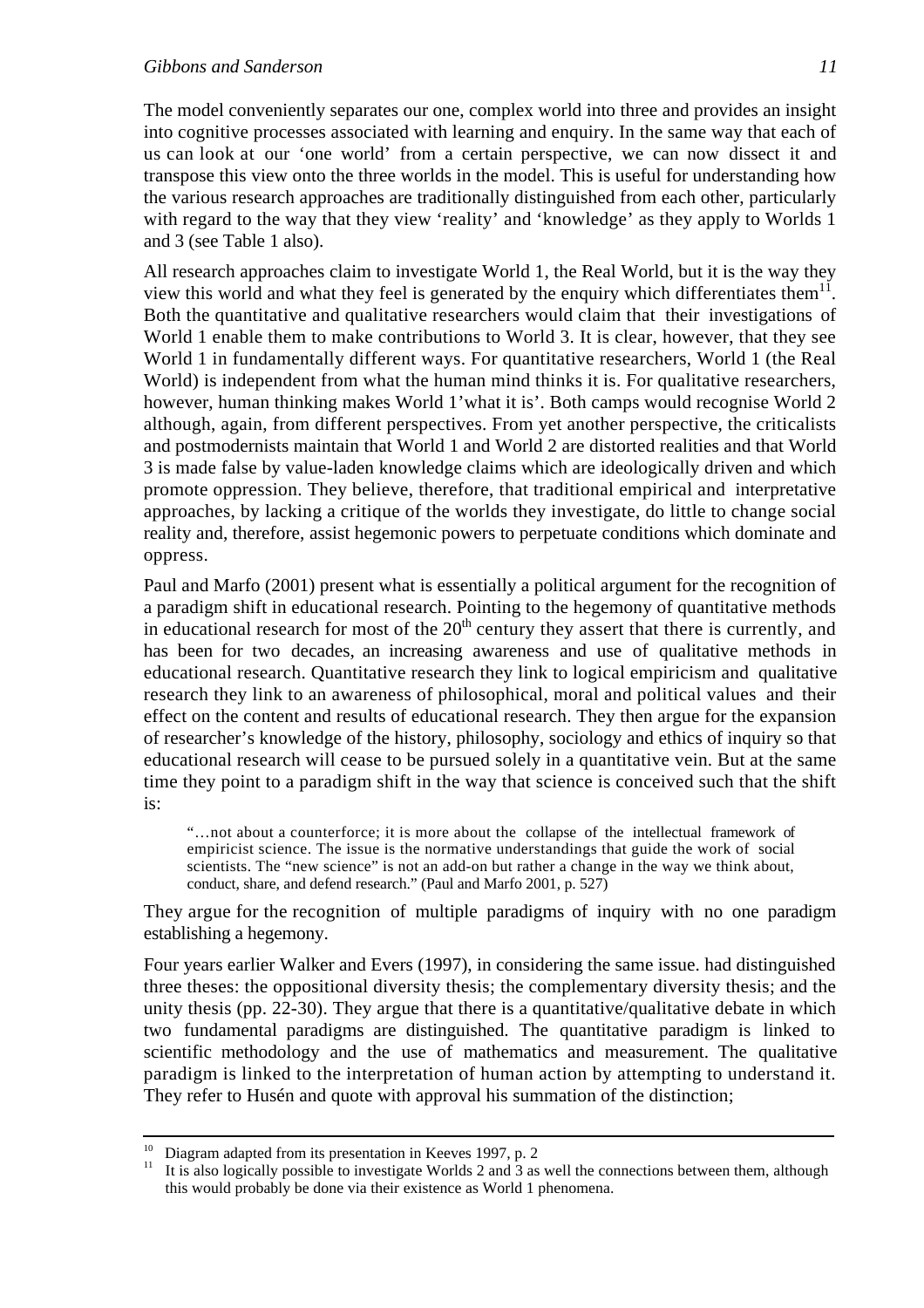The model conveniently separates our one, complex world into three and provides an insight into cognitive processes associated with learning and enquiry. In the same way that each of us can look at our 'one world' from a certain perspective, we can now dissect it and transpose this view onto the three worlds in the model. This is useful for understanding how the various research approaches are traditionally distinguished from each other, particularly with regard to the way that they view 'reality' and 'knowledge' as they apply to Worlds 1 and 3 (see Table 1 also).

All research approaches claim to investigate World 1, the Real World, but it is the way they view this world and what they feel is generated by the enquiry which differentiates them[11]. Both the quantitative and qualitative researchers would claim that their investigations of World 1 enable them to make contributions to World 3. It is clear, however, that they see World 1 in fundamentally different ways. For quantitative researchers, World 1 (the Real World) is independent from what the human mind thinks it is. For qualitative researchers, however, human thinking makes World 1'what it is'. Both camps would recognise World 2 although, again, from different perspectives. From yet another perspective, the criticalists and postmodernists maintain that World 1 and World 2 are distorted realities and that World 3 is made false by value-laden knowledge claims which are ideologically driven and which promote oppression. They believe, therefore, that traditional empirical and interpretative approaches, by lacking a critique of the worlds they investigate, do little to change social reality and, therefore, assist hegemonic powers to perpetuate conditions which dominate and oppress.

Paul and Marfo (2001) present what is essentially a political argument for the recognition of a paradigm shift in educational research. Pointing to the hegemony of quantitative methods in educational research for most of the 20th century they assert that there is currently, and has been for two decades, an increasing awareness and use of qualitative methods in educational research. Quantitative research they link to logical empiricism and qualitative research they link to an awareness of philosophical, moral and political values and their effect on the content and results of educational research. They then argue for the expansion of researcher's knowledge of the history, philosophy, sociology and ethics of inquiry so that educational research will cease to be pursued solely in a quantitative vein. But at the same time they point to a paradigm shift in the way that science is conceived such that the shift is:

> "…not about a counterforce; it is more about the collapse of the intellectual framework of empiricist science. The issue is the normative understandings that guide the work of social scientists. The "new science" is not an add-on but rather a change in the way we think about, conduct, share, and defend research." (Paul and Marfo 2001, p. 527)

They argue for the recognition of multiple paradigms of inquiry with no one paradigm establishing a hegemony.

Four years earlier Walker and Evers (1997), in considering the same issue. had distinguished three theses: the oppositional diversity thesis; the complementary diversity thesis; and the unity thesis (pp. 22-30). They argue that there is a quantitative/qualitative debate in which two fundamental paradigms are distinguished. The quantitative paradigm is linked to scientific methodology and the use of mathematics and measurement. The qualitative paradigm is linked to the interpretation of human action by attempting to understand it. They refer to Husén and quote with approval his summation of the distinction;

---

[10] Diagram adapted from its presentation in Keeves 1997, p. 2

[11] It is also logically possible to investigate Worlds 2 and 3 as well the connections between them, although this would probably be done via their existence as World 1 phenomena.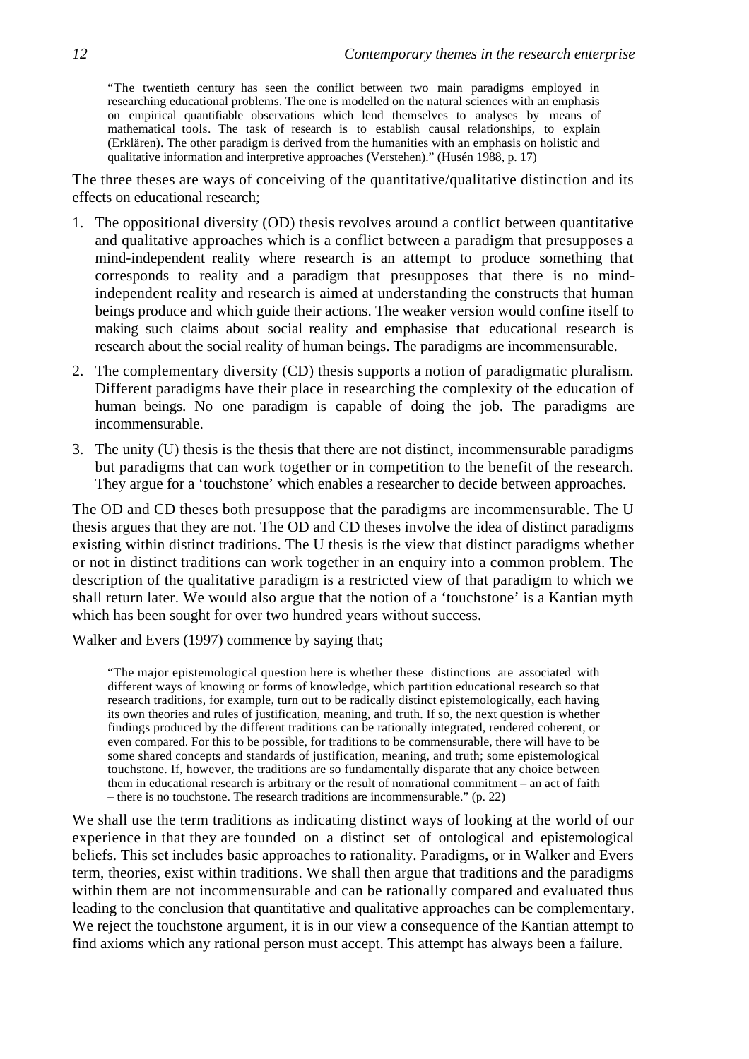> "The twentieth century has seen the conflict between two main paradigms employed in researching educational problems. The one is modelled on the natural sciences with an emphasis on empirical quantifiable observations which lend themselves to analyses by means of mathematical tools. The task of research is to establish causal relationships, to explain (Erklären). The other paradigm is derived from the humanities with an emphasis on holistic and qualitative information and interpretive approaches (Verstehen)." (Husén 1988, p. 17)

The three theses are ways of conceiving of the quantitative/qualitative distinction and its effects on educational research;

1. The oppositional diversity (OD) thesis revolves around a conflict between quantitative and qualitative approaches which is a conflict between a paradigm that presupposes a mind-independent reality where research is an attempt to produce something that corresponds to reality and a paradigm that presupposes that there is no mind-independent reality and research is aimed at understanding the constructs that human beings produce and which guide their actions. The weaker version would confine itself to making such claims about social reality and emphasise that educational research is research about the social reality of human beings. The paradigms are incommensurable.
2. The complementary diversity (CD) thesis supports a notion of paradigmatic pluralism. Different paradigms have their place in researching the complexity of the education of human beings. No one paradigm is capable of doing the job. The paradigms are incommensurable.
3. The unity (U) thesis is the thesis that there are not distinct, incommensurable paradigms but paradigms that can work together or in competition to the benefit of the research. They argue for a 'touchstone' which enables a researcher to decide between approaches.

The OD and CD theses both presuppose that the paradigms are incommensurable. The U thesis argues that they are not. The OD and CD theses involve the idea of distinct paradigms existing within distinct traditions. The U thesis is the view that distinct paradigms whether or not in distinct traditions can work together in an enquiry into a common problem. The description of the qualitative paradigm is a restricted view of that paradigm to which we shall return later. We would also argue that the notion of a 'touchstone' is a Kantian myth which has been sought for over two hundred years without success.

Walker and Evers (1997) commence by saying that;

> "The major epistemological question here is whether these distinctions are associated with different ways of knowing or forms of knowledge, which partition educational research so that research traditions, for example, turn out to be radically distinct epistemologically, each having its own theories and rules of justification, meaning, and truth. If so, the next question is whether findings produced by the different traditions can be rationally integrated, rendered coherent, or even compared. For this to be possible, for traditions to be commensurable, there will have to be some shared concepts and standards of justification, meaning, and truth; some epistemological touchstone. If, however, the traditions are so fundamentally disparate that any choice between them in educational research is arbitrary or the result of nonrational commitment – an act of faith – there is no touchstone. The research traditions are incommensurable." (p. 22)

We shall use the term traditions as indicating distinct ways of looking at the world of our experience in that they are founded on a distinct set of ontological and epistemological beliefs. This set includes basic approaches to rationality. Paradigms, or in Walker and Evers term, theories, exist within traditions. We shall then argue that traditions and the paradigms within them are not incommensurable and can be rationally compared and evaluated thus leading to the conclusion that quantitative and qualitative approaches can be complementary. We reject the touchstone argument, it is in our view a consequence of the Kantian attempt to find axioms which any rational person must accept. This attempt has always been a failure.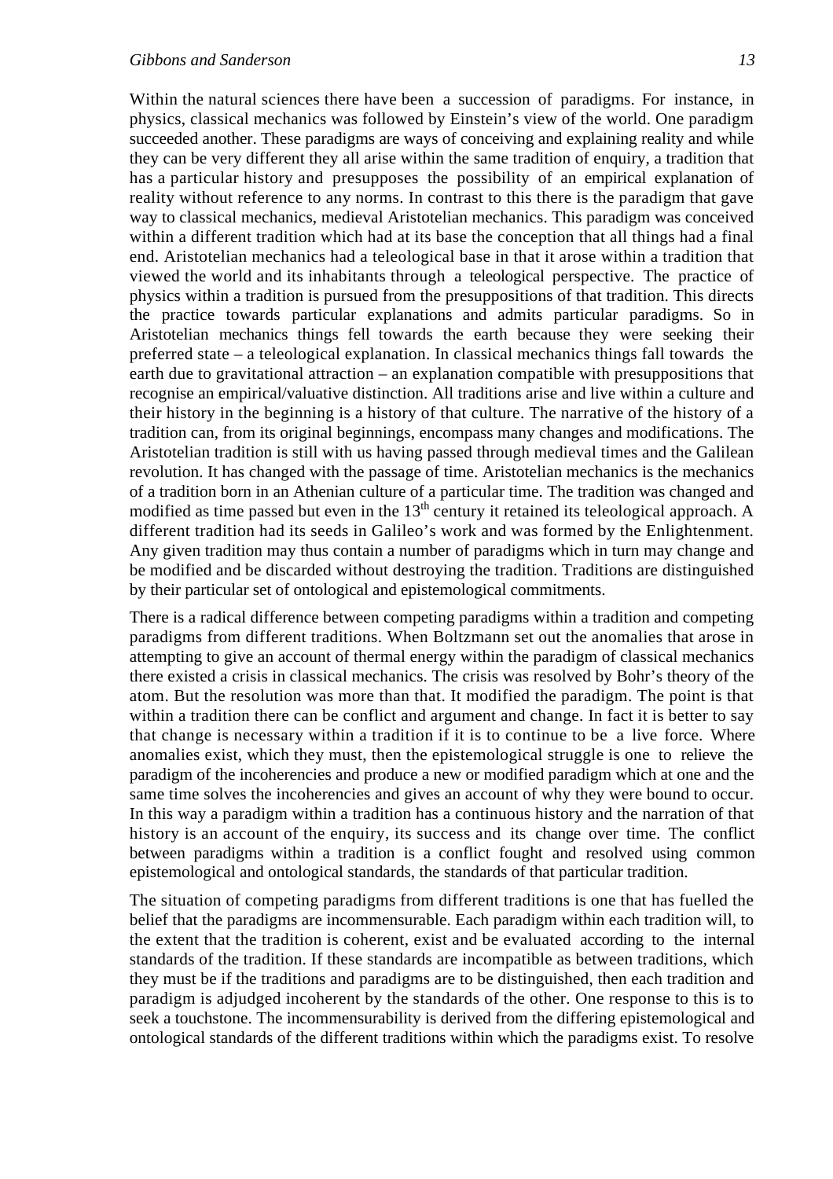Within the natural sciences there have been a succession of paradigms. For instance, in physics, classical mechanics was followed by Einstein's view of the world. One paradigm succeeded another. These paradigms are ways of conceiving and explaining reality and while they can be very different they all arise within the same tradition of enquiry, a tradition that has a particular history and presupposes the possibility of an empirical explanation of reality without reference to any norms. In contrast to this there is the paradigm that gave way to classical mechanics, medieval Aristotelian mechanics. This paradigm was conceived within a different tradition which had at its base the conception that all things had a final end. Aristotelian mechanics had a teleological base in that it arose within a tradition that viewed the world and its inhabitants through a teleological perspective. The practice of physics within a tradition is pursued from the presuppositions of that tradition. This directs the practice towards particular explanations and admits particular paradigms. So in Aristotelian mechanics things fell towards the earth because they were seeking their preferred state – a teleological explanation. In classical mechanics things fall towards the earth due to gravitational attraction – an explanation compatible with presuppositions that recognise an empirical/valuative distinction. All traditions arise and live within a culture and their history in the beginning is a history of that culture. The narrative of the history of a tradition can, from its original beginnings, encompass many changes and modifications. The Aristotelian tradition is still with us having passed through medieval times and the Galilean revolution. It has changed with the passage of time. Aristotelian mechanics is the mechanics of a tradition born in an Athenian culture of a particular time. The tradition was changed and modified as time passed but even in the 13th century it retained its teleological approach. A different tradition had its seeds in Galileo's work and was formed by the Enlightenment. Any given tradition may thus contain a number of paradigms which in turn may change and be modified and be discarded without destroying the tradition. Traditions are distinguished by their particular set of ontological and epistemological commitments.

There is a radical difference between competing paradigms within a tradition and competing paradigms from different traditions. When Boltzmann set out the anomalies that arose in attempting to give an account of thermal energy within the paradigm of classical mechanics there existed a crisis in classical mechanics. The crisis was resolved by Bohr's theory of the atom. But the resolution was more than that. It modified the paradigm. The point is that within a tradition there can be conflict and argument and change. In fact it is better to say that change is necessary within a tradition if it is to continue to be a live force. Where anomalies exist, which they must, then the epistemological struggle is one to relieve the paradigm of the incoherencies and produce a new or modified paradigm which at one and the same time solves the incoherencies and gives an account of why they were bound to occur. In this way a paradigm within a tradition has a continuous history and the narration of that history is an account of the enquiry, its success and its change over time. The conflict between paradigms within a tradition is a conflict fought and resolved using common epistemological and ontological standards, the standards of that particular tradition.

The situation of competing paradigms from different traditions is one that has fuelled the belief that the paradigms are incommensurable. Each paradigm within each tradition will, to the extent that the tradition is coherent, exist and be evaluated according to the internal standards of the tradition. If these standards are incompatible as between traditions, which they must be if the traditions and paradigms are to be distinguished, then each tradition and paradigm is adjudged incoherent by the standards of the other. One response to this is to seek a touchstone. The incommensurability is derived from the differing epistemological and ontological standards of the different traditions within which the paradigms exist. To resolve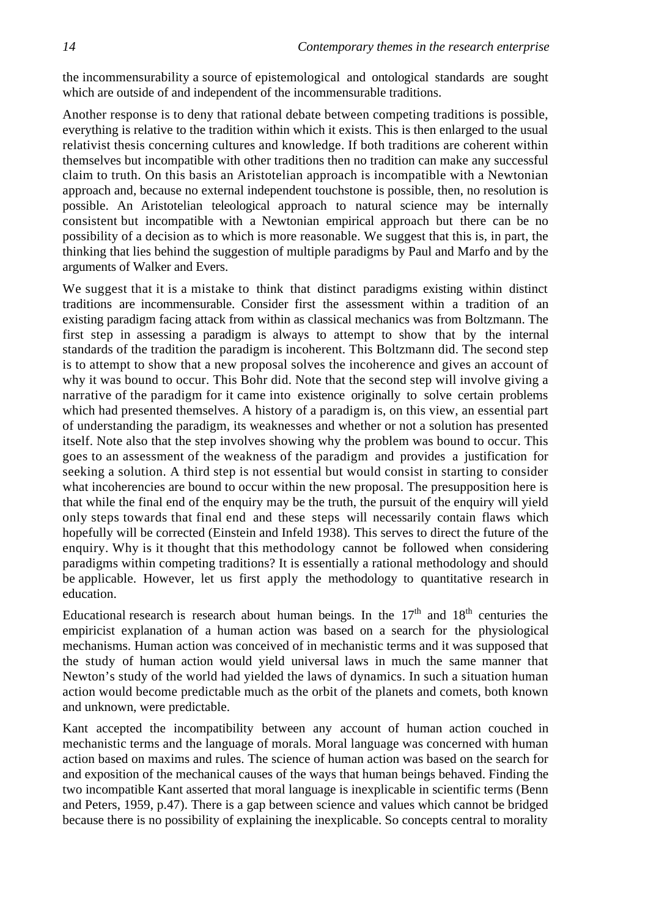the incommensurability a source of epistemological and ontological standards are sought which are outside of and independent of the incommensurable traditions.

Another response is to deny that rational debate between competing traditions is possible, everything is relative to the tradition within which it exists. This is then enlarged to the usual relativist thesis concerning cultures and knowledge. If both traditions are coherent within themselves but incompatible with other traditions then no tradition can make any successful claim to truth. On this basis an Aristotelian approach is incompatible with a Newtonian approach and, because no external independent touchstone is possible, then, no resolution is possible. An Aristotelian teleological approach to natural science may be internally consistent but incompatible with a Newtonian empirical approach but there can be no possibility of a decision as to which is more reasonable. We suggest that this is, in part, the thinking that lies behind the suggestion of multiple paradigms by Paul and Marfo and by the arguments of Walker and Evers.

We suggest that it is a mistake to think that distinct paradigms existing within distinct traditions are incommensurable. Consider first the assessment within a tradition of an existing paradigm facing attack from within as classical mechanics was from Boltzmann. The first step in assessing a paradigm is always to attempt to show that by the internal standards of the tradition the paradigm is incoherent. This Boltzmann did. The second step is to attempt to show that a new proposal solves the incoherence and gives an account of why it was bound to occur. This Bohr did. Note that the second step will involve giving a narrative of the paradigm for it came into existence originally to solve certain problems which had presented themselves. A history of a paradigm is, on this view, an essential part of understanding the paradigm, its weaknesses and whether or not a solution has presented itself. Note also that the step involves showing why the problem was bound to occur. This goes to an assessment of the weakness of the paradigm and provides a justification for seeking a solution. A third step is not essential but would consist in starting to consider what incoherencies are bound to occur within the new proposal. The presupposition here is that while the final end of the enquiry may be the truth, the pursuit of the enquiry will yield only steps towards that final end and these steps will necessarily contain flaws which hopefully will be corrected (Einstein and Infeld 1938). This serves to direct the future of the enquiry. Why is it thought that this methodology cannot be followed when considering paradigms within competing traditions? It is essentially a rational methodology and should be applicable. However, let us first apply the methodology to quantitative research in education.

Educational research is research about human beings. In the 17th and 18th centuries the empiricist explanation of a human action was based on a search for the physiological mechanisms. Human action was conceived of in mechanistic terms and it was supposed that the study of human action would yield universal laws in much the same manner that Newton's study of the world had yielded the laws of dynamics. In such a situation human action would become predictable much as the orbit of the planets and comets, both known and unknown, were predictable.

Kant accepted the incompatibility between any account of human action couched in mechanistic terms and the language of morals. Moral language was concerned with human action based on maxims and rules. The science of human action was based on the search for and exposition of the mechanical causes of the ways that human beings behaved. Finding the two incompatible Kant asserted that moral language is inexplicable in scientific terms (Benn and Peters, 1959, p.47). There is a gap between science and values which cannot be bridged because there is no possibility of explaining the inexplicable. So concepts central to morality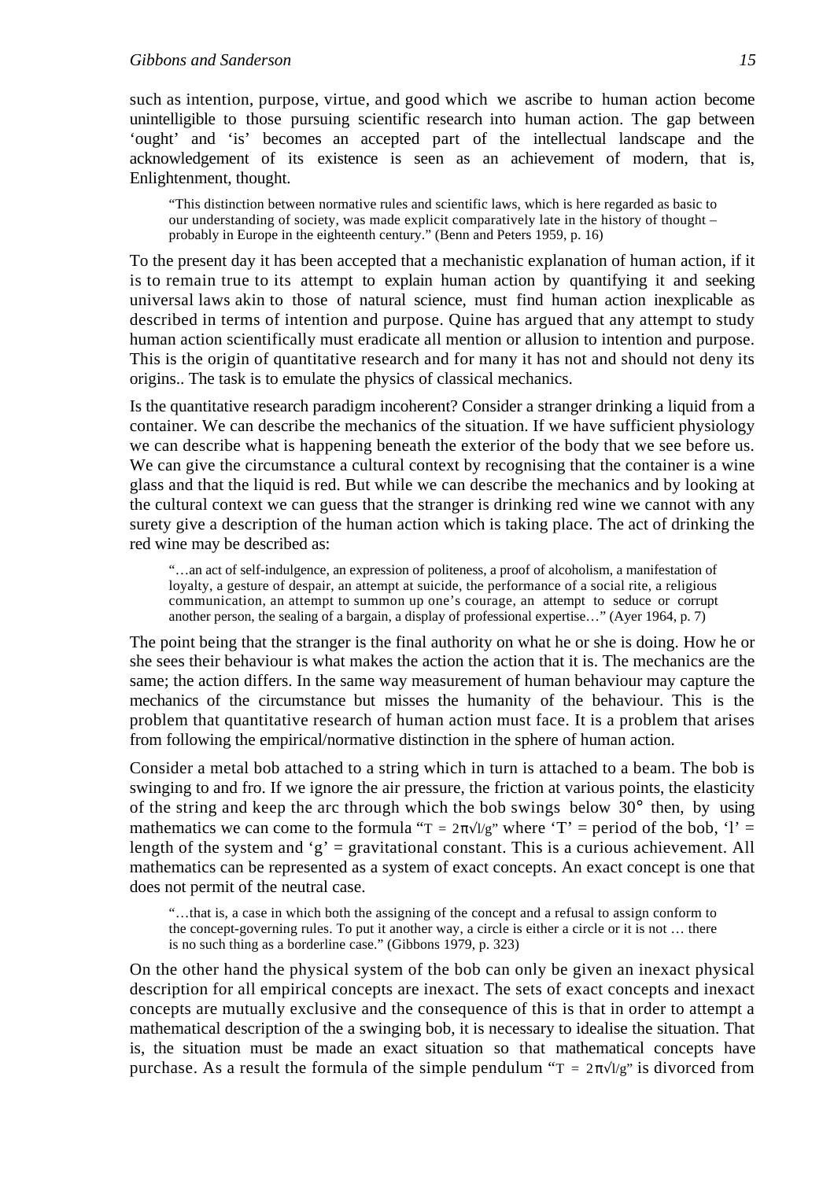such as intention, purpose, virtue, and good which we ascribe to human action become unintelligible to those pursuing scientific research into human action. The gap between 'ought' and 'is' becomes an accepted part of the intellectual landscape and the acknowledgement of its existence is seen as an achievement of modern, that is, Enlightenment, thought.

> "This distinction between normative rules and scientific laws, which is here regarded as basic to our understanding of society, was made explicit comparatively late in the history of thought – probably in Europe in the eighteenth century." (Benn and Peters 1959, p. 16)

To the present day it has been accepted that a mechanistic explanation of human action, if it is to remain true to its attempt to explain human action by quantifying it and seeking universal laws akin to those of natural science, must find human action inexplicable as described in terms of intention and purpose. Quine has argued that any attempt to study human action scientifically must eradicate all mention or allusion to intention and purpose. This is the origin of quantitative research and for many it has not and should not deny its origins.. The task is to emulate the physics of classical mechanics.

Is the quantitative research paradigm incoherent? Consider a stranger drinking a liquid from a container. We can describe the mechanics of the situation. If we have sufficient physiology we can describe what is happening beneath the exterior of the body that we see before us. We can give the circumstance a cultural context by recognising that the container is a wine glass and that the liquid is red. But while we can describe the mechanics and by looking at the cultural context we can guess that the stranger is drinking red wine we cannot with any surety give a description of the human action which is taking place. The act of drinking the red wine may be described as:

> "…an act of self-indulgence, an expression of politeness, a proof of alcoholism, a manifestation of loyalty, a gesture of despair, an attempt at suicide, the performance of a social rite, a religious communication, an attempt to summon up one's courage, an attempt to seduce or corrupt another person, the sealing of a bargain, a display of professional expertise…" (Ayer 1964, p. 7)

The point being that the stranger is the final authority on what he or she is doing. How he or she sees their behaviour is what makes the action the action that it is. The mechanics are the same; the action differs. In the same way measurement of human behaviour may capture the mechanics of the circumstance but misses the humanity of the behaviour. This is the problem that quantitative research of human action must face. It is a problem that arises from following the empirical/normative distinction in the sphere of human action.

Consider a metal bob attached to a string which in turn is attached to a beam. The bob is swinging to and fro. If we ignore the air pressure, the friction at various points, the elasticity of the string and keep the arc through which the bob swings below 30° then, by using mathematics we can come to the formula "$T = 2\pi\sqrt{l/g}$" where 'T' = period of the bob, 'l' = length of the system and 'g' = gravitational constant. This is a curious achievement. All mathematics can be represented as a system of exact concepts. An exact concept is one that does not permit of the neutral case.

> "…that is, a case in which both the assigning of the concept and a refusal to assign conform to the concept-governing rules. To put it another way, a circle is either a circle or it is not … there is no such thing as a borderline case." (Gibbons 1979, p. 323)

On the other hand the physical system of the bob can only be given an inexact physical description for all empirical concepts are inexact. The sets of exact concepts and inexact concepts are mutually exclusive and the consequence of this is that in order to attempt a mathematical description of the a swinging bob, it is necessary to idealise the situation. That is, the situation must be made an exact situation so that mathematical concepts have purchase. As a result the formula of the simple pendulum "$T = 2\pi\sqrt{l/g}$" is divorced from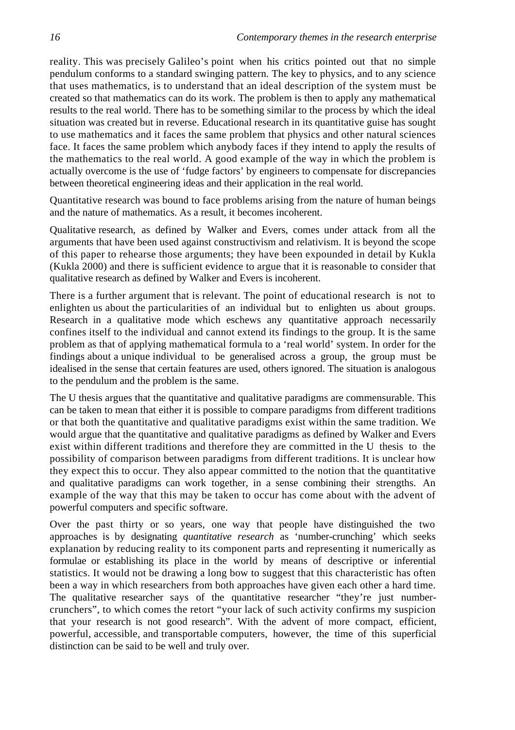reality. This was precisely Galileo's point when his critics pointed out that no simple pendulum conforms to a standard swinging pattern. The key to physics, and to any science that uses mathematics, is to understand that an ideal description of the system must be created so that mathematics can do its work. The problem is then to apply any mathematical results to the real world. There has to be something similar to the process by which the ideal situation was created but in reverse. Educational research in its quantitative guise has sought to use mathematics and it faces the same problem that physics and other natural sciences face. It faces the same problem which anybody faces if they intend to apply the results of the mathematics to the real world. A good example of the way in which the problem is actually overcome is the use of 'fudge factors' by engineers to compensate for discrepancies between theoretical engineering ideas and their application in the real world.

Quantitative research was bound to face problems arising from the nature of human beings and the nature of mathematics. As a result, it becomes incoherent.

Qualitative research, as defined by Walker and Evers, comes under attack from all the arguments that have been used against constructivism and relativism. It is beyond the scope of this paper to rehearse those arguments; they have been expounded in detail by Kukla (Kukla 2000) and there is sufficient evidence to argue that it is reasonable to consider that qualitative research as defined by Walker and Evers is incoherent.

There is a further argument that is relevant. The point of educational research is not to enlighten us about the particularities of an individual but to enlighten us about groups. Research in a qualitative mode which eschews any quantitative approach necessarily confines itself to the individual and cannot extend its findings to the group. It is the same problem as that of applying mathematical formula to a 'real world' system. In order for the findings about a unique individual to be generalised across a group, the group must be idealised in the sense that certain features are used, others ignored. The situation is analogous to the pendulum and the problem is the same.

The U thesis argues that the quantitative and qualitative paradigms are commensurable. This can be taken to mean that either it is possible to compare paradigms from different traditions or that both the quantitative and qualitative paradigms exist within the same tradition. We would argue that the quantitative and qualitative paradigms as defined by Walker and Evers exist within different traditions and therefore they are committed in the U thesis to the possibility of comparison between paradigms from different traditions. It is unclear how they expect this to occur. They also appear committed to the notion that the quantitative and qualitative paradigms can work together, in a sense combining their strengths. An example of the way that this may be taken to occur has come about with the advent of powerful computers and specific software.

Over the past thirty or so years, one way that people have distinguished the two approaches is by designating *quantitative research* as 'number-crunching' which seeks explanation by reducing reality to its component parts and representing it numerically as formulae or establishing its place in the world by means of descriptive or inferential statistics. It would not be drawing a long bow to suggest that this characteristic has often been a way in which researchers from both approaches have given each other a hard time. The qualitative researcher says of the quantitative researcher "they're just number-crunchers", to which comes the retort "your lack of such activity confirms my suspicion that your research is not good research". With the advent of more compact, efficient, powerful, accessible, and transportable computers, however, the time of this superficial distinction can be said to be well and truly over.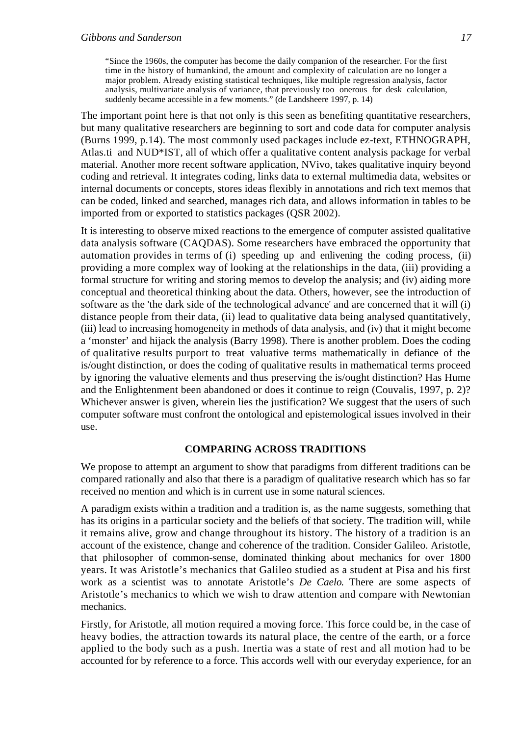> "Since the 1960s, the computer has become the daily companion of the researcher. For the first time in the history of humankind, the amount and complexity of calculation are no longer a major problem. Already existing statistical techniques, like multiple regression analysis, factor analysis, multivariate analysis of variance, that previously too onerous for desk calculation, suddenly became accessible in a few moments." (de Landsheere 1997, p. 14)

The important point here is that not only is this seen as benefiting quantitative researchers, but many qualitative researchers are beginning to sort and code data for computer analysis (Burns 1999, p.14). The most commonly used packages include ez-text, ETHNOGRAPH, Atlas.ti and NUD*IST, all of which offer a qualitative content analysis package for verbal material. Another more recent software application, NVivo, takes qualitative inquiry beyond coding and retrieval. It integrates coding, links data to external multimedia data, websites or internal documents or concepts, stores ideas flexibly in annotations and rich text memos that can be coded, linked and searched, manages rich data, and allows information in tables to be imported from or exported to statistics packages (QSR 2002).

It is interesting to observe mixed reactions to the emergence of computer assisted qualitative data analysis software (CAQDAS). Some researchers have embraced the opportunity that automation provides in terms of (i) speeding up and enlivening the coding process, (ii) providing a more complex way of looking at the relationships in the data, (iii) providing a formal structure for writing and storing memos to develop the analysis; and (iv) aiding more conceptual and theoretical thinking about the data. Others, however, see the introduction of software as the 'the dark side of the technological advance' and are concerned that it will (i) distance people from their data, (ii) lead to qualitative data being analysed quantitatively, (iii) lead to increasing homogeneity in methods of data analysis, and (iv) that it might become a 'monster' and hijack the analysis (Barry 1998). There is another problem. Does the coding of qualitative results purport to treat valuative terms mathematically in defiance of the is/ought distinction, or does the coding of qualitative results in mathematical terms proceed by ignoring the valuative elements and thus preserving the is/ought distinction? Has Hume and the Enlightenment been abandoned or does it continue to reign (Couvalis, 1997, p. 2)? Whichever answer is given, wherein lies the justification? We suggest that the users of such computer software must confront the ontological and epistemological issues involved in their use.

## COMPARING ACROSS TRADITIONS

We propose to attempt an argument to show that paradigms from different traditions can be compared rationally and also that there is a paradigm of qualitative research which has so far received no mention and which is in current use in some natural sciences.

A paradigm exists within a tradition and a tradition is, as the name suggests, something that has its origins in a particular society and the beliefs of that society. The tradition will, while it remains alive, grow and change throughout its history. The history of a tradition is an account of the existence, change and coherence of the tradition. Consider Galileo. Aristotle, that philosopher of common-sense, dominated thinking about mechanics for over 1800 years. It was Aristotle's mechanics that Galileo studied as a student at Pisa and his first work as a scientist was to annotate Aristotle's *De Caelo.* There are some aspects of Aristotle's mechanics to which we wish to draw attention and compare with Newtonian mechanics.

Firstly, for Aristotle, all motion required a moving force. This force could be, in the case of heavy bodies, the attraction towards its natural place, the centre of the earth, or a force applied to the body such as a push. Inertia was a state of rest and all motion had to be accounted for by reference to a force. This accords well with our everyday experience, for an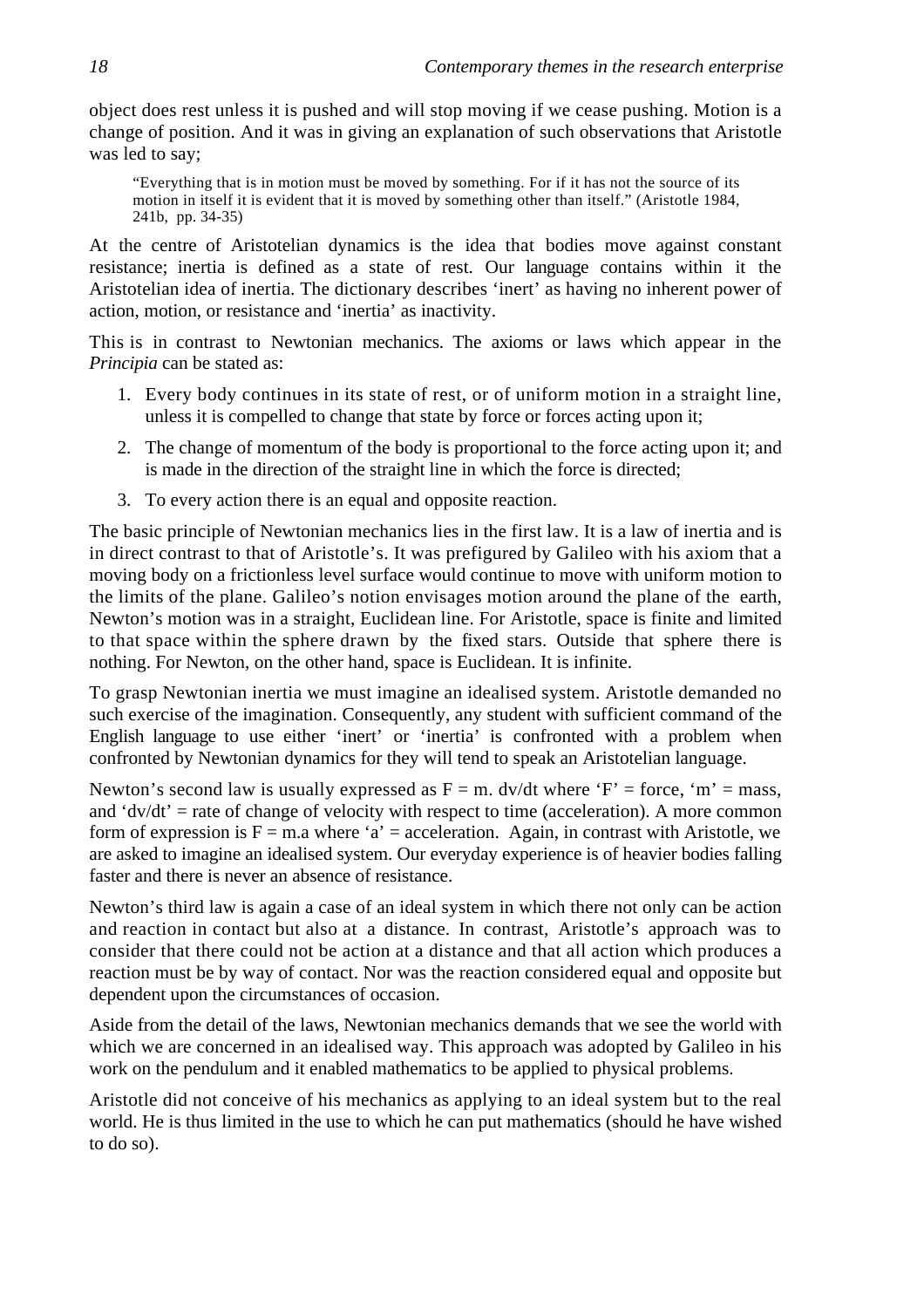object does rest unless it is pushed and will stop moving if we cease pushing. Motion is a change of position. And it was in giving an explanation of such observations that Aristotle was led to say;

> "Everything that is in motion must be moved by something. For if it has not the source of its motion in itself it is evident that it is moved by something other than itself." (Aristotle 1984, 241b, pp. 34-35)

At the centre of Aristotelian dynamics is the idea that bodies move against constant resistance; inertia is defined as a state of rest. Our language contains within it the Aristotelian idea of inertia. The dictionary describes 'inert' as having no inherent power of action, motion, or resistance and 'inertia' as inactivity.

This is in contrast to Newtonian mechanics. The axioms or laws which appear in the *Principia* can be stated as:

1. Every body continues in its state of rest, or of uniform motion in a straight line, unless it is compelled to change that state by force or forces acting upon it;
2. The change of momentum of the body is proportional to the force acting upon it; and is made in the direction of the straight line in which the force is directed;
3. To every action there is an equal and opposite reaction.

The basic principle of Newtonian mechanics lies in the first law. It is a law of inertia and is in direct contrast to that of Aristotle's. It was prefigured by Galileo with his axiom that a moving body on a frictionless level surface would continue to move with uniform motion to the limits of the plane. Galileo's notion envisages motion around the plane of the earth, Newton's motion was in a straight, Euclidean line. For Aristotle, space is finite and limited to that space within the sphere drawn by the fixed stars. Outside that sphere there is nothing. For Newton, on the other hand, space is Euclidean. It is infinite.

To grasp Newtonian inertia we must imagine an idealised system. Aristotle demanded no such exercise of the imagination. Consequently, any student with sufficient command of the English language to use either 'inert' or 'inertia' is confronted with a problem when confronted by Newtonian dynamics for they will tend to speak an Aristotelian language.

Newton's second law is usually expressed as $F = m. dv/dt$ where 'F' = force, 'm' = mass, and 'dv/dt' = rate of change of velocity with respect to time (acceleration). A more common form of expression is $F = m.a$ where 'a' = acceleration. Again, in contrast with Aristotle, we are asked to imagine an idealised system. Our everyday experience is of heavier bodies falling faster and there is never an absence of resistance.

Newton's third law is again a case of an ideal system in which there not only can be action and reaction in contact but also at a distance. In contrast, Aristotle's approach was to consider that there could not be action at a distance and that all action which produces a reaction must be by way of contact. Nor was the reaction considered equal and opposite but dependent upon the circumstances of occasion.

Aside from the detail of the laws, Newtonian mechanics demands that we see the world with which we are concerned in an idealised way. This approach was adopted by Galileo in his work on the pendulum and it enabled mathematics to be applied to physical problems.

Aristotle did not conceive of his mechanics as applying to an ideal system but to the real world. He is thus limited in the use to which he can put mathematics (should he have wished to do so).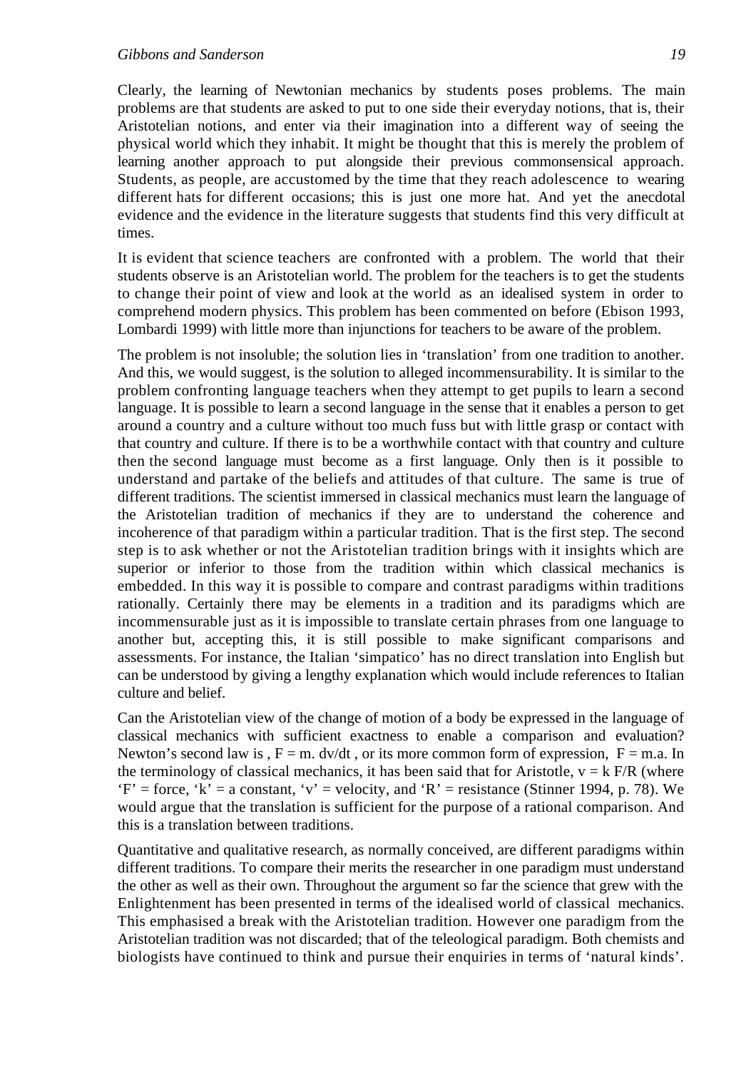Clearly, the learning of Newtonian mechanics by students poses problems. The main problems are that students are asked to put to one side their everyday notions, that is, their Aristotelian notions, and enter via their imagination into a different way of seeing the physical world which they inhabit. It might be thought that this is merely the problem of learning another approach to put alongside their previous commonsensical approach. Students, as people, are accustomed by the time that they reach adolescence to wearing different hats for different occasions; this is just one more hat. And yet the anecdotal evidence and the evidence in the literature suggests that students find this very difficult at times.

It is evident that science teachers are confronted with a problem. The world that their students observe is an Aristotelian world. The problem for the teachers is to get the students to change their point of view and look at the world as an idealised system in order to comprehend modern physics. This problem has been commented on before (Ebison 1993, Lombardi 1999) with little more than injunctions for teachers to be aware of the problem.

The problem is not insoluble; the solution lies in 'translation' from one tradition to another. And this, we would suggest, is the solution to alleged incommensurability. It is similar to the problem confronting language teachers when they attempt to get pupils to learn a second language. It is possible to learn a second language in the sense that it enables a person to get around a country and a culture without too much fuss but with little grasp or contact with that country and culture. If there is to be a worthwhile contact with that country and culture then the second language must become as a first language. Only then is it possible to understand and partake of the beliefs and attitudes of that culture. The same is true of different traditions. The scientist immersed in classical mechanics must learn the language of the Aristotelian tradition of mechanics if they are to understand the coherence and incoherence of that paradigm within a particular tradition. That is the first step. The second step is to ask whether or not the Aristotelian tradition brings with it insights which are superior or inferior to those from the tradition within which classical mechanics is embedded. In this way it is possible to compare and contrast paradigms within traditions rationally. Certainly there may be elements in a tradition and its paradigms which are incommensurable just as it is impossible to translate certain phrases from one language to another but, accepting this, it is still possible to make significant comparisons and assessments. For instance, the Italian 'simpatico' has no direct translation into English but can be understood by giving a lengthy explanation which would include references to Italian culture and belief.

Can the Aristotelian view of the change of motion of a body be expressed in the language of classical mechanics with sufficient exactness to enable a comparison and evaluation? Newton's second law is , $F = m. dv/dt$ , or its more common form of expression, $F = m.a$. In the terminology of classical mechanics, it has been said that for Aristotle, $v = k F/R$ (where 'F' = force, 'k' = a constant, 'v' = velocity, and 'R' = resistance (Stinner 1994, p. 78). We would argue that the translation is sufficient for the purpose of a rational comparison. And this is a translation between traditions.

Quantitative and qualitative research, as normally conceived, are different paradigms within different traditions. To compare their merits the researcher in one paradigm must understand the other as well as their own. Throughout the argument so far the science that grew with the Enlightenment has been presented in terms of the idealised world of classical mechanics. This emphasised a break with the Aristotelian tradition. However one paradigm from the Aristotelian tradition was not discarded; that of the teleological paradigm. Both chemists and biologists have continued to think and pursue their enquiries in terms of 'natural kinds'.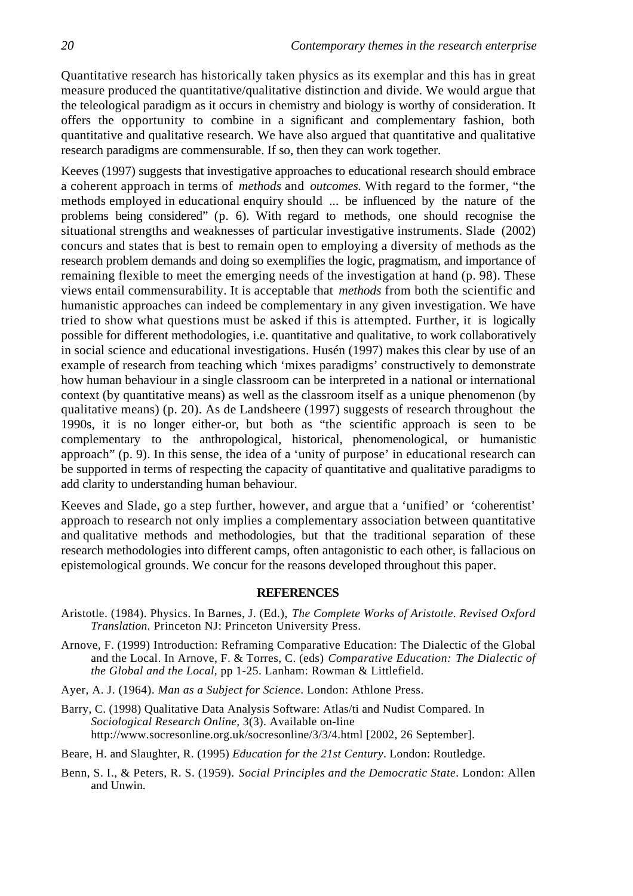Quantitative research has historically taken physics as its exemplar and this has in great measure produced the quantitative/qualitative distinction and divide. We would argue that the teleological paradigm as it occurs in chemistry and biology is worthy of consideration. It offers the opportunity to combine in a significant and complementary fashion, both quantitative and qualitative research. We have also argued that quantitative and qualitative research paradigms are commensurable. If so, then they can work together.

Keeves (1997) suggests that investigative approaches to educational research should embrace a coherent approach in terms of *methods* and *outcomes.* With regard to the former, "the methods employed in educational enquiry should ... be influenced by the nature of the problems being considered" (p. 6). With regard to methods, one should recognise the situational strengths and weaknesses of particular investigative instruments. Slade (2002) concurs and states that is best to remain open to employing a diversity of methods as the research problem demands and doing so exemplifies the logic, pragmatism, and importance of remaining flexible to meet the emerging needs of the investigation at hand (p. 98). These views entail commensurability. It is acceptable that *methods* from both the scientific and humanistic approaches can indeed be complementary in any given investigation. We have tried to show what questions must be asked if this is attempted. Further, it is logically possible for different methodologies, i.e. quantitative and qualitative, to work collaboratively in social science and educational investigations. Husén (1997) makes this clear by use of an example of research from teaching which 'mixes paradigms' constructively to demonstrate how human behaviour in a single classroom can be interpreted in a national or international context (by quantitative means) as well as the classroom itself as a unique phenomenon (by qualitative means) (p. 20). As de Landsheere (1997) suggests of research throughout the 1990s, it is no longer either-or, but both as "the scientific approach is seen to be complementary to the anthropological, historical, phenomenological, or humanistic approach" (p. 9). In this sense, the idea of a 'unity of purpose' in educational research can be supported in terms of respecting the capacity of quantitative and qualitative paradigms to add clarity to understanding human behaviour.

Keeves and Slade, go a step further, however, and argue that a 'unified' or 'coherentist' approach to research not only implies a complementary association between quantitative and qualitative methods and methodologies, but that the traditional separation of these research methodologies into different camps, often antagonistic to each other, is fallacious on epistemological grounds. We concur for the reasons developed throughout this paper.

## REFERENCES

Aristotle. (1984). Physics. In Barnes, J. (Ed.), *The Complete Works of Aristotle. Revised Oxford Translation*. Princeton NJ: Princeton University Press.

Arnove, F. (1999) Introduction: Reframing Comparative Education: The Dialectic of the Global and the Local. In Arnove, F. & Torres, C. (eds) *Comparative Education: The Dialectic of the Global and the Local*, pp 1-25. Lanham: Rowman & Littlefield.

Ayer, A. J. (1964). *Man as a Subject for Science*. London: Athlone Press.

Barry, C. (1998) Qualitative Data Analysis Software: Atlas/ti and Nudist Compared. In *Sociological Research Online,* 3(3). Available on-line http://www.socresonline.org.uk/socresonline/3/3/4.html [2002, 26 September].

Beare, H. and Slaughter, R. (1995) *Education for the 21st Century*. London: Routledge.

Benn, S. I., & Peters, R. S. (1959). *Social Principles and the Democratic State*. London: Allen and Unwin.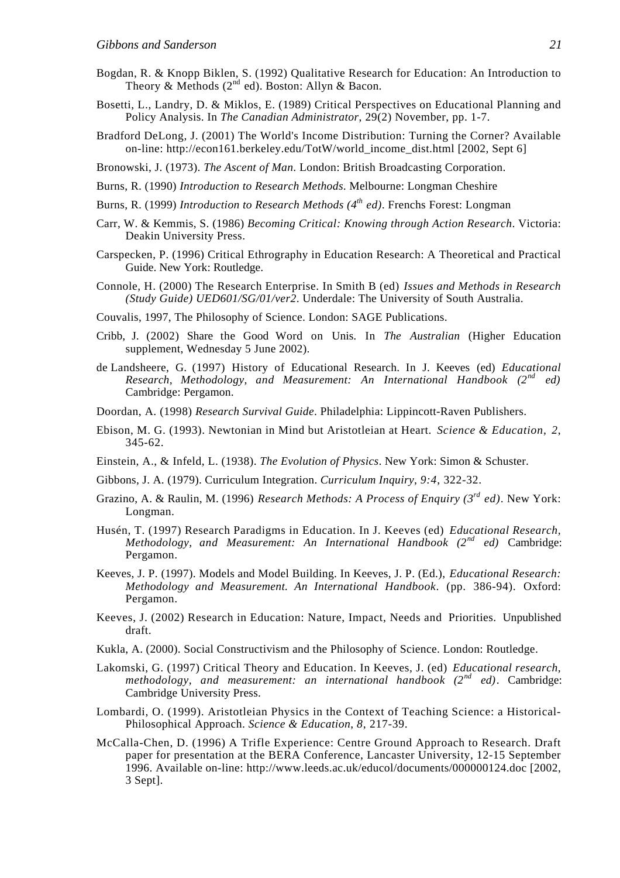Bogdan, R. & Knopp Biklen, S. (1992) Qualitative Research for Education: An Introduction to Theory & Methods (2nd ed). Boston: Allyn & Bacon.

Bosetti, L., Landry, D. & Miklos, E. (1989) Critical Perspectives on Educational Planning and Policy Analysis. In *The Canadian Administrator*, 29(2) November, pp. 1-7.

Bradford DeLong, J. (2001) The World's Income Distribution: Turning the Corner? Available on-line: http://econ161.berkeley.edu/TotW/world_income_dist.html [2002, Sept 6]

Bronowski, J. (1973). *The Ascent of Man*. London: British Broadcasting Corporation.

Burns, R. (1990) *Introduction to Research Methods*. Melbourne: Longman Cheshire

Burns, R. (1999) *Introduction to Research Methods (4th ed)*. Frenchs Forest: Longman

Carr, W. & Kemmis, S. (1986) *Becoming Critical: Knowing through Action Research*. Victoria: Deakin University Press.

Carspecken, P. (1996) Critical Ethrography in Education Research: A Theoretical and Practical Guide. New York: Routledge.

Connole, H. (2000) The Research Enterprise. In Smith B (ed) *Issues and Methods in Research (Study Guide) UED601/SG/01/ver2*. Underdale: The University of South Australia.

Couvalis, 1997, The Philosophy of Science. London: SAGE Publications.

Cribb, J. (2002) Share the Good Word on Unis. In *The Australian* (Higher Education supplement, Wednesday 5 June 2002).

de Landsheere, G. (1997) History of Educational Research. In J. Keeves (ed) *Educational Research, Methodology, and Measurement: An International Handbook (2nd ed)* Cambridge: Pergamon.

Doordan, A. (1998) *Research Survival Guide*. Philadelphia: Lippincott-Raven Publishers.

Ebison, M. G. (1993). Newtonian in Mind but Aristotleian at Heart. *Science & Education*, *2*, 345-62.

Einstein, A., & Infeld, L. (1938). *The Evolution of Physics*. New York: Simon & Schuster.

Gibbons, J. A. (1979). Curriculum Integration. *Curriculum Inquiry*, *9:4*, 322-32.

Grazino, A. & Raulin, M. (1996) *Research Methods: A Process of Enquiry (3rd ed)*. New York: Longman.

Husén, T. (1997) Research Paradigms in Education. In J. Keeves (ed) *Educational Research, Methodology, and Measurement: An International Handbook (2nd ed)* Cambridge: Pergamon.

Keeves, J. P. (1997). Models and Model Building. In Keeves, J. P. (Ed.), *Educational Research: Methodology and Measurement. An International Handbook*. (pp. 386-94). Oxford: Pergamon.

Keeves, J. (2002) Research in Education: Nature, Impact, Needs and Priorities. Unpublished draft.

Kukla, A. (2000). Social Constructivism and the Philosophy of Science. London: Routledge.

Lakomski, G. (1997) Critical Theory and Education. In Keeves, J. (ed) *Educational research, methodology, and measurement: an international handbook (2nd ed)*. Cambridge: Cambridge University Press.

Lombardi, O. (1999). Aristotleian Physics in the Context of Teaching Science: a Historical-Philosophical Approach. *Science & Education*, *8*, 217-39.

McCalla-Chen, D. (1996) A Trifle Experience: Centre Ground Approach to Research. Draft paper for presentation at the BERA Conference, Lancaster University, 12-15 September 1996. Available on-line: http://www.leeds.ac.uk/educol/documents/000000124.doc [2002, 3 Sept].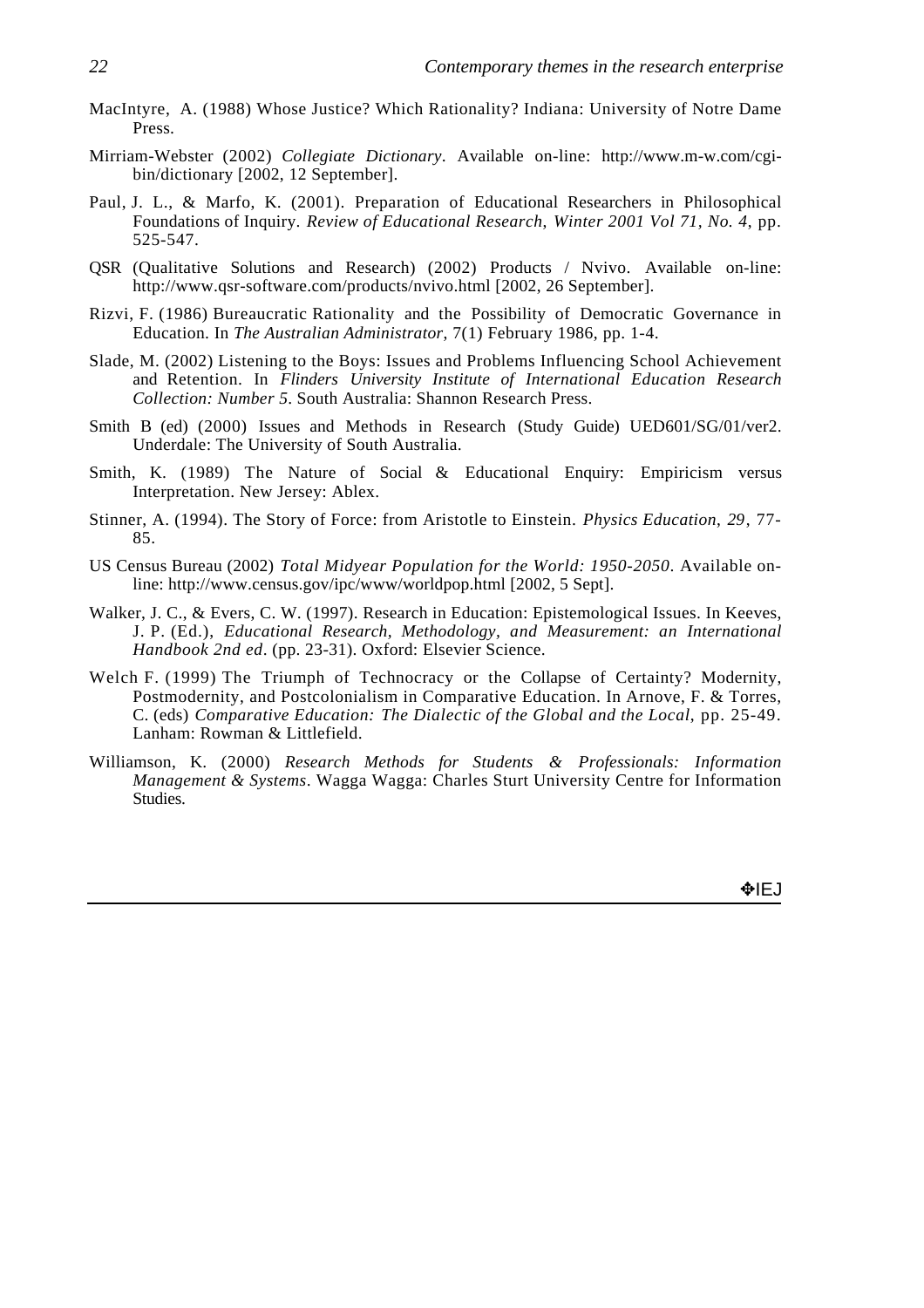MacIntyre, A. (1988) Whose Justice? Which Rationality? Indiana: University of Notre Dame Press.

Mirriam-Webster (2002) *Collegiate Dictionary*. Available on-line: http://www.m-w.com/cgi-bin/dictionary [2002, 12 September].

Paul, J. L., & Marfo, K. (2001). Preparation of Educational Researchers in Philosophical Foundations of Inquiry. *Review of Educational Research, Winter 2001 Vol 71, No. 4*, pp. 525-547.

QSR (Qualitative Solutions and Research) (2002) Products / Nvivo. Available on-line: http://www.qsr-software.com/products/nvivo.html [2002, 26 September].

Rizvi, F. (1986) Bureaucratic Rationality and the Possibility of Democratic Governance in Education. In *The Australian Administrator*, 7(1) February 1986, pp. 1-4.

Slade, M. (2002) Listening to the Boys: Issues and Problems Influencing School Achievement and Retention. In *Flinders University Institute of International Education Research Collection: Number 5*. South Australia: Shannon Research Press.

Smith B (ed) (2000) Issues and Methods in Research (Study Guide) UED601/SG/01/ver2. Underdale: The University of South Australia.

Smith, K. (1989) The Nature of Social & Educational Enquiry: Empiricism versus Interpretation. New Jersey: Ablex.

Stinner, A. (1994). The Story of Force: from Aristotle to Einstein. *Physics Education*, *29*, 77-85.

US Census Bureau (2002) *Total Midyear Population for the World: 1950-2050*. Available on-line: http://www.census.gov/ipc/www/worldpop.html [2002, 5 Sept].

Walker, J. C., & Evers, C. W. (1997). Research in Education: Epistemological Issues. In Keeves, J. P. (Ed.), *Educational Research, Methodology, and Measurement: an International Handbook 2nd ed*. (pp. 23-31). Oxford: Elsevier Science.

Welch F. (1999) The Triumph of Technocracy or the Collapse of Certainty? Modernity, Postmodernity, and Postcolonialism in Comparative Education. In Arnove, F. & Torres, C. (eds) *Comparative Education: The Dialectic of the Global and the Local*, pp. 25-49. Lanham: Rowman & Littlefield.

Williamson, K. (2000) *Research Methods for Students & Professionals: Information Management & Systems*. Wagga Wagga: Charles Sturt University Centre for Information Studies.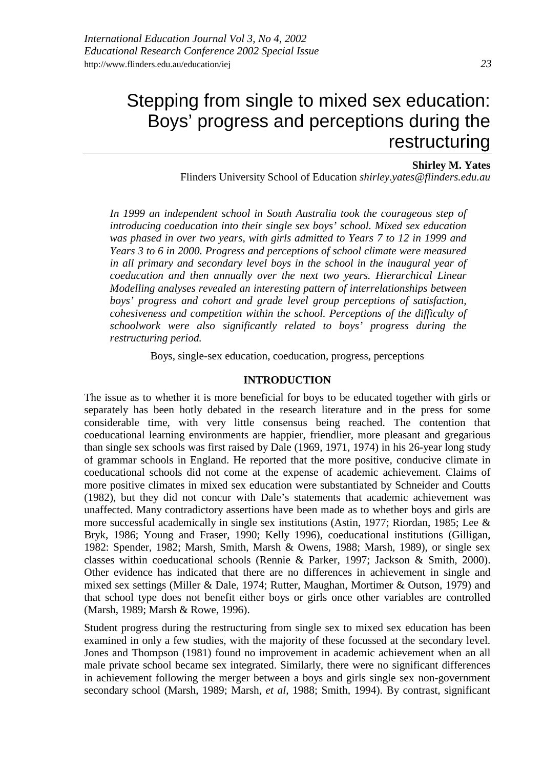# Stepping from single to mixed sex education: Boys' progress and perceptions during the restructuring

**Shirley M. Yates**
Flinders University School of Education *shirley.yates@flinders.edu.au*

*In 1999 an independent school in South Australia took the courageous step of introducing coeducation into their single sex boys' school. Mixed sex education was phased in over two years, with girls admitted to Years 7 to 12 in 1999 and Years 3 to 6 in 2000. Progress and perceptions of school climate were measured in all primary and secondary level boys in the school in the inaugural year of coeducation and then annually over the next two years. Hierarchical Linear Modelling analyses revealed an interesting pattern of interrelationships between boys' progress and cohort and grade level group perceptions of satisfaction, cohesiveness and competition within the school. Perceptions of the difficulty of schoolwork were also significantly related to boys' progress during the restructuring period.*

Boys, single-sex education, coeducation, progress, perceptions

## INTRODUCTION

The issue as to whether it is more beneficial for boys to be educated together with girls or separately has been hotly debated in the research literature and in the press for some considerable time, with very little consensus being reached. The contention that coeducational learning environments are happier, friendlier, more pleasant and gregarious than single sex schools was first raised by Dale (1969, 1971, 1974) in his 26-year long study of grammar schools in England. He reported that the more positive, conducive climate in coeducational schools did not come at the expense of academic achievement. Claims of more positive climates in mixed sex education were substantiated by Schneider and Coutts (1982), but they did not concur with Dale's statements that academic achievement was unaffected. Many contradictory assertions have been made as to whether boys and girls are more successful academically in single sex institutions (Astin, 1977; Riordan, 1985; Lee & Bryk, 1986; Young and Fraser, 1990; Kelly 1996), coeducational institutions (Gilligan, 1982: Spender, 1982; Marsh, Smith, Marsh & Owens, 1988; Marsh, 1989), or single sex classes within coeducational schools (Rennie & Parker, 1997; Jackson & Smith, 2000). Other evidence has indicated that there are no differences in achievement in single and mixed sex settings (Miller & Dale, 1974; Rutter, Maughan, Mortimer & Outson, 1979) and that school type does not benefit either boys or girls once other variables are controlled (Marsh, 1989; Marsh & Rowe, 1996).

Student progress during the restructuring from single sex to mixed sex education has been examined in only a few studies, with the majority of these focussed at the secondary level. Jones and Thompson (1981) found no improvement in academic achievement when an all male private school became sex integrated. Similarly, there were no significant differences in achievement following the merger between a boys and girls single sex non-government secondary school (Marsh, 1989; Marsh, *et al*, 1988; Smith, 1994). By contrast, significant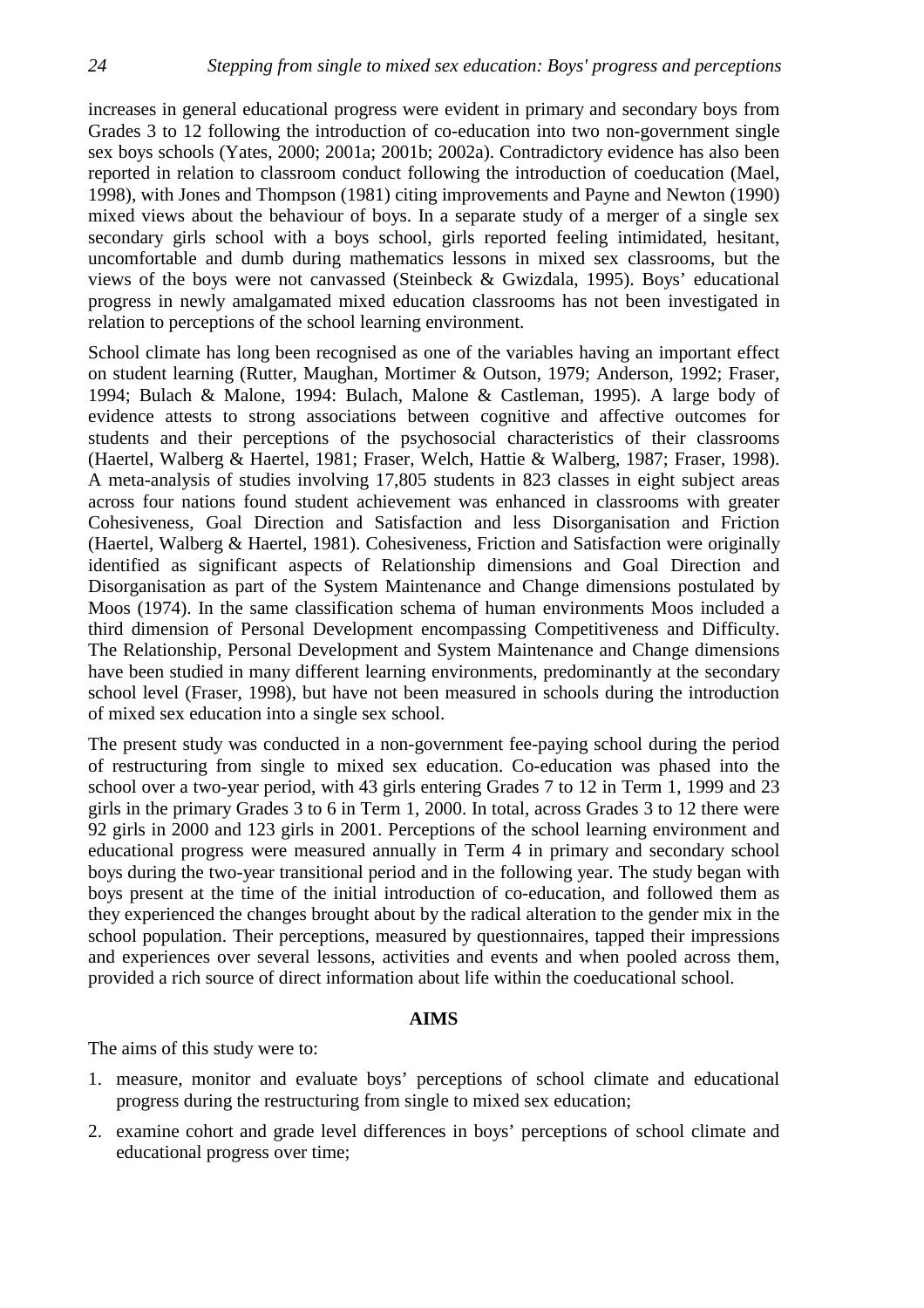increases in general educational progress were evident in primary and secondary boys from Grades 3 to 12 following the introduction of co-education into two non-government single sex boys schools (Yates, 2000; 2001a; 2001b; 2002a). Contradictory evidence has also been reported in relation to classroom conduct following the introduction of coeducation (Mael, 1998), with Jones and Thompson (1981) citing improvements and Payne and Newton (1990) mixed views about the behaviour of boys. In a separate study of a merger of a single sex secondary girls school with a boys school, girls reported feeling intimidated, hesitant, uncomfortable and dumb during mathematics lessons in mixed sex classrooms, but the views of the boys were not canvassed (Steinbeck & Gwizdala, 1995). Boys' educational progress in newly amalgamated mixed education classrooms has not been investigated in relation to perceptions of the school learning environment.

School climate has long been recognised as one of the variables having an important effect on student learning (Rutter, Maughan, Mortimer & Outson, 1979; Anderson, 1992; Fraser, 1994; Bulach & Malone, 1994: Bulach, Malone & Castleman, 1995). A large body of evidence attests to strong associations between cognitive and affective outcomes for students and their perceptions of the psychosocial characteristics of their classrooms (Haertel, Walberg & Haertel, 1981; Fraser, Welch, Hattie & Walberg, 1987; Fraser, 1998). A meta-analysis of studies involving 17,805 students in 823 classes in eight subject areas across four nations found student achievement was enhanced in classrooms with greater Cohesiveness, Goal Direction and Satisfaction and less Disorganisation and Friction (Haertel, Walberg & Haertel, 1981). Cohesiveness, Friction and Satisfaction were originally identified as significant aspects of Relationship dimensions and Goal Direction and Disorganisation as part of the System Maintenance and Change dimensions postulated by Moos (1974). In the same classification schema of human environments Moos included a third dimension of Personal Development encompassing Competitiveness and Difficulty. The Relationship, Personal Development and System Maintenance and Change dimensions have been studied in many different learning environments, predominantly at the secondary school level (Fraser, 1998), but have not been measured in schools during the introduction of mixed sex education into a single sex school.

The present study was conducted in a non-government fee-paying school during the period of restructuring from single to mixed sex education. Co-education was phased into the school over a two-year period, with 43 girls entering Grades 7 to 12 in Term 1, 1999 and 23 girls in the primary Grades 3 to 6 in Term 1, 2000. In total, across Grades 3 to 12 there were 92 girls in 2000 and 123 girls in 2001. Perceptions of the school learning environment and educational progress were measured annually in Term 4 in primary and secondary school boys during the two-year transitional period and in the following year. The study began with boys present at the time of the initial introduction of co-education, and followed them as they experienced the changes brought about by the radical alteration to the gender mix in the school population. Their perceptions, measured by questionnaires, tapped their impressions and experiences over several lessons, activities and events and when pooled across them, provided a rich source of direct information about life within the coeducational school.

## AIMS

The aims of this study were to:

1. measure, monitor and evaluate boys' perceptions of school climate and educational progress during the restructuring from single to mixed sex education;
2. examine cohort and grade level differences in boys' perceptions of school climate and educational progress over time;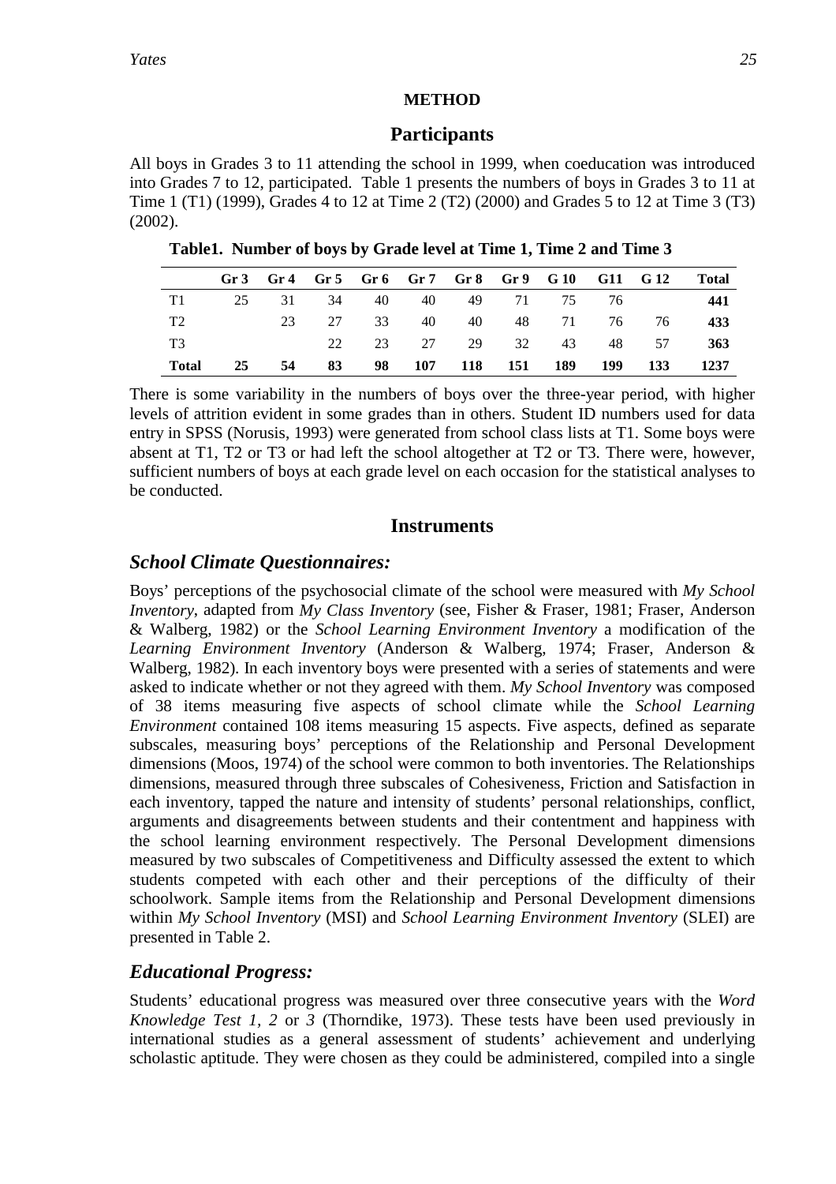**METHOD**

## Participants

All boys in Grades 3 to 11 attending the school in 1999, when coeducation was introduced into Grades 7 to 12, participated. Table 1 presents the numbers of boys in Grades 3 to 11 at Time 1 (T1) (1999), Grades 4 to 12 at Time 2 (T2) (2000) and Grades 5 to 12 at Time 3 (T3) (2002).

**Table1. Number of boys by Grade level at Time 1, Time 2 and Time 3**

| | Gr 3 | Gr 4 | Gr 5 | Gr 6 | Gr 7 | Gr 8 | Gr 9 | G 10 | G11 | G 12 | Total |
|---|---|---|---|---|---|---|---|---|---|---|---|
| T1 | 25 | 31 | 34 | 40 | 40 | 49 | 71 | 75 | 76 | | **441** |
| T2 | | 23 | 27 | 33 | 40 | 40 | 48 | 71 | 76 | 76 | **433** |
| T3 | | | 22 | 23 | 27 | 29 | 32 | 43 | 48 | 57 | **363** |
| **Total** | **25** | **54** | **83** | **98** | **107** | **118** | **151** | **189** | **199** | **133** | **1237** |

There is some variability in the numbers of boys over the three-year period, with higher levels of attrition evident in some grades than in others. Student ID numbers used for data entry in SPSS (Norusis, 1993) were generated from school class lists at T1. Some boys were absent at T1, T2 or T3 or had left the school altogether at T2 or T3. There were, however, sufficient numbers of boys at each grade level on each occasion for the statistical analyses to be conducted.

## Instruments

### *School Climate Questionnaires:*

Boys' perceptions of the psychosocial climate of the school were measured with *My School Inventory*, adapted from *My Class Inventory* (see, Fisher & Fraser, 1981; Fraser, Anderson & Walberg, 1982) or the *School Learning Environment Inventory* a modification of the *Learning Environment Inventory* (Anderson & Walberg, 1974; Fraser, Anderson & Walberg, 1982). In each inventory boys were presented with a series of statements and were asked to indicate whether or not they agreed with them. *My School Inventory* was composed of 38 items measuring five aspects of school climate while the *School Learning Environment* contained 108 items measuring 15 aspects. Five aspects, defined as separate subscales, measuring boys' perceptions of the Relationship and Personal Development dimensions (Moos, 1974) of the school were common to both inventories. The Relationships dimensions, measured through three subscales of Cohesiveness, Friction and Satisfaction in each inventory, tapped the nature and intensity of students' personal relationships, conflict, arguments and disagreements between students and their contentment and happiness with the school learning environment respectively. The Personal Development dimensions measured by two subscales of Competitiveness and Difficulty assessed the extent to which students competed with each other and their perceptions of the difficulty of their schoolwork. Sample items from the Relationship and Personal Development dimensions within *My School Inventory* (MSI) and *School Learning Environment Inventory* (SLEI) are presented in Table 2.

### *Educational Progress:*

Students' educational progress was measured over three consecutive years with the *Word Knowledge Test 1, 2* or *3* (Thorndike, 1973). These tests have been used previously in international studies as a general assessment of students' achievement and underlying scholastic aptitude. They were chosen as they could be administered, compiled into a single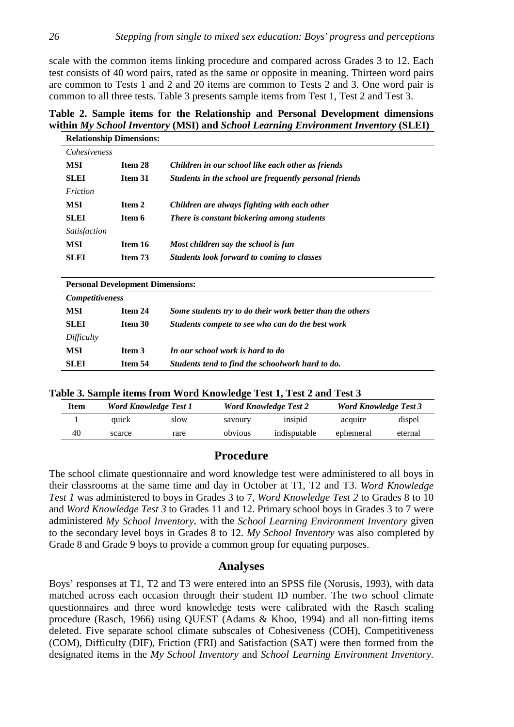scale with the common items linking procedure and compared across Grades 3 to 12. Each test consists of 40 word pairs, rated as the same or opposite in meaning. Thirteen word pairs are common to Tests 1 and 2 and 20 items are common to Tests 2 and 3. One word pair is common to all three tests. Table 3 presents sample items from Test 1, Test 2 and Test 3.

**Table 2. Sample items for the Relationship and Personal Development dimensions within *My School Inventory* (MSI) and *School Learning Environment Inventory* (SLEI)**

| **Relationship Dimensions:** | | |
|---|---|---|
| *Cohesiveness* | | |
| **MSI** | **Item 28** | ***Children in our school like each other as friends*** |
| **SLEI** | **Item 31** | ***Students in the school are frequently personal friends*** |
| *Friction* | | |
| **MSI** | **Item 2** | ***Children are always fighting with each other*** |
| **SLEI** | **Item 6** | ***There is constant bickering among students*** |
| *Satisfaction* | | |
| **MSI** | **Item 16** | ***Most children say the school is fun*** |
| **SLEI** | **Item 73** | ***Students look forward to coming to classes*** |

| **Personal Development Dimensions:** | | |
|---|---|---|
| ***Competitiveness*** | | |
| **MSI** | **Item 24** | ***Some students try to do their work better than the others*** |
| **SLEI** | **Item 30** | ***Students compete to see who can do the best work*** |
| *Difficulty* | | |
| **MSI** | **Item 3** | ***In our school work is hard to do*** |
| **SLEI** | **Item 54** | ***Students tend to find the schoolwork hard to do.*** |

**Table 3. Sample items from Word Knowledge Test 1, Test 2 and Test 3**

| Item | *Word Knowledge Test 1* | | *Word Knowledge Test 2* | | *Word Knowledge Test 3* | |
|---|---|---|---|---|---|---|
| 1 | quick | slow | savoury | insipid | acquire | dispel |
| 40 | scarce | rare | obvious | indisputable | ephemeral | eternal |

## Procedure

The school climate questionnaire and word knowledge test were administered to all boys in their classrooms at the same time and day in October at T1, T2 and T3. *Word Knowledge Test 1* was administered to boys in Grades 3 to 7, *Word Knowledge Test 2* to Grades 8 to 10 and *Word Knowledge Test 3* to Grades 11 and 12. Primary school boys in Grades 3 to 7 were administered *My School Inventory*, with the *School Learning Environment Inventory* given to the secondary level boys in Grades 8 to 12. *My School Inventory* was also completed by Grade 8 and Grade 9 boys to provide a common group for equating purposes.

## Analyses

Boys' responses at T1, T2 and T3 were entered into an SPSS file (Norusis, 1993), with data matched across each occasion through their student ID number. The two school climate questionnaires and three word knowledge tests were calibrated with the Rasch scaling procedure (Rasch, 1966) using QUEST (Adams & Khoo, 1994) and all non-fitting items deleted. Five separate school climate subscales of Cohesiveness (COH), Competitiveness (COM), Difficulty (DIF), Friction (FRI) and Satisfaction (SAT) were then formed from the designated items in the *My School Inventory* and *School Learning Environment Inventory*.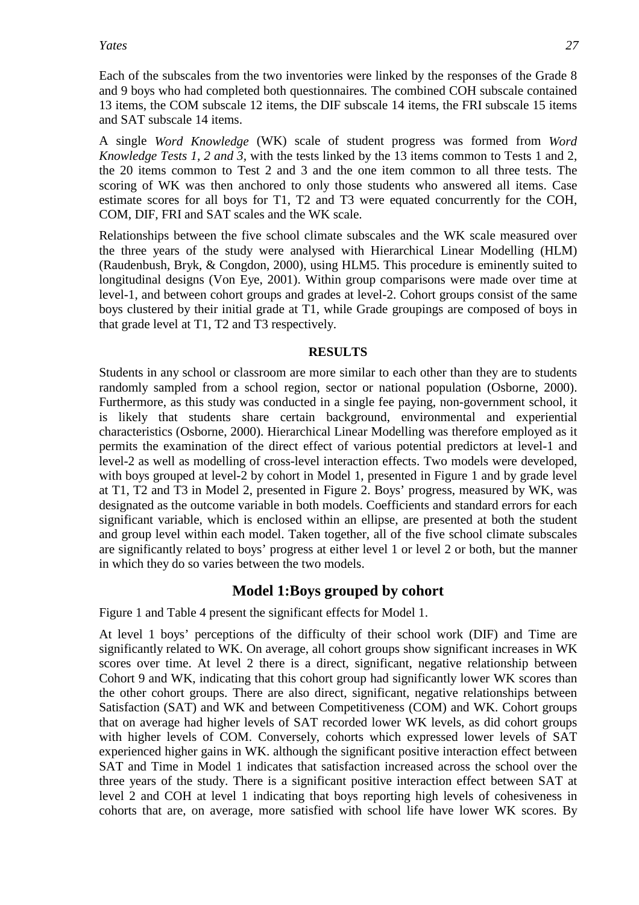Each of the subscales from the two inventories were linked by the responses of the Grade 8 and 9 boys who had completed both questionnaires. The combined COH subscale contained 13 items, the COM subscale 12 items, the DIF subscale 14 items, the FRI subscale 15 items and SAT subscale 14 items.

A single *Word Knowledge* (WK) scale of student progress was formed from *Word Knowledge Tests 1, 2 and 3,* with the tests linked by the 13 items common to Tests 1 and 2, the 20 items common to Test 2 and 3 and the one item common to all three tests. The scoring of WK was then anchored to only those students who answered all items. Case estimate scores for all boys for T1, T2 and T3 were equated concurrently for the COH, COM, DIF, FRI and SAT scales and the WK scale.

Relationships between the five school climate subscales and the WK scale measured over the three years of the study were analysed with Hierarchical Linear Modelling (HLM) (Raudenbush, Bryk, & Congdon, 2000), using HLM5. This procedure is eminently suited to longitudinal designs (Von Eye, 2001). Within group comparisons were made over time at level-1, and between cohort groups and grades at level-2. Cohort groups consist of the same boys clustered by their initial grade at T1, while Grade groupings are composed of boys in that grade level at T1, T2 and T3 respectively.

## RESULTS

Students in any school or classroom are more similar to each other than they are to students randomly sampled from a school region, sector or national population (Osborne, 2000). Furthermore, as this study was conducted in a single fee paying, non-government school, it is likely that students share certain background, environmental and experiential characteristics (Osborne, 2000). Hierarchical Linear Modelling was therefore employed as it permits the examination of the direct effect of various potential predictors at level-1 and level-2 as well as modelling of cross-level interaction effects. Two models were developed, with boys grouped at level-2 by cohort in Model 1, presented in Figure 1 and by grade level at T1, T2 and T3 in Model 2, presented in Figure 2. Boys' progress, measured by WK, was designated as the outcome variable in both models. Coefficients and standard errors for each significant variable, which is enclosed within an ellipse, are presented at both the student and group level within each model. Taken together, all of the five school climate subscales are significantly related to boys' progress at either level 1 or level 2 or both, but the manner in which they do so varies between the two models.

### Model 1:Boys grouped by cohort

Figure 1 and Table 4 present the significant effects for Model 1.

At level 1 boys' perceptions of the difficulty of their school work (DIF) and Time are significantly related to WK. On average, all cohort groups show significant increases in WK scores over time. At level 2 there is a direct, significant, negative relationship between Cohort 9 and WK, indicating that this cohort group had significantly lower WK scores than the other cohort groups. There are also direct, significant, negative relationships between Satisfaction (SAT) and WK and between Competitiveness (COM) and WK. Cohort groups that on average had higher levels of SAT recorded lower WK levels, as did cohort groups with higher levels of COM. Conversely, cohorts which expressed lower levels of SAT experienced higher gains in WK. although the significant positive interaction effect between SAT and Time in Model 1 indicates that satisfaction increased across the school over the three years of the study. There is a significant positive interaction effect between SAT at level 2 and COH at level 1 indicating that boys reporting high levels of cohesiveness in cohorts that are, on average, more satisfied with school life have lower WK scores. By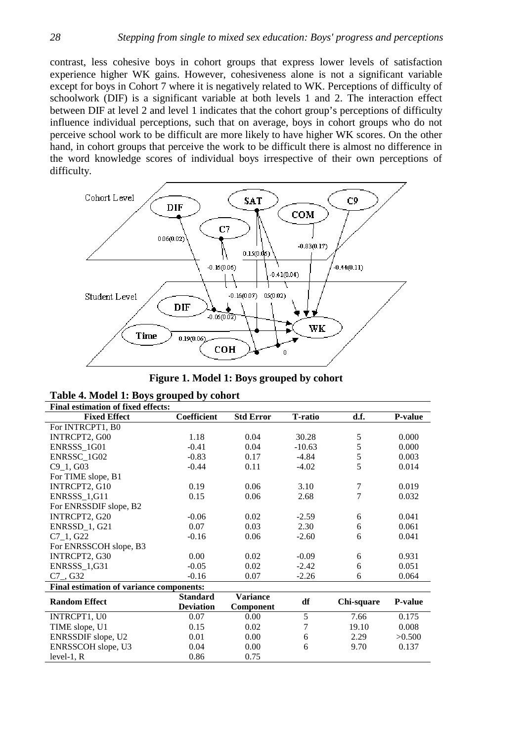contrast, less cohesive boys in cohort groups that express lower levels of satisfaction experience higher WK gains. However, cohesiveness alone is not a significant variable except for boys in Cohort 7 where it is negatively related to WK. Perceptions of difficulty of schoolwork (DIF) is a significant variable at both levels 1 and 2. The interaction effect between DIF at level 2 and level 1 indicates that the cohort group's perceptions of difficulty influence individual perceptions, such that on average, boys in cohort groups who do not perceive school work to be difficult are more likely to have higher WK scores. On the other hand, in cohort groups that perceive the work to be difficult there is almost no difference in the word knowledge scores of individual boys irrespective of their own perceptions of difficulty.

**Figure 1. Model 1: Boys grouped by cohort**

**Table 4. Model 1: Boys grouped by cohort**

| **Final estimation of fixed effects:** | | | | | |
|---|---|---|---|---|---|
| **Fixed Effect** | **Coefficient** | **Std Error** | **T-ratio** | **d.f.** | **P-value** |
| For INTRCPT1, B0 | | | | | |
| INTRCPT2, G00 | 1.18 | 0.04 | 30.28 | 5 | 0.000 |
| ENRSSS_1G01 | -0.41 | 0.04 | -10.63 | 5 | 0.000 |
| ENRSSC_1G02 | -0.83 | 0.17 | -4.84 | 5 | 0.003 |
| C9_1, G03 | -0.44 | 0.11 | -4.02 | 5 | 0.014 |
| For TIME slope, B1 | | | | | |
| INTRCPT2, G10 | 0.19 | 0.06 | 3.10 | 7 | 0.019 |
| ENRSSS_1,G11 | 0.15 | 0.06 | 2.68 | 7 | 0.032 |
| For ENRSSDIF slope, B2 | | | | | |
| INTRCPT2, G20 | -0.06 | 0.02 | -2.59 | 6 | 0.041 |
| ENRSSD_1, G21 | 0.07 | 0.03 | 2.30 | 6 | 0.061 |
| C7_1, G22 | -0.16 | 0.06 | -2.60 | 6 | 0.041 |
| For ENRSSCOH slope, B3 | | | | | |
| INTRCPT2, G30 | 0.00 | 0.02 | -0.09 | 6 | 0.931 |
| ENRSSS_1,G31 | -0.05 | 0.02 | -2.42 | 6 | 0.051 |
| C7_, G32 | -0.16 | 0.07 | -2.26 | 6 | 0.064 |
| **Final estimation of variance components:** | | | | | |
| **Random Effect** | **Standard Deviation** | **Variance Component** | **df** | **Chi-square** | **P-value** |
| INTRCPT1, U0 | 0.07 | 0.00 | 5 | 7.66 | 0.175 |
| TIME slope, U1 | 0.15 | 0.02 | 7 | 19.10 | 0.008 |
| ENRSSDIF slope, U2 | 0.01 | 0.00 | 6 | 2.29 | >0.500 |
| ENRSSCOH slope, U3 | 0.04 | 0.00 | 6 | 9.70 | 0.137 |
| level-1, R | 0.86 | 0.75 | | | |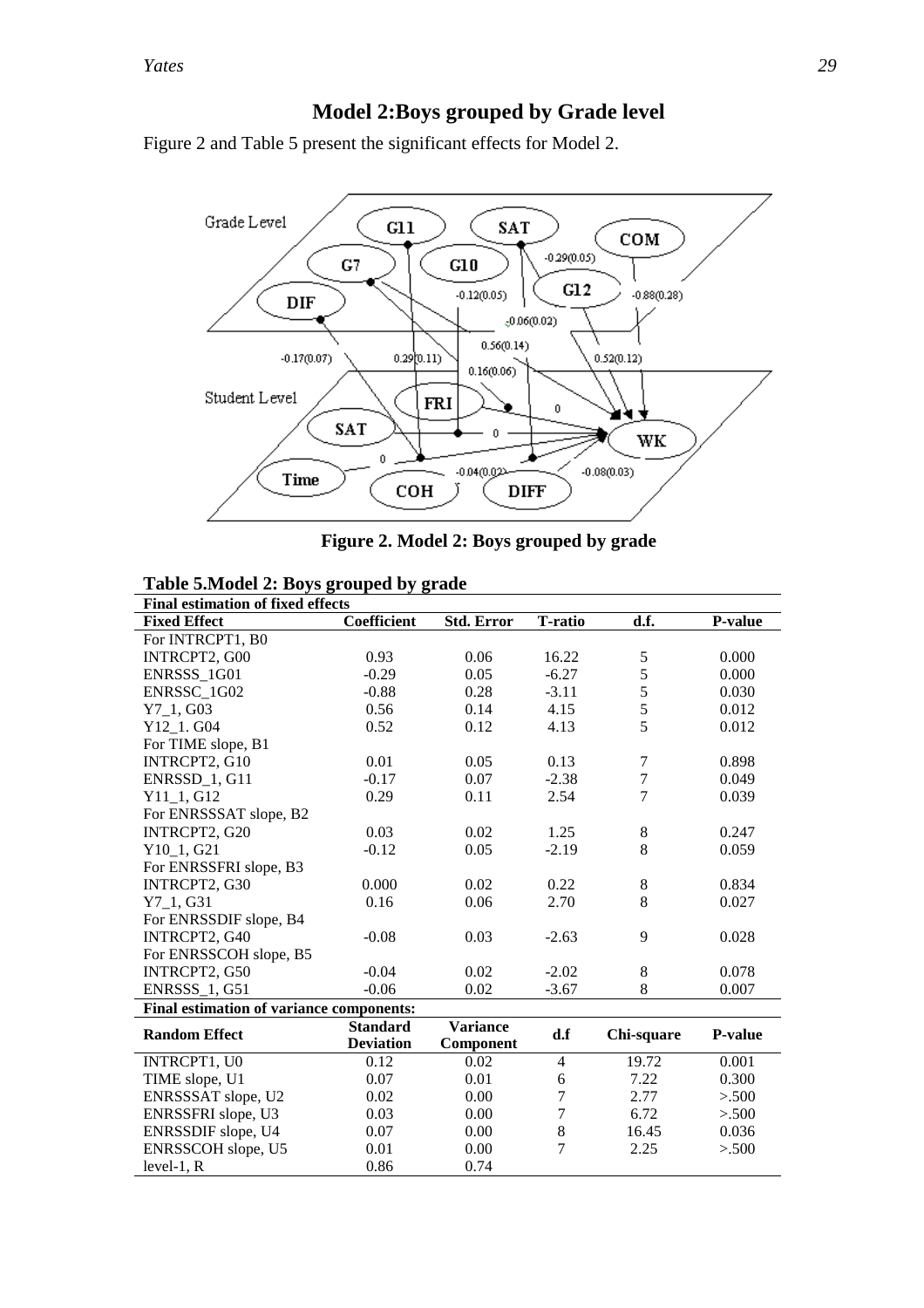## Model 2:Boys grouped by Grade level

Figure 2 and Table 5 present the significant effects for Model 2.

**Figure 2. Model 2: Boys grouped by grade**

**Table 5.Model 2: Boys grouped by grade**

| **Final estimation of fixed effects** | | | | | |
|---|---|---|---|---|---|
| **Fixed Effect** | **Coefficient** | **Std. Error** | **T-ratio** | **d.f.** | **P-value** |
| For INTRCPT1, B0 | | | | | |
| INTRCPT2, G00 | 0.93 | 0.06 | 16.22 | 5 | 0.000 |
| ENRSSS_1G01 | -0.29 | 0.05 | -6.27 | 5 | 0.000 |
| ENRSSC_1G02 | -0.88 | 0.28 | -3.11 | 5 | 0.030 |
| Y7_1, G03 | 0.56 | 0.14 | 4.15 | 5 | 0.012 |
| Y12_1. G04 | 0.52 | 0.12 | 4.13 | 5 | 0.012 |
| For TIME slope, B1 | | | | | |
| INTRCPT2, G10 | 0.01 | 0.05 | 0.13 | 7 | 0.898 |
| ENRSSD_1, G11 | -0.17 | 0.07 | -2.38 | 7 | 0.049 |
| Y11_1, G12 | 0.29 | 0.11 | 2.54 | 7 | 0.039 |
| For ENRSSSAT slope, B2 | | | | | |
| INTRCPT2, G20 | 0.03 | 0.02 | 1.25 | 8 | 0.247 |
| Y10_1, G21 | -0.12 | 0.05 | -2.19 | 8 | 0.059 |
| For ENRSSFRI slope, B3 | | | | | |
| INTRCPT2, G30 | 0.000 | 0.02 | 0.22 | 8 | 0.834 |
| Y7_1, G31 | 0.16 | 0.06 | 2.70 | 8 | 0.027 |
| For ENRSSDIF slope, B4 | | | | | |
| INTRCPT2, G40 | -0.08 | 0.03 | -2.63 | 9 | 0.028 |
| For ENRSSCOH slope, B5 | | | | | |
| INTRCPT2, G50 | -0.04 | 0.02 | -2.02 | 8 | 0.078 |
| ENRSSS_1, G51 | -0.06 | 0.02 | -3.67 | 8 | 0.007 |
| **Final estimation of variance components:** | | | | | |
| **Random Effect** | **Standard Deviation** | **Variance Component** | **d.f** | **Chi-square** | **P-value** |
| INTRCPT1, U0 | 0.12 | 0.02 | 4 | 19.72 | 0.001 |
| TIME slope, U1 | 0.07 | 0.01 | 6 | 7.22 | 0.300 |
| ENRSSSAT slope, U2 | 0.02 | 0.00 | 7 | 2.77 | >.500 |
| ENRSSFRI slope, U3 | 0.03 | 0.00 | 7 | 6.72 | >.500 |
| ENRSSDIF slope, U4 | 0.07 | 0.00 | 8 | 16.45 | 0.036 |
| ENRSSCOH slope, U5 | 0.01 | 0.00 | 7 | 2.25 | >.500 |
| level-1, R | 0.86 | 0.74 | | | |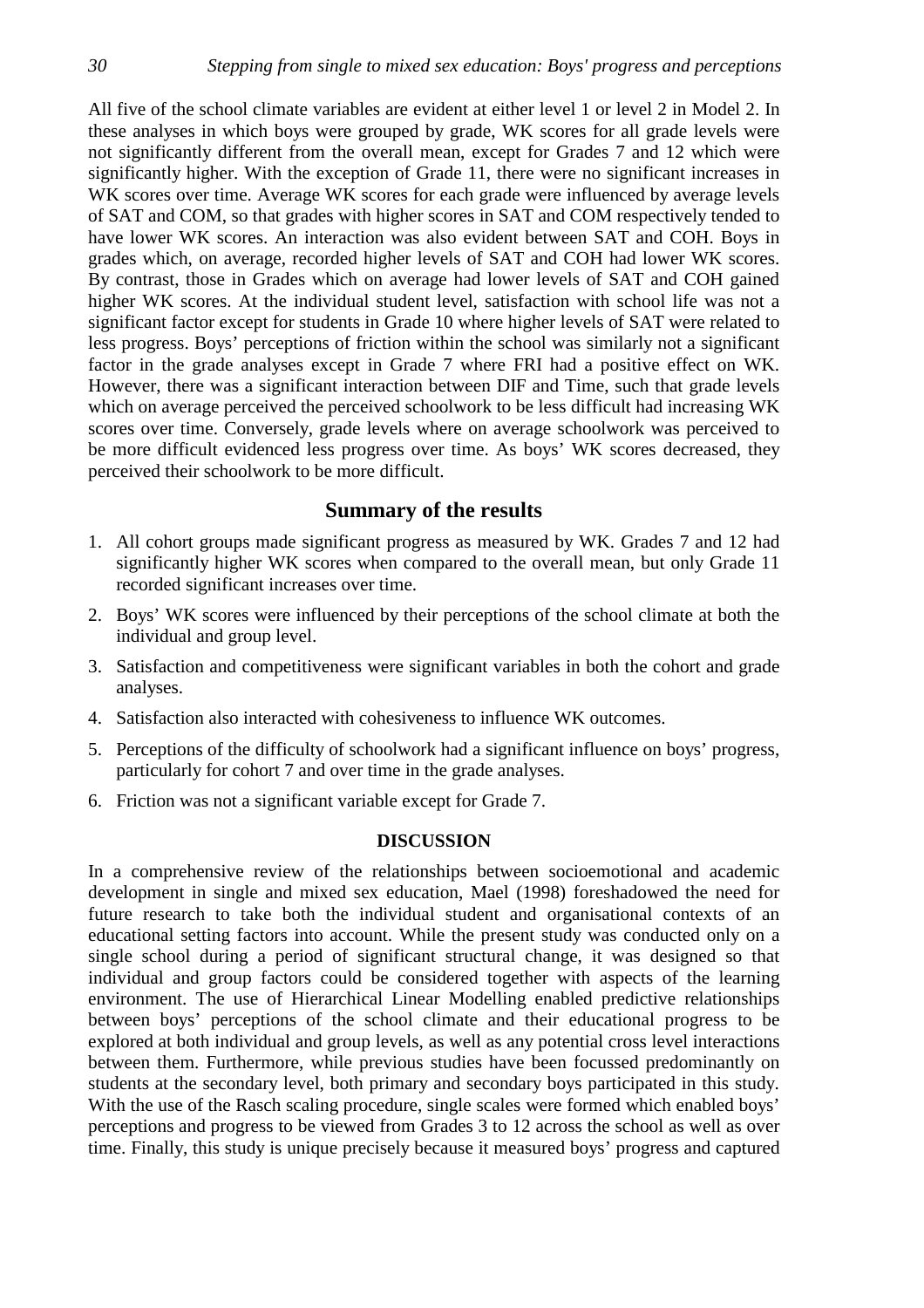All five of the school climate variables are evident at either level 1 or level 2 in Model 2. In these analyses in which boys were grouped by grade, WK scores for all grade levels were not significantly different from the overall mean, except for Grades 7 and 12 which were significantly higher. With the exception of Grade 11, there were no significant increases in WK scores over time. Average WK scores for each grade were influenced by average levels of SAT and COM, so that grades with higher scores in SAT and COM respectively tended to have lower WK scores. An interaction was also evident between SAT and COH. Boys in grades which, on average, recorded higher levels of SAT and COH had lower WK scores. By contrast, those in Grades which on average had lower levels of SAT and COH gained higher WK scores. At the individual student level, satisfaction with school life was not a significant factor except for students in Grade 10 where higher levels of SAT were related to less progress. Boys' perceptions of friction within the school was similarly not a significant factor in the grade analyses except in Grade 7 where FRI had a positive effect on WK. However, there was a significant interaction between DIF and Time, such that grade levels which on average perceived the perceived schoolwork to be less difficult had increasing WK scores over time. Conversely, grade levels where on average schoolwork was perceived to be more difficult evidenced less progress over time. As boys' WK scores decreased, they perceived their schoolwork to be more difficult.

## Summary of the results

1. All cohort groups made significant progress as measured by WK. Grades 7 and 12 had significantly higher WK scores when compared to the overall mean, but only Grade 11 recorded significant increases over time.
2. Boys' WK scores were influenced by their perceptions of the school climate at both the individual and group level.
3. Satisfaction and competitiveness were significant variables in both the cohort and grade analyses.
4. Satisfaction also interacted with cohesiveness to influence WK outcomes.
5. Perceptions of the difficulty of schoolwork had a significant influence on boys' progress, particularly for cohort 7 and over time in the grade analyses.
6. Friction was not a significant variable except for Grade 7.

## DISCUSSION

In a comprehensive review of the relationships between socioemotional and academic development in single and mixed sex education, Mael (1998) foreshadowed the need for future research to take both the individual student and organisational contexts of an educational setting factors into account. While the present study was conducted only on a single school during a period of significant structural change, it was designed so that individual and group factors could be considered together with aspects of the learning environment. The use of Hierarchical Linear Modelling enabled predictive relationships between boys' perceptions of the school climate and their educational progress to be explored at both individual and group levels, as well as any potential cross level interactions between them. Furthermore, while previous studies have been focussed predominantly on students at the secondary level, both primary and secondary boys participated in this study. With the use of the Rasch scaling procedure, single scales were formed which enabled boys' perceptions and progress to be viewed from Grades 3 to 12 across the school as well as over time. Finally, this study is unique precisely because it measured boys' progress and captured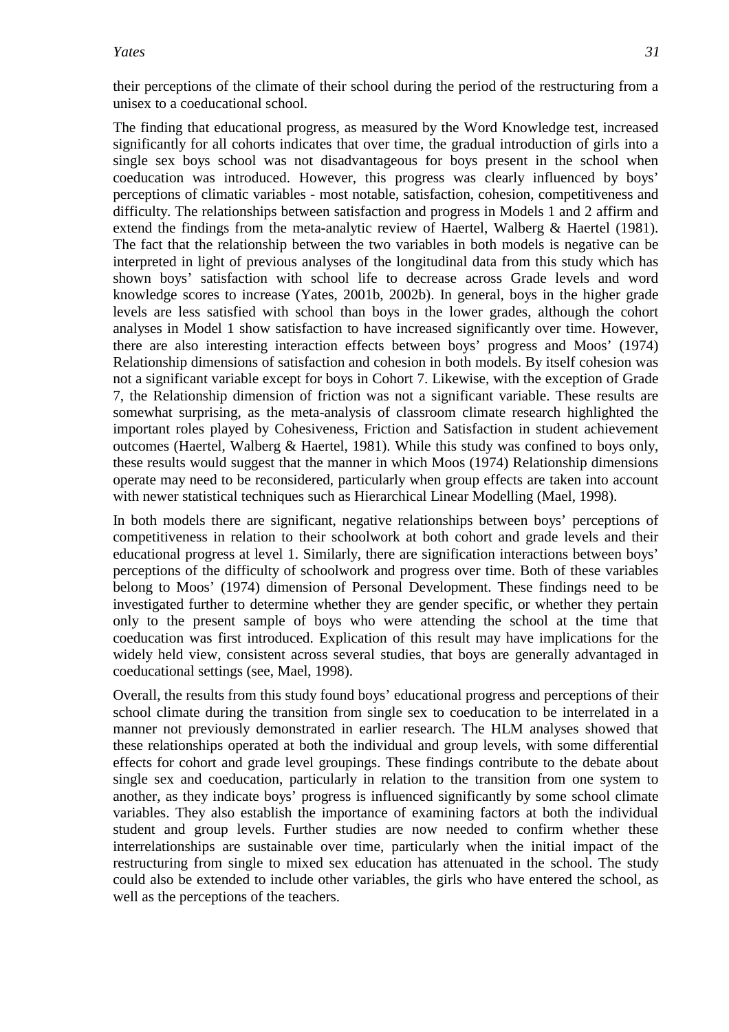their perceptions of the climate of their school during the period of the restructuring from a unisex to a coeducational school.

The finding that educational progress, as measured by the Word Knowledge test, increased significantly for all cohorts indicates that over time, the gradual introduction of girls into a single sex boys school was not disadvantageous for boys present in the school when coeducation was introduced. However, this progress was clearly influenced by boys' perceptions of climatic variables - most notable, satisfaction, cohesion, competitiveness and difficulty. The relationships between satisfaction and progress in Models 1 and 2 affirm and extend the findings from the meta-analytic review of Haertel, Walberg & Haertel (1981). The fact that the relationship between the two variables in both models is negative can be interpreted in light of previous analyses of the longitudinal data from this study which has shown boys' satisfaction with school life to decrease across Grade levels and word knowledge scores to increase (Yates, 2001b, 2002b). In general, boys in the higher grade levels are less satisfied with school than boys in the lower grades, although the cohort analyses in Model 1 show satisfaction to have increased significantly over time. However, there are also interesting interaction effects between boys' progress and Moos' (1974) Relationship dimensions of satisfaction and cohesion in both models. By itself cohesion was not a significant variable except for boys in Cohort 7. Likewise, with the exception of Grade 7, the Relationship dimension of friction was not a significant variable. These results are somewhat surprising, as the meta-analysis of classroom climate research highlighted the important roles played by Cohesiveness, Friction and Satisfaction in student achievement outcomes (Haertel, Walberg & Haertel, 1981). While this study was confined to boys only, these results would suggest that the manner in which Moos (1974) Relationship dimensions operate may need to be reconsidered, particularly when group effects are taken into account with newer statistical techniques such as Hierarchical Linear Modelling (Mael, 1998).

In both models there are significant, negative relationships between boys' perceptions of competitiveness in relation to their schoolwork at both cohort and grade levels and their educational progress at level 1. Similarly, there are signification interactions between boys' perceptions of the difficulty of schoolwork and progress over time. Both of these variables belong to Moos' (1974) dimension of Personal Development. These findings need to be investigated further to determine whether they are gender specific, or whether they pertain only to the present sample of boys who were attending the school at the time that coeducation was first introduced. Explication of this result may have implications for the widely held view, consistent across several studies, that boys are generally advantaged in coeducational settings (see, Mael, 1998).

Overall, the results from this study found boys' educational progress and perceptions of their school climate during the transition from single sex to coeducation to be interrelated in a manner not previously demonstrated in earlier research. The HLM analyses showed that these relationships operated at both the individual and group levels, with some differential effects for cohort and grade level groupings. These findings contribute to the debate about single sex and coeducation, particularly in relation to the transition from one system to another, as they indicate boys' progress is influenced significantly by some school climate variables. They also establish the importance of examining factors at both the individual student and group levels. Further studies are now needed to confirm whether these interrelationships are sustainable over time, particularly when the initial impact of the restructuring from single to mixed sex education has attenuated in the school. The study could also be extended to include other variables, the girls who have entered the school, as well as the perceptions of the teachers.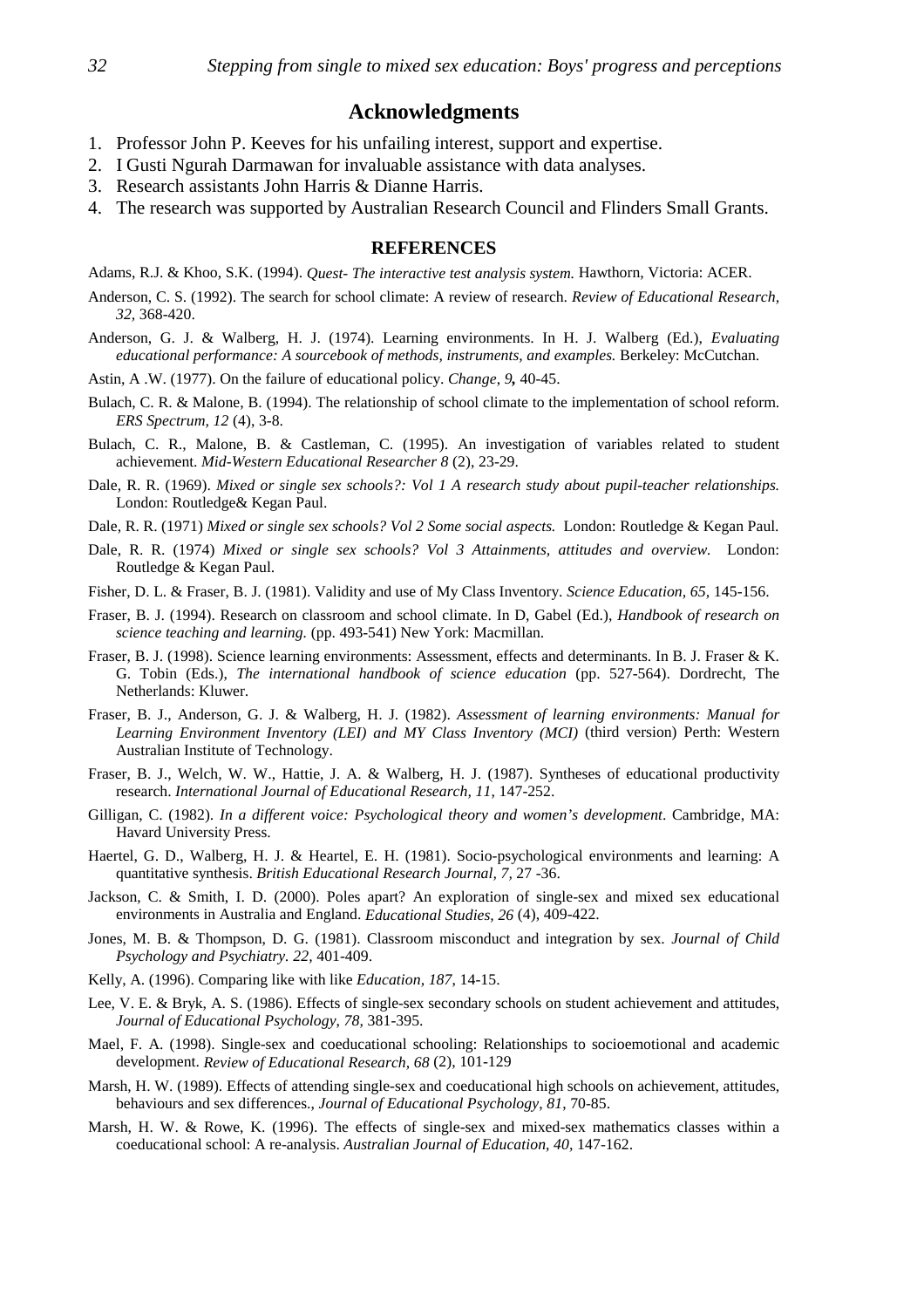## Acknowledgments

1. Professor John P. Keeves for his unfailing interest, support and expertise.
2. I Gusti Ngurah Darmawan for invaluable assistance with data analyses.
3. Research assistants John Harris & Dianne Harris.
4. The research was supported by Australian Research Council and Flinders Small Grants.

## REFERENCES

Adams, R.J. & Khoo, S.K. (1994). *Quest- The interactive test analysis system.* Hawthorn, Victoria: ACER.

Anderson, C. S. (1992). The search for school climate: A review of research. *Review of Educational Research, 32,* 368-420.

Anderson, G. J. & Walberg, H. J. (1974). Learning environments. In H. J. Walberg (Ed.), *Evaluating educational performance: A sourcebook of methods, instruments, and examples.* Berkeley: McCutchan.

Astin, A .W. (1977). On the failure of educational policy. *Change*, *9,* 40-45.

Bulach, C. R. & Malone, B. (1994). The relationship of school climate to the implementation of school reform. *ERS Spectrum, 12* (4), 3-8.

Bulach, C. R., Malone, B. & Castleman, C. (1995). An investigation of variables related to student achievement. *Mid-Western Educational Researcher 8* (2), 23-29.

Dale, R. R. (1969). *Mixed or single sex schools?: Vol 1 A research study about pupil-teacher relationships.* London: Routledge& Kegan Paul.

Dale, R. R. (1971) *Mixed or single sex schools? Vol 2 Some social aspects.* London: Routledge & Kegan Paul.

Dale, R. R. (1974) *Mixed or single sex schools? Vol 3 Attainments, attitudes and overview.* London: Routledge & Kegan Paul.

Fisher, D. L. & Fraser, B. J. (1981). Validity and use of My Class Inventory. *Science Education, 65,* 145-156.

Fraser, B. J. (1994). Research on classroom and school climate. In D, Gabel (Ed.), *Handbook of research on science teaching and learning.* (pp. 493-541) New York: Macmillan.

Fraser, B. J. (1998). Science learning environments: Assessment, effects and determinants. In B. J. Fraser & K. G. Tobin (Eds.), *The international handbook of science education* (pp. 527-564). Dordrecht, The Netherlands: Kluwer.

Fraser, B. J., Anderson, G. J. & Walberg, H. J. (1982). *Assessment of learning environments: Manual for Learning Environment Inventory (LEI) and MY Class Inventory (MCI)* (third version) Perth: Western Australian Institute of Technology.

Fraser, B. J., Welch, W. W., Hattie, J. A. & Walberg, H. J. (1987). Syntheses of educational productivity research. *International Journal of Educational Research, 11*, 147-252.

Gilligan, C. (1982). *In a different voice: Psychological theory and women's development*. Cambridge, MA: Havard University Press.

Haertel, G. D., Walberg, H. J. & Heartel, E. H. (1981). Socio-psychological environments and learning: A quantitative synthesis. *British Educational Research Journal, 7,* 27 -36.

Jackson, C. & Smith, I. D. (2000). Poles apart? An exploration of single-sex and mixed sex educational environments in Australia and England. *Educational Studies, 26* (4), 409-422.

Jones, M. B. & Thompson, D. G. (1981). Classroom misconduct and integration by sex. *Journal of Child Psychology and Psychiatry. 22,* 401-409.

Kelly, A. (1996). Comparing like with like *Education, 187*, 14-15.

Lee, V. E. & Bryk, A. S. (1986). Effects of single-sex secondary schools on student achievement and attitudes, *Journal of Educational Psychology*, *78,* 381-395.

Mael, F. A. (1998). Single-sex and coeducational schooling: Relationships to socioemotional and academic development. *Review of Educational Research, 68* (2), 101-129

Marsh, H. W. (1989). Effects of attending single-sex and coeducational high schools on achievement, attitudes, behaviours and sex differences., *Journal of Educational Psychology*, *81*, 70-85.

Marsh, H. W. & Rowe, K. (1996). The effects of single-sex and mixed-sex mathematics classes within a coeducational school: A re-analysis. *Australian Journal of Education*, *40,* 147-162.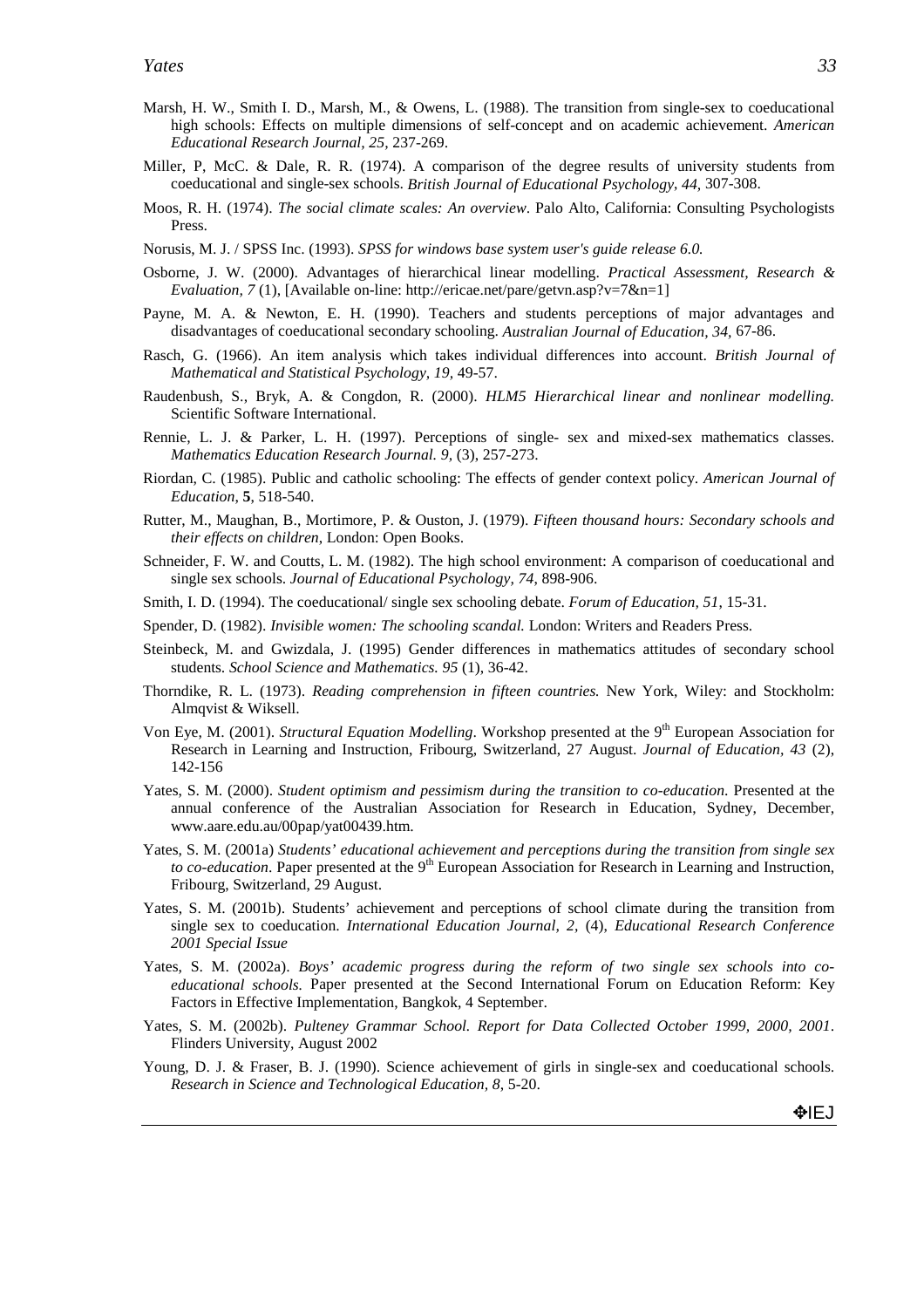Marsh, H. W., Smith I. D., Marsh, M., & Owens, L. (1988). The transition from single-sex to coeducational high schools: Effects on multiple dimensions of self-concept and on academic achievement. *American Educational Research Journal, 25,* 237-269.

Miller, P, McC. & Dale, R. R. (1974). A comparison of the degree results of university students from coeducational and single-sex schools. *British Journal of Educational Psychology, 44,* 307-308.

Moos, R. H. (1974). *The social climate scales: An overview*. Palo Alto, California: Consulting Psychologists Press.

Norusis, M. J. / SPSS Inc. (1993). *SPSS for windows base system user's guide release 6.0.*

Osborne, J. W. (2000). Advantages of hierarchical linear modelling. *Practical Assessment, Research & Evaluation, 7* (1), [Available on-line: http://ericae.net/pare/getvn.asp?v=7&n=1]

Payne, M. A. & Newton, E. H. (1990). Teachers and students perceptions of major advantages and disadvantages of coeducational secondary schooling. *Australian Journal of Education, 34,* 67-86.

Rasch, G. (1966). An item analysis which takes individual differences into account. *British Journal of Mathematical and Statistical Psychology, 19,* 49-57.

Raudenbush, S., Bryk, A. & Congdon, R. (2000). *HLM5 Hierarchical linear and nonlinear modelling.* Scientific Software International.

Rennie, L. J. & Parker, L. H. (1997). Perceptions of single- sex and mixed-sex mathematics classes. *Mathematics Education Research Journal. 9,* (3), 257-273.

Riordan, C. (1985). Public and catholic schooling: The effects of gender context policy. *American Journal of Education*, **5**, 518-540.

Rutter, M., Maughan, B., Mortimore, P. & Ouston, J. (1979). *Fifteen thousand hours: Secondary schools and their effects on children*, London: Open Books.

Schneider, F. W. and Coutts, L. M. (1982). The high school environment: A comparison of coeducational and single sex schools. *Journal of Educational Psychology, 74,* 898-906.

Smith, I. D. (1994). The coeducational/ single sex schooling debate. *Forum of Education, 51,* 15-31.

Spender, D. (1982). *Invisible women: The schooling scandal.* London: Writers and Readers Press.

Steinbeck, M. and Gwizdala, J. (1995) Gender differences in mathematics attitudes of secondary school students. *School Science and Mathematics. 95* (1), 36-42.

Thorndike, R. L. (1973). *Reading comprehension in fifteen countries.* New York, Wiley: and Stockholm: Almqvist & Wiksell.

Von Eye, M. (2001). *Structural Equation Modelling*. Workshop presented at the 9th European Association for Research in Learning and Instruction, Fribourg, Switzerland, 27 August. *Journal of Education, 43* (2), 142-156

Yates, S. M. (2000). *Student optimism and pessimism during the transition to co-education*. Presented at the annual conference of the Australian Association for Research in Education, Sydney, December, www.aare.edu.au/00pap/yat00439.htm.

Yates, S. M. (2001a) *Students' educational achievement and perceptions during the transition from single sex to co-education*. Paper presented at the 9th European Association for Research in Learning and Instruction, Fribourg, Switzerland, 29 August.

Yates, S. M. (2001b). Students' achievement and perceptions of school climate during the transition from single sex to coeducation. *International Education Journal, 2,* (4), *Educational Research Conference 2001 Special Issue*

Yates, S. M. (2002a). *Boys' academic progress during the reform of two single sex schools into co-educational schools.* Paper presented at the Second International Forum on Education Reform: Key Factors in Effective Implementation, Bangkok, 4 September.

Yates, S. M. (2002b). *Pulteney Grammar School. Report for Data Collected October 1999, 2000, 2001*. Flinders University, August 2002

Young, D. J. & Fraser, B. J. (1990). Science achievement of girls in single-sex and coeducational schools. *Research in Science and Technological Education, 8,* 5-20.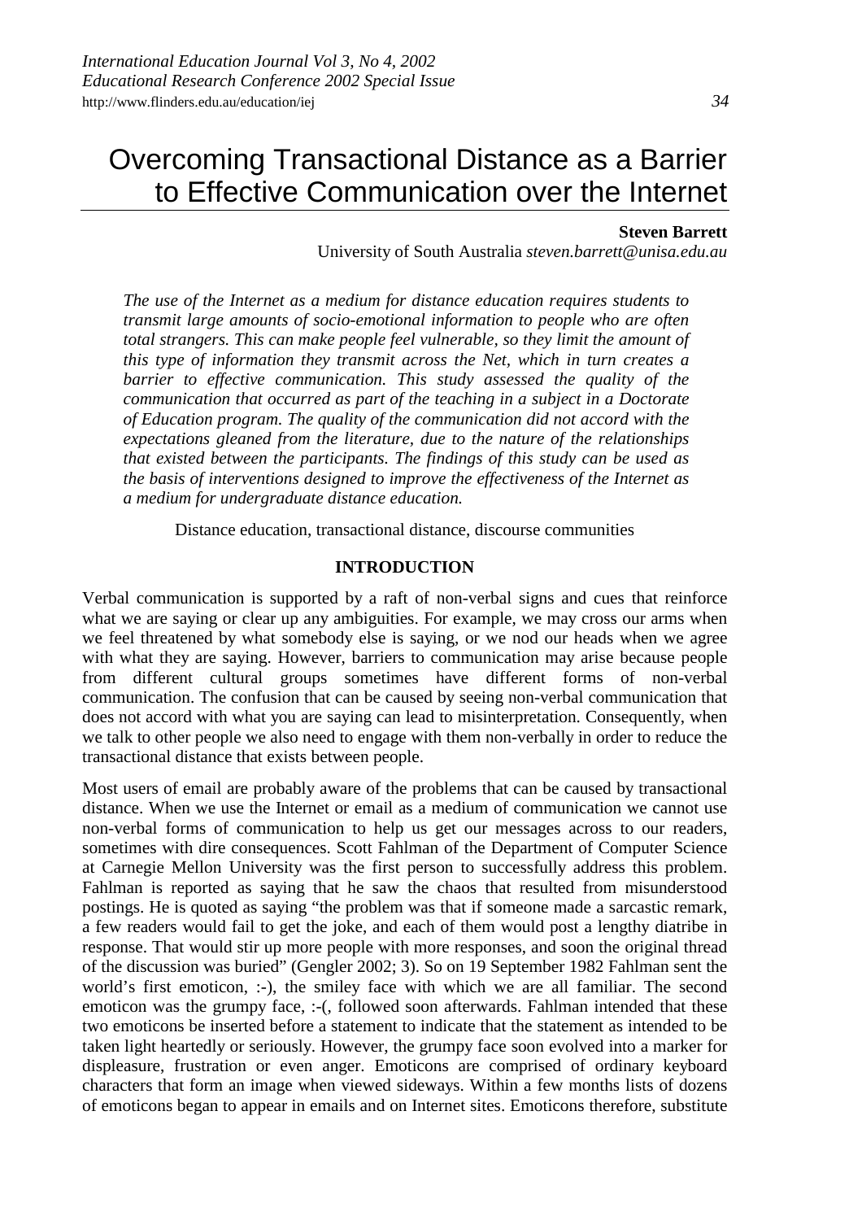# Overcoming Transactional Distance as a Barrier to Effective Communication over the Internet

**Steven Barrett**
University of South Australia *steven.barrett@unisa.edu.au*

*The use of the Internet as a medium for distance education requires students to transmit large amounts of socio-emotional information to people who are often total strangers. This can make people feel vulnerable, so they limit the amount of this type of information they transmit across the Net, which in turn creates a barrier to effective communication. This study assessed the quality of the communication that occurred as part of the teaching in a subject in a Doctorate of Education program. The quality of the communication did not accord with the expectations gleaned from the literature, due to the nature of the relationships that existed between the participants. The findings of this study can be used as the basis of interventions designed to improve the effectiveness of the Internet as a medium for undergraduate distance education.*

Distance education, transactional distance, discourse communities

## INTRODUCTION

Verbal communication is supported by a raft of non-verbal signs and cues that reinforce what we are saying or clear up any ambiguities. For example, we may cross our arms when we feel threatened by what somebody else is saying, or we nod our heads when we agree with what they are saying. However, barriers to communication may arise because people from different cultural groups sometimes have different forms of non-verbal communication. The confusion that can be caused by seeing non-verbal communication that does not accord with what you are saying can lead to misinterpretation. Consequently, when we talk to other people we also need to engage with them non-verbally in order to reduce the transactional distance that exists between people.

Most users of email are probably aware of the problems that can be caused by transactional distance. When we use the Internet or email as a medium of communication we cannot use non-verbal forms of communication to help us get our messages across to our readers, sometimes with dire consequences. Scott Fahlman of the Department of Computer Science at Carnegie Mellon University was the first person to successfully address this problem. Fahlman is reported as saying that he saw the chaos that resulted from misunderstood postings. He is quoted as saying "the problem was that if someone made a sarcastic remark, a few readers would fail to get the joke, and each of them would post a lengthy diatribe in response. That would stir up more people with more responses, and soon the original thread of the discussion was buried" (Gengler 2002; 3). So on 19 September 1982 Fahlman sent the world's first emoticon, :-), the smiley face with which we are all familiar. The second emoticon was the grumpy face, :-(, followed soon afterwards. Fahlman intended that these two emoticons be inserted before a statement to indicate that the statement as intended to be taken light heartedly or seriously. However, the grumpy face soon evolved into a marker for displeasure, frustration or even anger. Emoticons are comprised of ordinary keyboard characters that form an image when viewed sideways. Within a few months lists of dozens of emoticons began to appear in emails and on Internet sites. Emoticons therefore, substitute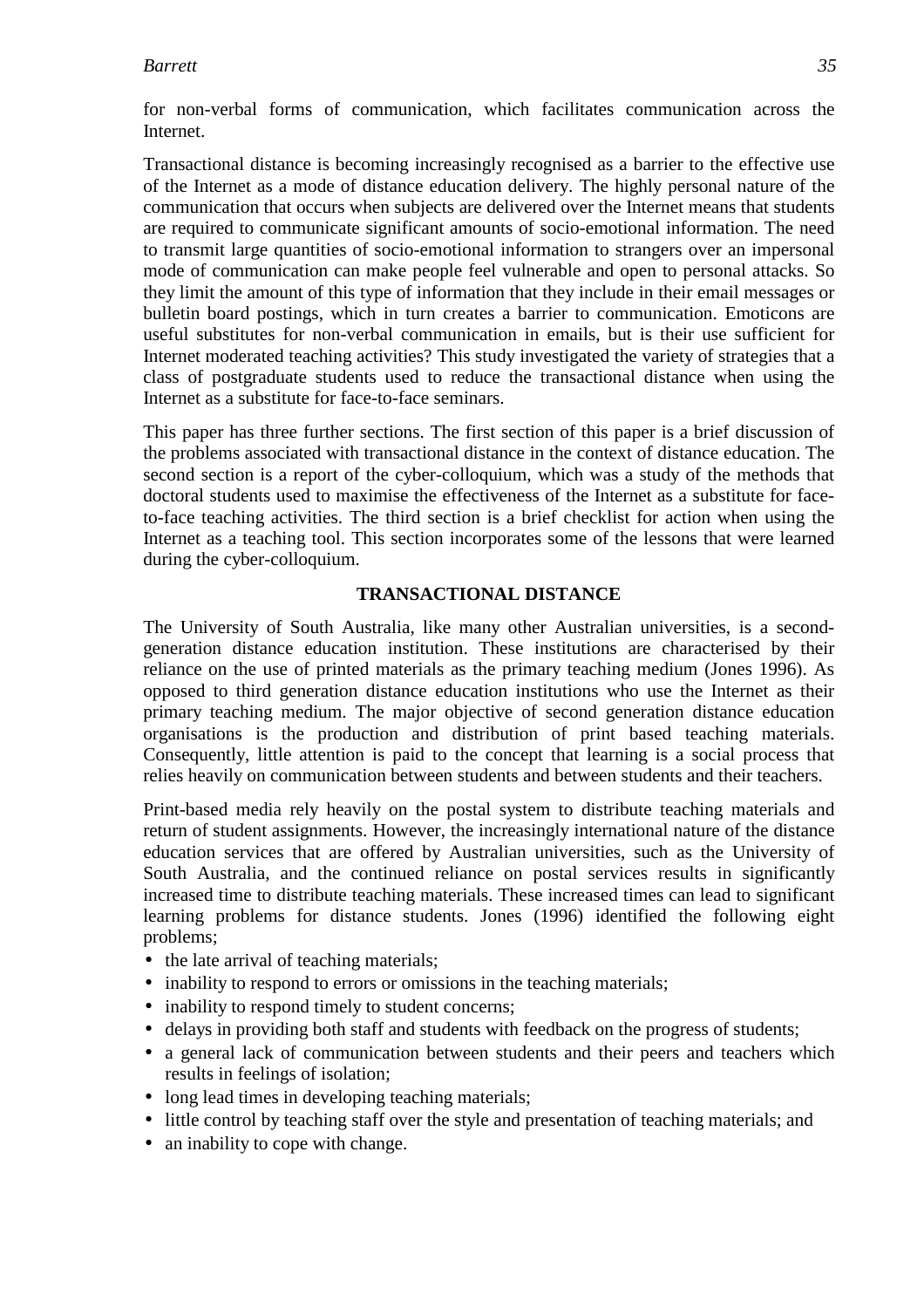for non-verbal forms of communication, which facilitates communication across the Internet.

Transactional distance is becoming increasingly recognised as a barrier to the effective use of the Internet as a mode of distance education delivery. The highly personal nature of the communication that occurs when subjects are delivered over the Internet means that students are required to communicate significant amounts of socio-emotional information. The need to transmit large quantities of socio-emotional information to strangers over an impersonal mode of communication can make people feel vulnerable and open to personal attacks. So they limit the amount of this type of information that they include in their email messages or bulletin board postings, which in turn creates a barrier to communication. Emoticons are useful substitutes for non-verbal communication in emails, but is their use sufficient for Internet moderated teaching activities? This study investigated the variety of strategies that a class of postgraduate students used to reduce the transactional distance when using the Internet as a substitute for face-to-face seminars.

This paper has three further sections. The first section of this paper is a brief discussion of the problems associated with transactional distance in the context of distance education. The second section is a report of the cyber-colloquium, which was a study of the methods that doctoral students used to maximise the effectiveness of the Internet as a substitute for face-to-face teaching activities. The third section is a brief checklist for action when using the Internet as a teaching tool. This section incorporates some of the lessons that were learned during the cyber-colloquium.

## TRANSACTIONAL DISTANCE

The University of South Australia, like many other Australian universities, is a second-generation distance education institution. These institutions are characterised by their reliance on the use of printed materials as the primary teaching medium (Jones 1996). As opposed to third generation distance education institutions who use the Internet as their primary teaching medium. The major objective of second generation distance education organisations is the production and distribution of print based teaching materials. Consequently, little attention is paid to the concept that learning is a social process that relies heavily on communication between students and between students and their teachers.

Print-based media rely heavily on the postal system to distribute teaching materials and return of student assignments. However, the increasingly international nature of the distance education services that are offered by Australian universities, such as the University of South Australia, and the continued reliance on postal services results in significantly increased time to distribute teaching materials. These increased times can lead to significant learning problems for distance students. Jones (1996) identified the following eight problems;

- the late arrival of teaching materials;
- inability to respond to errors or omissions in the teaching materials;
- inability to respond timely to student concerns;
- delays in providing both staff and students with feedback on the progress of students;
- a general lack of communication between students and their peers and teachers which results in feelings of isolation;
- long lead times in developing teaching materials;
- little control by teaching staff over the style and presentation of teaching materials; and
- an inability to cope with change.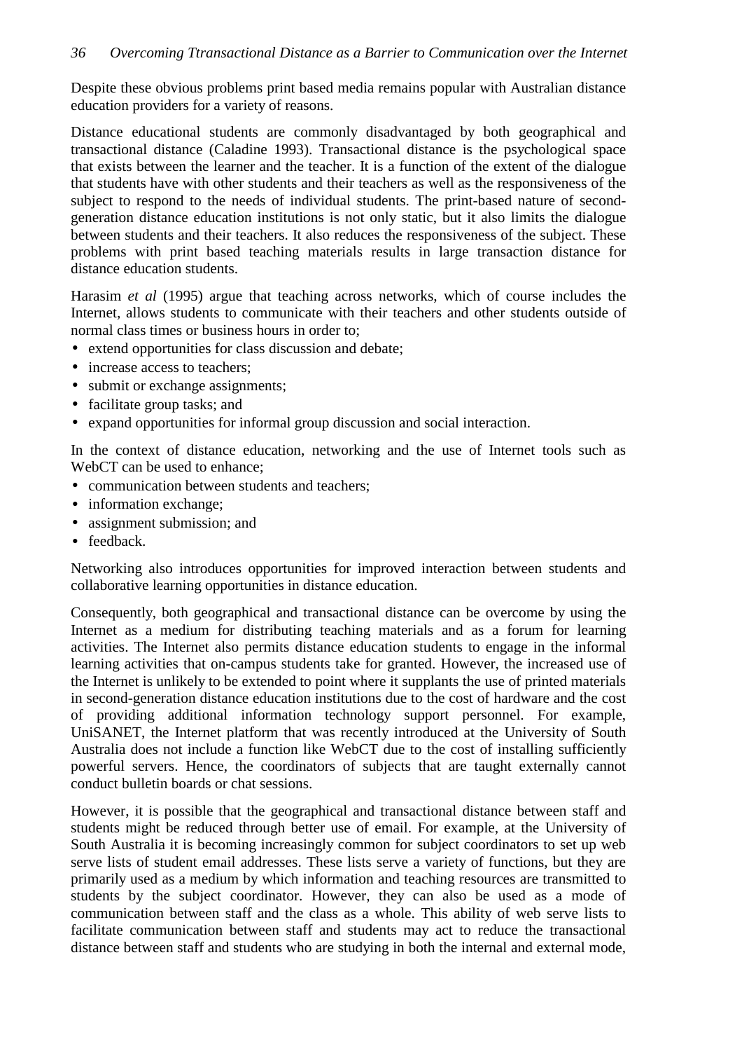Despite these obvious problems print based media remains popular with Australian distance education providers for a variety of reasons.

Distance educational students are commonly disadvantaged by both geographical and transactional distance (Caladine 1993). Transactional distance is the psychological space that exists between the learner and the teacher. It is a function of the extent of the dialogue that students have with other students and their teachers as well as the responsiveness of the subject to respond to the needs of individual students. The print-based nature of second-generation distance education institutions is not only static, but it also limits the dialogue between students and their teachers. It also reduces the responsiveness of the subject. These problems with print based teaching materials results in large transaction distance for distance education students.

Harasim *et al* (1995) argue that teaching across networks, which of course includes the Internet, allows students to communicate with their teachers and other students outside of normal class times or business hours in order to;

- extend opportunities for class discussion and debate;
- increase access to teachers;
- submit or exchange assignments;
- facilitate group tasks; and
- expand opportunities for informal group discussion and social interaction.

In the context of distance education, networking and the use of Internet tools such as WebCT can be used to enhance;

- communication between students and teachers;
- information exchange;
- assignment submission; and
- feedback.

Networking also introduces opportunities for improved interaction between students and collaborative learning opportunities in distance education.

Consequently, both geographical and transactional distance can be overcome by using the Internet as a medium for distributing teaching materials and as a forum for learning activities. The Internet also permits distance education students to engage in the informal learning activities that on-campus students take for granted. However, the increased use of the Internet is unlikely to be extended to point where it supplants the use of printed materials in second-generation distance education institutions due to the cost of hardware and the cost of providing additional information technology support personnel. For example, UniSANET, the Internet platform that was recently introduced at the University of South Australia does not include a function like WebCT due to the cost of installing sufficiently powerful servers. Hence, the coordinators of subjects that are taught externally cannot conduct bulletin boards or chat sessions.

However, it is possible that the geographical and transactional distance between staff and students might be reduced through better use of email. For example, at the University of South Australia it is becoming increasingly common for subject coordinators to set up web serve lists of student email addresses. These lists serve a variety of functions, but they are primarily used as a medium by which information and teaching resources are transmitted to students by the subject coordinator. However, they can also be used as a mode of communication between staff and the class as a whole. This ability of web serve lists to facilitate communication between staff and students may act to reduce the transactional distance between staff and students who are studying in both the internal and external mode,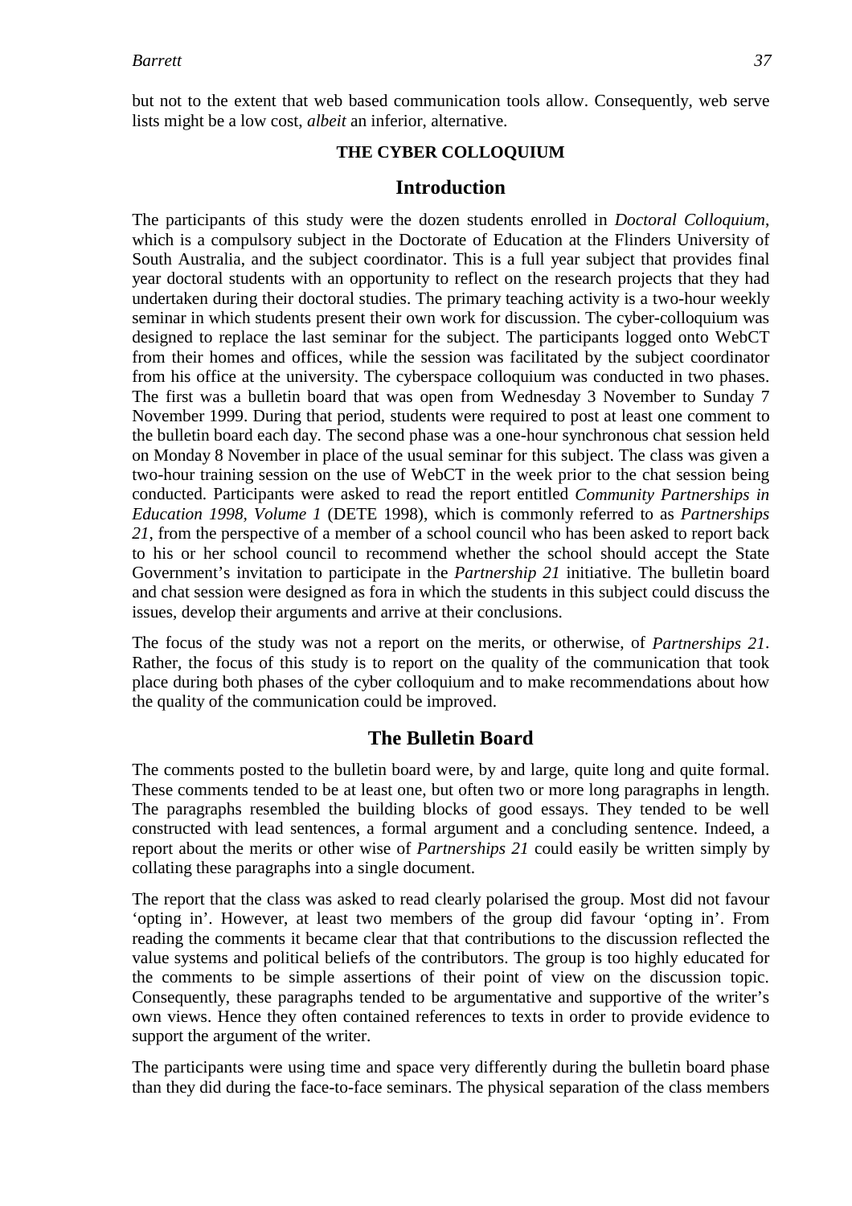but not to the extent that web based communication tools allow. Consequently, web serve lists might be a low cost, *albeit* an inferior, alternative.

**THE CYBER COLLOQUIUM**

## Introduction

The participants of this study were the dozen students enrolled in *Doctoral Colloquium*, which is a compulsory subject in the Doctorate of Education at the Flinders University of South Australia, and the subject coordinator. This is a full year subject that provides final year doctoral students with an opportunity to reflect on the research projects that they had undertaken during their doctoral studies. The primary teaching activity is a two-hour weekly seminar in which students present their own work for discussion. The cyber-colloquium was designed to replace the last seminar for the subject. The participants logged onto WebCT from their homes and offices, while the session was facilitated by the subject coordinator from his office at the university. The cyberspace colloquium was conducted in two phases. The first was a bulletin board that was open from Wednesday 3 November to Sunday 7 November 1999. During that period, students were required to post at least one comment to the bulletin board each day. The second phase was a one-hour synchronous chat session held on Monday 8 November in place of the usual seminar for this subject. The class was given a two-hour training session on the use of WebCT in the week prior to the chat session being conducted. Participants were asked to read the report entitled *Community Partnerships in Education 1998, Volume 1* (DETE 1998), which is commonly referred to as *Partnerships 21*, from the perspective of a member of a school council who has been asked to report back to his or her school council to recommend whether the school should accept the State Government's invitation to participate in the *Partnership 21* initiative. The bulletin board and chat session were designed as fora in which the students in this subject could discuss the issues, develop their arguments and arrive at their conclusions.

The focus of the study was not a report on the merits, or otherwise, of *Partnerships 21*. Rather, the focus of this study is to report on the quality of the communication that took place during both phases of the cyber colloquium and to make recommendations about how the quality of the communication could be improved.

## The Bulletin Board

The comments posted to the bulletin board were, by and large, quite long and quite formal. These comments tended to be at least one, but often two or more long paragraphs in length. The paragraphs resembled the building blocks of good essays. They tended to be well constructed with lead sentences, a formal argument and a concluding sentence. Indeed, a report about the merits or other wise of *Partnerships 21* could easily be written simply by collating these paragraphs into a single document.

The report that the class was asked to read clearly polarised the group. Most did not favour 'opting in'. However, at least two members of the group did favour 'opting in'. From reading the comments it became clear that that contributions to the discussion reflected the value systems and political beliefs of the contributors. The group is too highly educated for the comments to be simple assertions of their point of view on the discussion topic. Consequently, these paragraphs tended to be argumentative and supportive of the writer's own views. Hence they often contained references to texts in order to provide evidence to support the argument of the writer.

The participants were using time and space very differently during the bulletin board phase than they did during the face-to-face seminars. The physical separation of the class members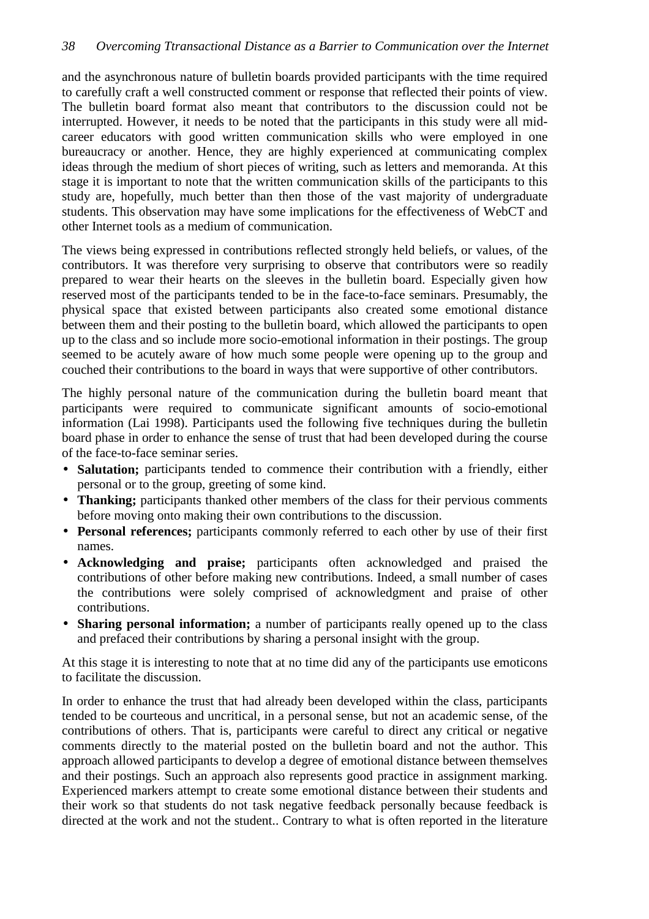and the asynchronous nature of bulletin boards provided participants with the time required to carefully craft a well constructed comment or response that reflected their points of view. The bulletin board format also meant that contributors to the discussion could not be interrupted. However, it needs to be noted that the participants in this study were all mid-career educators with good written communication skills who were employed in one bureaucracy or another. Hence, they are highly experienced at communicating complex ideas through the medium of short pieces of writing, such as letters and memoranda. At this stage it is important to note that the written communication skills of the participants to this study are, hopefully, much better than then those of the vast majority of undergraduate students. This observation may have some implications for the effectiveness of WebCT and other Internet tools as a medium of communication.

The views being expressed in contributions reflected strongly held beliefs, or values, of the contributors. It was therefore very surprising to observe that contributors were so readily prepared to wear their hearts on the sleeves in the bulletin board. Especially given how reserved most of the participants tended to be in the face-to-face seminars. Presumably, the physical space that existed between participants also created some emotional distance between them and their posting to the bulletin board, which allowed the participants to open up to the class and so include more socio-emotional information in their postings. The group seemed to be acutely aware of how much some people were opening up to the group and couched their contributions to the board in ways that were supportive of other contributors.

The highly personal nature of the communication during the bulletin board meant that participants were required to communicate significant amounts of socio-emotional information (Lai 1998). Participants used the following five techniques during the bulletin board phase in order to enhance the sense of trust that had been developed during the course of the face-to-face seminar series.

- **Salutation;** participants tended to commence their contribution with a friendly, either personal or to the group, greeting of some kind.
- **Thanking;** participants thanked other members of the class for their pervious comments before moving onto making their own contributions to the discussion.
- **Personal references;** participants commonly referred to each other by use of their first names.
- **Acknowledging and praise;** participants often acknowledged and praised the contributions of other before making new contributions. Indeed, a small number of cases the contributions were solely comprised of acknowledgment and praise of other contributions.
- **Sharing personal information;** a number of participants really opened up to the class and prefaced their contributions by sharing a personal insight with the group.

At this stage it is interesting to note that at no time did any of the participants use emoticons to facilitate the discussion.

In order to enhance the trust that had already been developed within the class, participants tended to be courteous and uncritical, in a personal sense, but not an academic sense, of the contributions of others. That is, participants were careful to direct any critical or negative comments directly to the material posted on the bulletin board and not the author. This approach allowed participants to develop a degree of emotional distance between themselves and their postings. Such an approach also represents good practice in assignment marking. Experienced markers attempt to create some emotional distance between their students and their work so that students do not task negative feedback personally because feedback is directed at the work and not the student.. Contrary to what is often reported in the literature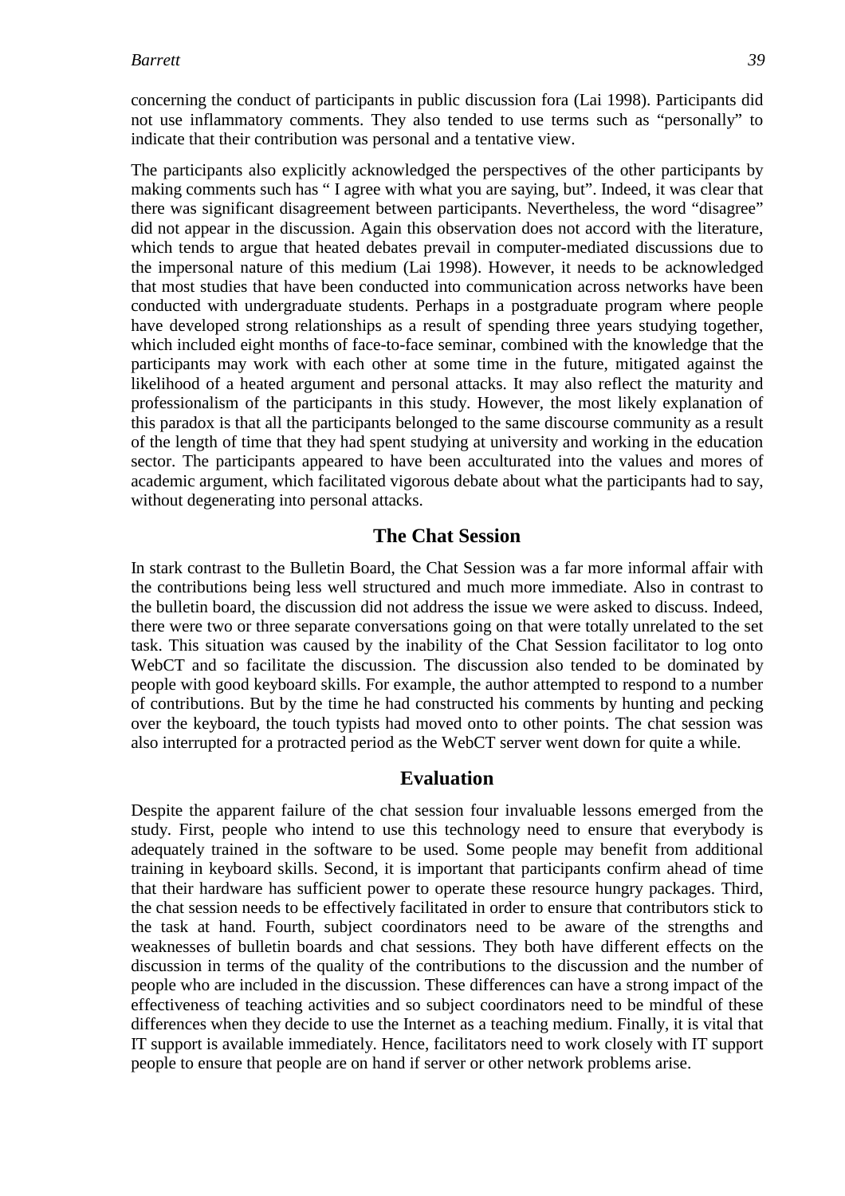concerning the conduct of participants in public discussion fora (Lai 1998). Participants did not use inflammatory comments. They also tended to use terms such as "personally" to indicate that their contribution was personal and a tentative view.

The participants also explicitly acknowledged the perspectives of the other participants by making comments such has " I agree with what you are saying, but". Indeed, it was clear that there was significant disagreement between participants. Nevertheless, the word "disagree" did not appear in the discussion. Again this observation does not accord with the literature, which tends to argue that heated debates prevail in computer-mediated discussions due to the impersonal nature of this medium (Lai 1998). However, it needs to be acknowledged that most studies that have been conducted into communication across networks have been conducted with undergraduate students. Perhaps in a postgraduate program where people have developed strong relationships as a result of spending three years studying together, which included eight months of face-to-face seminar, combined with the knowledge that the participants may work with each other at some time in the future, mitigated against the likelihood of a heated argument and personal attacks. It may also reflect the maturity and professionalism of the participants in this study. However, the most likely explanation of this paradox is that all the participants belonged to the same discourse community as a result of the length of time that they had spent studying at university and working in the education sector. The participants appeared to have been acculturated into the values and mores of academic argument, which facilitated vigorous debate about what the participants had to say, without degenerating into personal attacks.

## The Chat Session

In stark contrast to the Bulletin Board, the Chat Session was a far more informal affair with the contributions being less well structured and much more immediate. Also in contrast to the bulletin board, the discussion did not address the issue we were asked to discuss. Indeed, there were two or three separate conversations going on that were totally unrelated to the set task. This situation was caused by the inability of the Chat Session facilitator to log onto WebCT and so facilitate the discussion. The discussion also tended to be dominated by people with good keyboard skills. For example, the author attempted to respond to a number of contributions. But by the time he had constructed his comments by hunting and pecking over the keyboard, the touch typists had moved onto to other points. The chat session was also interrupted for a protracted period as the WebCT server went down for quite a while.

## Evaluation

Despite the apparent failure of the chat session four invaluable lessons emerged from the study. First, people who intend to use this technology need to ensure that everybody is adequately trained in the software to be used. Some people may benefit from additional training in keyboard skills. Second, it is important that participants confirm ahead of time that their hardware has sufficient power to operate these resource hungry packages. Third, the chat session needs to be effectively facilitated in order to ensure that contributors stick to the task at hand. Fourth, subject coordinators need to be aware of the strengths and weaknesses of bulletin boards and chat sessions. They both have different effects on the discussion in terms of the quality of the contributions to the discussion and the number of people who are included in the discussion. These differences can have a strong impact of the effectiveness of teaching activities and so subject coordinators need to be mindful of these differences when they decide to use the Internet as a teaching medium. Finally, it is vital that IT support is available immediately. Hence, facilitators need to work closely with IT support people to ensure that people are on hand if server or other network problems arise.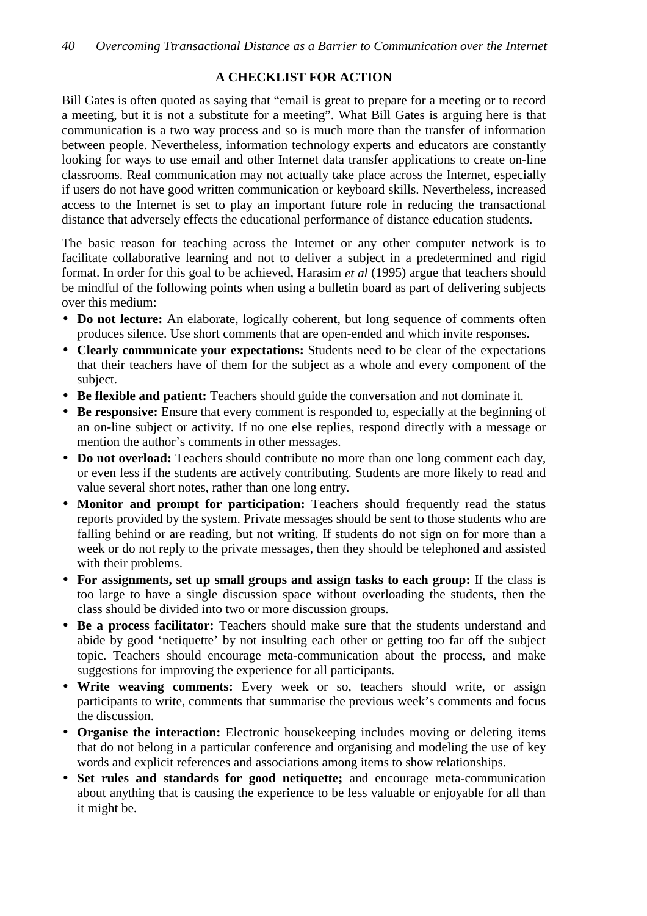## A CHECKLIST FOR ACTION

Bill Gates is often quoted as saying that "email is great to prepare for a meeting or to record a meeting, but it is not a substitute for a meeting". What Bill Gates is arguing here is that communication is a two way process and so is much more than the transfer of information between people. Nevertheless, information technology experts and educators are constantly looking for ways to use email and other Internet data transfer applications to create on-line classrooms. Real communication may not actually take place across the Internet, especially if users do not have good written communication or keyboard skills. Nevertheless, increased access to the Internet is set to play an important future role in reducing the transactional distance that adversely effects the educational performance of distance education students.

The basic reason for teaching across the Internet or any other computer network is to facilitate collaborative learning and not to deliver a subject in a predetermined and rigid format. In order for this goal to be achieved, Harasim *et al* (1995) argue that teachers should be mindful of the following points when using a bulletin board as part of delivering subjects over this medium:

- **Do not lecture:** An elaborate, logically coherent, but long sequence of comments often produces silence. Use short comments that are open-ended and which invite responses.
- **Clearly communicate your expectations:** Students need to be clear of the expectations that their teachers have of them for the subject as a whole and every component of the subject.
- **Be flexible and patient:** Teachers should guide the conversation and not dominate it.
- **Be responsive:** Ensure that every comment is responded to, especially at the beginning of an on-line subject or activity. If no one else replies, respond directly with a message or mention the author's comments in other messages.
- **Do not overload:** Teachers should contribute no more than one long comment each day, or even less if the students are actively contributing. Students are more likely to read and value several short notes, rather than one long entry.
- **Monitor and prompt for participation:** Teachers should frequently read the status reports provided by the system. Private messages should be sent to those students who are falling behind or are reading, but not writing. If students do not sign on for more than a week or do not reply to the private messages, then they should be telephoned and assisted with their problems.
- **For assignments, set up small groups and assign tasks to each group:** If the class is too large to have a single discussion space without overloading the students, then the class should be divided into two or more discussion groups.
- **Be a process facilitator:** Teachers should make sure that the students understand and abide by good 'netiquette' by not insulting each other or getting too far off the subject topic. Teachers should encourage meta-communication about the process, and make suggestions for improving the experience for all participants.
- **Write weaving comments:** Every week or so, teachers should write, or assign participants to write, comments that summarise the previous week's comments and focus the discussion.
- **Organise the interaction:** Electronic housekeeping includes moving or deleting items that do not belong in a particular conference and organising and modeling the use of key words and explicit references and associations among items to show relationships.
- **Set rules and standards for good netiquette;** and encourage meta-communication about anything that is causing the experience to be less valuable or enjoyable for all than it might be.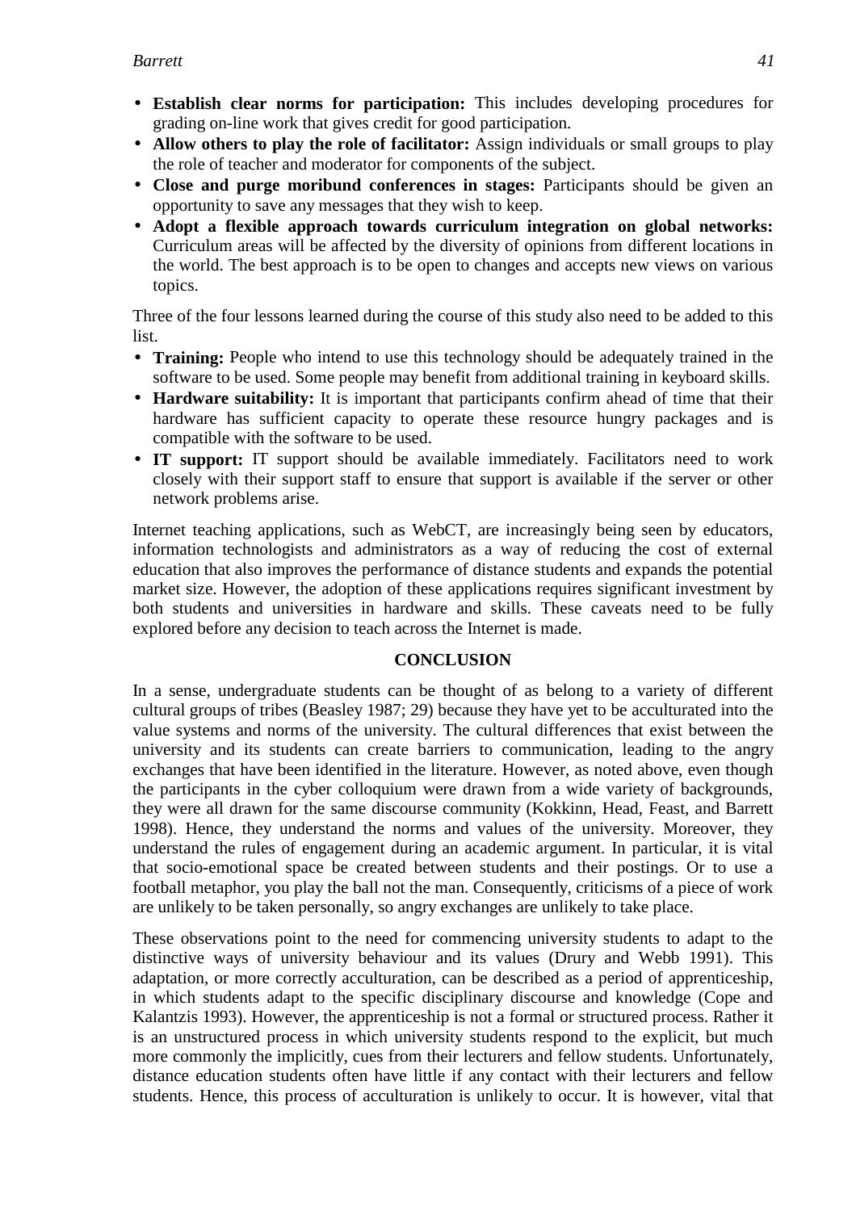- **Establish clear norms for participation:** This includes developing procedures for grading on-line work that gives credit for good participation.
- **Allow others to play the role of facilitator:** Assign individuals or small groups to play the role of teacher and moderator for components of the subject.
- **Close and purge moribund conferences in stages:** Participants should be given an opportunity to save any messages that they wish to keep.
- **Adopt a flexible approach towards curriculum integration on global networks:** Curriculum areas will be affected by the diversity of opinions from different locations in the world. The best approach is to be open to changes and accepts new views on various topics.

Three of the four lessons learned during the course of this study also need to be added to this list.

- **Training:** People who intend to use this technology should be adequately trained in the software to be used. Some people may benefit from additional training in keyboard skills.
- **Hardware suitability:** It is important that participants confirm ahead of time that their hardware has sufficient capacity to operate these resource hungry packages and is compatible with the software to be used.
- **IT support:** IT support should be available immediately. Facilitators need to work closely with their support staff to ensure that support is available if the server or other network problems arise.

Internet teaching applications, such as WebCT, are increasingly being seen by educators, information technologists and administrators as a way of reducing the cost of external education that also improves the performance of distance students and expands the potential market size. However, the adoption of these applications requires significant investment by both students and universities in hardware and skills. These caveats need to be fully explored before any decision to teach across the Internet is made.

## CONCLUSION

In a sense, undergraduate students can be thought of as belong to a variety of different cultural groups of tribes (Beasley 1987; 29) because they have yet to be acculturated into the value systems and norms of the university. The cultural differences that exist between the university and its students can create barriers to communication, leading to the angry exchanges that have been identified in the literature. However, as noted above, even though the participants in the cyber colloquium were drawn from a wide variety of backgrounds, they were all drawn for the same discourse community (Kokkinn, Head, Feast, and Barrett 1998). Hence, they understand the norms and values of the university. Moreover, they understand the rules of engagement during an academic argument. In particular, it is vital that socio-emotional space be created between students and their postings. Or to use a football metaphor, you play the ball not the man. Consequently, criticisms of a piece of work are unlikely to be taken personally, so angry exchanges are unlikely to take place.

These observations point to the need for commencing university students to adapt to the distinctive ways of university behaviour and its values (Drury and Webb 1991). This adaptation, or more correctly acculturation, can be described as a period of apprenticeship, in which students adapt to the specific disciplinary discourse and knowledge (Cope and Kalantzis 1993). However, the apprenticeship is not a formal or structured process. Rather it is an unstructured process in which university students respond to the explicit, but much more commonly the implicitly, cues from their lecturers and fellow students. Unfortunately, distance education students often have little if any contact with their lecturers and fellow students. Hence, this process of acculturation is unlikely to occur. It is however, vital that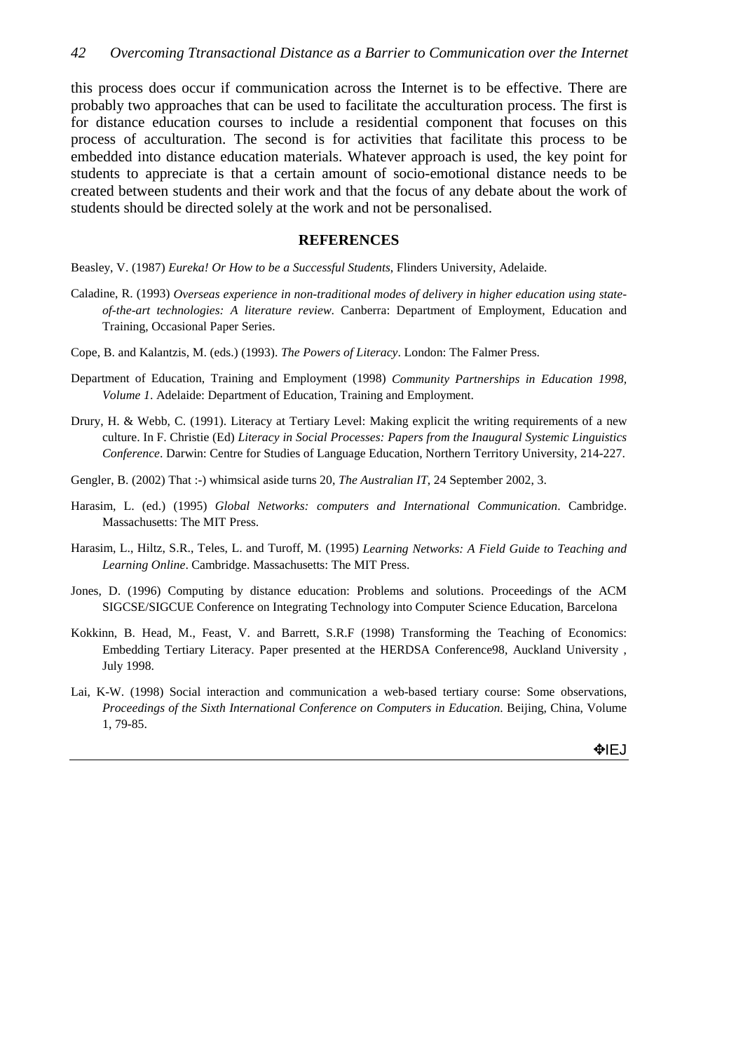this process does occur if communication across the Internet is to be effective. There are probably two approaches that can be used to facilitate the acculturation process. The first is for distance education courses to include a residential component that focuses on this process of acculturation. The second is for activities that facilitate this process to be embedded into distance education materials. Whatever approach is used, the key point for students to appreciate is that a certain amount of socio-emotional distance needs to be created between students and their work and that the focus of any debate about the work of students should be directed solely at the work and not be personalised.

## REFERENCES

Beasley, V. (1987) *Eureka! Or How to be a Successful Students*, Flinders University, Adelaide.

Caladine, R. (1993) *Overseas experience in non-traditional modes of delivery in higher education using state-of-the-art technologies: A literature review*. Canberra: Department of Employment, Education and Training, Occasional Paper Series.

Cope, B. and Kalantzis, M. (eds.) (1993). *The Powers of Literacy*. London: The Falmer Press.

Department of Education, Training and Employment (1998) *Community Partnerships in Education 1998, Volume 1*. Adelaide: Department of Education, Training and Employment.

Drury, H. & Webb, C. (1991). Literacy at Tertiary Level: Making explicit the writing requirements of a new culture. In F. Christie (Ed) *Literacy in Social Processes: Papers from the Inaugural Systemic Linguistics Conference*. Darwin: Centre for Studies of Language Education, Northern Territory University, 214-227.

Gengler, B. (2002) That :-) whimsical aside turns 20, *The Australian IT*, 24 September 2002, 3.

Harasim, L. (ed.) (1995) *Global Networks: computers and International Communication*. Cambridge. Massachusetts: The MIT Press.

Harasim, L., Hiltz, S.R., Teles, L. and Turoff, M. (1995) *Learning Networks: A Field Guide to Teaching and Learning Online*. Cambridge. Massachusetts: The MIT Press.

Jones, D. (1996) Computing by distance education: Problems and solutions. Proceedings of the ACM SIGCSE/SIGCUE Conference on Integrating Technology into Computer Science Education, Barcelona

Kokkinn, B. Head, M., Feast, V. and Barrett, S.R.F (1998) Transforming the Teaching of Economics: Embedding Tertiary Literacy. Paper presented at the HERDSA Conference98, Auckland University , July 1998.

Lai, K-W. (1998) Social interaction and communication a web-based tertiary course: Some observations, *Proceedings of the Sixth International Conference on Computers in Education*. Beijing, China, Volume 1, 79-85.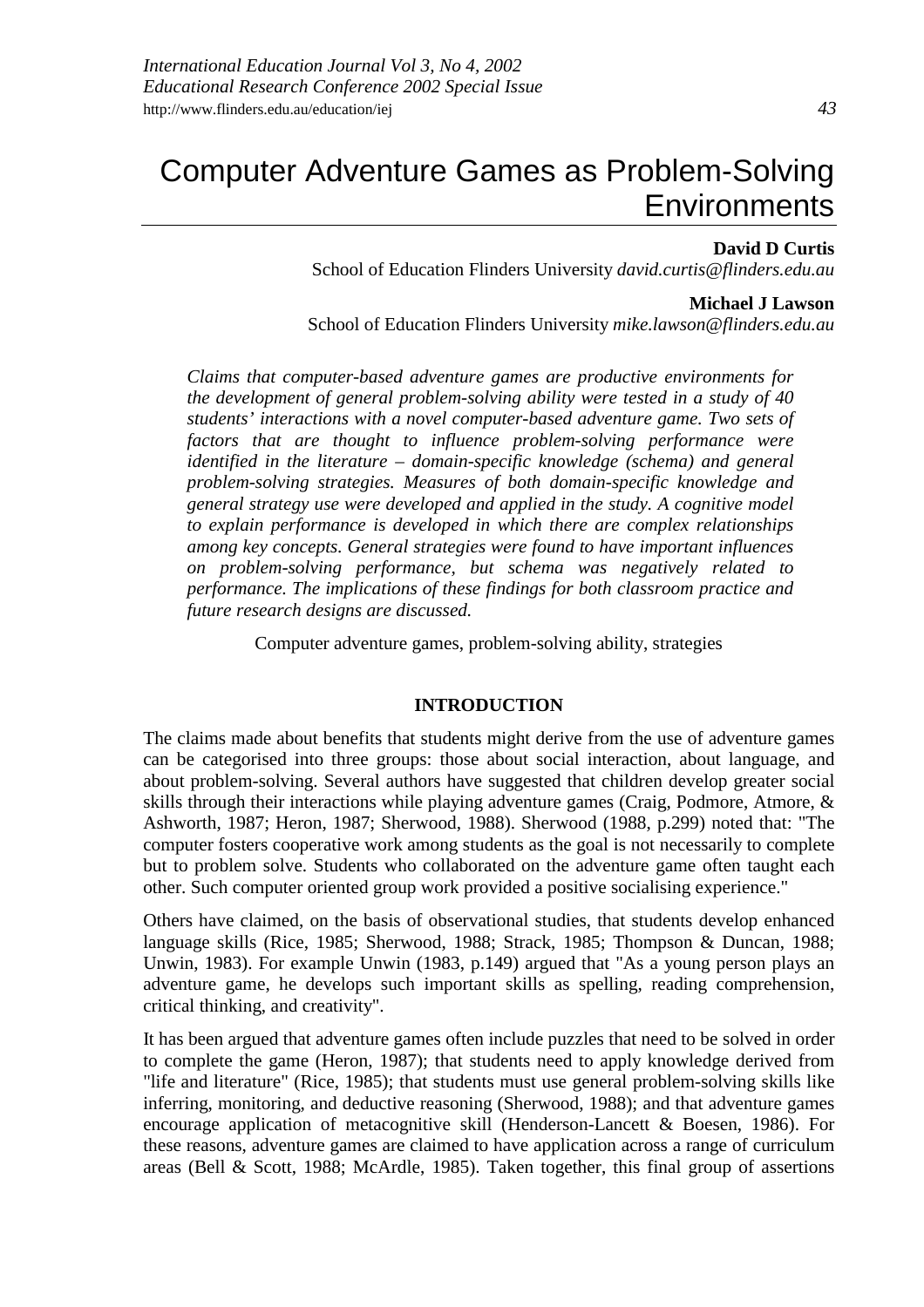# Computer Adventure Games as Problem-Solving Environments

**David D Curtis**
School of Education Flinders University *david.curtis@flinders.edu.au*

**Michael J Lawson**
School of Education Flinders University *mike.lawson@flinders.edu.au*

*Claims that computer-based adventure games are productive environments for the development of general problem-solving ability were tested in a study of 40 students' interactions with a novel computer-based adventure game. Two sets of factors that are thought to influence problem-solving performance were identified in the literature – domain-specific knowledge (schema) and general problem-solving strategies. Measures of both domain-specific knowledge and general strategy use were developed and applied in the study. A cognitive model to explain performance is developed in which there are complex relationships among key concepts. General strategies were found to have important influences on problem-solving performance, but schema was negatively related to performance. The implications of these findings for both classroom practice and future research designs are discussed.*

Computer adventure games, problem-solving ability, strategies

## INTRODUCTION

The claims made about benefits that students might derive from the use of adventure games can be categorised into three groups: those about social interaction, about language, and about problem-solving. Several authors have suggested that children develop greater social skills through their interactions while playing adventure games (Craig, Podmore, Atmore, & Ashworth, 1987; Heron, 1987; Sherwood, 1988). Sherwood (1988, p.299) noted that: "The computer fosters cooperative work among students as the goal is not necessarily to complete but to problem solve. Students who collaborated on the adventure game often taught each other. Such computer oriented group work provided a positive socialising experience."

Others have claimed, on the basis of observational studies, that students develop enhanced language skills (Rice, 1985; Sherwood, 1988; Strack, 1985; Thompson & Duncan, 1988; Unwin, 1983). For example Unwin (1983, p.149) argued that "As a young person plays an adventure game, he develops such important skills as spelling, reading comprehension, critical thinking, and creativity".

It has been argued that adventure games often include puzzles that need to be solved in order to complete the game (Heron, 1987); that students need to apply knowledge derived from "life and literature" (Rice, 1985); that students must use general problem-solving skills like inferring, monitoring, and deductive reasoning (Sherwood, 1988); and that adventure games encourage application of metacognitive skill (Henderson-Lancett & Boesen, 1986). For these reasons, adventure games are claimed to have application across a range of curriculum areas (Bell & Scott, 1988; McArdle, 1985). Taken together, this final group of assertions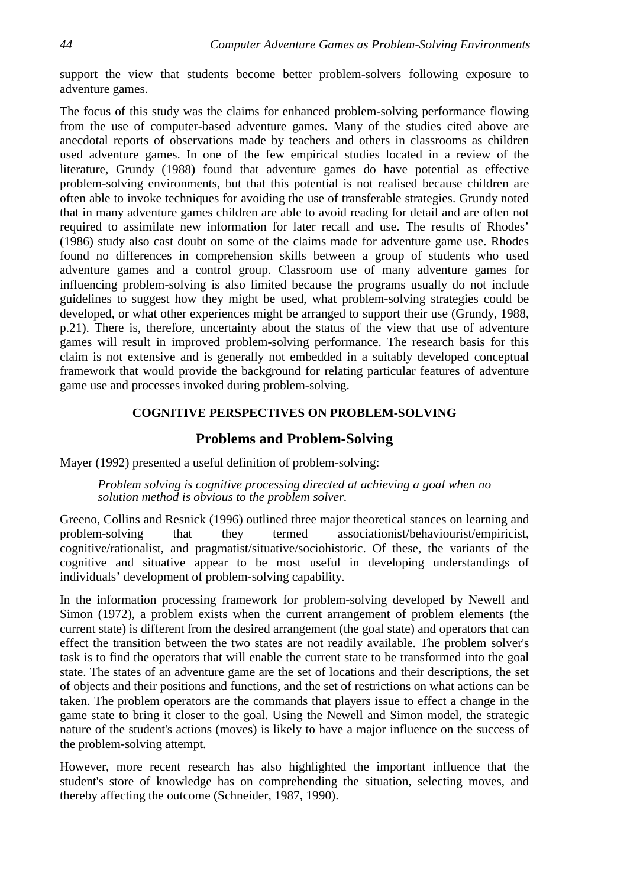support the view that students become better problem-solvers following exposure to adventure games.

The focus of this study was the claims for enhanced problem-solving performance flowing from the use of computer-based adventure games. Many of the studies cited above are anecdotal reports of observations made by teachers and others in classrooms as children used adventure games. In one of the few empirical studies located in a review of the literature, Grundy (1988) found that adventure games do have potential as effective problem-solving environments, but that this potential is not realised because children are often able to invoke techniques for avoiding the use of transferable strategies. Grundy noted that in many adventure games children are able to avoid reading for detail and are often not required to assimilate new information for later recall and use. The results of Rhodes' (1986) study also cast doubt on some of the claims made for adventure game use. Rhodes found no differences in comprehension skills between a group of students who used adventure games and a control group. Classroom use of many adventure games for influencing problem-solving is also limited because the programs usually do not include guidelines to suggest how they might be used, what problem-solving strategies could be developed, or what other experiences might be arranged to support their use (Grundy, 1988, p.21). There is, therefore, uncertainty about the status of the view that use of adventure games will result in improved problem-solving performance. The research basis for this claim is not extensive and is generally not embedded in a suitably developed conceptual framework that would provide the background for relating particular features of adventure game use and processes invoked during problem-solving.

## COGNITIVE PERSPECTIVES ON PROBLEM-SOLVING

### Problems and Problem-Solving

Mayer (1992) presented a useful definition of problem-solving:

> *Problem solving is cognitive processing directed at achieving a goal when no solution method is obvious to the problem solver.*

Greeno, Collins and Resnick (1996) outlined three major theoretical stances on learning and problem-solving that they termed associationist/behaviourist/empiricist, cognitive/rationalist, and pragmatist/situative/sociohistoric. Of these, the variants of the cognitive and situative appear to be most useful in developing understandings of individuals' development of problem-solving capability.

In the information processing framework for problem-solving developed by Newell and Simon (1972), a problem exists when the current arrangement of problem elements (the current state) is different from the desired arrangement (the goal state) and operators that can effect the transition between the two states are not readily available. The problem solver's task is to find the operators that will enable the current state to be transformed into the goal state. The states of an adventure game are the set of locations and their descriptions, the set of objects and their positions and functions, and the set of restrictions on what actions can be taken. The problem operators are the commands that players issue to effect a change in the game state to bring it closer to the goal. Using the Newell and Simon model, the strategic nature of the student's actions (moves) is likely to have a major influence on the success of the problem-solving attempt.

However, more recent research has also highlighted the important influence that the student's store of knowledge has on comprehending the situation, selecting moves, and thereby affecting the outcome (Schneider, 1987, 1990).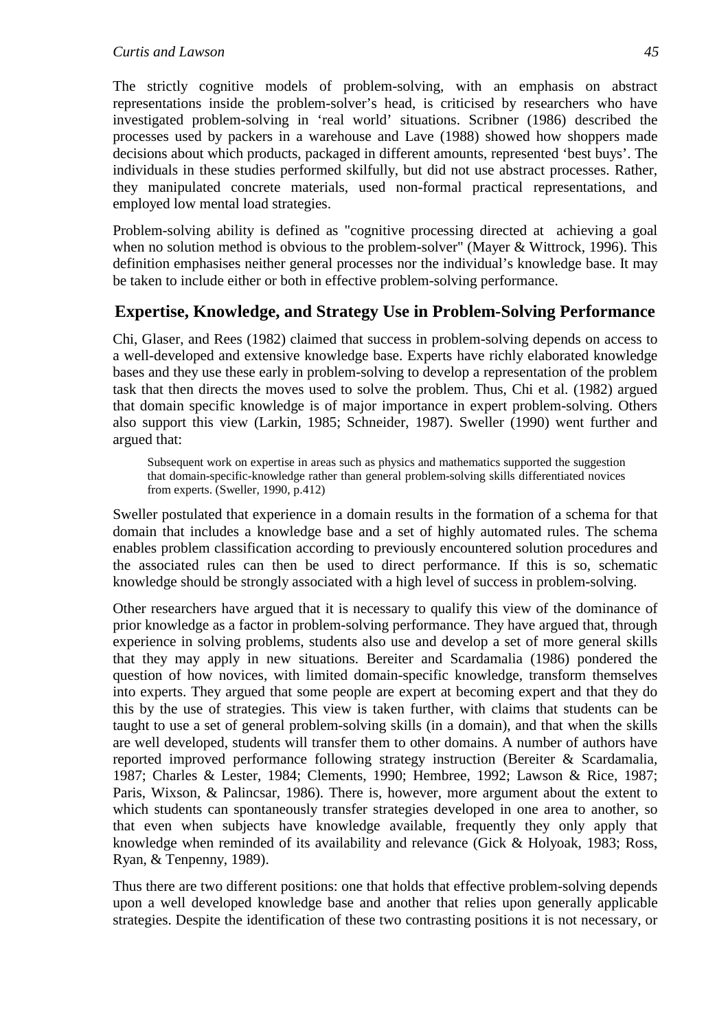The strictly cognitive models of problem-solving, with an emphasis on abstract representations inside the problem-solver's head, is criticised by researchers who have investigated problem-solving in 'real world' situations. Scribner (1986) described the processes used by packers in a warehouse and Lave (1988) showed how shoppers made decisions about which products, packaged in different amounts, represented 'best buys'. The individuals in these studies performed skilfully, but did not use abstract processes. Rather, they manipulated concrete materials, used non-formal practical representations, and employed low mental load strategies.

Problem-solving ability is defined as "cognitive processing directed at achieving a goal when no solution method is obvious to the problem-solver" (Mayer & Wittrock, 1996). This definition emphasises neither general processes nor the individual's knowledge base. It may be taken to include either or both in effective problem-solving performance.

## Expertise, Knowledge, and Strategy Use in Problem-Solving Performance

Chi, Glaser, and Rees (1982) claimed that success in problem-solving depends on access to a well-developed and extensive knowledge base. Experts have richly elaborated knowledge bases and they use these early in problem-solving to develop a representation of the problem task that then directs the moves used to solve the problem. Thus, Chi et al. (1982) argued that domain specific knowledge is of major importance in expert problem-solving. Others also support this view (Larkin, 1985; Schneider, 1987). Sweller (1990) went further and argued that:

> Subsequent work on expertise in areas such as physics and mathematics supported the suggestion that domain-specific-knowledge rather than general problem-solving skills differentiated novices from experts. (Sweller, 1990, p.412)

Sweller postulated that experience in a domain results in the formation of a schema for that domain that includes a knowledge base and a set of highly automated rules. The schema enables problem classification according to previously encountered solution procedures and the associated rules can then be used to direct performance. If this is so, schematic knowledge should be strongly associated with a high level of success in problem-solving.

Other researchers have argued that it is necessary to qualify this view of the dominance of prior knowledge as a factor in problem-solving performance. They have argued that, through experience in solving problems, students also use and develop a set of more general skills that they may apply in new situations. Bereiter and Scardamalia (1986) pondered the question of how novices, with limited domain-specific knowledge, transform themselves into experts. They argued that some people are expert at becoming expert and that they do this by the use of strategies. This view is taken further, with claims that students can be taught to use a set of general problem-solving skills (in a domain), and that when the skills are well developed, students will transfer them to other domains. A number of authors have reported improved performance following strategy instruction (Bereiter & Scardamalia, 1987; Charles & Lester, 1984; Clements, 1990; Hembree, 1992; Lawson & Rice, 1987; Paris, Wixson, & Palincsar, 1986). There is, however, more argument about the extent to which students can spontaneously transfer strategies developed in one area to another, so that even when subjects have knowledge available, frequently they only apply that knowledge when reminded of its availability and relevance (Gick & Holyoak, 1983; Ross, Ryan, & Tenpenny, 1989).

Thus there are two different positions: one that holds that effective problem-solving depends upon a well developed knowledge base and another that relies upon generally applicable strategies. Despite the identification of these two contrasting positions it is not necessary, or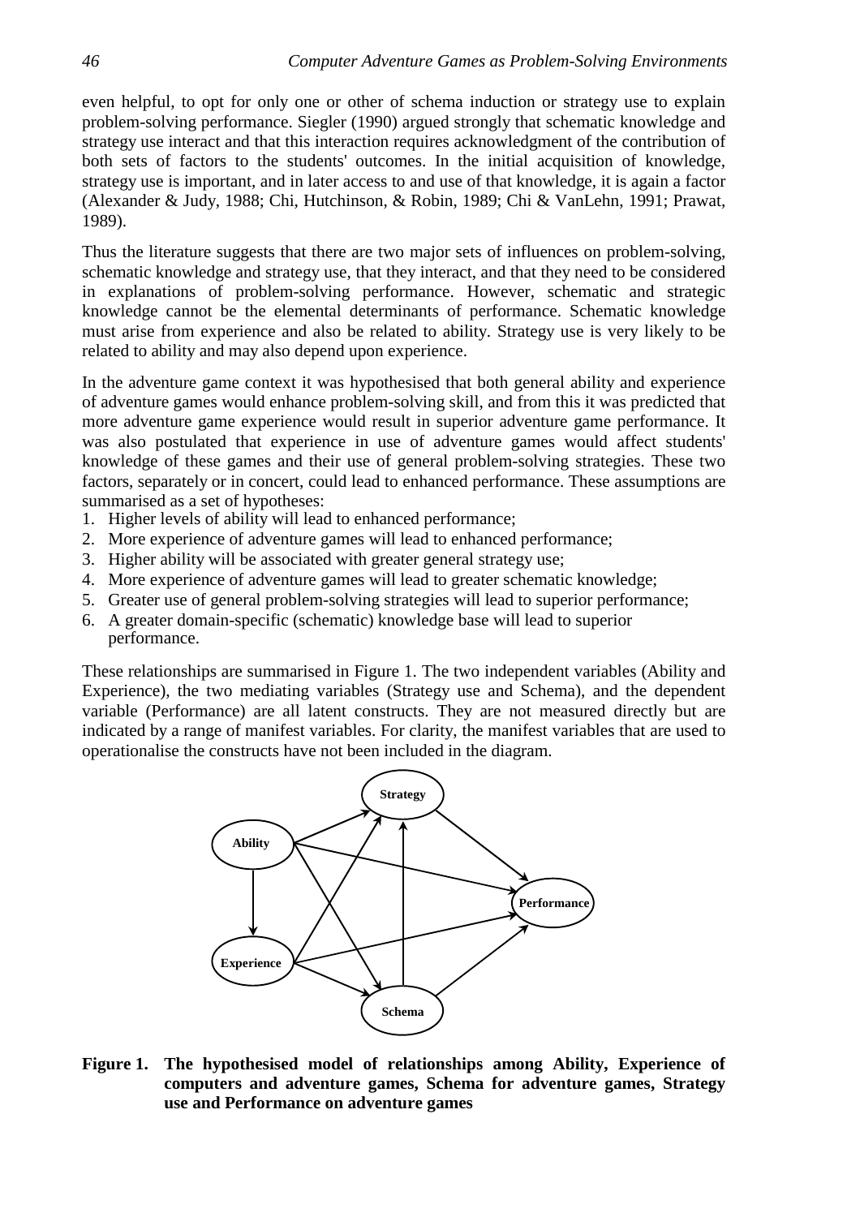even helpful, to opt for only one or other of schema induction or strategy use to explain problem-solving performance. Siegler (1990) argued strongly that schematic knowledge and strategy use interact and that this interaction requires acknowledgment of the contribution of both sets of factors to the students' outcomes. In the initial acquisition of knowledge, strategy use is important, and in later access to and use of that knowledge, it is again a factor (Alexander & Judy, 1988; Chi, Hutchinson, & Robin, 1989; Chi & VanLehn, 1991; Prawat, 1989).

Thus the literature suggests that there are two major sets of influences on problem-solving, schematic knowledge and strategy use, that they interact, and that they need to be considered in explanations of problem-solving performance. However, schematic and strategic knowledge cannot be the elemental determinants of performance. Schematic knowledge must arise from experience and also be related to ability. Strategy use is very likely to be related to ability and may also depend upon experience.

In the adventure game context it was hypothesised that both general ability and experience of adventure games would enhance problem-solving skill, and from this it was predicted that more adventure game experience would result in superior adventure game performance. It was also postulated that experience in use of adventure games would affect students' knowledge of these games and their use of general problem-solving strategies. These two factors, separately or in concert, could lead to enhanced performance. These assumptions are summarised as a set of hypotheses:

1. Higher levels of ability will lead to enhanced performance;
2. More experience of adventure games will lead to enhanced performance;
3. Higher ability will be associated with greater general strategy use;
4. More experience of adventure games will lead to greater schematic knowledge;
5. Greater use of general problem-solving strategies will lead to superior performance;
6. A greater domain-specific (schematic) knowledge base will lead to superior performance.

These relationships are summarised in Figure 1. The two independent variables (Ability and Experience), the two mediating variables (Strategy use and Schema), and the dependent variable (Performance) are all latent constructs. They are not measured directly but are indicated by a range of manifest variables. For clarity, the manifest variables that are used to operationalise the constructs have not been included in the diagram.

**Figure 1. The hypothesised model of relationships among Ability, Experience of computers and adventure games, Schema for adventure games, Strategy use and Performance on adventure games**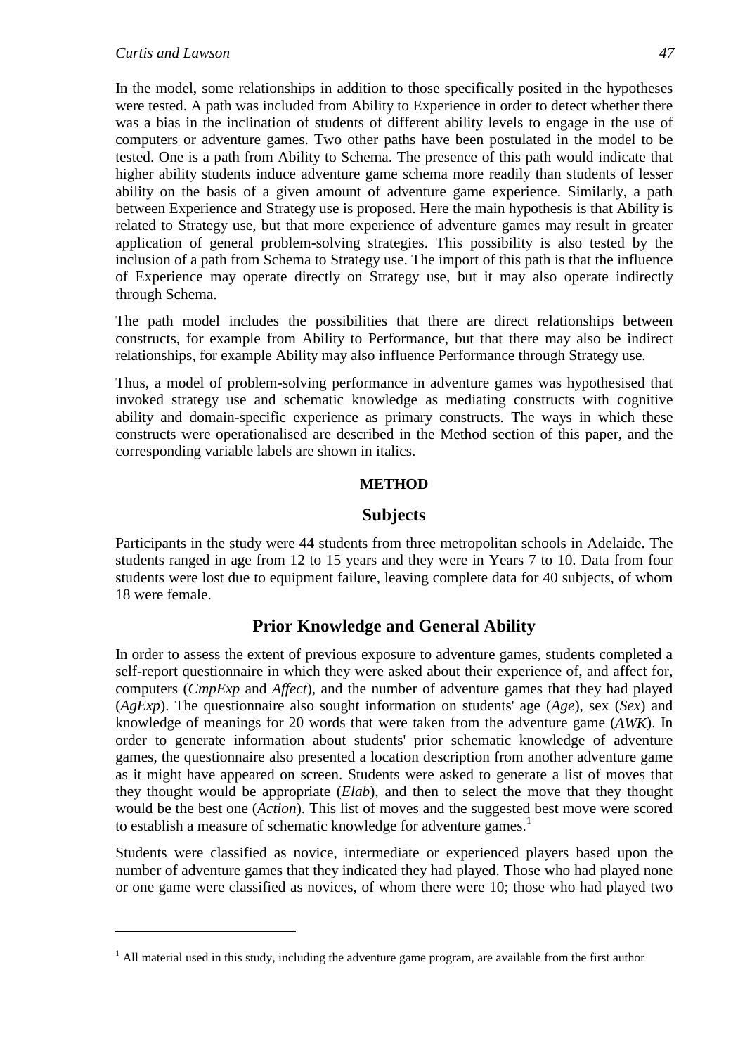In the model, some relationships in addition to those specifically posited in the hypotheses were tested. A path was included from Ability to Experience in order to detect whether there was a bias in the inclination of students of different ability levels to engage in the use of computers or adventure games. Two other paths have been postulated in the model to be tested. One is a path from Ability to Schema. The presence of this path would indicate that higher ability students induce adventure game schema more readily than students of lesser ability on the basis of a given amount of adventure game experience. Similarly, a path between Experience and Strategy use is proposed. Here the main hypothesis is that Ability is related to Strategy use, but that more experience of adventure games may result in greater application of general problem-solving strategies. This possibility is also tested by the inclusion of a path from Schema to Strategy use. The import of this path is that the influence of Experience may operate directly on Strategy use, but it may also operate indirectly through Schema.

The path model includes the possibilities that there are direct relationships between constructs, for example from Ability to Performance, but that there may also be indirect relationships, for example Ability may also influence Performance through Strategy use.

Thus, a model of problem-solving performance in adventure games was hypothesised that invoked strategy use and schematic knowledge as mediating constructs with cognitive ability and domain-specific experience as primary constructs. The ways in which these constructs were operationalised are described in the Method section of this paper, and the corresponding variable labels are shown in italics.

# METHOD

## Subjects

Participants in the study were 44 students from three metropolitan schools in Adelaide. The students ranged in age from 12 to 15 years and they were in Years 7 to 10. Data from four students were lost due to equipment failure, leaving complete data for 40 subjects, of whom 18 were female.

## Prior Knowledge and General Ability

In order to assess the extent of previous exposure to adventure games, students completed a self-report questionnaire in which they were asked about their experience of, and affect for, computers (*CmpExp* and *Affect*), and the number of adventure games that they had played (*AgExp*). The questionnaire also sought information on students' age (*Age*), sex (*Sex*) and knowledge of meanings for 20 words that were taken from the adventure game (*AWK*). In order to generate information about students' prior schematic knowledge of adventure games, the questionnaire also presented a location description from another adventure game as it might have appeared on screen. Students were asked to generate a list of moves that they thought would be appropriate (*Elab*), and then to select the move that they thought would be the best one (*Action*). This list of moves and the suggested best move were scored to establish a measure of schematic knowledge for adventure games.[1]

Students were classified as novice, intermediate or experienced players based upon the number of adventure games that they indicated they had played. Those who had played none or one game were classified as novices, of whom there were 10; those who had played two

[1] All material used in this study, including the adventure game program, are available from the first author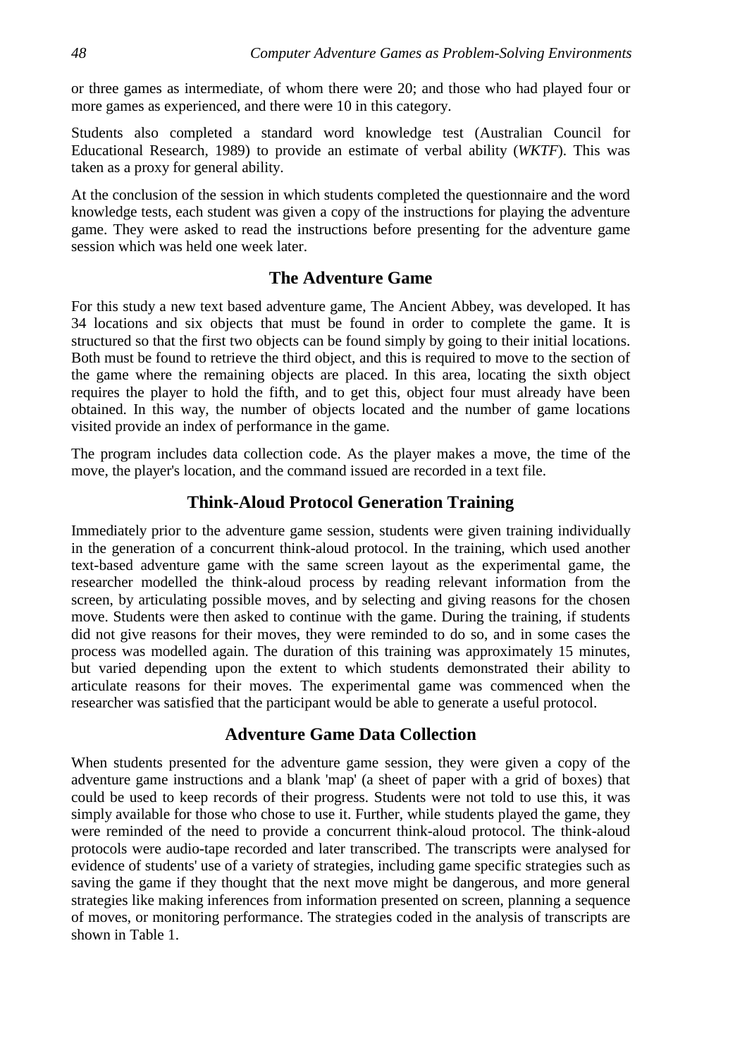or three games as intermediate, of whom there were 20; and those who had played four or more games as experienced, and there were 10 in this category.

Students also completed a standard word knowledge test (Australian Council for Educational Research, 1989) to provide an estimate of verbal ability (*WKTF*). This was taken as a proxy for general ability.

At the conclusion of the session in which students completed the questionnaire and the word knowledge tests, each student was given a copy of the instructions for playing the adventure game. They were asked to read the instructions before presenting for the adventure game session which was held one week later.

## The Adventure Game

For this study a new text based adventure game, The Ancient Abbey, was developed. It has 34 locations and six objects that must be found in order to complete the game. It is structured so that the first two objects can be found simply by going to their initial locations. Both must be found to retrieve the third object, and this is required to move to the section of the game where the remaining objects are placed. In this area, locating the sixth object requires the player to hold the fifth, and to get this, object four must already have been obtained. In this way, the number of objects located and the number of game locations visited provide an index of performance in the game.

The program includes data collection code. As the player makes a move, the time of the move, the player's location, and the command issued are recorded in a text file.

## Think-Aloud Protocol Generation Training

Immediately prior to the adventure game session, students were given training individually in the generation of a concurrent think-aloud protocol. In the training, which used another text-based adventure game with the same screen layout as the experimental game, the researcher modelled the think-aloud process by reading relevant information from the screen, by articulating possible moves, and by selecting and giving reasons for the chosen move. Students were then asked to continue with the game. During the training, if students did not give reasons for their moves, they were reminded to do so, and in some cases the process was modelled again. The duration of this training was approximately 15 minutes, but varied depending upon the extent to which students demonstrated their ability to articulate reasons for their moves. The experimental game was commenced when the researcher was satisfied that the participant would be able to generate a useful protocol.

## Adventure Game Data Collection

When students presented for the adventure game session, they were given a copy of the adventure game instructions and a blank 'map' (a sheet of paper with a grid of boxes) that could be used to keep records of their progress. Students were not told to use this, it was simply available for those who chose to use it. Further, while students played the game, they were reminded of the need to provide a concurrent think-aloud protocol. The think-aloud protocols were audio-tape recorded and later transcribed. The transcripts were analysed for evidence of students' use of a variety of strategies, including game specific strategies such as saving the game if they thought that the next move might be dangerous, and more general strategies like making inferences from information presented on screen, planning a sequence of moves, or monitoring performance. The strategies coded in the analysis of transcripts are shown in Table 1.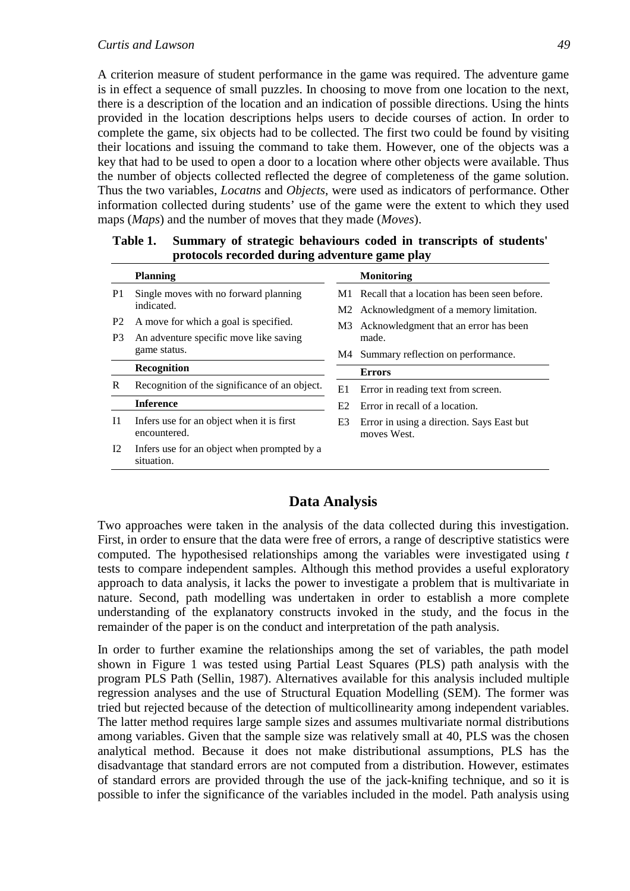A criterion measure of student performance in the game was required. The adventure game is in effect a sequence of small puzzles. In choosing to move from one location to the next, there is a description of the location and an indication of possible directions. Using the hints provided in the location descriptions helps users to decide courses of action. In order to complete the game, six objects had to be collected. The first two could be found by visiting their locations and issuing the command to take them. However, one of the objects was a key that had to be used to open a door to a location where other objects were available. Thus the number of objects collected reflected the degree of completeness of the game solution. Thus the two variables, *Locatns* and *Objects*, were used as indicators of performance. Other information collected during students' use of the game were the extent to which they used maps (*Maps*) and the number of moves that they made (*Moves*).

**Table 1. Summary of strategic behaviours coded in transcripts of students' protocols recorded during adventure game play**

| | **Planning** | | **Monitoring** |
|---|---|---|---|
| P1 | Single moves with no forward planning indicated. | M1 | Recall that a location has been seen before. |
| P2 | A move for which a goal is specified. | M2 | Acknowledgment of a memory limitation. |
| P3 | An adventure specific move like saving game status. | M3 | Acknowledgment that an error has been made. |
| | | M4 | Summary reflection on performance. |
| | **Recognition** | | **Errors** |
| R | Recognition of the significance of an object. | E1 | Error in reading text from screen. |
| | **Inference** | E2 | Error in recall of a location. |
| I1 | Infers use for an object when it is first encountered. | E3 | Error in using a direction. Says East but moves West. |
| I2 | Infers use for an object when prompted by a situation. | | |

## Data Analysis

Two approaches were taken in the analysis of the data collected during this investigation. First, in order to ensure that the data were free of errors, a range of descriptive statistics were computed. The hypothesised relationships among the variables were investigated using *t* tests to compare independent samples. Although this method provides a useful exploratory approach to data analysis, it lacks the power to investigate a problem that is multivariate in nature. Second, path modelling was undertaken in order to establish a more complete understanding of the explanatory constructs invoked in the study, and the focus in the remainder of the paper is on the conduct and interpretation of the path analysis.

In order to further examine the relationships among the set of variables, the path model shown in Figure 1 was tested using Partial Least Squares (PLS) path analysis with the program PLS Path (Sellin, 1987). Alternatives available for this analysis included multiple regression analyses and the use of Structural Equation Modelling (SEM). The former was tried but rejected because of the detection of multicollinearity among independent variables. The latter method requires large sample sizes and assumes multivariate normal distributions among variables. Given that the sample size was relatively small at 40, PLS was the chosen analytical method. Because it does not make distributional assumptions, PLS has the disadvantage that standard errors are not computed from a distribution. However, estimates of standard errors are provided through the use of the jack-knifing technique, and so it is possible to infer the significance of the variables included in the model. Path analysis using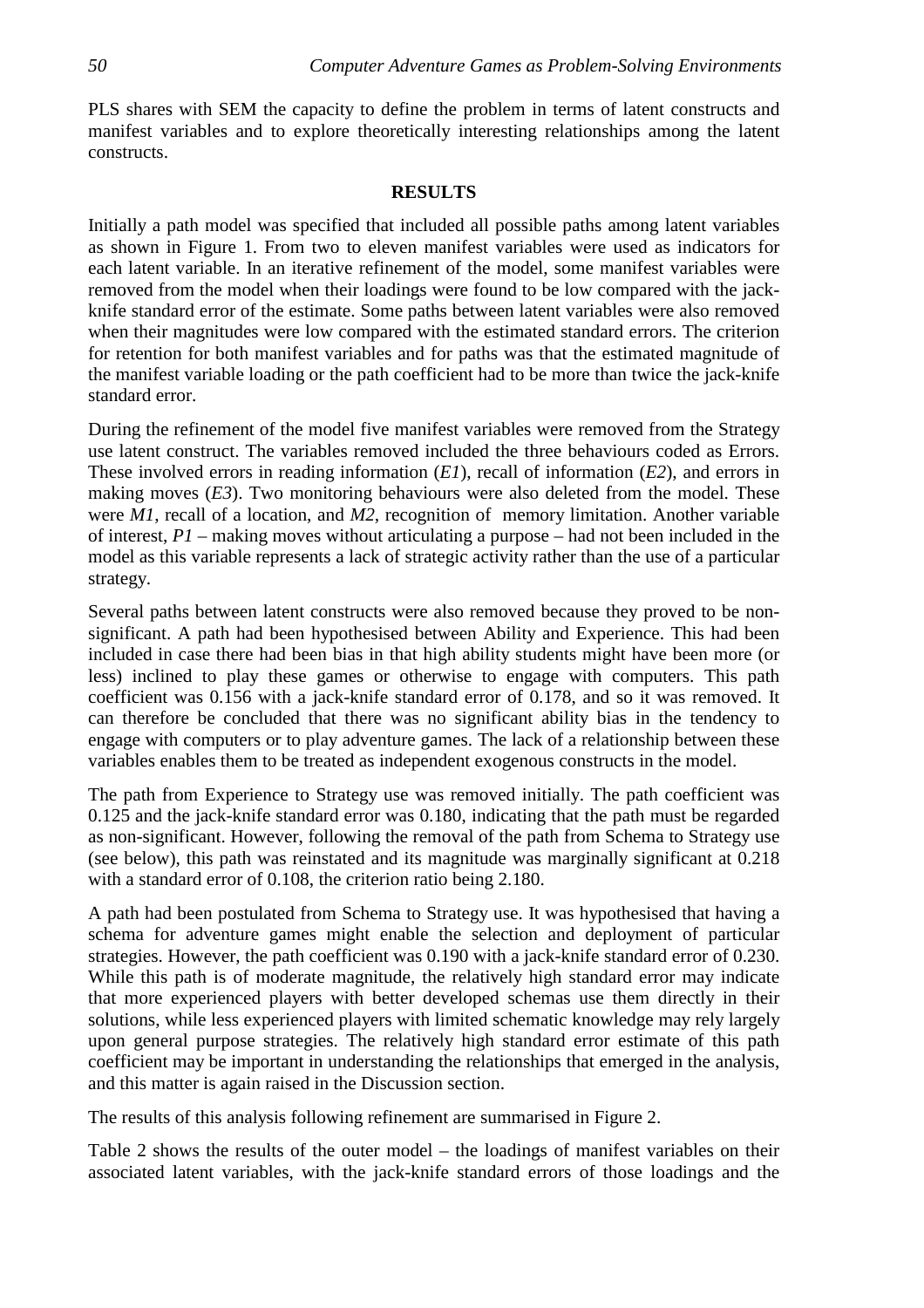PLS shares with SEM the capacity to define the problem in terms of latent constructs and manifest variables and to explore theoretically interesting relationships among the latent constructs.

## RESULTS

Initially a path model was specified that included all possible paths among latent variables as shown in Figure 1. From two to eleven manifest variables were used as indicators for each latent variable. In an iterative refinement of the model, some manifest variables were removed from the model when their loadings were found to be low compared with the jack-knife standard error of the estimate. Some paths between latent variables were also removed when their magnitudes were low compared with the estimated standard errors. The criterion for retention for both manifest variables and for paths was that the estimated magnitude of the manifest variable loading or the path coefficient had to be more than twice the jack-knife standard error.

During the refinement of the model five manifest variables were removed from the Strategy use latent construct. The variables removed included the three behaviours coded as Errors. These involved errors in reading information (*E1*), recall of information (*E2*), and errors in making moves (*E3*). Two monitoring behaviours were also deleted from the model. These were *M1*, recall of a location, and *M2*, recognition of memory limitation. Another variable of interest, *P1* – making moves without articulating a purpose – had not been included in the model as this variable represents a lack of strategic activity rather than the use of a particular strategy.

Several paths between latent constructs were also removed because they proved to be non-significant. A path had been hypothesised between Ability and Experience. This had been included in case there had been bias in that high ability students might have been more (or less) inclined to play these games or otherwise to engage with computers. This path coefficient was 0.156 with a jack-knife standard error of 0.178, and so it was removed. It can therefore be concluded that there was no significant ability bias in the tendency to engage with computers or to play adventure games. The lack of a relationship between these variables enables them to be treated as independent exogenous constructs in the model.

The path from Experience to Strategy use was removed initially. The path coefficient was 0.125 and the jack-knife standard error was 0.180, indicating that the path must be regarded as non-significant. However, following the removal of the path from Schema to Strategy use (see below), this path was reinstated and its magnitude was marginally significant at 0.218 with a standard error of 0.108, the criterion ratio being 2.180.

A path had been postulated from Schema to Strategy use. It was hypothesised that having a schema for adventure games might enable the selection and deployment of particular strategies. However, the path coefficient was 0.190 with a jack-knife standard error of 0.230. While this path is of moderate magnitude, the relatively high standard error may indicate that more experienced players with better developed schemas use them directly in their solutions, while less experienced players with limited schematic knowledge may rely largely upon general purpose strategies. The relatively high standard error estimate of this path coefficient may be important in understanding the relationships that emerged in the analysis, and this matter is again raised in the Discussion section.

The results of this analysis following refinement are summarised in Figure 2.

Table 2 shows the results of the outer model – the loadings of manifest variables on their associated latent variables, with the jack-knife standard errors of those loadings and the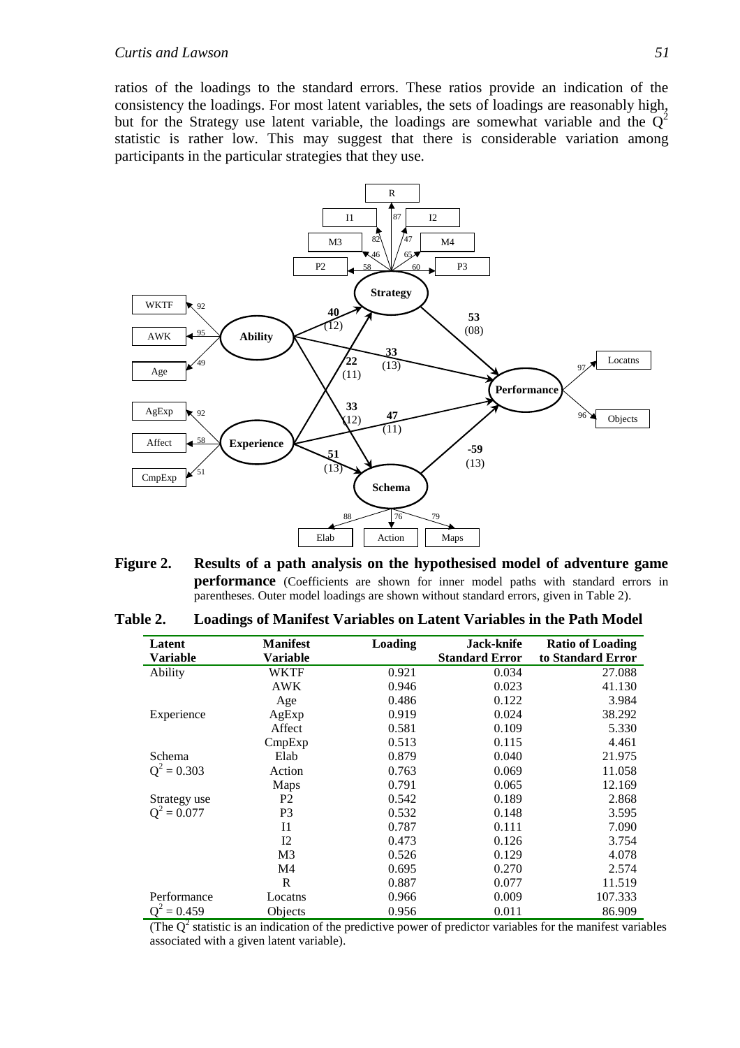ratios of the loadings to the standard errors. These ratios provide an indication of the consistency the loadings. For most latent variables, the sets of loadings are reasonably high, but for the Strategy use latent variable, the loadings are somewhat variable and the $Q^2$ statistic is rather low. This may suggest that there is considerable variation among participants in the particular strategies that they use.

**Figure 2. Results of a path analysis on the hypothesised model of adventure game performance** (Coefficients are shown for inner model paths with standard errors in parentheses. Outer model loadings are shown without standard errors, given in Table 2).

**Table 2. Loadings of Manifest Variables on Latent Variables in the Path Model**

| Latent Variable | Manifest Variable | Loading | Jack-knife Standard Error | Ratio of Loading to Standard Error |
|---|---|---|---|---|
| Ability | WKTF | 0.921 | 0.034 | 27.088 |
| | AWK | 0.946 | 0.023 | 41.130 |
| | Age | 0.486 | 0.122 | 3.984 |
| Experience | AgExp | 0.919 | 0.024 | 38.292 |
| | Affect | 0.581 | 0.109 | 5.330 |
| | CmpExp | 0.513 | 0.115 | 4.461 |
| Schema | Elab | 0.879 | 0.040 | 21.975 |
| $Q^2 = 0.303$ | Action | 0.763 | 0.069 | 11.058 |
| | Maps | 0.791 | 0.065 | 12.169 |
| Strategy use | P2 | 0.542 | 0.189 | 2.868 |
| $Q^2 = 0.077$ | P3 | 0.532 | 0.148 | 3.595 |
| | I1 | 0.787 | 0.111 | 7.090 |
| | I2 | 0.473 | 0.126 | 3.754 |
| | M3 | 0.526 | 0.129 | 4.078 |
| | M4 | 0.695 | 0.270 | 2.574 |
| | R | 0.887 | 0.077 | 11.519 |
| Performance | Locatns | 0.966 | 0.009 | 107.333 |
| $Q^2 = 0.459$ | Objects | 0.956 | 0.011 | 86.909 |

(The $Q^2$ statistic is an indication of the predictive power of predictor variables for the manifest variables associated with a given latent variable).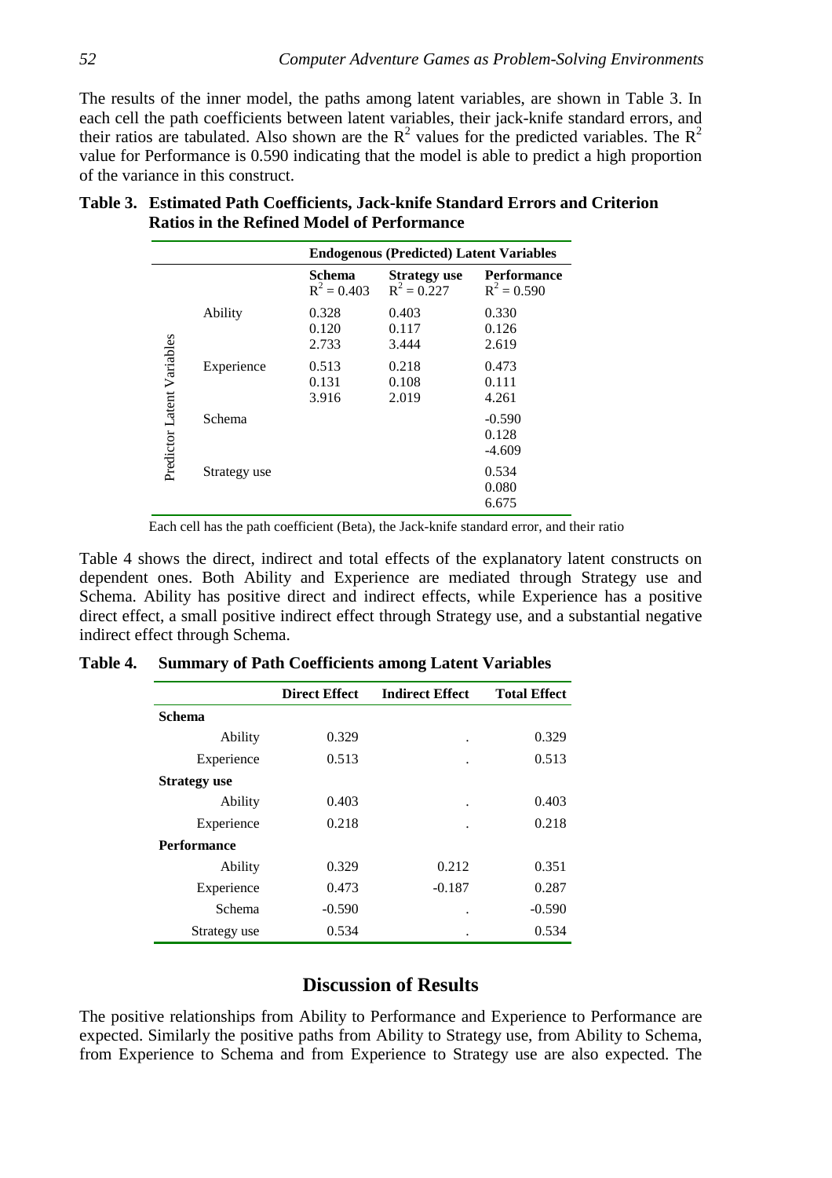The results of the inner model, the paths among latent variables, are shown in Table 3. In each cell the path coefficients between latent variables, their jack-knife standard errors, and their ratios are tabulated. Also shown are the $R^2$ values for the predicted variables. The $R^2$ value for Performance is 0.590 indicating that the model is able to predict a high proportion of the variance in this construct.

**Table 3. Estimated Path Coefficients, Jack-knife Standard Errors and Criterion Ratios in the Refined Model of Performance**

| | | Endogenous (Predicted) Latent Variables | | |
|---|---|---|---|---|
| | | **Schema** $R^2 = 0.403$ | **Strategy use** $R^2 = 0.227$ | **Performance** $R^2 = 0.590$ |
| Predictor Latent Variables | Ability | 0.328<br>0.120<br>2.733 | 0.403<br>0.117<br>3.444 | 0.330<br>0.126<br>2.619 |
| | Experience | 0.513<br>0.131<br>3.916 | 0.218<br>0.108<br>2.019 | 0.473<br>0.111<br>4.261 |
| | Schema | | | -0.590<br>0.128<br>-4.609 |
| | Strategy use | | | 0.534<br>0.080<br>6.675 |

Each cell has the path coefficient (Beta), the Jack-knife standard error, and their ratio

Table 4 shows the direct, indirect and total effects of the explanatory latent constructs on dependent ones. Both Ability and Experience are mediated through Strategy use and Schema. Ability has positive direct and indirect effects, while Experience has a positive direct effect, a small positive indirect effect through Strategy use, and a substantial negative indirect effect through Schema.

**Table 4. Summary of Path Coefficients among Latent Variables**

| | Direct Effect | Indirect Effect | Total Effect |
|---|---|---|---|
| **Schema** | | | |
| Ability | 0.329 | . | 0.329 |
| Experience | 0.513 | . | 0.513 |
| **Strategy use** | | | |
| Ability | 0.403 | . | 0.403 |
| Experience | 0.218 | . | 0.218 |
| **Performance** | | | |
| Ability | 0.329 | 0.212 | 0.351 |
| Experience | 0.473 | -0.187 | 0.287 |
| Schema | -0.590 | . | -0.590 |
| Strategy use | 0.534 | . | 0.534 |

## Discussion of Results

The positive relationships from Ability to Performance and Experience to Performance are expected. Similarly the positive paths from Ability to Strategy use, from Ability to Schema, from Experience to Schema and from Experience to Strategy use are also expected. The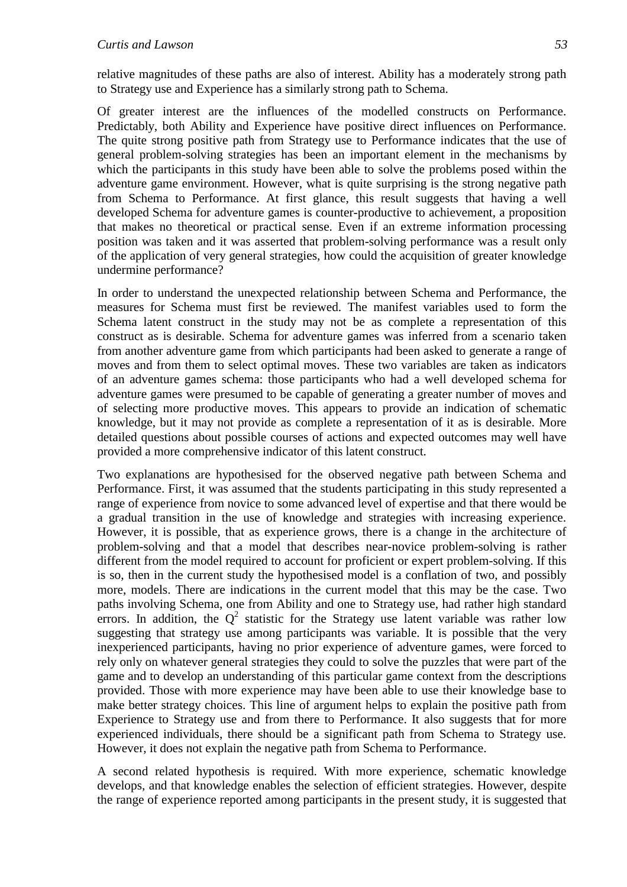relative magnitudes of these paths are also of interest. Ability has a moderately strong path to Strategy use and Experience has a similarly strong path to Schema.

Of greater interest are the influences of the modelled constructs on Performance. Predictably, both Ability and Experience have positive direct influences on Performance. The quite strong positive path from Strategy use to Performance indicates that the use of general problem-solving strategies has been an important element in the mechanisms by which the participants in this study have been able to solve the problems posed within the adventure game environment. However, what is quite surprising is the strong negative path from Schema to Performance. At first glance, this result suggests that having a well developed Schema for adventure games is counter-productive to achievement, a proposition that makes no theoretical or practical sense. Even if an extreme information processing position was taken and it was asserted that problem-solving performance was a result only of the application of very general strategies, how could the acquisition of greater knowledge undermine performance?

In order to understand the unexpected relationship between Schema and Performance, the measures for Schema must first be reviewed. The manifest variables used to form the Schema latent construct in the study may not be as complete a representation of this construct as is desirable. Schema for adventure games was inferred from a scenario taken from another adventure game from which participants had been asked to generate a range of moves and from them to select optimal moves. These two variables are taken as indicators of an adventure games schema: those participants who had a well developed schema for adventure games were presumed to be capable of generating a greater number of moves and of selecting more productive moves. This appears to provide an indication of schematic knowledge, but it may not provide as complete a representation of it as is desirable. More detailed questions about possible courses of actions and expected outcomes may well have provided a more comprehensive indicator of this latent construct.

Two explanations are hypothesised for the observed negative path between Schema and Performance. First, it was assumed that the students participating in this study represented a range of experience from novice to some advanced level of expertise and that there would be a gradual transition in the use of knowledge and strategies with increasing experience. However, it is possible, that as experience grows, there is a change in the architecture of problem-solving and that a model that describes near-novice problem-solving is rather different from the model required to account for proficient or expert problem-solving. If this is so, then in the current study the hypothesised model is a conflation of two, and possibly more, models. There are indications in the current model that this may be the case. Two paths involving Schema, one from Ability and one to Strategy use, had rather high standard errors. In addition, the $Q^2$ statistic for the Strategy use latent variable was rather low suggesting that strategy use among participants was variable. It is possible that the very inexperienced participants, having no prior experience of adventure games, were forced to rely only on whatever general strategies they could to solve the puzzles that were part of the game and to develop an understanding of this particular game context from the descriptions provided. Those with more experience may have been able to use their knowledge base to make better strategy choices. This line of argument helps to explain the positive path from Experience to Strategy use and from there to Performance. It also suggests that for more experienced individuals, there should be a significant path from Schema to Strategy use. However, it does not explain the negative path from Schema to Performance.

A second related hypothesis is required. With more experience, schematic knowledge develops, and that knowledge enables the selection of efficient strategies. However, despite the range of experience reported among participants in the present study, it is suggested that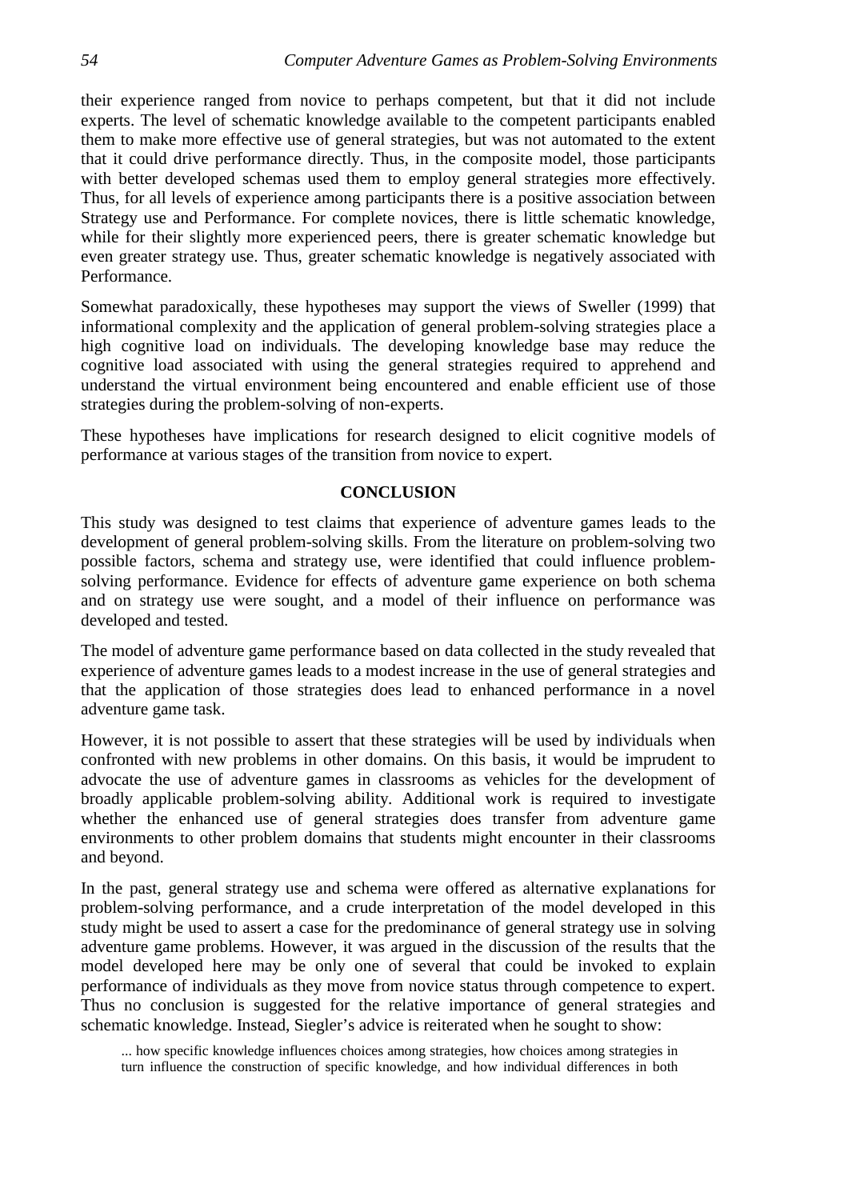their experience ranged from novice to perhaps competent, but that it did not include experts. The level of schematic knowledge available to the competent participants enabled them to make more effective use of general strategies, but was not automated to the extent that it could drive performance directly. Thus, in the composite model, those participants with better developed schemas used them to employ general strategies more effectively. Thus, for all levels of experience among participants there is a positive association between Strategy use and Performance. For complete novices, there is little schematic knowledge, while for their slightly more experienced peers, there is greater schematic knowledge but even greater strategy use. Thus, greater schematic knowledge is negatively associated with Performance.

Somewhat paradoxically, these hypotheses may support the views of Sweller (1999) that informational complexity and the application of general problem-solving strategies place a high cognitive load on individuals. The developing knowledge base may reduce the cognitive load associated with using the general strategies required to apprehend and understand the virtual environment being encountered and enable efficient use of those strategies during the problem-solving of non-experts.

These hypotheses have implications for research designed to elicit cognitive models of performance at various stages of the transition from novice to expert.

## CONCLUSION

This study was designed to test claims that experience of adventure games leads to the development of general problem-solving skills. From the literature on problem-solving two possible factors, schema and strategy use, were identified that could influence problem-solving performance. Evidence for effects of adventure game experience on both schema and on strategy use were sought, and a model of their influence on performance was developed and tested.

The model of adventure game performance based on data collected in the study revealed that experience of adventure games leads to a modest increase in the use of general strategies and that the application of those strategies does lead to enhanced performance in a novel adventure game task.

However, it is not possible to assert that these strategies will be used by individuals when confronted with new problems in other domains. On this basis, it would be imprudent to advocate the use of adventure games in classrooms as vehicles for the development of broadly applicable problem-solving ability. Additional work is required to investigate whether the enhanced use of general strategies does transfer from adventure game environments to other problem domains that students might encounter in their classrooms and beyond.

In the past, general strategy use and schema were offered as alternative explanations for problem-solving performance, and a crude interpretation of the model developed in this study might be used to assert a case for the predominance of general strategy use in solving adventure game problems. However, it was argued in the discussion of the results that the model developed here may be only one of several that could be invoked to explain performance of individuals as they move from novice status through competence to expert. Thus no conclusion is suggested for the relative importance of general strategies and schematic knowledge. Instead, Siegler's advice is reiterated when he sought to show:

> ... how specific knowledge influences choices among strategies, how choices among strategies in turn influence the construction of specific knowledge, and how individual differences in both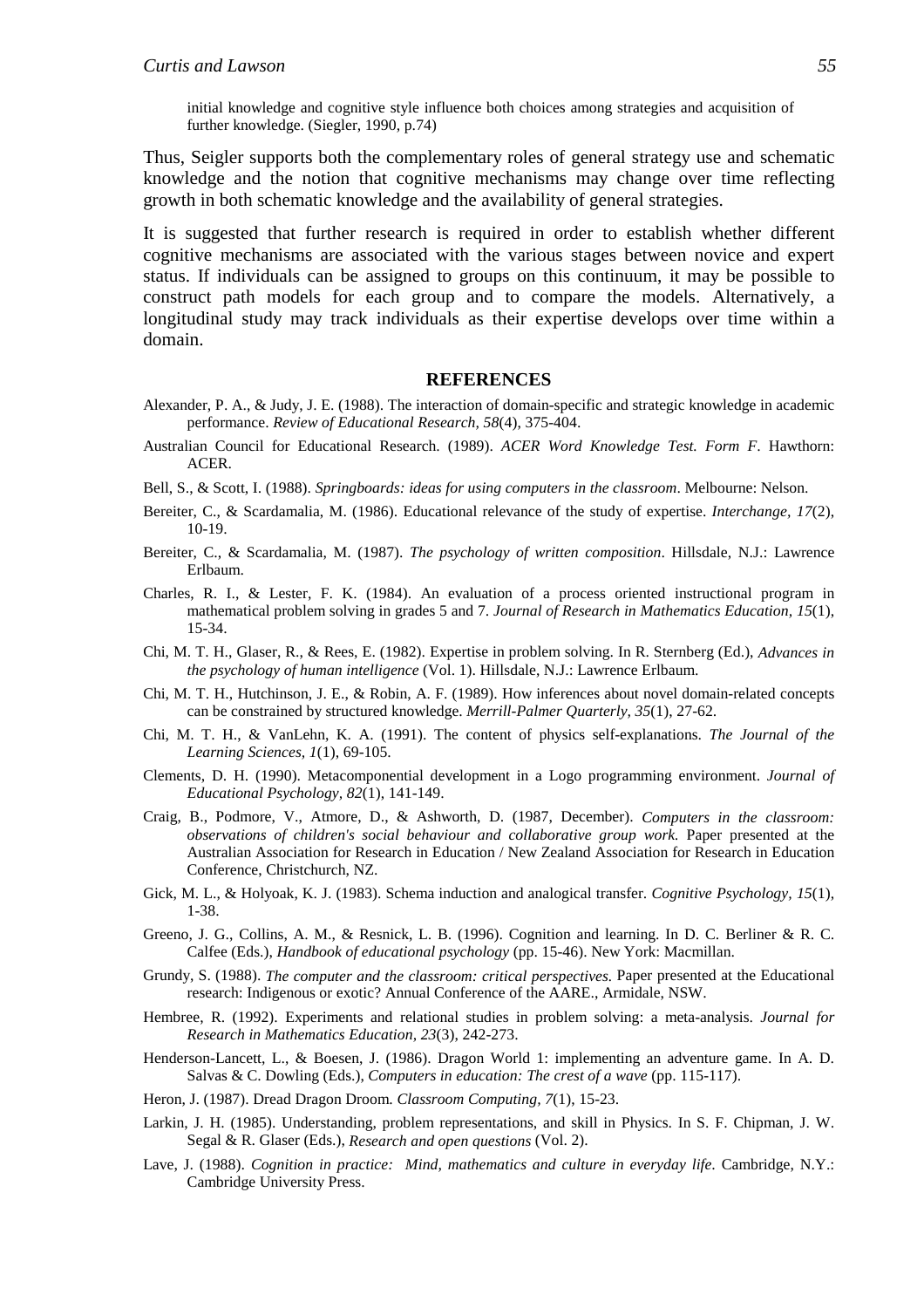> initial knowledge and cognitive style influence both choices among strategies and acquisition of further knowledge. (Siegler, 1990, p.74)

Thus, Seigler supports both the complementary roles of general strategy use and schematic knowledge and the notion that cognitive mechanisms may change over time reflecting growth in both schematic knowledge and the availability of general strategies.

It is suggested that further research is required in order to establish whether different cognitive mechanisms are associated with the various stages between novice and expert status. If individuals can be assigned to groups on this continuum, it may be possible to construct path models for each group and to compare the models. Alternatively, a longitudinal study may track individuals as their expertise develops over time within a domain.

## REFERENCES

Alexander, P. A., & Judy, J. E. (1988). The interaction of domain-specific and strategic knowledge in academic performance. *Review of Educational Research, 58*(4), 375-404.

Australian Council for Educational Research. (1989). *ACER Word Knowledge Test. Form F*. Hawthorn: ACER.

Bell, S., & Scott, I. (1988). *Springboards: ideas for using computers in the classroom*. Melbourne: Nelson.

Bereiter, C., & Scardamalia, M. (1986). Educational relevance of the study of expertise. *Interchange, 17*(2), 10-19.

Bereiter, C., & Scardamalia, M. (1987). *The psychology of written composition*. Hillsdale, N.J.: Lawrence Erlbaum.

Charles, R. I., & Lester, F. K. (1984). An evaluation of a process oriented instructional program in mathematical problem solving in grades 5 and 7. *Journal of Research in Mathematics Education, 15*(1), 15-34.

Chi, M. T. H., Glaser, R., & Rees, E. (1982). Expertise in problem solving. In R. Sternberg (Ed.), *Advances in the psychology of human intelligence* (Vol. 1). Hillsdale, N.J.: Lawrence Erlbaum.

Chi, M. T. H., Hutchinson, J. E., & Robin, A. F. (1989). How inferences about novel domain-related concepts can be constrained by structured knowledge. *Merrill-Palmer Quarterly, 35*(1), 27-62.

Chi, M. T. H., & VanLehn, K. A. (1991). The content of physics self-explanations. *The Journal of the Learning Sciences, 1*(1), 69-105.

Clements, D. H. (1990). Metacomponential development in a Logo programming environment. *Journal of Educational Psychology, 82*(1), 141-149.

Craig, B., Podmore, V., Atmore, D., & Ashworth, D. (1987, December). *Computers in the classroom: observations of children's social behaviour and collaborative group work.* Paper presented at the Australian Association for Research in Education / New Zealand Association for Research in Education Conference, Christchurch, NZ.

Gick, M. L., & Holyoak, K. J. (1983). Schema induction and analogical transfer. *Cognitive Psychology, 15*(1), 1-38.

Greeno, J. G., Collins, A. M., & Resnick, L. B. (1996). Cognition and learning. In D. C. Berliner & R. C. Calfee (Eds.), *Handbook of educational psychology* (pp. 15-46). New York: Macmillan.

Grundy, S. (1988). *The computer and the classroom: critical perspectives.* Paper presented at the Educational research: Indigenous or exotic? Annual Conference of the AARE., Armidale, NSW.

Hembree, R. (1992). Experiments and relational studies in problem solving: a meta-analysis. *Journal for Research in Mathematics Education, 23*(3), 242-273.

Henderson-Lancett, L., & Boesen, J. (1986). Dragon World 1: implementing an adventure game. In A. D. Salvas & C. Dowling (Eds.), *Computers in education: The crest of a wave* (pp. 115-117).

Heron, J. (1987). Dread Dragon Droom. *Classroom Computing, 7*(1), 15-23.

Larkin, J. H. (1985). Understanding, problem representations, and skill in Physics. In S. F. Chipman, J. W. Segal & R. Glaser (Eds.), *Research and open questions* (Vol. 2).

Lave, J. (1988). *Cognition in practice: Mind, mathematics and culture in everyday life.* Cambridge, N.Y.: Cambridge University Press.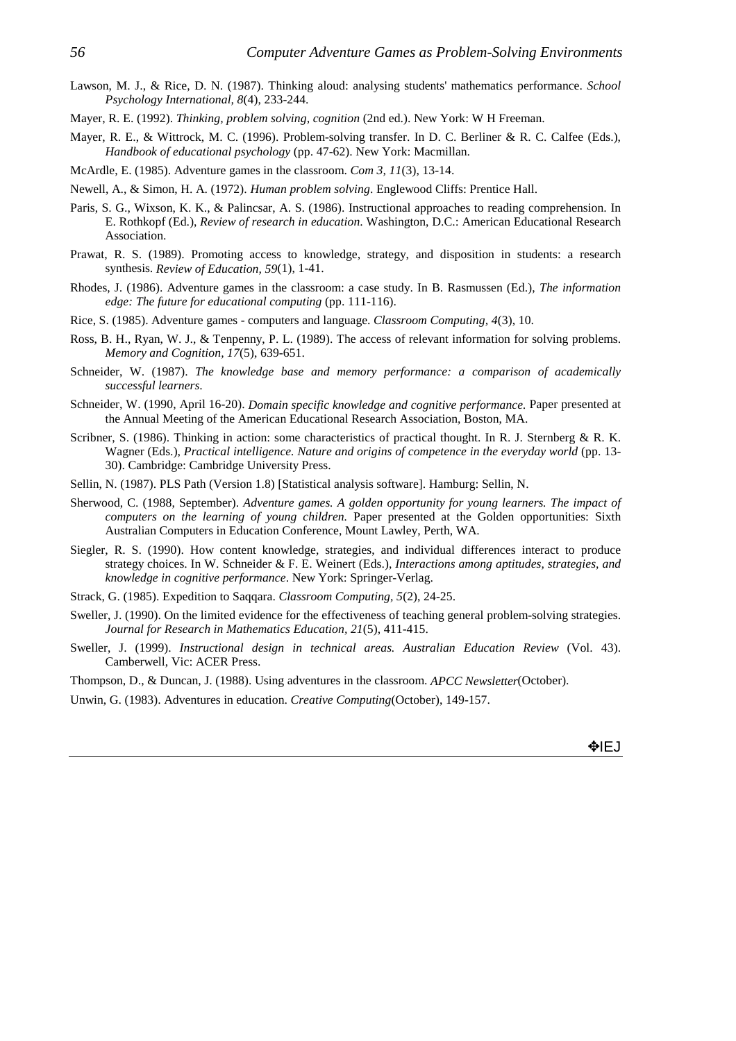Lawson, M. J., & Rice, D. N. (1987). Thinking aloud: analysing students' mathematics performance. *School Psychology International, 8*(4), 233-244.

Mayer, R. E. (1992). *Thinking, problem solving, cognition* (2nd ed.). New York: W H Freeman.

Mayer, R. E., & Wittrock, M. C. (1996). Problem-solving transfer. In D. C. Berliner & R. C. Calfee (Eds.), *Handbook of educational psychology* (pp. 47-62). New York: Macmillan.

McArdle, E. (1985). Adventure games in the classroom. *Com 3, 11*(3), 13-14.

Newell, A., & Simon, H. A. (1972). *Human problem solving*. Englewood Cliffs: Prentice Hall.

Paris, S. G., Wixson, K. K., & Palincsar, A. S. (1986). Instructional approaches to reading comprehension. In E. Rothkopf (Ed.), *Review of research in education*. Washington, D.C.: American Educational Research Association.

Prawat, R. S. (1989). Promoting access to knowledge, strategy, and disposition in students: a research synthesis. *Review of Education, 59*(1), 1-41.

Rhodes, J. (1986). Adventure games in the classroom: a case study. In B. Rasmussen (Ed.), *The information edge: The future for educational computing* (pp. 111-116).

Rice, S. (1985). Adventure games - computers and language. *Classroom Computing, 4*(3), 10.

Ross, B. H., Ryan, W. J., & Tenpenny, P. L. (1989). The access of relevant information for solving problems. *Memory and Cognition, 17*(5), 639-651.

Schneider, W. (1987). *The knowledge base and memory performance: a comparison of academically successful learners*.

Schneider, W. (1990, April 16-20). *Domain specific knowledge and cognitive performance.* Paper presented at the Annual Meeting of the American Educational Research Association, Boston, MA.

Scribner, S. (1986). Thinking in action: some characteristics of practical thought. In R. J. Sternberg & R. K. Wagner (Eds.), *Practical intelligence. Nature and origins of competence in the everyday world* (pp. 13-30). Cambridge: Cambridge University Press.

Sellin, N. (1987). PLS Path (Version 1.8) [Statistical analysis software]. Hamburg: Sellin, N.

Sherwood, C. (1988, September). *Adventure games. A golden opportunity for young learners. The impact of computers on the learning of young children.* Paper presented at the Golden opportunities: Sixth Australian Computers in Education Conference, Mount Lawley, Perth, WA.

Siegler, R. S. (1990). How content knowledge, strategies, and individual differences interact to produce strategy choices. In W. Schneider & F. E. Weinert (Eds.), *Interactions among aptitudes, strategies, and knowledge in cognitive performance*. New York: Springer-Verlag.

Strack, G. (1985). Expedition to Saqqara. *Classroom Computing, 5*(2), 24-25.

Sweller, J. (1990). On the limited evidence for the effectiveness of teaching general problem-solving strategies. *Journal for Research in Mathematics Education, 21*(5), 411-415.

Sweller, J. (1999). *Instructional design in technical areas. Australian Education Review* (Vol. 43). Camberwell, Vic: ACER Press.

Thompson, D., & Duncan, J. (1988). Using adventures in the classroom. *APCC Newsletter*(October).

Unwin, G. (1983). Adventures in education. *Creative Computing*(October), 149-157.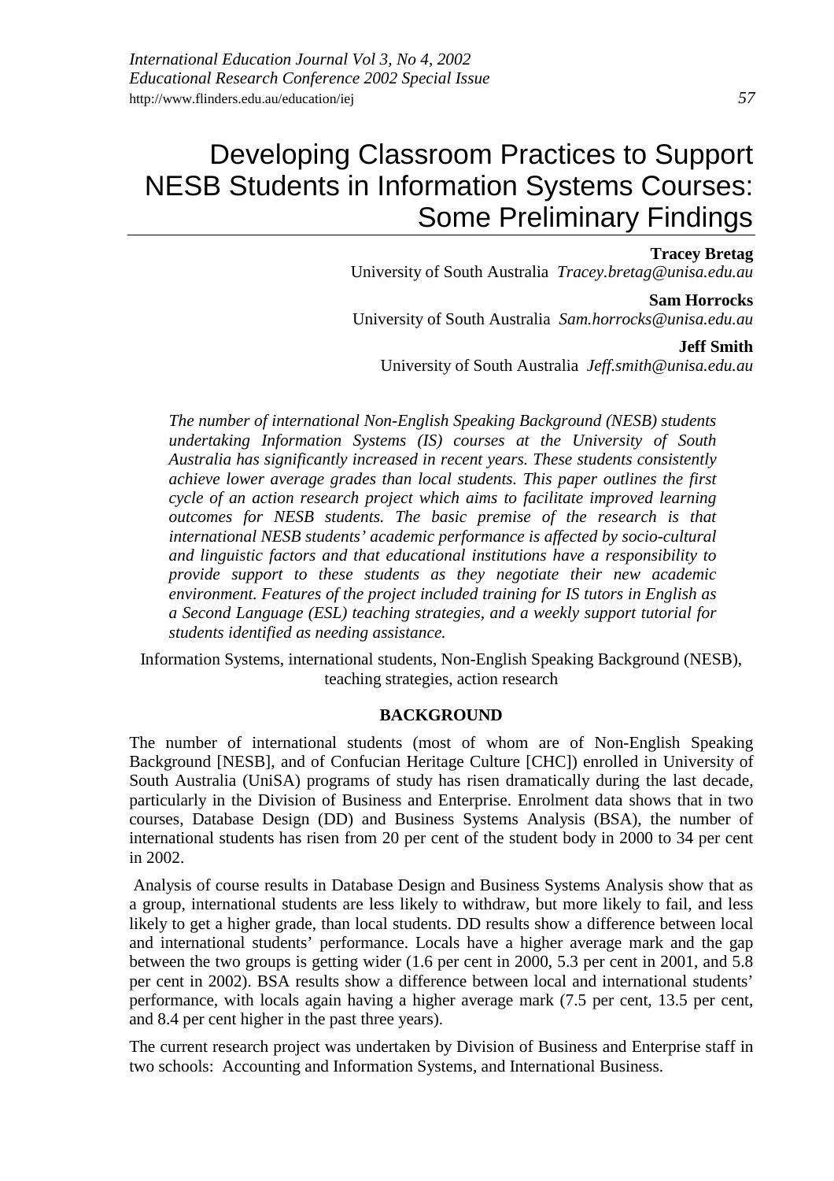# Developing Classroom Practices to Support NESB Students in Information Systems Courses: Some Preliminary Findings

**Tracey Bretag**
University of South Australia *Tracey.bretag@unisa.edu.au*

**Sam Horrocks**
University of South Australia *Sam.horrocks@unisa.edu.au*

**Jeff Smith**
University of South Australia *Jeff.smith@unisa.edu.au*

*The number of international Non-English Speaking Background (NESB) students undertaking Information Systems (IS) courses at the University of South Australia has significantly increased in recent years. These students consistently achieve lower average grades than local students. This paper outlines the first cycle of an action research project which aims to facilitate improved learning outcomes for NESB students. The basic premise of the research is that international NESB students' academic performance is affected by socio-cultural and linguistic factors and that educational institutions have a responsibility to provide support to these students as they negotiate their new academic environment. Features of the project included training for IS tutors in English as a Second Language (ESL) teaching strategies, and a weekly support tutorial for students identified as needing assistance.*

Information Systems, international students, Non-English Speaking Background (NESB), teaching strategies, action research

## BACKGROUND

The number of international students (most of whom are of Non-English Speaking Background [NESB], and of Confucian Heritage Culture [CHC]) enrolled in University of South Australia (UniSA) programs of study has risen dramatically during the last decade, particularly in the Division of Business and Enterprise. Enrolment data shows that in two courses, Database Design (DD) and Business Systems Analysis (BSA), the number of international students has risen from 20 per cent of the student body in 2000 to 34 per cent in 2002.

Analysis of course results in Database Design and Business Systems Analysis show that as a group, international students are less likely to withdraw, but more likely to fail, and less likely to get a higher grade, than local students. DD results show a difference between local and international students' performance. Locals have a higher average mark and the gap between the two groups is getting wider (1.6 per cent in 2000, 5.3 per cent in 2001, and 5.8 per cent in 2002). BSA results show a difference between local and international students' performance, with locals again having a higher average mark (7.5 per cent, 13.5 per cent, and 8.4 per cent higher in the past three years).

The current research project was undertaken by Division of Business and Enterprise staff in two schools: Accounting and Information Systems, and International Business.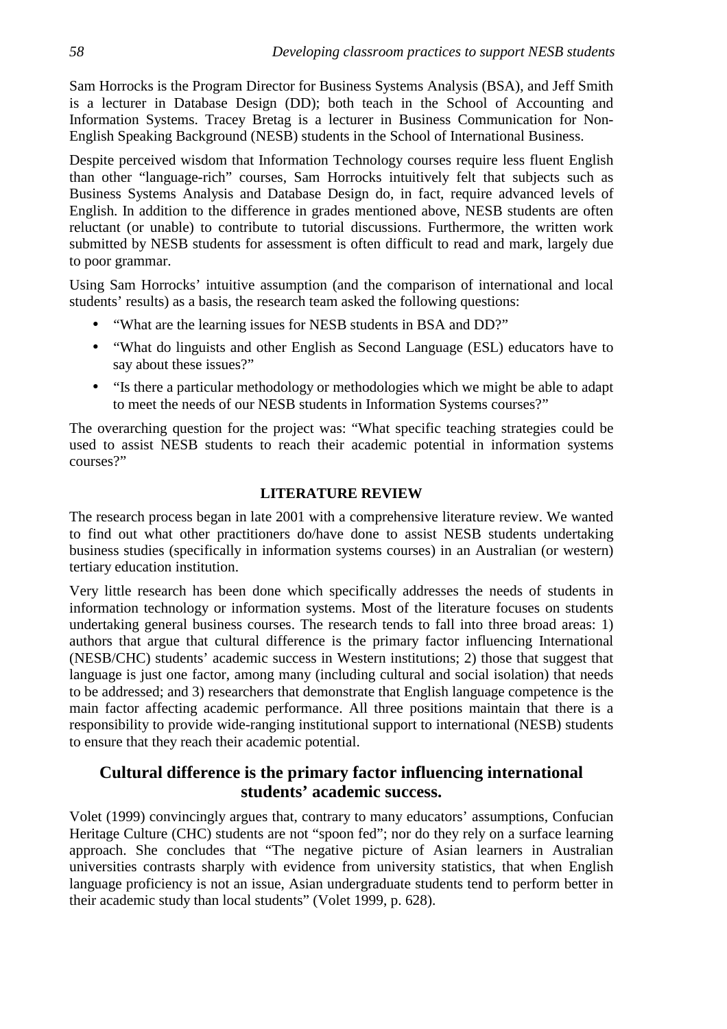Sam Horrocks is the Program Director for Business Systems Analysis (BSA), and Jeff Smith is a lecturer in Database Design (DD); both teach in the School of Accounting and Information Systems. Tracey Bretag is a lecturer in Business Communication for Non-English Speaking Background (NESB) students in the School of International Business.

Despite perceived wisdom that Information Technology courses require less fluent English than other "language-rich" courses, Sam Horrocks intuitively felt that subjects such as Business Systems Analysis and Database Design do, in fact, require advanced levels of English. In addition to the difference in grades mentioned above, NESB students are often reluctant (or unable) to contribute to tutorial discussions. Furthermore, the written work submitted by NESB students for assessment is often difficult to read and mark, largely due to poor grammar.

Using Sam Horrocks' intuitive assumption (and the comparison of international and local students' results) as a basis, the research team asked the following questions:

- "What are the learning issues for NESB students in BSA and DD?"
- "What do linguists and other English as Second Language (ESL) educators have to say about these issues?"
- "Is there a particular methodology or methodologies which we might be able to adapt to meet the needs of our NESB students in Information Systems courses?"

The overarching question for the project was: "What specific teaching strategies could be used to assist NESB students to reach their academic potential in information systems courses?"

## LITERATURE REVIEW

The research process began in late 2001 with a comprehensive literature review. We wanted to find out what other practitioners do/have done to assist NESB students undertaking business studies (specifically in information systems courses) in an Australian (or western) tertiary education institution.

Very little research has been done which specifically addresses the needs of students in information technology or information systems. Most of the literature focuses on students undertaking general business courses. The research tends to fall into three broad areas: 1) authors that argue that cultural difference is the primary factor influencing International (NESB/CHC) students' academic success in Western institutions; 2) those that suggest that language is just one factor, among many (including cultural and social isolation) that needs to be addressed; and 3) researchers that demonstrate that English language competence is the main factor affecting academic performance. All three positions maintain that there is a responsibility to provide wide-ranging institutional support to international (NESB) students to ensure that they reach their academic potential.

### Cultural difference is the primary factor influencing international students' academic success.

Volet (1999) convincingly argues that, contrary to many educators' assumptions, Confucian Heritage Culture (CHC) students are not "spoon fed"; nor do they rely on a surface learning approach. She concludes that "The negative picture of Asian learners in Australian universities contrasts sharply with evidence from university statistics, that when English language proficiency is not an issue, Asian undergraduate students tend to perform better in their academic study than local students" (Volet 1999, p. 628).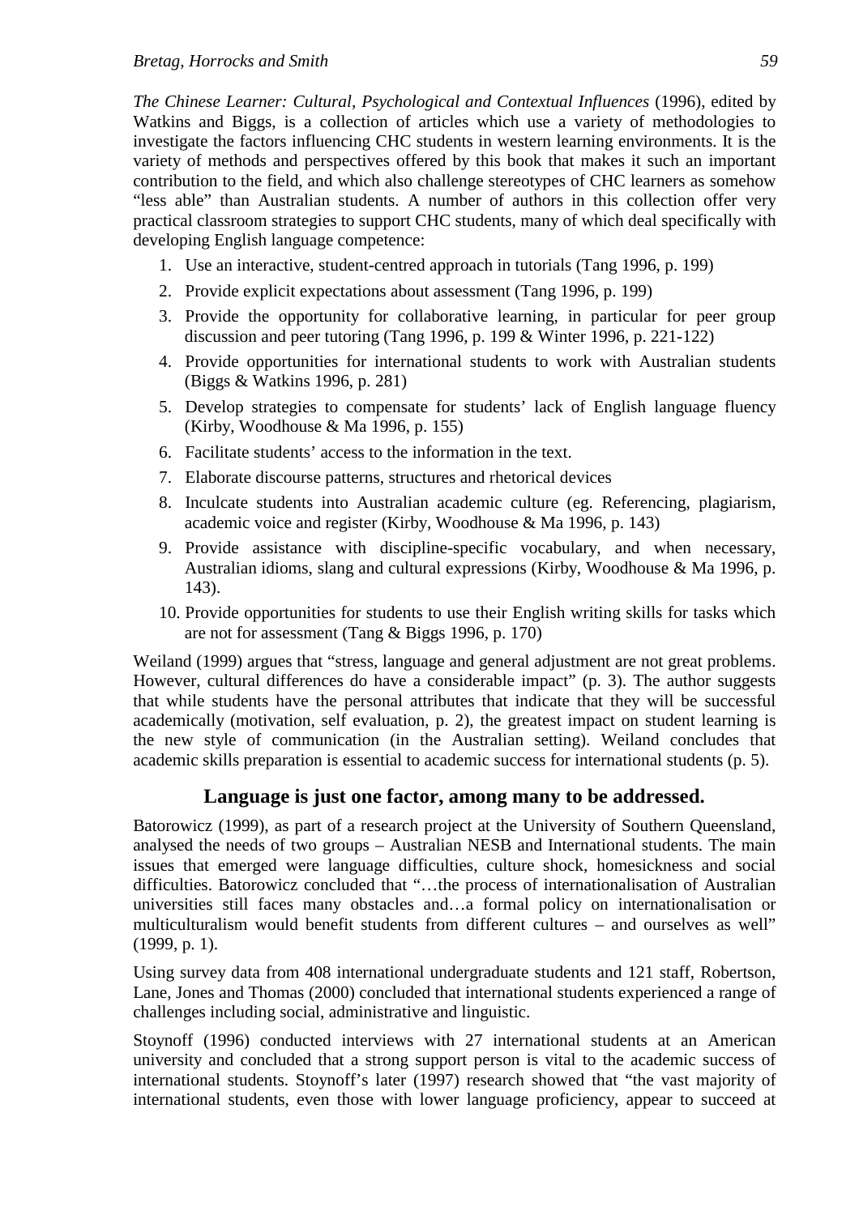*The Chinese Learner: Cultural, Psychological and Contextual Influences* (1996), edited by Watkins and Biggs, is a collection of articles which use a variety of methodologies to investigate the factors influencing CHC students in western learning environments. It is the variety of methods and perspectives offered by this book that makes it such an important contribution to the field, and which also challenge stereotypes of CHC learners as somehow "less able" than Australian students. A number of authors in this collection offer very practical classroom strategies to support CHC students, many of which deal specifically with developing English language competence:

1. Use an interactive, student-centred approach in tutorials (Tang 1996, p. 199)
2. Provide explicit expectations about assessment (Tang 1996, p. 199)
3. Provide the opportunity for collaborative learning, in particular for peer group discussion and peer tutoring (Tang 1996, p. 199 & Winter 1996, p. 221-122)
4. Provide opportunities for international students to work with Australian students (Biggs & Watkins 1996, p. 281)
5. Develop strategies to compensate for students' lack of English language fluency (Kirby, Woodhouse & Ma 1996, p. 155)
6. Facilitate students' access to the information in the text.
7. Elaborate discourse patterns, structures and rhetorical devices
8. Inculcate students into Australian academic culture (eg. Referencing, plagiarism, academic voice and register (Kirby, Woodhouse & Ma 1996, p. 143)
9. Provide assistance with discipline-specific vocabulary, and when necessary, Australian idioms, slang and cultural expressions (Kirby, Woodhouse & Ma 1996, p. 143).
10. Provide opportunities for students to use their English writing skills for tasks which are not for assessment (Tang & Biggs 1996, p. 170)

Weiland (1999) argues that "stress, language and general adjustment are not great problems. However, cultural differences do have a considerable impact" (p. 3). The author suggests that while students have the personal attributes that indicate that they will be successful academically (motivation, self evaluation, p. 2), the greatest impact on student learning is the new style of communication (in the Australian setting). Weiland concludes that academic skills preparation is essential to academic success for international students (p. 5).

## Language is just one factor, among many to be addressed.

Batorowicz (1999), as part of a research project at the University of Southern Queensland, analysed the needs of two groups – Australian NESB and International students. The main issues that emerged were language difficulties, culture shock, homesickness and social difficulties. Batorowicz concluded that "…the process of internationalisation of Australian universities still faces many obstacles and…a formal policy on internationalisation or multiculturalism would benefit students from different cultures – and ourselves as well" (1999, p. 1).

Using survey data from 408 international undergraduate students and 121 staff, Robertson, Lane, Jones and Thomas (2000) concluded that international students experienced a range of challenges including social, administrative and linguistic.

Stoynoff (1996) conducted interviews with 27 international students at an American university and concluded that a strong support person is vital to the academic success of international students. Stoynoff's later (1997) research showed that "the vast majority of international students, even those with lower language proficiency, appear to succeed at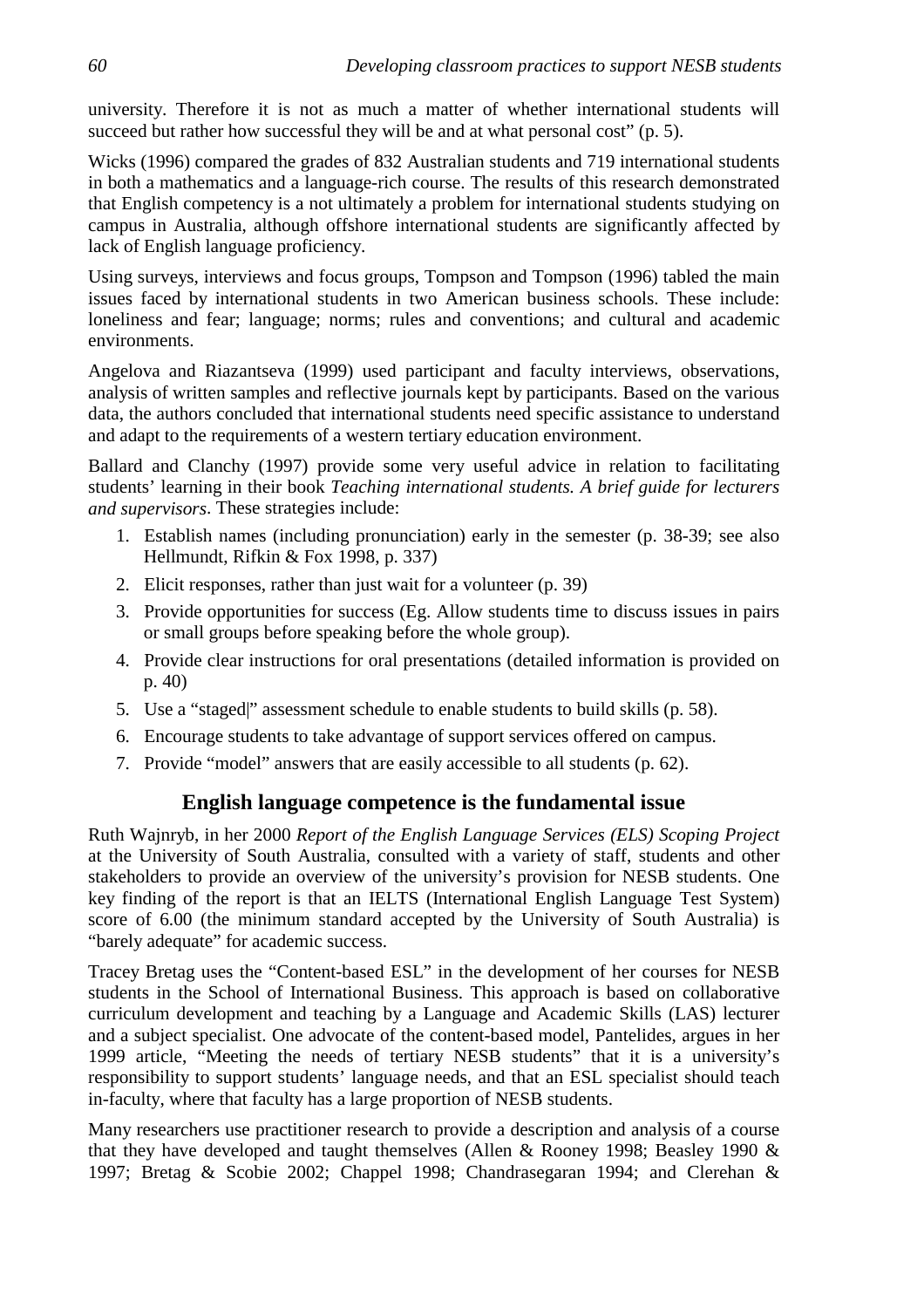university. Therefore it is not as much a matter of whether international students will succeed but rather how successful they will be and at what personal cost" (p. 5).

Wicks (1996) compared the grades of 832 Australian students and 719 international students in both a mathematics and a language-rich course. The results of this research demonstrated that English competency is a not ultimately a problem for international students studying on campus in Australia, although offshore international students are significantly affected by lack of English language proficiency.

Using surveys, interviews and focus groups, Tompson and Tompson (1996) tabled the main issues faced by international students in two American business schools. These include: loneliness and fear; language; norms; rules and conventions; and cultural and academic environments.

Angelova and Riazantseva (1999) used participant and faculty interviews, observations, analysis of written samples and reflective journals kept by participants. Based on the various data, the authors concluded that international students need specific assistance to understand and adapt to the requirements of a western tertiary education environment.

Ballard and Clanchy (1997) provide some very useful advice in relation to facilitating students' learning in their book *Teaching international students. A brief guide for lecturers and supervisors*. These strategies include:

1. Establish names (including pronunciation) early in the semester (p. 38-39; see also Hellmundt, Rifkin & Fox 1998, p. 337)
2. Elicit responses, rather than just wait for a volunteer (p. 39)
3. Provide opportunities for success (Eg. Allow students time to discuss issues in pairs or small groups before speaking before the whole group).
4. Provide clear instructions for oral presentations (detailed information is provided on p. 40)
5. Use a "staged|" assessment schedule to enable students to build skills (p. 58).
6. Encourage students to take advantage of support services offered on campus.
7. Provide "model" answers that are easily accessible to all students (p. 62).

## English language competence is the fundamental issue

Ruth Wajnryb, in her 2000 *Report of the English Language Services (ELS) Scoping Project* at the University of South Australia, consulted with a variety of staff, students and other stakeholders to provide an overview of the university's provision for NESB students. One key finding of the report is that an IELTS (International English Language Test System) score of 6.00 (the minimum standard accepted by the University of South Australia) is "barely adequate" for academic success.

Tracey Bretag uses the "Content-based ESL" in the development of her courses for NESB students in the School of International Business. This approach is based on collaborative curriculum development and teaching by a Language and Academic Skills (LAS) lecturer and a subject specialist. One advocate of the content-based model, Pantelides, argues in her 1999 article, "Meeting the needs of tertiary NESB students" that it is a university's responsibility to support students' language needs, and that an ESL specialist should teach in-faculty, where that faculty has a large proportion of NESB students.

Many researchers use practitioner research to provide a description and analysis of a course that they have developed and taught themselves (Allen & Rooney 1998; Beasley 1990 & 1997; Bretag & Scobie 2002; Chappel 1998; Chandrasegaran 1994; and Clerehan &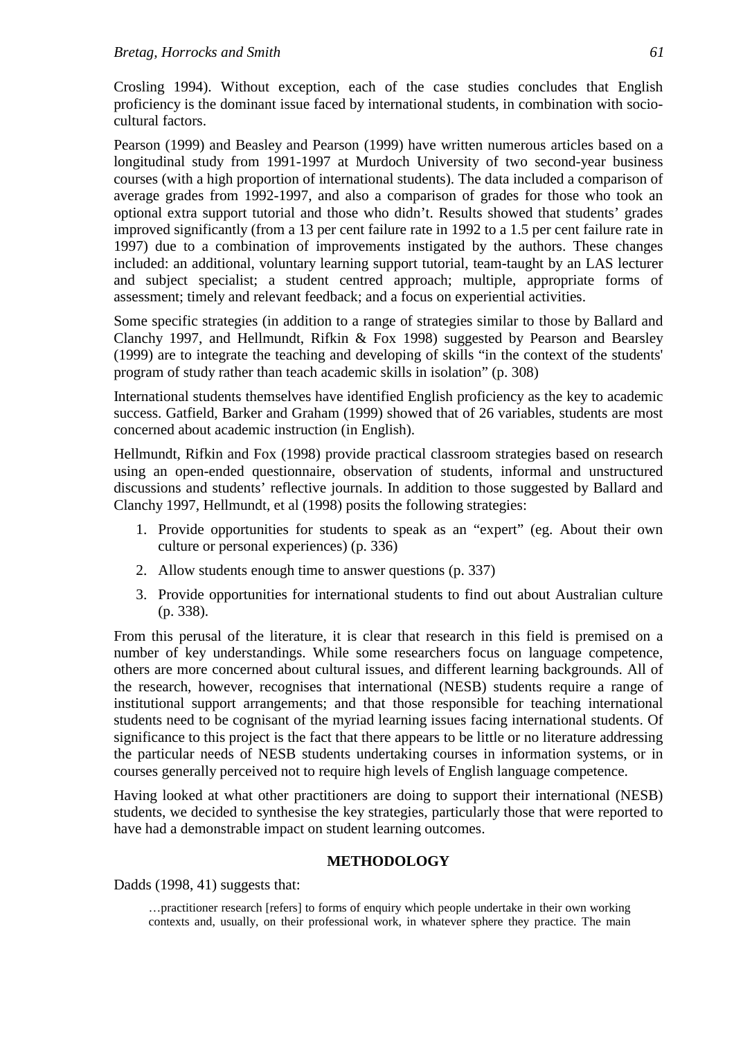Crosling 1994). Without exception, each of the case studies concludes that English proficiency is the dominant issue faced by international students, in combination with socio-cultural factors.

Pearson (1999) and Beasley and Pearson (1999) have written numerous articles based on a longitudinal study from 1991-1997 at Murdoch University of two second-year business courses (with a high proportion of international students). The data included a comparison of average grades from 1992-1997, and also a comparison of grades for those who took an optional extra support tutorial and those who didn't. Results showed that students' grades improved significantly (from a 13 per cent failure rate in 1992 to a 1.5 per cent failure rate in 1997) due to a combination of improvements instigated by the authors. These changes included: an additional, voluntary learning support tutorial, team-taught by an LAS lecturer and subject specialist; a student centred approach; multiple, appropriate forms of assessment; timely and relevant feedback; and a focus on experiential activities.

Some specific strategies (in addition to a range of strategies similar to those by Ballard and Clanchy 1997, and Hellmundt, Rifkin & Fox 1998) suggested by Pearson and Bearsley (1999) are to integrate the teaching and developing of skills "in the context of the students' program of study rather than teach academic skills in isolation" (p. 308)

International students themselves have identified English proficiency as the key to academic success. Gatfield, Barker and Graham (1999) showed that of 26 variables, students are most concerned about academic instruction (in English).

Hellmundt, Rifkin and Fox (1998) provide practical classroom strategies based on research using an open-ended questionnaire, observation of students, informal and unstructured discussions and students' reflective journals. In addition to those suggested by Ballard and Clanchy 1997, Hellmundt, et al (1998) posits the following strategies:

1. Provide opportunities for students to speak as an "expert" (eg. About their own culture or personal experiences) (p. 336)
2. Allow students enough time to answer questions (p. 337)
3. Provide opportunities for international students to find out about Australian culture (p. 338).

From this perusal of the literature, it is clear that research in this field is premised on a number of key understandings. While some researchers focus on language competence, others are more concerned about cultural issues, and different learning backgrounds. All of the research, however, recognises that international (NESB) students require a range of institutional support arrangements; and that those responsible for teaching international students need to be cognisant of the myriad learning issues facing international students. Of significance to this project is the fact that there appears to be little or no literature addressing the particular needs of NESB students undertaking courses in information systems, or in courses generally perceived not to require high levels of English language competence.

Having looked at what other practitioners are doing to support their international (NESB) students, we decided to synthesise the key strategies, particularly those that were reported to have had a demonstrable impact on student learning outcomes.

## METHODOLOGY

Dadds (1998, 41) suggests that:

> …practitioner research [refers] to forms of enquiry which people undertake in their own working contexts and, usually, on their professional work, in whatever sphere they practice. The main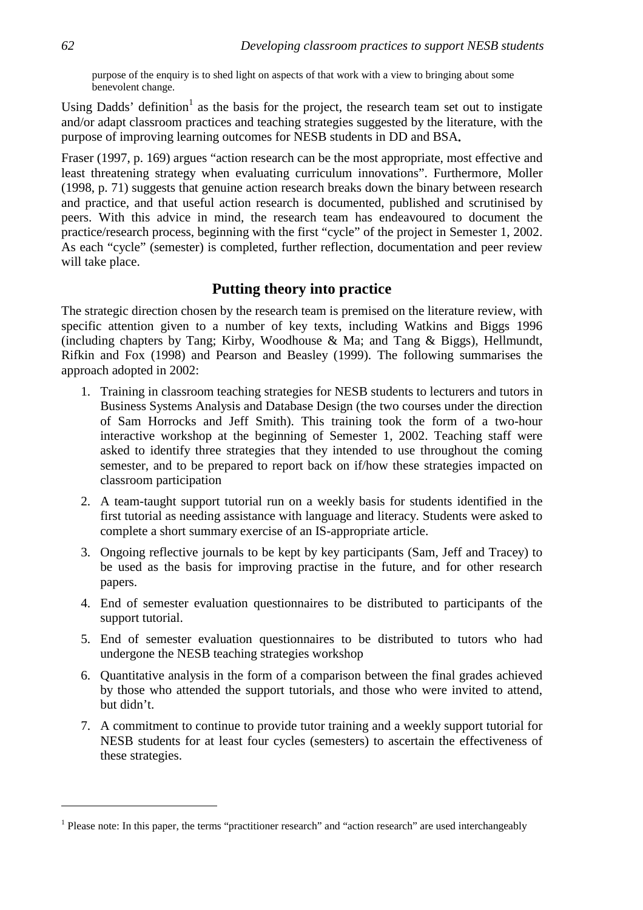purpose of the enquiry is to shed light on aspects of that work with a view to bringing about some benevolent change.

Using Dadds' definition[1] as the basis for the project, the research team set out to instigate and/or adapt classroom practices and teaching strategies suggested by the literature, with the purpose of improving learning outcomes for NESB students in DD and BSA**.**

Fraser (1997, p. 169) argues "action research can be the most appropriate, most effective and least threatening strategy when evaluating curriculum innovations". Furthermore, Moller (1998, p. 71) suggests that genuine action research breaks down the binary between research and practice, and that useful action research is documented, published and scrutinised by peers. With this advice in mind, the research team has endeavoured to document the practice/research process, beginning with the first "cycle" of the project in Semester 1, 2002. As each "cycle" (semester) is completed, further reflection, documentation and peer review will take place.

## Putting theory into practice

The strategic direction chosen by the research team is premised on the literature review, with specific attention given to a number of key texts, including Watkins and Biggs 1996 (including chapters by Tang; Kirby, Woodhouse & Ma; and Tang & Biggs), Hellmundt, Rifkin and Fox (1998) and Pearson and Beasley (1999). The following summarises the approach adopted in 2002:

1. Training in classroom teaching strategies for NESB students to lecturers and tutors in Business Systems Analysis and Database Design (the two courses under the direction of Sam Horrocks and Jeff Smith). This training took the form of a two-hour interactive workshop at the beginning of Semester 1, 2002. Teaching staff were asked to identify three strategies that they intended to use throughout the coming semester, and to be prepared to report back on if/how these strategies impacted on classroom participation
2. A team-taught support tutorial run on a weekly basis for students identified in the first tutorial as needing assistance with language and literacy. Students were asked to complete a short summary exercise of an IS-appropriate article.
3. Ongoing reflective journals to be kept by key participants (Sam, Jeff and Tracey) to be used as the basis for improving practise in the future, and for other research papers.
4. End of semester evaluation questionnaires to be distributed to participants of the support tutorial.
5. End of semester evaluation questionnaires to be distributed to tutors who had undergone the NESB teaching strategies workshop
6. Quantitative analysis in the form of a comparison between the final grades achieved by those who attended the support tutorials, and those who were invited to attend, but didn't.
7. A commitment to continue to provide tutor training and a weekly support tutorial for NESB students for at least four cycles (semesters) to ascertain the effectiveness of these strategies.

---

[1] Please note: In this paper, the terms "practitioner research" and "action research" are used interchangeably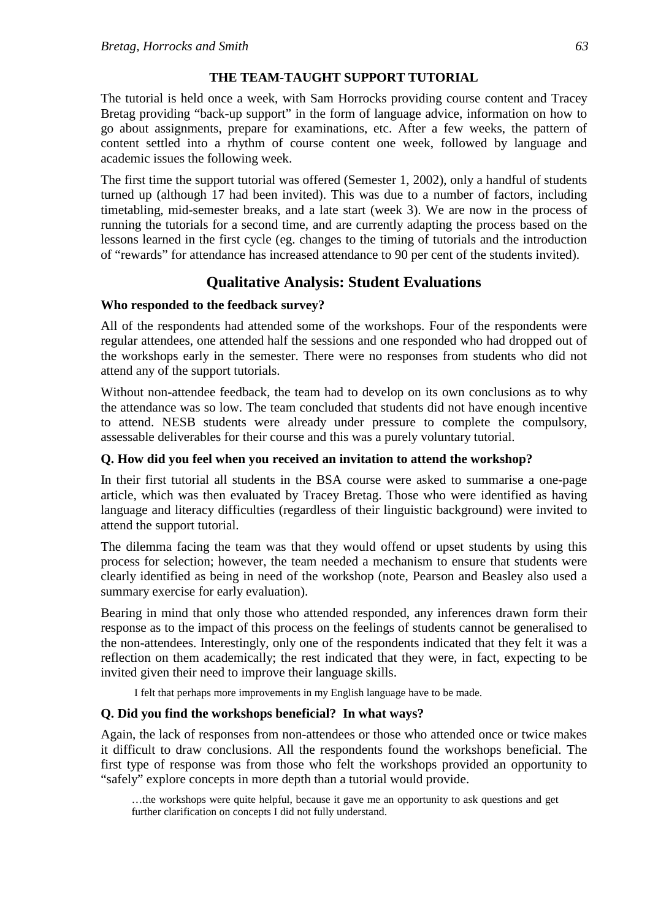### THE TEAM-TAUGHT SUPPORT TUTORIAL

The tutorial is held once a week, with Sam Horrocks providing course content and Tracey Bretag providing "back-up support" in the form of language advice, information on how to go about assignments, prepare for examinations, etc. After a few weeks, the pattern of content settled into a rhythm of course content one week, followed by language and academic issues the following week.

The first time the support tutorial was offered (Semester 1, 2002), only a handful of students turned up (although 17 had been invited). This was due to a number of factors, including timetabling, mid-semester breaks, and a late start (week 3). We are now in the process of running the tutorials for a second time, and are currently adapting the process based on the lessons learned in the first cycle (eg. changes to the timing of tutorials and the introduction of "rewards" for attendance has increased attendance to 90 per cent of the students invited).

## Qualitative Analysis: Student Evaluations

**Who responded to the feedback survey?**

All of the respondents had attended some of the workshops. Four of the respondents were regular attendees, one attended half the sessions and one responded who had dropped out of the workshops early in the semester. There were no responses from students who did not attend any of the support tutorials.

Without non-attendee feedback, the team had to develop on its own conclusions as to why the attendance was so low. The team concluded that students did not have enough incentive to attend. NESB students were already under pressure to complete the compulsory, assessable deliverables for their course and this was a purely voluntary tutorial.

**Q. How did you feel when you received an invitation to attend the workshop?**

In their first tutorial all students in the BSA course were asked to summarise a one-page article, which was then evaluated by Tracey Bretag. Those who were identified as having language and literacy difficulties (regardless of their linguistic background) were invited to attend the support tutorial.

The dilemma facing the team was that they would offend or upset students by using this process for selection; however, the team needed a mechanism to ensure that students were clearly identified as being in need of the workshop (note, Pearson and Beasley also used a summary exercise for early evaluation).

Bearing in mind that only those who attended responded, any inferences drawn form their response as to the impact of this process on the feelings of students cannot be generalised to the non-attendees. Interestingly, only one of the respondents indicated that they felt it was a reflection on them academically; the rest indicated that they were, in fact, expecting to be invited given their need to improve their language skills.

> I felt that perhaps more improvements in my English language have to be made.

**Q. Did you find the workshops beneficial? In what ways?**

Again, the lack of responses from non-attendees or those who attended once or twice makes it difficult to draw conclusions. All the respondents found the workshops beneficial. The first type of response was from those who felt the workshops provided an opportunity to "safely" explore concepts in more depth than a tutorial would provide.

> …the workshops were quite helpful, because it gave me an opportunity to ask questions and get further clarification on concepts I did not fully understand.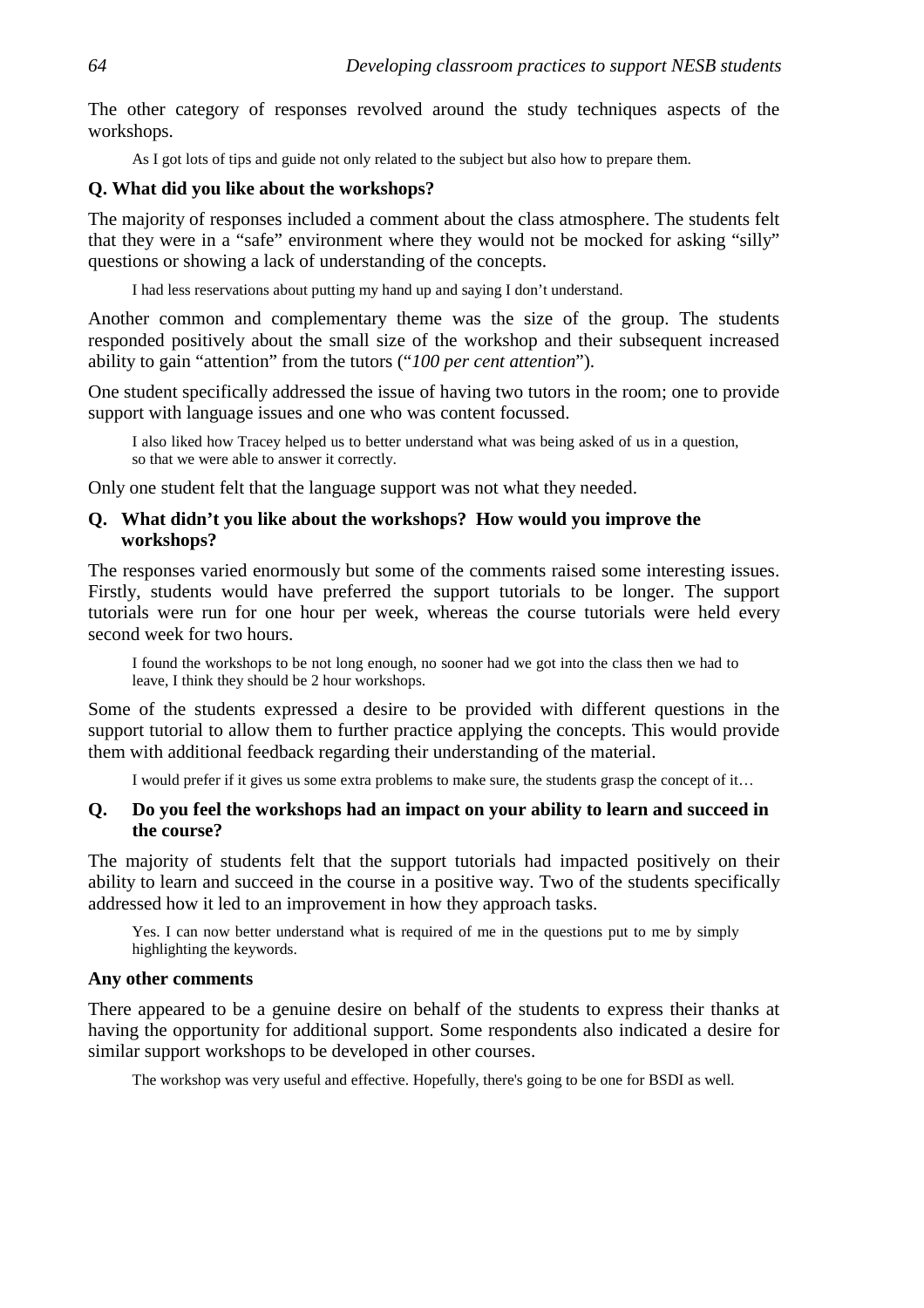The other category of responses revolved around the study techniques aspects of the workshops.

> As I got lots of tips and guide not only related to the subject but also how to prepare them.

**Q. What did you like about the workshops?**

The majority of responses included a comment about the class atmosphere. The students felt that they were in a "safe" environment where they would not be mocked for asking "silly" questions or showing a lack of understanding of the concepts.

> I had less reservations about putting my hand up and saying I don't understand.

Another common and complementary theme was the size of the group. The students responded positively about the small size of the workshop and their subsequent increased ability to gain "attention" from the tutors ("*100 per cent attention*").

One student specifically addressed the issue of having two tutors in the room; one to provide support with language issues and one who was content focussed.

> I also liked how Tracey helped us to better understand what was being asked of us in a question, so that we were able to answer it correctly.

Only one student felt that the language support was not what they needed.

**Q. What didn't you like about the workshops? How would you improve the workshops?**

The responses varied enormously but some of the comments raised some interesting issues. Firstly, students would have preferred the support tutorials to be longer. The support tutorials were run for one hour per week, whereas the course tutorials were held every second week for two hours.

> I found the workshops to be not long enough, no sooner had we got into the class then we had to leave, I think they should be 2 hour workshops.

Some of the students expressed a desire to be provided with different questions in the support tutorial to allow them to further practice applying the concepts. This would provide them with additional feedback regarding their understanding of the material.

> I would prefer if it gives us some extra problems to make sure, the students grasp the concept of it…

**Q. Do you feel the workshops had an impact on your ability to learn and succeed in the course?**

The majority of students felt that the support tutorials had impacted positively on their ability to learn and succeed in the course in a positive way. Two of the students specifically addressed how it led to an improvement in how they approach tasks.

> Yes. I can now better understand what is required of me in the questions put to me by simply highlighting the keywords.

**Any other comments**

There appeared to be a genuine desire on behalf of the students to express their thanks at having the opportunity for additional support. Some respondents also indicated a desire for similar support workshops to be developed in other courses.

> The workshop was very useful and effective. Hopefully, there's going to be one for BSDI as well.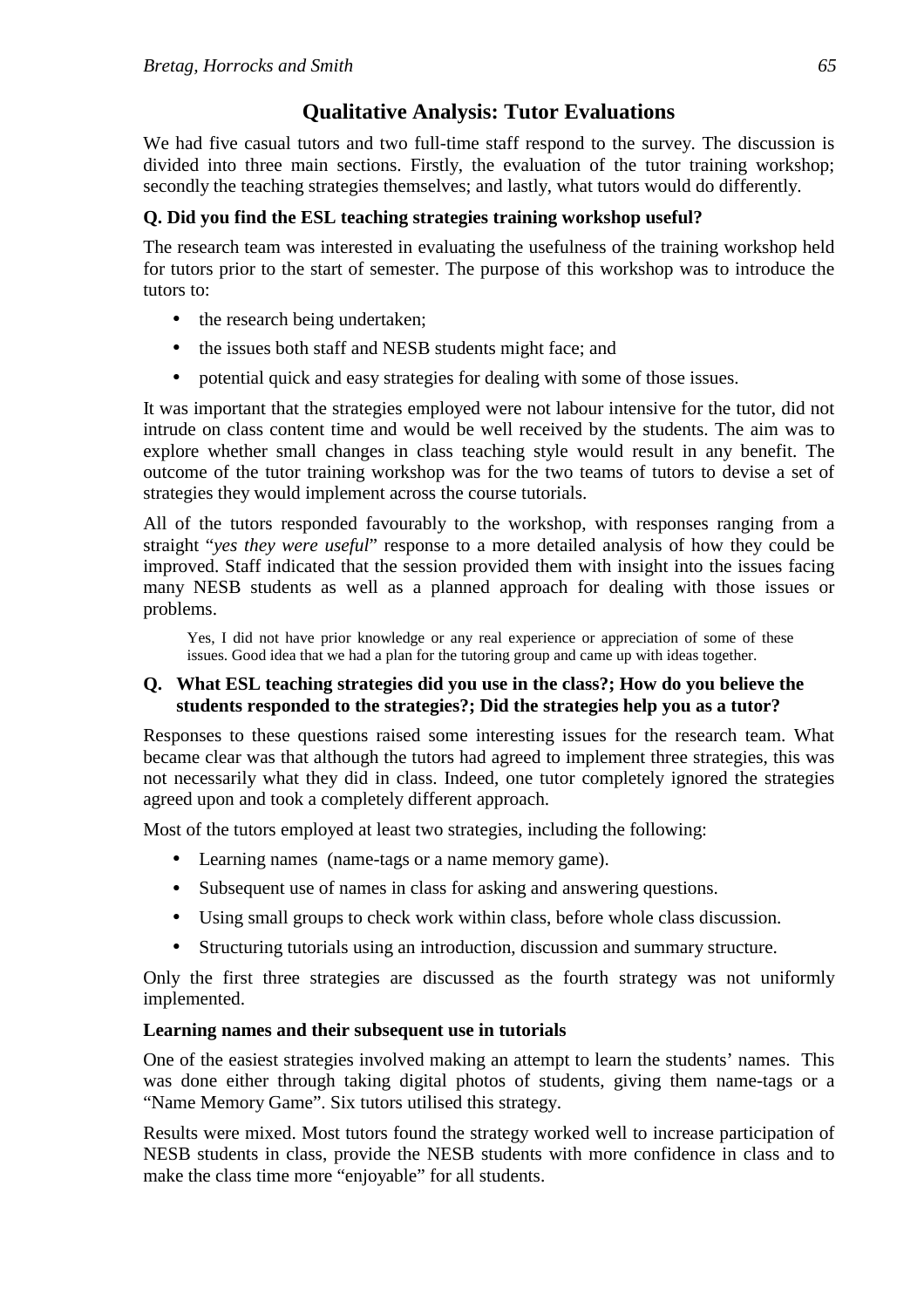## Qualitative Analysis: Tutor Evaluations

We had five casual tutors and two full-time staff respond to the survey. The discussion is divided into three main sections. Firstly, the evaluation of the tutor training workshop; secondly the teaching strategies themselves; and lastly, what tutors would do differently.

**Q. Did you find the ESL teaching strategies training workshop useful?**

The research team was interested in evaluating the usefulness of the training workshop held for tutors prior to the start of semester. The purpose of this workshop was to introduce the tutors to:

- the research being undertaken;
- the issues both staff and NESB students might face; and
- potential quick and easy strategies for dealing with some of those issues.

It was important that the strategies employed were not labour intensive for the tutor, did not intrude on class content time and would be well received by the students. The aim was to explore whether small changes in class teaching style would result in any benefit. The outcome of the tutor training workshop was for the two teams of tutors to devise a set of strategies they would implement across the course tutorials.

All of the tutors responded favourably to the workshop, with responses ranging from a straight "*yes they were useful*" response to a more detailed analysis of how they could be improved. Staff indicated that the session provided them with insight into the issues facing many NESB students as well as a planned approach for dealing with those issues or problems.

> Yes, I did not have prior knowledge or any real experience or appreciation of some of these issues. Good idea that we had a plan for the tutoring group and came up with ideas together.

**Q. What ESL teaching strategies did you use in the class?; How do you believe the students responded to the strategies?; Did the strategies help you as a tutor?**

Responses to these questions raised some interesting issues for the research team. What became clear was that although the tutors had agreed to implement three strategies, this was not necessarily what they did in class. Indeed, one tutor completely ignored the strategies agreed upon and took a completely different approach.

Most of the tutors employed at least two strategies, including the following:

- Learning names (name-tags or a name memory game).
- Subsequent use of names in class for asking and answering questions.
- Using small groups to check work within class, before whole class discussion.
- Structuring tutorials using an introduction, discussion and summary structure.

Only the first three strategies are discussed as the fourth strategy was not uniformly implemented.

**Learning names and their subsequent use in tutorials**

One of the easiest strategies involved making an attempt to learn the students' names. This was done either through taking digital photos of students, giving them name-tags or a "Name Memory Game". Six tutors utilised this strategy.

Results were mixed. Most tutors found the strategy worked well to increase participation of NESB students in class, provide the NESB students with more confidence in class and to make the class time more "enjoyable" for all students.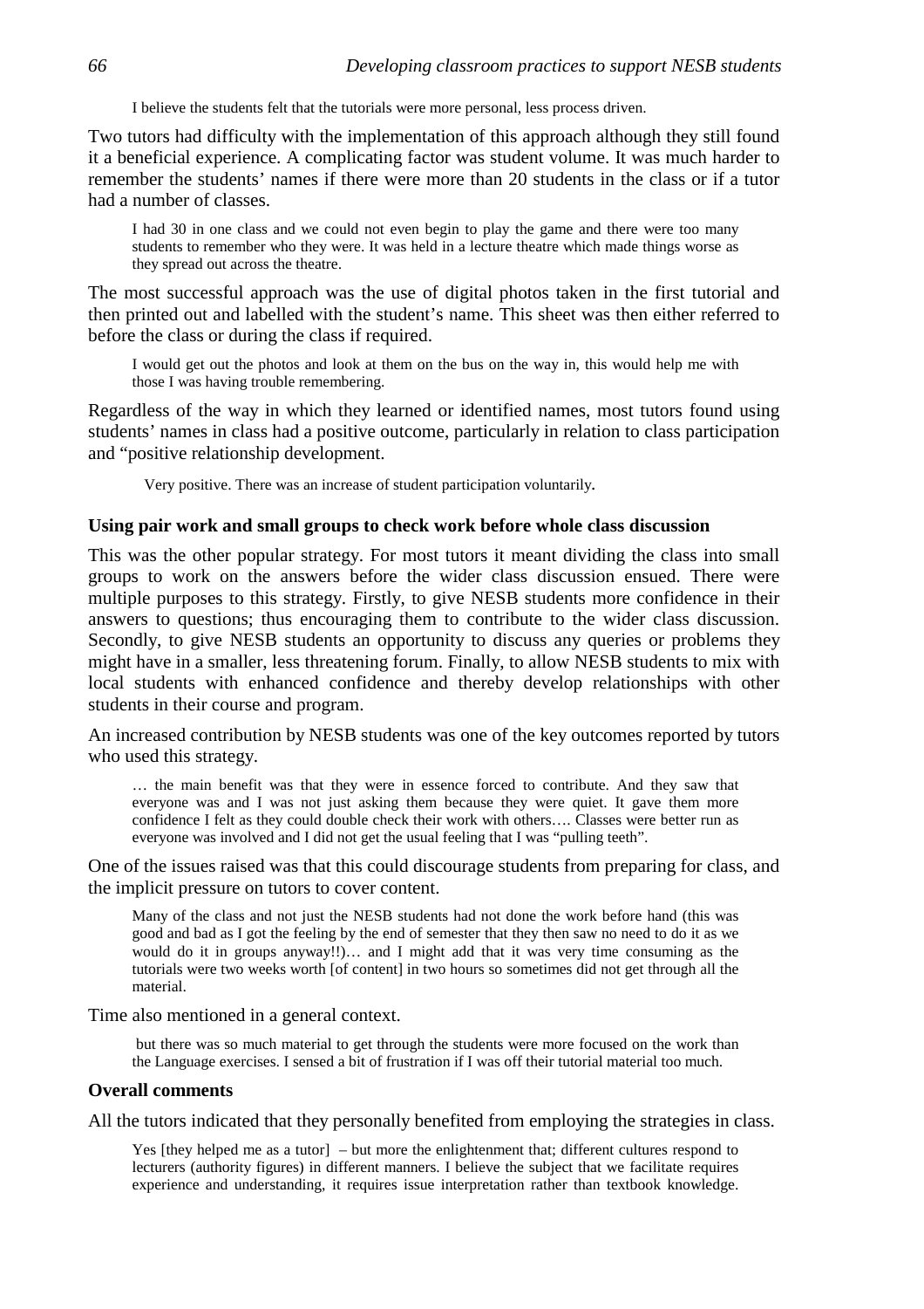> I believe the students felt that the tutorials were more personal, less process driven.

Two tutors had difficulty with the implementation of this approach although they still found it a beneficial experience. A complicating factor was student volume. It was much harder to remember the students' names if there were more than 20 students in the class or if a tutor had a number of classes.

> I had 30 in one class and we could not even begin to play the game and there were too many students to remember who they were. It was held in a lecture theatre which made things worse as they spread out across the theatre.

The most successful approach was the use of digital photos taken in the first tutorial and then printed out and labelled with the student's name. This sheet was then either referred to before the class or during the class if required.

> I would get out the photos and look at them on the bus on the way in, this would help me with those I was having trouble remembering.

Regardless of the way in which they learned or identified names, most tutors found using students' names in class had a positive outcome, particularly in relation to class participation and "positive relationship development.

> Very positive. There was an increase of student participation voluntarily.

### Using pair work and small groups to check work before whole class discussion

This was the other popular strategy. For most tutors it meant dividing the class into small groups to work on the answers before the wider class discussion ensued. There were multiple purposes to this strategy. Firstly, to give NESB students more confidence in their answers to questions; thus encouraging them to contribute to the wider class discussion. Secondly, to give NESB students an opportunity to discuss any queries or problems they might have in a smaller, less threatening forum. Finally, to allow NESB students to mix with local students with enhanced confidence and thereby develop relationships with other students in their course and program.

An increased contribution by NESB students was one of the key outcomes reported by tutors who used this strategy.

> … the main benefit was that they were in essence forced to contribute. And they saw that everyone was and I was not just asking them because they were quiet. It gave them more confidence I felt as they could double check their work with others…. Classes were better run as everyone was involved and I did not get the usual feeling that I was "pulling teeth".

One of the issues raised was that this could discourage students from preparing for class, and the implicit pressure on tutors to cover content.

> Many of the class and not just the NESB students had not done the work before hand (this was good and bad as I got the feeling by the end of semester that they then saw no need to do it as we would do it in groups anyway!!)… and I might add that it was very time consuming as the tutorials were two weeks worth [of content] in two hours so sometimes did not get through all the material.

Time also mentioned in a general context.

> but there was so much material to get through the students were more focused on the work than the Language exercises. I sensed a bit of frustration if I was off their tutorial material too much.

### Overall comments

All the tutors indicated that they personally benefited from employing the strategies in class.

> Yes [they helped me as a tutor] – but more the enlightenment that; different cultures respond to lecturers (authority figures) in different manners. I believe the subject that we facilitate requires experience and understanding, it requires issue interpretation rather than textbook knowledge.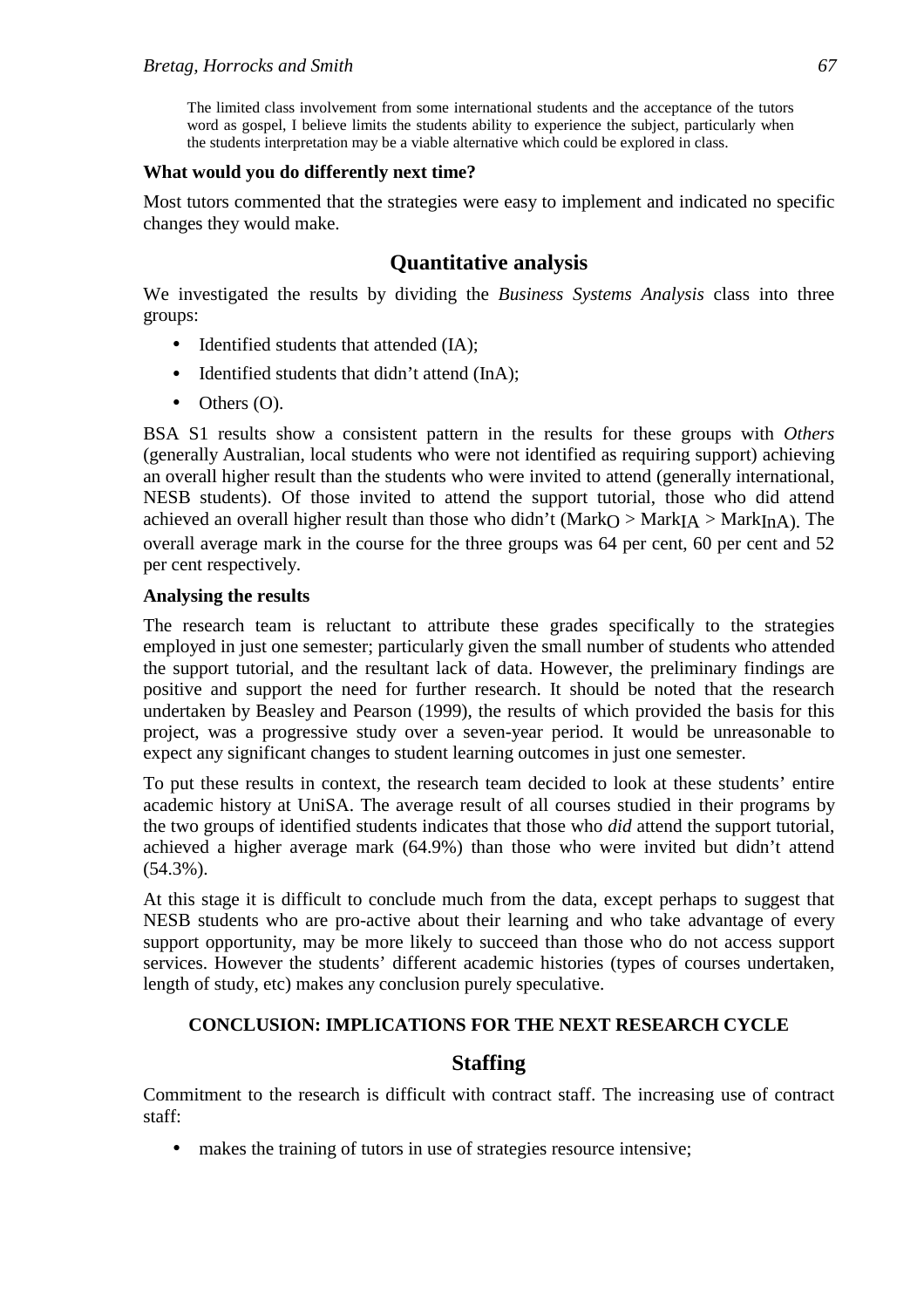> The limited class involvement from some international students and the acceptance of the tutors word as gospel, I believe limits the students ability to experience the subject, particularly when the students interpretation may be a viable alternative which could be explored in class.

**What would you do differently next time?**

Most tutors commented that the strategies were easy to implement and indicated no specific changes they would make.

## Quantitative analysis

We investigated the results by dividing the *Business Systems Analysis* class into three groups:

- Identified students that attended (IA);
- Identified students that didn't attend (InA);
- Others (O).

BSA S1 results show a consistent pattern in the results for these groups with *Others* (generally Australian, local students who were not identified as requiring support) achieving an overall higher result than the students who were invited to attend (generally international, NESB students). Of those invited to attend the support tutorial, those who did attend achieved an overall higher result than those who didn't ($Mark_{O} > Mark_{IA} > Mark_{InA}$). The overall average mark in the course for the three groups was 64 per cent, 60 per cent and 52 per cent respectively.

**Analysing the results**

The research team is reluctant to attribute these grades specifically to the strategies employed in just one semester; particularly given the small number of students who attended the support tutorial, and the resultant lack of data. However, the preliminary findings are positive and support the need for further research. It should be noted that the research undertaken by Beasley and Pearson (1999), the results of which provided the basis for this project, was a progressive study over a seven-year period. It would be unreasonable to expect any significant changes to student learning outcomes in just one semester.

To put these results in context, the research team decided to look at these students' entire academic history at UniSA. The average result of all courses studied in their programs by the two groups of identified students indicates that those who *did* attend the support tutorial, achieved a higher average mark (64.9%) than those who were invited but didn't attend (54.3%).

At this stage it is difficult to conclude much from the data, except perhaps to suggest that NESB students who are pro-active about their learning and who take advantage of every support opportunity, may be more likely to succeed than those who do not access support services. However the students' different academic histories (types of courses undertaken, length of study, etc) makes any conclusion purely speculative.

## CONCLUSION: IMPLICATIONS FOR THE NEXT RESEARCH CYCLE

## Staffing

Commitment to the research is difficult with contract staff. The increasing use of contract staff:

- makes the training of tutors in use of strategies resource intensive;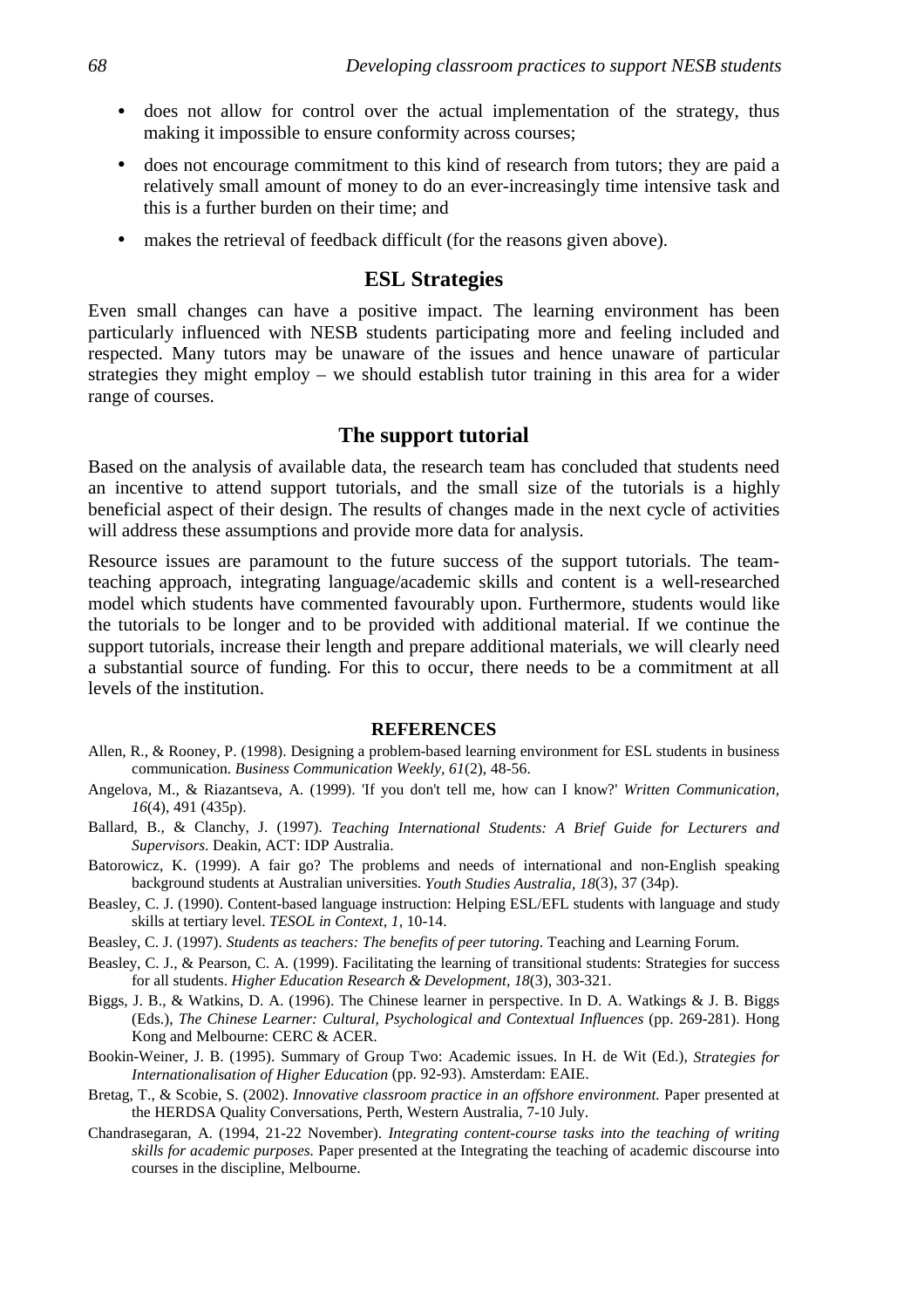- does not allow for control over the actual implementation of the strategy, thus making it impossible to ensure conformity across courses;
- does not encourage commitment to this kind of research from tutors; they are paid a relatively small amount of money to do an ever-increasingly time intensive task and this is a further burden on their time; and
- makes the retrieval of feedback difficult (for the reasons given above).

## ESL Strategies

Even small changes can have a positive impact. The learning environment has been particularly influenced with NESB students participating more and feeling included and respected. Many tutors may be unaware of the issues and hence unaware of particular strategies they might employ – we should establish tutor training in this area for a wider range of courses.

## The support tutorial

Based on the analysis of available data, the research team has concluded that students need an incentive to attend support tutorials, and the small size of the tutorials is a highly beneficial aspect of their design. The results of changes made in the next cycle of activities will address these assumptions and provide more data for analysis.

Resource issues are paramount to the future success of the support tutorials. The team-teaching approach, integrating language/academic skills and content is a well-researched model which students have commented favourably upon. Furthermore, students would like the tutorials to be longer and to be provided with additional material. If we continue the support tutorials, increase their length and prepare additional materials, we will clearly need a substantial source of funding. For this to occur, there needs to be a commitment at all levels of the institution.

### REFERENCES

Allen, R., & Rooney, P. (1998). Designing a problem-based learning environment for ESL students in business communication. *Business Communication Weekly, 61*(2), 48-56.

Angelova, M., & Riazantseva, A. (1999). 'If you don't tell me, how can I know?' *Written Communication, 16*(4), 491 (435p).

Ballard, B., & Clanchy, J. (1997). *Teaching International Students: A Brief Guide for Lecturers and Supervisors*. Deakin, ACT: IDP Australia.

Batorowicz, K. (1999). A fair go? The problems and needs of international and non-English speaking background students at Australian universities. *Youth Studies Australia, 18*(3), 37 (34p).

Beasley, C. J. (1990). Content-based language instruction: Helping ESL/EFL students with language and study skills at tertiary level. *TESOL in Context, 1*, 10-14.

Beasley, C. J. (1997). *Students as teachers: The benefits of peer tutoring*. Teaching and Learning Forum.

Beasley, C. J., & Pearson, C. A. (1999). Facilitating the learning of transitional students: Strategies for success for all students. *Higher Education Research & Development, 18*(3), 303-321.

Biggs, J. B., & Watkins, D. A. (1996). The Chinese learner in perspective. In D. A. Watkings & J. B. Biggs (Eds.), *The Chinese Learner: Cultural, Psychological and Contextual Influences* (pp. 269-281). Hong Kong and Melbourne: CERC & ACER.

Bookin-Weiner, J. B. (1995). Summary of Group Two: Academic issues. In H. de Wit (Ed.), *Strategies for Internationalisation of Higher Education* (pp. 92-93). Amsterdam: EAIE.

Bretag, T., & Scobie, S. (2002). *Innovative classroom practice in an offshore environment.* Paper presented at the HERDSA Quality Conversations, Perth, Western Australia, 7-10 July.

Chandrasegaran, A. (1994, 21-22 November). *Integrating content-course tasks into the teaching of writing skills for academic purposes.* Paper presented at the Integrating the teaching of academic discourse into courses in the discipline, Melbourne.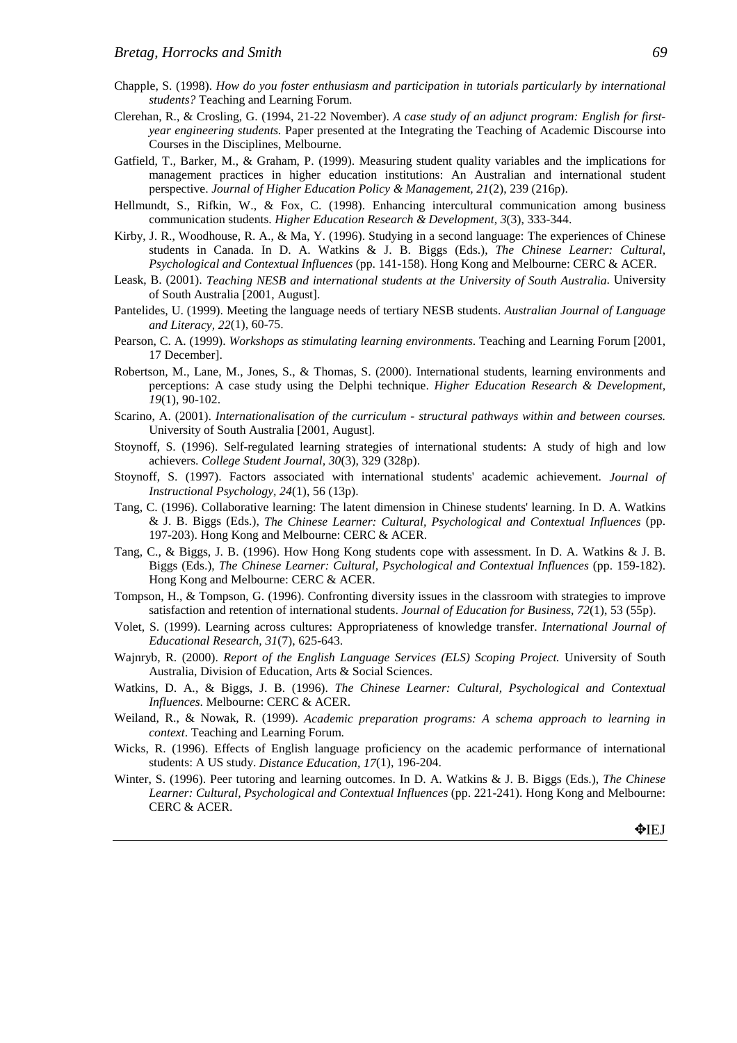Chapple, S. (1998). *How do you foster enthusiasm and participation in tutorials particularly by international students?* Teaching and Learning Forum.

Clerehan, R., & Crosling, G. (1994, 21-22 November). *A case study of an adjunct program: English for first-year engineering students.* Paper presented at the Integrating the Teaching of Academic Discourse into Courses in the Disciplines, Melbourne.

Gatfield, T., Barker, M., & Graham, P. (1999). Measuring student quality variables and the implications for management practices in higher education institutions: An Australian and international student perspective. *Journal of Higher Education Policy & Management, 21*(2), 239 (216p).

Hellmundt, S., Rifkin, W., & Fox, C. (1998). Enhancing intercultural communication among business communication students. *Higher Education Research & Development, 3*(3), 333-344.

Kirby, J. R., Woodhouse, R. A., & Ma, Y. (1996). Studying in a second language: The experiences of Chinese students in Canada. In D. A. Watkins & J. B. Biggs (Eds.), *The Chinese Learner: Cultural, Psychological and Contextual Influences* (pp. 141-158). Hong Kong and Melbourne: CERC & ACER.

Leask, B. (2001). *Teaching NESB and international students at the University of South Australia*. University of South Australia [2001, August].

Pantelides, U. (1999). Meeting the language needs of tertiary NESB students. *Australian Journal of Language and Literacy, 22*(1), 60-75.

Pearson, C. A. (1999). *Workshops as stimulating learning environments*. Teaching and Learning Forum [2001, 17 December].

Robertson, M., Lane, M., Jones, S., & Thomas, S. (2000). International students, learning environments and perceptions: A case study using the Delphi technique. *Higher Education Research & Development, 19*(1), 90-102.

Scarino, A. (2001). *Internationalisation of the curriculum - structural pathways within and between courses.* University of South Australia [2001, August].

Stoynoff, S. (1996). Self-regulated learning strategies of international students: A study of high and low achievers. *College Student Journal, 30*(3), 329 (328p).

Stoynoff, S. (1997). Factors associated with international students' academic achievement. *Journal of Instructional Psychology, 24*(1), 56 (13p).

Tang, C. (1996). Collaborative learning: The latent dimension in Chinese students' learning. In D. A. Watkins & J. B. Biggs (Eds.), *The Chinese Learner: Cultural, Psychological and Contextual Influences* (pp. 197-203). Hong Kong and Melbourne: CERC & ACER.

Tang, C., & Biggs, J. B. (1996). How Hong Kong students cope with assessment. In D. A. Watkins & J. B. Biggs (Eds.), *The Chinese Learner: Cultural, Psychological and Contextual Influences* (pp. 159-182). Hong Kong and Melbourne: CERC & ACER.

Tompson, H., & Tompson, G. (1996). Confronting diversity issues in the classroom with strategies to improve satisfaction and retention of international students. *Journal of Education for Business, 72*(1), 53 (55p).

Volet, S. (1999). Learning across cultures: Appropriateness of knowledge transfer. *International Journal of Educational Research, 31*(7), 625-643.

Wajnryb, R. (2000). *Report of the English Language Services (ELS) Scoping Project.* University of South Australia, Division of Education, Arts & Social Sciences.

Watkins, D. A., & Biggs, J. B. (1996). *The Chinese Learner: Cultural, Psychological and Contextual Influences*. Melbourne: CERC & ACER.

Weiland, R., & Nowak, R. (1999). *Academic preparation programs: A schema approach to learning in context*. Teaching and Learning Forum.

Wicks, R. (1996). Effects of English language proficiency on the academic performance of international students: A US study. *Distance Education, 17*(1), 196-204.

Winter, S. (1996). Peer tutoring and learning outcomes. In D. A. Watkins & J. B. Biggs (Eds.), *The Chinese Learner: Cultural, Psychological and Contextual Influences* (pp. 221-241). Hong Kong and Melbourne: CERC & ACER.

❖IEJ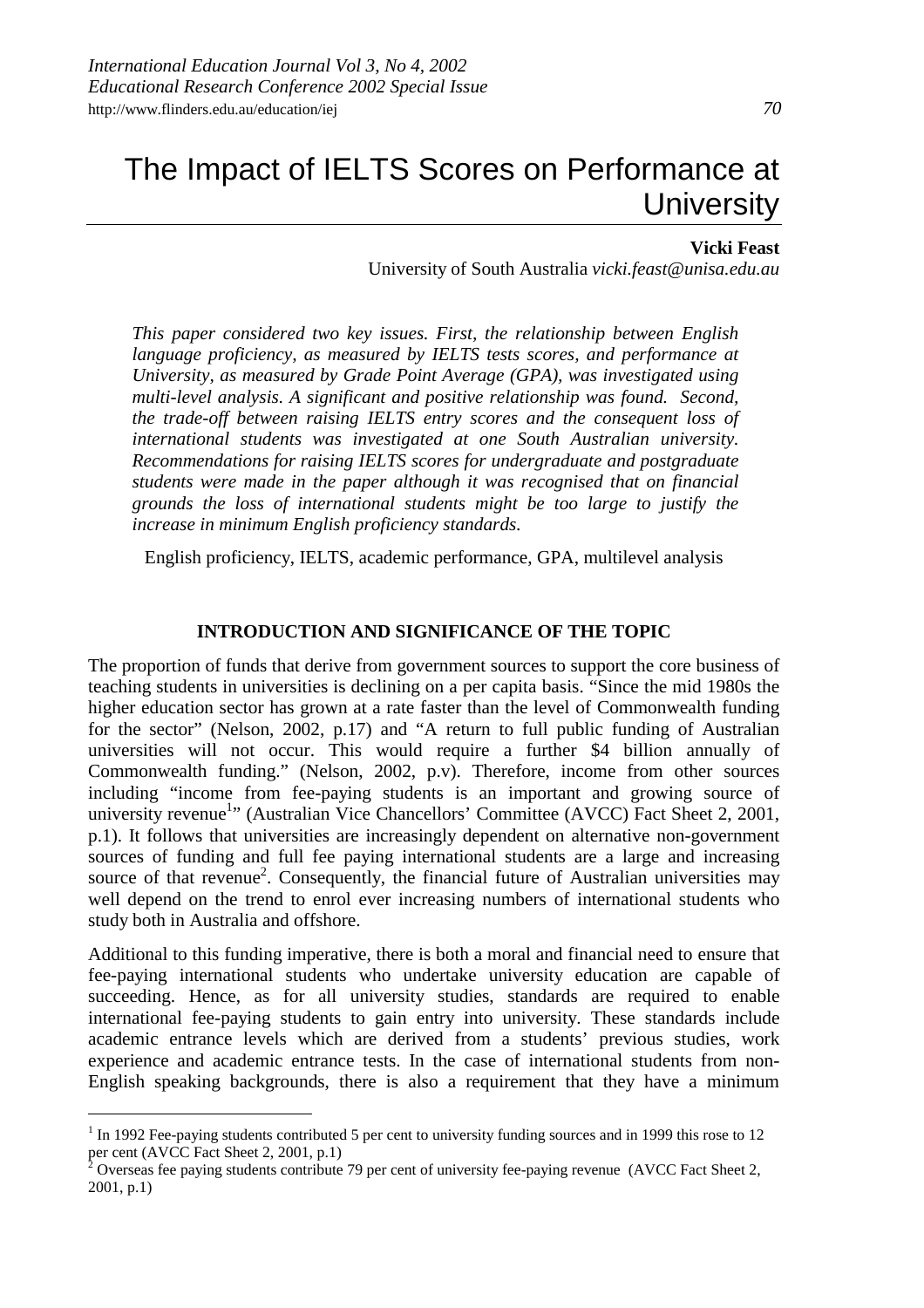# The Impact of IELTS Scores on Performance at University

**Vicki Feast**
University of South Australia *vicki.feast@unisa.edu.au*

*This paper considered two key issues. First, the relationship between English language proficiency, as measured by IELTS tests scores, and performance at University, as measured by Grade Point Average (GPA), was investigated using multi-level analysis. A significant and positive relationship was found. Second, the trade-off between raising IELTS entry scores and the consequent loss of international students was investigated at one South Australian university. Recommendations for raising IELTS scores for undergraduate and postgraduate students were made in the paper although it was recognised that on financial grounds the loss of international students might be too large to justify the increase in minimum English proficiency standards.*

English proficiency, IELTS, academic performance, GPA, multilevel analysis

## INTRODUCTION AND SIGNIFICANCE OF THE TOPIC

The proportion of funds that derive from government sources to support the core business of teaching students in universities is declining on a per capita basis. "Since the mid 1980s the higher education sector has grown at a rate faster than the level of Commonwealth funding for the sector" (Nelson, 2002, p.17) and "A return to full public funding of Australian universities will not occur. This would require a further $4 billion annually of Commonwealth funding." (Nelson, 2002, p.v). Therefore, income from other sources including "income from fee-paying students is an important and growing source of university revenue[1]" (Australian Vice Chancellors' Committee (AVCC) Fact Sheet 2, 2001, p.1). It follows that universities are increasingly dependent on alternative non-government sources of funding and full fee paying international students are a large and increasing source of that revenue[2]. Consequently, the financial future of Australian universities may well depend on the trend to enrol ever increasing numbers of international students who study both in Australia and offshore.

Additional to this funding imperative, there is both a moral and financial need to ensure that fee-paying international students who undertake university education are capable of succeeding. Hence, as for all university studies, standards are required to enable international fee-paying students to gain entry into university. These standards include academic entrance levels which are derived from a students' previous studies, work experience and academic entrance tests. In the case of international students from non-English speaking backgrounds, there is also a requirement that they have a minimum

---

[1] In 1992 Fee-paying students contributed 5 per cent to university funding sources and in 1999 this rose to 12 per cent (AVCC Fact Sheet 2, 2001, p.1)

[2] Overseas fee paying students contribute 79 per cent of university fee-paying revenue (AVCC Fact Sheet 2, 2001, p.1)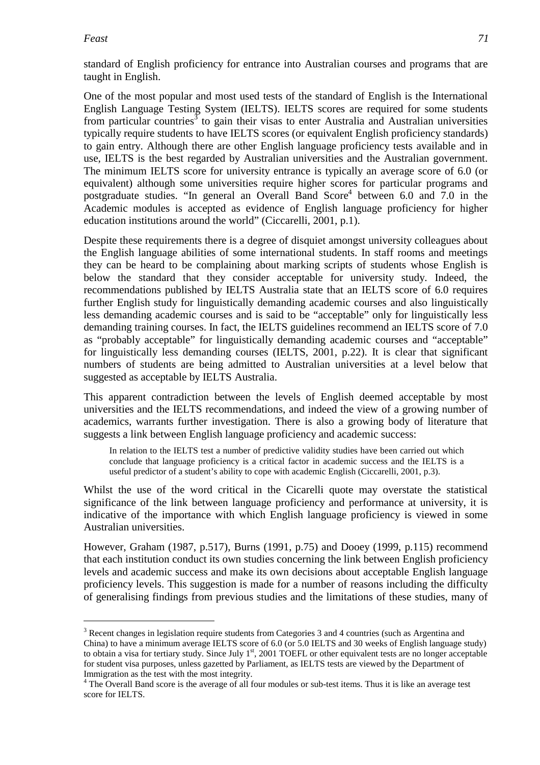standard of English proficiency for entrance into Australian courses and programs that are taught in English.

One of the most popular and most used tests of the standard of English is the International English Language Testing System (IELTS). IELTS scores are required for some students from particular countries[3] to gain their visas to enter Australia and Australian universities typically require students to have IELTS scores (or equivalent English proficiency standards) to gain entry. Although there are other English language proficiency tests available and in use, IELTS is the best regarded by Australian universities and the Australian government. The minimum IELTS score for university entrance is typically an average score of 6.0 (or equivalent) although some universities require higher scores for particular programs and postgraduate studies. "In general an Overall Band Score[4] between 6.0 and 7.0 in the Academic modules is accepted as evidence of English language proficiency for higher education institutions around the world" (Ciccarelli, 2001, p.1).

Despite these requirements there is a degree of disquiet amongst university colleagues about the English language abilities of some international students. In staff rooms and meetings they can be heard to be complaining about marking scripts of students whose English is below the standard that they consider acceptable for university study. Indeed, the recommendations published by IELTS Australia state that an IELTS score of 6.0 requires further English study for linguistically demanding academic courses and also linguistically less demanding academic courses and is said to be "acceptable" only for linguistically less demanding training courses. In fact, the IELTS guidelines recommend an IELTS score of 7.0 as "probably acceptable" for linguistically demanding academic courses and "acceptable" for linguistically less demanding courses (IELTS, 2001, p.22). It is clear that significant numbers of students are being admitted to Australian universities at a level below that suggested as acceptable by IELTS Australia.

This apparent contradiction between the levels of English deemed acceptable by most universities and the IELTS recommendations, and indeed the view of a growing number of academics, warrants further investigation. There is also a growing body of literature that suggests a link between English language proficiency and academic success:

> In relation to the IELTS test a number of predictive validity studies have been carried out which conclude that language proficiency is a critical factor in academic success and the IELTS is a useful predictor of a student's ability to cope with academic English (Ciccarelli, 2001, p.3).

Whilst the use of the word critical in the Cicarelli quote may overstate the statistical significance of the link between language proficiency and performance at university, it is indicative of the importance with which English language proficiency is viewed in some Australian universities.

However, Graham (1987, p.517), Burns (1991, p.75) and Dooey (1999, p.115) recommend that each institution conduct its own studies concerning the link between English proficiency levels and academic success and make its own decisions about acceptable English language proficiency levels. This suggestion is made for a number of reasons including the difficulty of generalising findings from previous studies and the limitations of these studies, many of

---

[3] Recent changes in legislation require students from Categories 3 and 4 countries (such as Argentina and China) to have a minimum average IELTS score of 6.0 (or 5.0 IELTS and 30 weeks of English language study) to obtain a visa for tertiary study. Since July 1st, 2001 TOEFL or other equivalent tests are no longer acceptable for student visa purposes, unless gazetted by Parliament, as IELTS tests are viewed by the Department of Immigration as the test with the most integrity.

[4] The Overall Band score is the average of all four modules or sub-test items. Thus it is like an average test score for IELTS.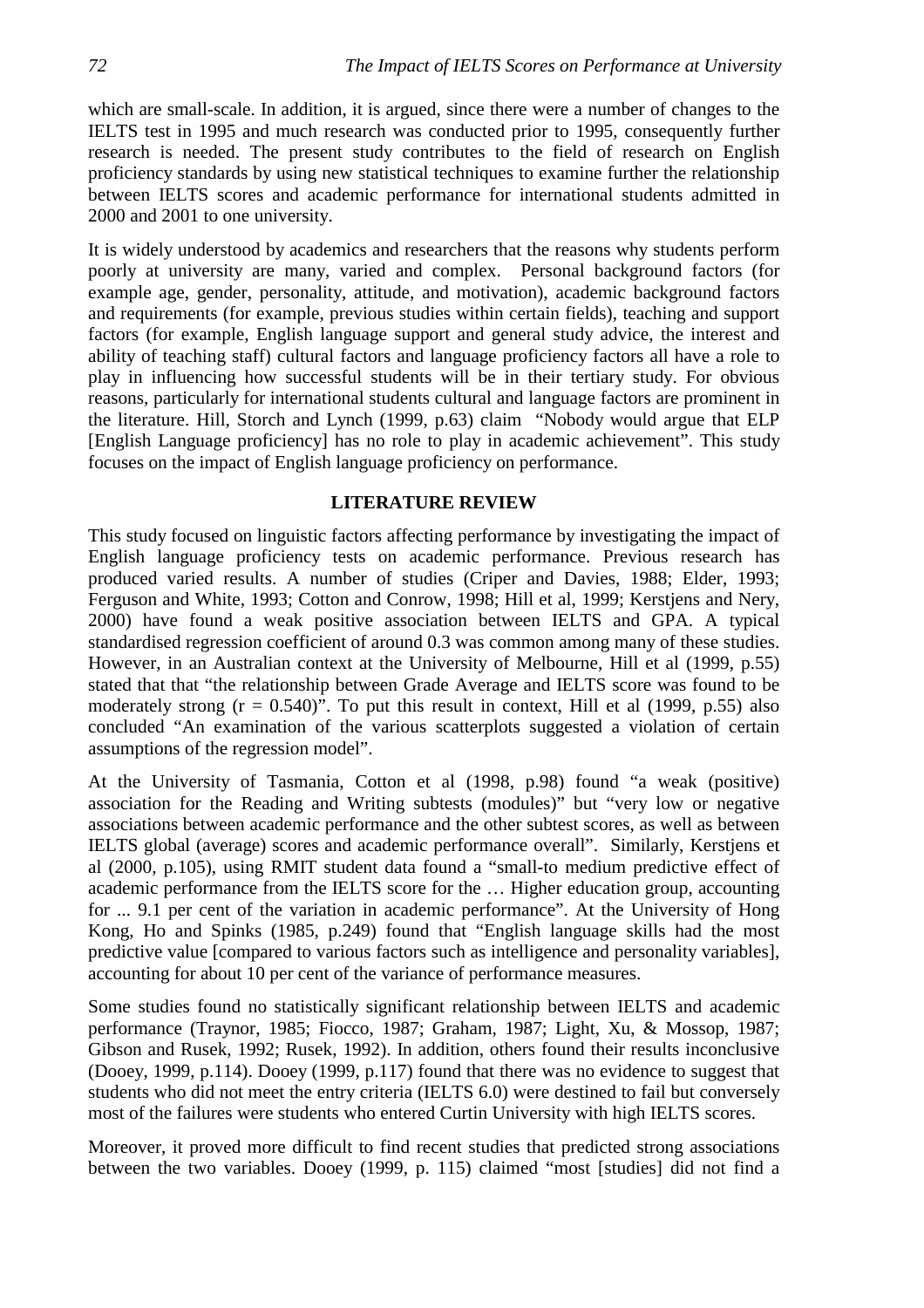which are small-scale. In addition, it is argued, since there were a number of changes to the IELTS test in 1995 and much research was conducted prior to 1995, consequently further research is needed. The present study contributes to the field of research on English proficiency standards by using new statistical techniques to examine further the relationship between IELTS scores and academic performance for international students admitted in 2000 and 2001 to one university.

It is widely understood by academics and researchers that the reasons why students perform poorly at university are many, varied and complex. Personal background factors (for example age, gender, personality, attitude, and motivation), academic background factors and requirements (for example, previous studies within certain fields), teaching and support factors (for example, English language support and general study advice, the interest and ability of teaching staff) cultural factors and language proficiency factors all have a role to play in influencing how successful students will be in their tertiary study. For obvious reasons, particularly for international students cultural and language factors are prominent in the literature. Hill, Storch and Lynch (1999, p.63) claim "Nobody would argue that ELP [English Language proficiency] has no role to play in academic achievement". This study focuses on the impact of English language proficiency on performance.

## LITERATURE REVIEW

This study focused on linguistic factors affecting performance by investigating the impact of English language proficiency tests on academic performance. Previous research has produced varied results. A number of studies (Criper and Davies, 1988; Elder, 1993; Ferguson and White, 1993; Cotton and Conrow, 1998; Hill et al, 1999; Kerstjens and Nery, 2000) have found a weak positive association between IELTS and GPA. A typical standardised regression coefficient of around 0.3 was common among many of these studies. However, in an Australian context at the University of Melbourne, Hill et al (1999, p.55) stated that that "the relationship between Grade Average and IELTS score was found to be moderately strong ($r = 0.540$)". To put this result in context, Hill et al (1999, p.55) also concluded "An examination of the various scatterplots suggested a violation of certain assumptions of the regression model".

At the University of Tasmania, Cotton et al (1998, p.98) found "a weak (positive) association for the Reading and Writing subtests (modules)" but "very low or negative associations between academic performance and the other subtest scores, as well as between IELTS global (average) scores and academic performance overall". Similarly, Kerstjens et al (2000, p.105), using RMIT student data found a "small-to medium predictive effect of academic performance from the IELTS score for the … Higher education group, accounting for ... 9.1 per cent of the variation in academic performance". At the University of Hong Kong, Ho and Spinks (1985, p.249) found that "English language skills had the most predictive value [compared to various factors such as intelligence and personality variables], accounting for about 10 per cent of the variance of performance measures.

Some studies found no statistically significant relationship between IELTS and academic performance (Traynor, 1985; Fiocco, 1987; Graham, 1987; Light, Xu, & Mossop, 1987; Gibson and Rusek, 1992; Rusek, 1992). In addition, others found their results inconclusive (Dooey, 1999, p.114). Dooey (1999, p.117) found that there was no evidence to suggest that students who did not meet the entry criteria (IELTS 6.0) were destined to fail but conversely most of the failures were students who entered Curtin University with high IELTS scores.

Moreover, it proved more difficult to find recent studies that predicted strong associations between the two variables. Dooey (1999, p. 115) claimed "most [studies] did not find a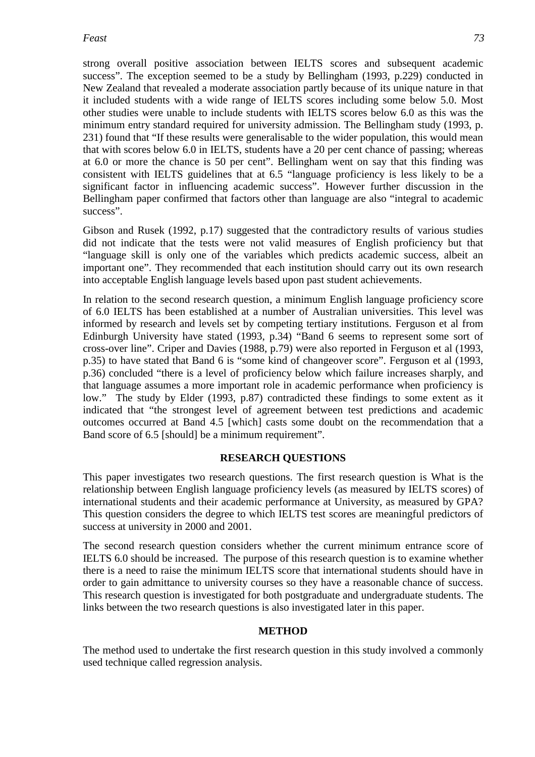strong overall positive association between IELTS scores and subsequent academic success". The exception seemed to be a study by Bellingham (1993, p.229) conducted in New Zealand that revealed a moderate association partly because of its unique nature in that it included students with a wide range of IELTS scores including some below 5.0. Most other studies were unable to include students with IELTS scores below 6.0 as this was the minimum entry standard required for university admission. The Bellingham study (1993, p. 231) found that "If these results were generalisable to the wider population, this would mean that with scores below 6.0 in IELTS, students have a 20 per cent chance of passing; whereas at 6.0 or more the chance is 50 per cent". Bellingham went on say that this finding was consistent with IELTS guidelines that at 6.5 "language proficiency is less likely to be a significant factor in influencing academic success". However further discussion in the Bellingham paper confirmed that factors other than language are also "integral to academic success".

Gibson and Rusek (1992, p.17) suggested that the contradictory results of various studies did not indicate that the tests were not valid measures of English proficiency but that "language skill is only one of the variables which predicts academic success, albeit an important one". They recommended that each institution should carry out its own research into acceptable English language levels based upon past student achievements.

In relation to the second research question, a minimum English language proficiency score of 6.0 IELTS has been established at a number of Australian universities. This level was informed by research and levels set by competing tertiary institutions. Ferguson et al from Edinburgh University have stated (1993, p.34) "Band 6 seems to represent some sort of cross-over line". Criper and Davies (1988, p.79) were also reported in Ferguson et al (1993, p.35) to have stated that Band 6 is "some kind of changeover score". Ferguson et al (1993, p.36) concluded "there is a level of proficiency below which failure increases sharply, and that language assumes a more important role in academic performance when proficiency is low." The study by Elder (1993, p.87) contradicted these findings to some extent as it indicated that "the strongest level of agreement between test predictions and academic outcomes occurred at Band 4.5 [which] casts some doubt on the recommendation that a Band score of 6.5 [should] be a minimum requirement".

## RESEARCH QUESTIONS

This paper investigates two research questions. The first research question is What is the relationship between English language proficiency levels (as measured by IELTS scores) of international students and their academic performance at University, as measured by GPA? This question considers the degree to which IELTS test scores are meaningful predictors of success at university in 2000 and 2001.

The second research question considers whether the current minimum entrance score of IELTS 6.0 should be increased. The purpose of this research question is to examine whether there is a need to raise the minimum IELTS score that international students should have in order to gain admittance to university courses so they have a reasonable chance of success. This research question is investigated for both postgraduate and undergraduate students. The links between the two research questions is also investigated later in this paper.

## METHOD

The method used to undertake the first research question in this study involved a commonly used technique called regression analysis.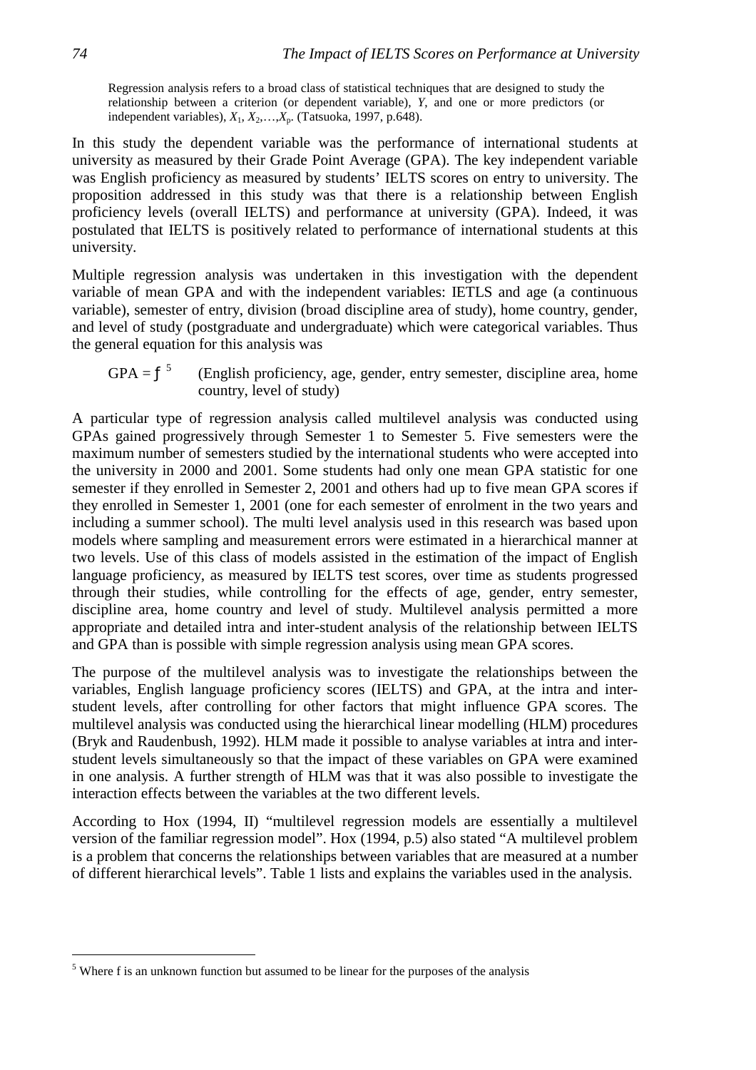> Regression analysis refers to a broad class of statistical techniques that are designed to study the relationship between a criterion (or dependent variable), $Y$, and one or more predictors (or independent variables), $X_1, X_2, \ldots, X_p$. (Tatsuoka, 1997, p.648).

In this study the dependent variable was the performance of international students at university as measured by their Grade Point Average (GPA). The key independent variable was English proficiency as measured by students' IELTS scores on entry to university. The proposition addressed in this study was that there is a relationship between English proficiency levels (overall IELTS) and performance at university (GPA). Indeed, it was postulated that IELTS is positively related to performance of international students at this university.

Multiple regression analysis was undertaken in this investigation with the dependent variable of mean GPA and with the independent variables: IETLS and age (a continuous variable), semester of entry, division (broad discipline area of study), home country, gender, and level of study (postgraduate and undergraduate) which were categorical variables. Thus the general equation for this analysis was

GPA = $f$[5] (English proficiency, age, gender, entry semester, discipline area, home country, level of study)

A particular type of regression analysis called multilevel analysis was conducted using GPAs gained progressively through Semester 1 to Semester 5. Five semesters were the maximum number of semesters studied by the international students who were accepted into the university in 2000 and 2001. Some students had only one mean GPA statistic for one semester if they enrolled in Semester 2, 2001 and others had up to five mean GPA scores if they enrolled in Semester 1, 2001 (one for each semester of enrolment in the two years and including a summer school). The multi level analysis used in this research was based upon models where sampling and measurement errors were estimated in a hierarchical manner at two levels. Use of this class of models assisted in the estimation of the impact of English language proficiency, as measured by IELTS test scores, over time as students progressed through their studies, while controlling for the effects of age, gender, entry semester, discipline area, home country and level of study. Multilevel analysis permitted a more appropriate and detailed intra and inter-student analysis of the relationship between IELTS and GPA than is possible with simple regression analysis using mean GPA scores.

The purpose of the multilevel analysis was to investigate the relationships between the variables, English language proficiency scores (IELTS) and GPA, at the intra and inter-student levels, after controlling for other factors that might influence GPA scores. The multilevel analysis was conducted using the hierarchical linear modelling (HLM) procedures (Bryk and Raudenbush, 1992). HLM made it possible to analyse variables at intra and inter-student levels simultaneously so that the impact of these variables on GPA were examined in one analysis. A further strength of HLM was that it was also possible to investigate the interaction effects between the variables at the two different levels.

According to Hox (1994, II) "multilevel regression models are essentially a multilevel version of the familiar regression model". Hox (1994, p.5) also stated "A multilevel problem is a problem that concerns the relationships between variables that are measured at a number of different hierarchical levels". Table 1 lists and explains the variables used in the analysis.

---

[5] Where f is an unknown function but assumed to be linear for the purposes of the analysis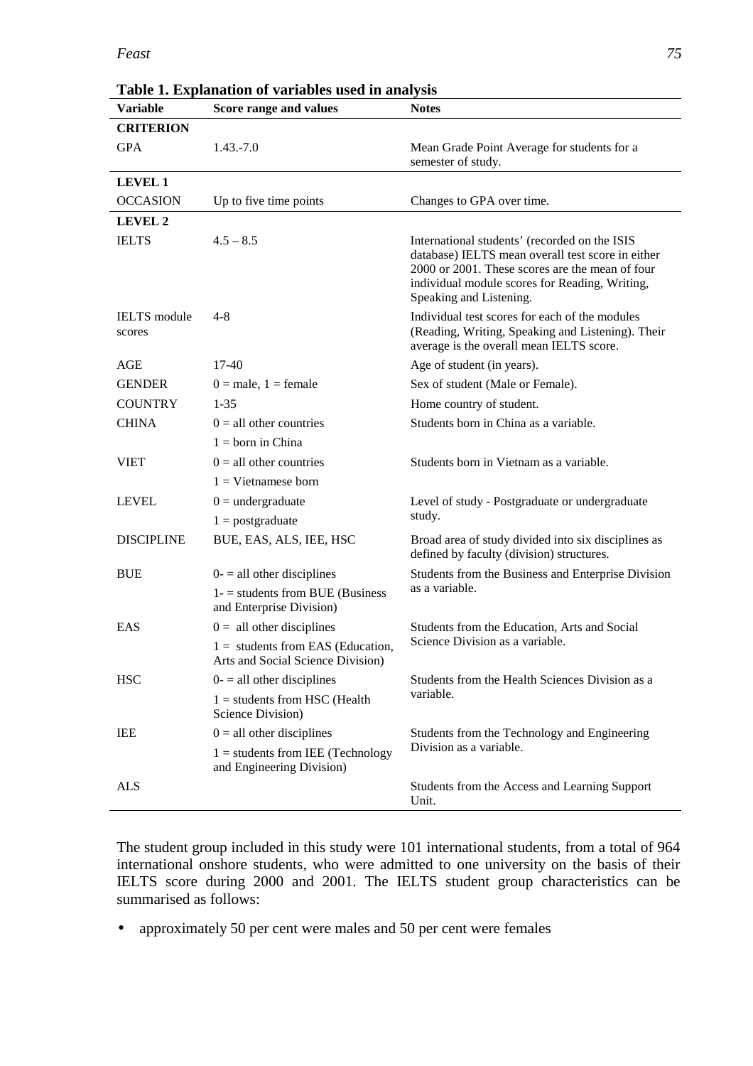**Table 1. Explanation of variables used in analysis**

| Variable | Score range and values | Notes |
|---|---|---|
| **CRITERION** | | |
| GPA | 1.43.-7.0 | Mean Grade Point Average for students for a semester of study. |
| **LEVEL 1** | | |
| OCCASION | Up to five time points | Changes to GPA over time. |
| **LEVEL 2** | | |
| IELTS | 4.5 – 8.5 | International students' (recorded on the ISIS database) IELTS mean overall test score in either 2000 or 2001. These scores are the mean of four individual module scores for Reading, Writing, Speaking and Listening. |
| IELTS module scores | 4-8 | Individual test scores for each of the modules (Reading, Writing, Speaking and Listening). Their average is the overall mean IELTS score. |
| AGE | 17-40 | Age of student (in years). |
| GENDER | 0 = male, 1 = female | Sex of student (Male or Female). |
| COUNTRY | 1-35 | Home country of student. |
| CHINA | 0 = all other countries<br>1 = born in China | Students born in China as a variable. |
| VIET | 0 = all other countries<br>1 = Vietnamese born | Students born in Vietnam as a variable. |
| LEVEL | 0 = undergraduate<br>1 = postgraduate | Level of study - Postgraduate or undergraduate study. |
| DISCIPLINE | BUE, EAS, ALS, IEE, HSC | Broad area of study divided into six disciplines as defined by faculty (division) structures. |
| BUE | 0- = all other disciplines<br>1- = students from BUE (Business and Enterprise Division) | Students from the Business and Enterprise Division as a variable. |
| EAS | 0 = all other disciplines<br>1 = students from EAS (Education, Arts and Social Science Division) | Students from the Education, Arts and Social Science Division as a variable. |
| HSC | 0- = all other disciplines<br>1 = students from HSC (Health Science Division) | Students from the Health Sciences Division as a variable. |
| IEE | 0 = all other disciplines<br>1 = students from IEE (Technology and Engineering Division) | Students from the Technology and Engineering Division as a variable. |
| ALS | | Students from the Access and Learning Support Unit. |

The student group included in this study were 101 international students, from a total of 964 international onshore students, who were admitted to one university on the basis of their IELTS score during 2000 and 2001. The IELTS student group characteristics can be summarised as follows:

- approximately 50 per cent were males and 50 per cent were females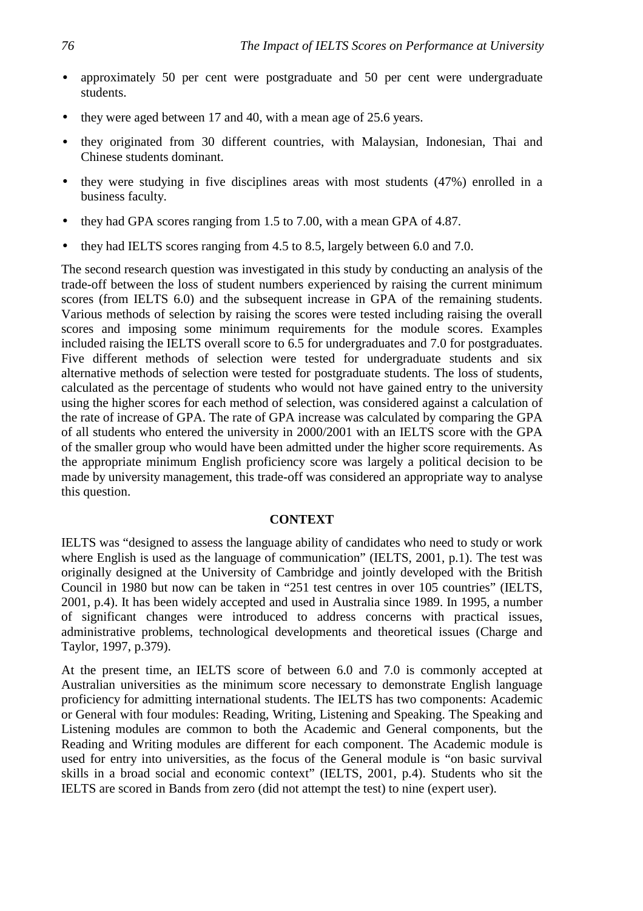- approximately 50 per cent were postgraduate and 50 per cent were undergraduate students.
- they were aged between 17 and 40, with a mean age of 25.6 years.
- they originated from 30 different countries, with Malaysian, Indonesian, Thai and Chinese students dominant.
- they were studying in five disciplines areas with most students (47%) enrolled in a business faculty.
- they had GPA scores ranging from 1.5 to 7.00, with a mean GPA of 4.87.
- they had IELTS scores ranging from 4.5 to 8.5, largely between 6.0 and 7.0.

The second research question was investigated in this study by conducting an analysis of the trade-off between the loss of student numbers experienced by raising the current minimum scores (from IELTS 6.0) and the subsequent increase in GPA of the remaining students. Various methods of selection by raising the scores were tested including raising the overall scores and imposing some minimum requirements for the module scores. Examples included raising the IELTS overall score to 6.5 for undergraduates and 7.0 for postgraduates. Five different methods of selection were tested for undergraduate students and six alternative methods of selection were tested for postgraduate students. The loss of students, calculated as the percentage of students who would not have gained entry to the university using the higher scores for each method of selection, was considered against a calculation of the rate of increase of GPA. The rate of GPA increase was calculated by comparing the GPA of all students who entered the university in 2000/2001 with an IELTS score with the GPA of the smaller group who would have been admitted under the higher score requirements. As the appropriate minimum English proficiency score was largely a political decision to be made by university management, this trade-off was considered an appropriate way to analyse this question.

## CONTEXT

IELTS was "designed to assess the language ability of candidates who need to study or work where English is used as the language of communication" (IELTS, 2001, p.1). The test was originally designed at the University of Cambridge and jointly developed with the British Council in 1980 but now can be taken in "251 test centres in over 105 countries" (IELTS, 2001, p.4). It has been widely accepted and used in Australia since 1989. In 1995, a number of significant changes were introduced to address concerns with practical issues, administrative problems, technological developments and theoretical issues (Charge and Taylor, 1997, p.379).

At the present time, an IELTS score of between 6.0 and 7.0 is commonly accepted at Australian universities as the minimum score necessary to demonstrate English language proficiency for admitting international students. The IELTS has two components: Academic or General with four modules: Reading, Writing, Listening and Speaking. The Speaking and Listening modules are common to both the Academic and General components, but the Reading and Writing modules are different for each component. The Academic module is used for entry into universities, as the focus of the General module is "on basic survival skills in a broad social and economic context" (IELTS, 2001, p.4). Students who sit the IELTS are scored in Bands from zero (did not attempt the test) to nine (expert user).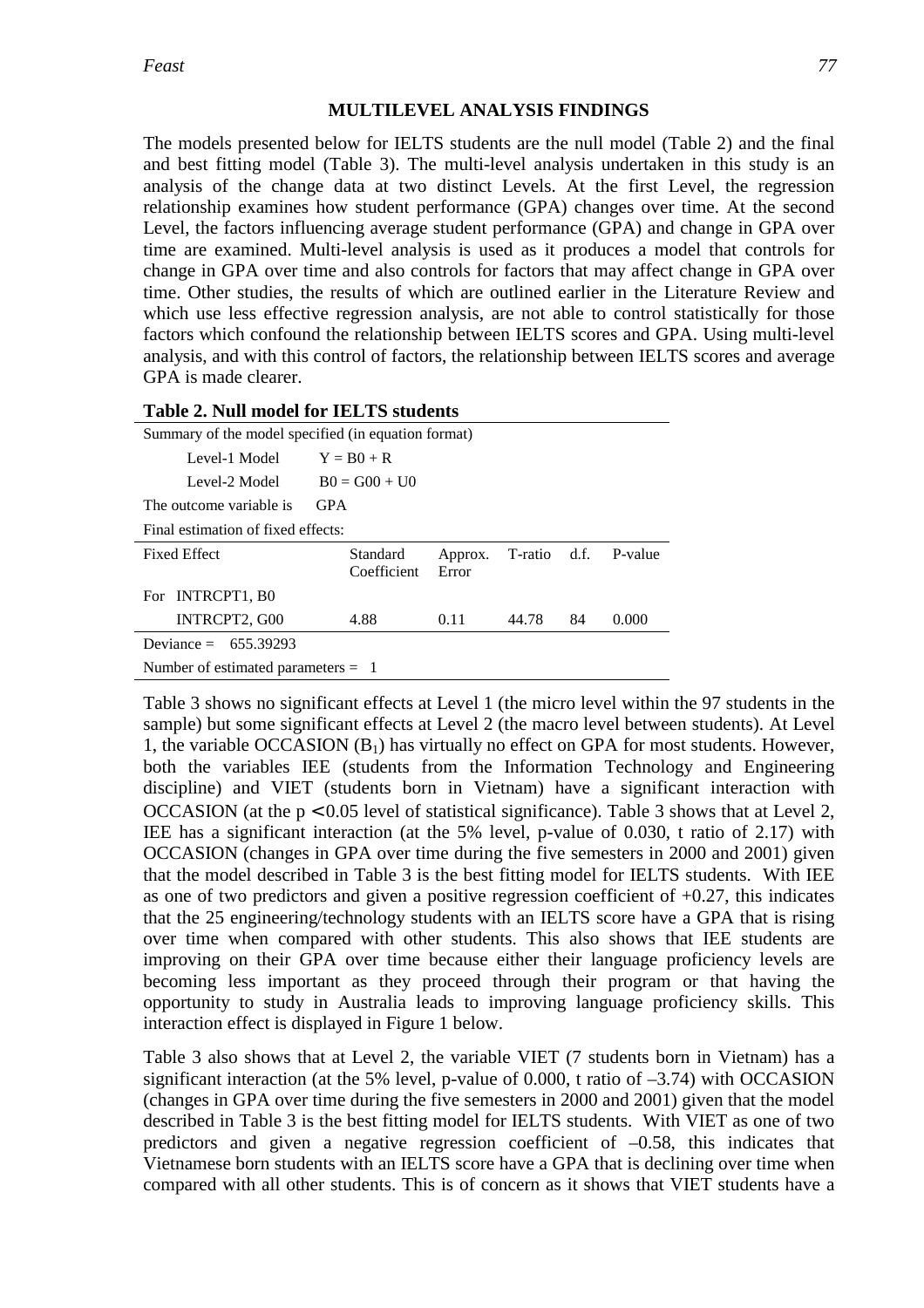## MULTILEVEL ANALYSIS FINDINGS

The models presented below for IELTS students are the null model (Table 2) and the final and best fitting model (Table 3). The multi-level analysis undertaken in this study is an analysis of the change data at two distinct Levels. At the first Level, the regression relationship examines how student performance (GPA) changes over time. At the second Level, the factors influencing average student performance (GPA) and change in GPA over time are examined. Multi-level analysis is used as it produces a model that controls for change in GPA over time and also controls for factors that may affect change in GPA over time. Other studies, the results of which are outlined earlier in the Literature Review and which use less effective regression analysis, are not able to control statistically for those factors which confound the relationship between IELTS scores and GPA. Using multi-level analysis, and with this control of factors, the relationship between IELTS scores and average GPA is made clearer.

**Table 2. Null model for IELTS students**

Summary of the model specified (in equation format)

Level-1 Model  Y = B0 + R

Level-2 Model  B0 = G00 + U0

The outcome variable is  GPA

Final estimation of fixed effects:

| Fixed Effect | Standard Coefficient | Approx. Error | T-ratio | d.f. | P-value |
|---|---|---|---|---|---|
| For INTRCPT1, B0 | | | | | |
| INTRCPT2, G00 | 4.88 | 0.11 | 44.78 | 84 | 0.000 |

Deviance = 655.39293

Number of estimated parameters = 1

Table 3 shows no significant effects at Level 1 (the micro level within the 97 students in the sample) but some significant effects at Level 2 (the macro level between students). At Level 1, the variable OCCASION ($B_1$) has virtually no effect on GPA for most students. However, both the variables IEE (students from the Information Technology and Engineering discipline) and VIET (students born in Vietnam) have a significant interaction with OCCASION (at the $p < 0.05$ level of statistical significance). Table 3 shows that at Level 2, IEE has a significant interaction (at the 5% level, p-value of 0.030, t ratio of 2.17) with OCCASION (changes in GPA over time during the five semesters in 2000 and 2001) given that the model described in Table 3 is the best fitting model for IELTS students. With IEE as one of two predictors and given a positive regression coefficient of +0.27, this indicates that the 25 engineering/technology students with an IELTS score have a GPA that is rising over time when compared with other students. This also shows that IEE students are improving on their GPA over time because either their language proficiency levels are becoming less important as they proceed through their program or that having the opportunity to study in Australia leads to improving language proficiency skills. This interaction effect is displayed in Figure 1 below.

Table 3 also shows that at Level 2, the variable VIET (7 students born in Vietnam) has a significant interaction (at the 5% level, p-value of 0.000, t ratio of –3.74) with OCCASION (changes in GPA over time during the five semesters in 2000 and 2001) given that the model described in Table 3 is the best fitting model for IELTS students. With VIET as one of two predictors and given a negative regression coefficient of –0.58, this indicates that Vietnamese born students with an IELTS score have a GPA that is declining over time when compared with all other students. This is of concern as it shows that VIET students have a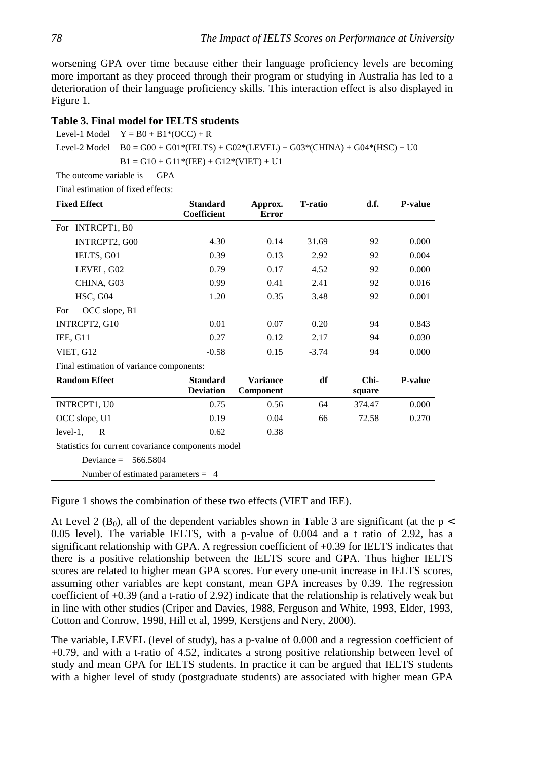worsening GPA over time because either their language proficiency levels are becoming more important as they proceed through their program or studying in Australia has led to a deterioration of their language proficiency skills. This interaction effect is also displayed in Figure 1.

**Table 3. Final model for IELTS students**

Level-1 Model  Y = B0 + B1*(OCC) + R

Level-2 Model  B0 = G00 + G01*(IELTS) + G02*(LEVEL) + G03*(CHINA) + G04*(HSC) + U0

B1 = G10 + G11*(IEE) + G12*(VIET) + U1

The outcome variable is  GPA

Final estimation of fixed effects:

| Fixed Effect | Standard Coefficient | Approx. Error | T-ratio | d.f. | P-value |
|---|---|---|---|---|---|
| For INTRCPT1, B0 | | | | | |
| INTRCPT2, G00 | 4.30 | 0.14 | 31.69 | 92 | 0.000 |
| IELTS, G01 | 0.39 | 0.13 | 2.92 | 92 | 0.004 |
| LEVEL, G02 | 0.79 | 0.17 | 4.52 | 92 | 0.000 |
| CHINA, G03 | 0.99 | 0.41 | 2.41 | 92 | 0.016 |
| HSC, G04 | 1.20 | 0.35 | 3.48 | 92 | 0.001 |
| For OCC slope, B1 | | | | | |
| INTRCPT2, G10 | 0.01 | 0.07 | 0.20 | 94 | 0.843 |
| IEE, G11 | 0.27 | 0.12 | 2.17 | 94 | 0.030 |
| VIET, G12 | -0.58 | 0.15 | -3.74 | 94 | 0.000 |

Final estimation of variance components:

| Random Effect | Standard Deviation | Variance Component | df | Chi-square | P-value |
|---|---|---|---|---|---|
| INTRCPT1, U0 | 0.75 | 0.56 | 64 | 374.47 | 0.000 |
| OCC slope, U1 | 0.19 | 0.04 | 66 | 72.58 | 0.270 |
| level-1, R | 0.62 | 0.38 | | | |

Statistics for current covariance components model

Deviance = 566.5804

Number of estimated parameters = 4

Figure 1 shows the combination of these two effects (VIET and IEE).

At Level 2 ($B_0$), all of the dependent variables shown in Table 3 are significant (at the $p < 0.05$ level). The variable IELTS, with a p-value of 0.004 and a t ratio of 2.92, has a significant relationship with GPA. A regression coefficient of +0.39 for IELTS indicates that there is a positive relationship between the IELTS score and GPA. Thus higher IELTS scores are related to higher mean GPA scores. For every one-unit increase in IELTS scores, assuming other variables are kept constant, mean GPA increases by 0.39. The regression coefficient of +0.39 (and a t-ratio of 2.92) indicate that the relationship is relatively weak but in line with other studies (Criper and Davies, 1988, Ferguson and White, 1993, Elder, 1993, Cotton and Conrow, 1998, Hill et al, 1999, Kerstjens and Nery, 2000).

The variable, LEVEL (level of study), has a p-value of 0.000 and a regression coefficient of +0.79, and with a t-ratio of 4.52, indicates a strong positive relationship between level of study and mean GPA for IELTS students. In practice it can be argued that IELTS students with a higher level of study (postgraduate students) are associated with higher mean GPA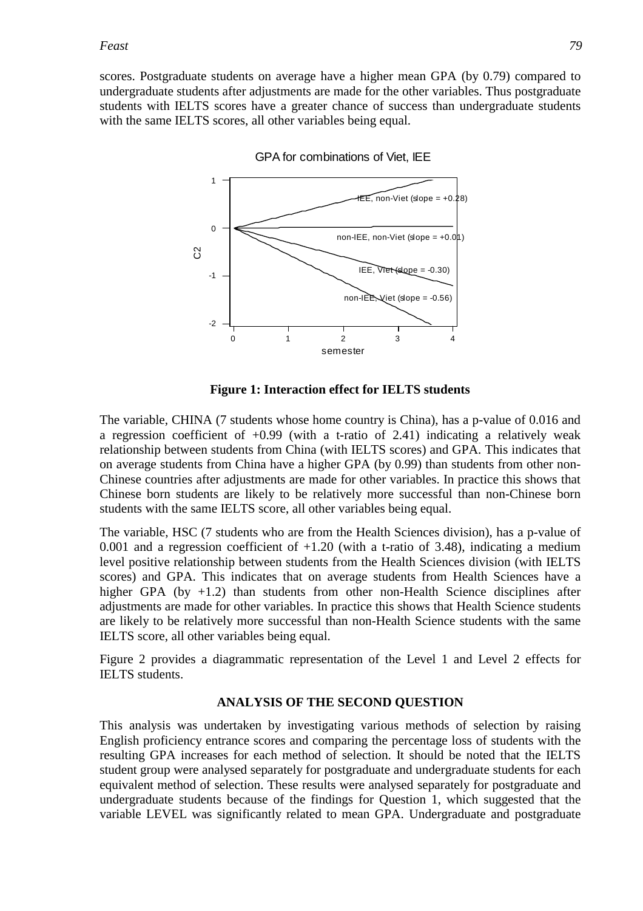scores. Postgraduate students on average have a higher mean GPA (by 0.79) compared to undergraduate students after adjustments are made for the other variables. Thus postgraduate students with IELTS scores have a greater chance of success than undergraduate students with the same IELTS scores, all other variables being equal.

**Figure 1: Interaction effect for IELTS students**

The variable, CHINA (7 students whose home country is China), has a p-value of 0.016 and a regression coefficient of +0.99 (with a t-ratio of 2.41) indicating a relatively weak relationship between students from China (with IELTS scores) and GPA. This indicates that on average students from China have a higher GPA (by 0.99) than students from other non-Chinese countries after adjustments are made for other variables. In practice this shows that Chinese born students are likely to be relatively more successful than non-Chinese born students with the same IELTS score, all other variables being equal.

The variable, HSC (7 students who are from the Health Sciences division), has a p-value of 0.001 and a regression coefficient of +1.20 (with a t-ratio of 3.48), indicating a medium level positive relationship between students from the Health Sciences division (with IELTS scores) and GPA. This indicates that on average students from Health Sciences have a higher GPA (by +1.2) than students from other non-Health Science disciplines after adjustments are made for other variables. In practice this shows that Health Science students are likely to be relatively more successful than non-Health Science students with the same IELTS score, all other variables being equal.

Figure 2 provides a diagrammatic representation of the Level 1 and Level 2 effects for IELTS students.

## ANALYSIS OF THE SECOND QUESTION

This analysis was undertaken by investigating various methods of selection by raising English proficiency entrance scores and comparing the percentage loss of students with the resulting GPA increases for each method of selection. It should be noted that the IELTS student group were analysed separately for postgraduate and undergraduate students for each equivalent method of selection. These results were analysed separately for postgraduate and undergraduate students because of the findings for Question 1, which suggested that the variable LEVEL was significantly related to mean GPA. Undergraduate and postgraduate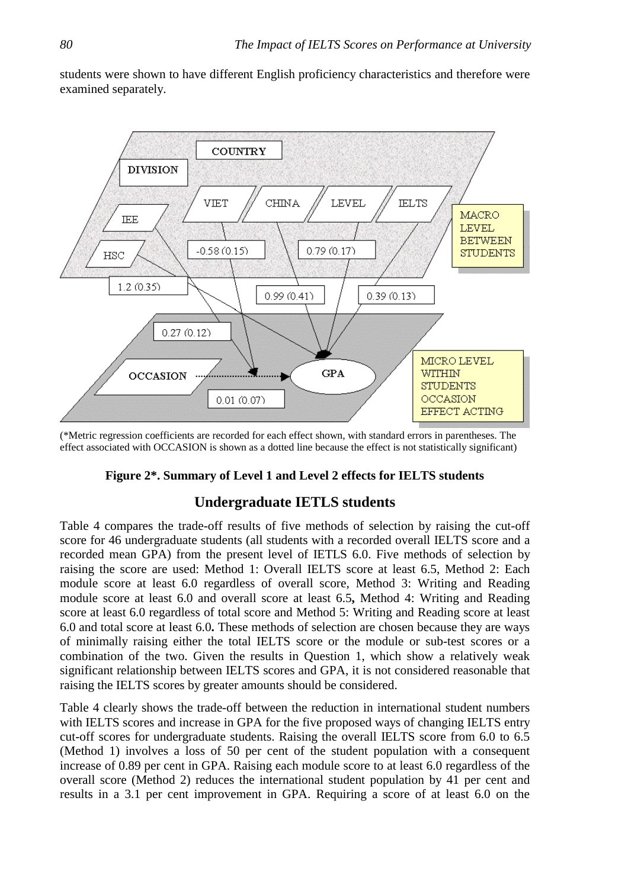students were shown to have different English proficiency characteristics and therefore were examined separately.

(*Metric regression coefficients are recorded for each effect shown, with standard errors in parentheses. The effect associated with OCCASION is shown as a dotted line because the effect is not statistically significant)

**Figure 2*. Summary of Level 1 and Level 2 effects for IELTS students**

## Undergraduate IETLS students

Table 4 compares the trade-off results of five methods of selection by raising the cut-off score for 46 undergraduate students (all students with a recorded overall IELTS score and a recorded mean GPA) from the present level of IETLS 6.0. Five methods of selection by raising the score are used: Method 1: Overall IELTS score at least 6.5, Method 2: Each module score at least 6.0 regardless of overall score, Method 3: Writing and Reading module score at least 6.0 and overall score at least 6.5**,** Method 4: Writing and Reading score at least 6.0 regardless of total score and Method 5: Writing and Reading score at least 6.0 and total score at least 6.0**.** These methods of selection are chosen because they are ways of minimally raising either the total IELTS score or the module or sub-test scores or a combination of the two. Given the results in Question 1, which show a relatively weak significant relationship between IELTS scores and GPA, it is not considered reasonable that raising the IELTS scores by greater amounts should be considered.

Table 4 clearly shows the trade-off between the reduction in international student numbers with IELTS scores and increase in GPA for the five proposed ways of changing IELTS entry cut-off scores for undergraduate students. Raising the overall IELTS score from 6.0 to 6.5 (Method 1) involves a loss of 50 per cent of the student population with a consequent increase of 0.89 per cent in GPA. Raising each module score to at least 6.0 regardless of the overall score (Method 2) reduces the international student population by 41 per cent and results in a 3.1 per cent improvement in GPA. Requiring a score of at least 6.0 on the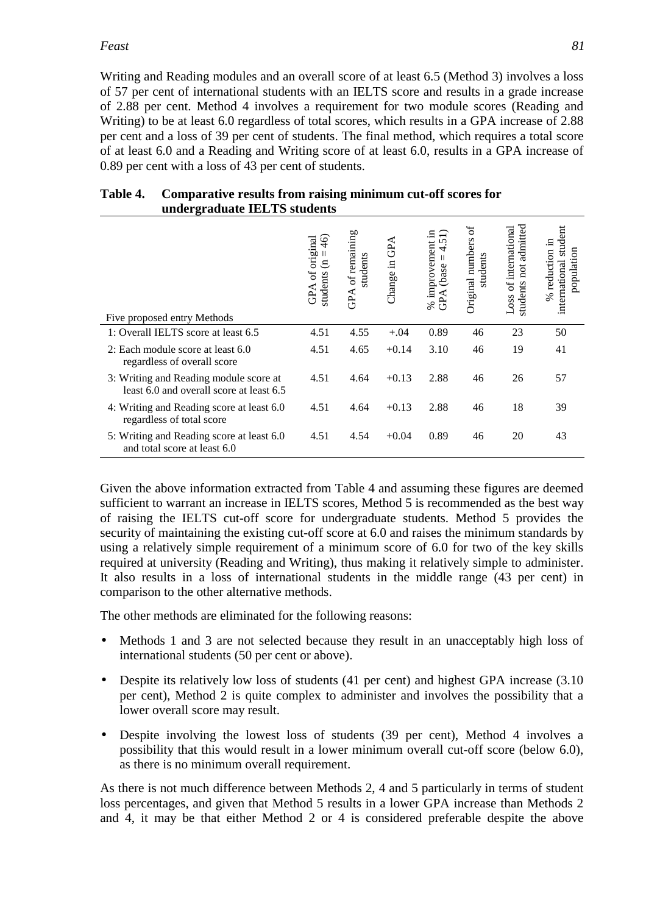Writing and Reading modules and an overall score of at least 6.5 (Method 3) involves a loss of 57 per cent of international students with an IELTS score and results in a grade increase of 2.88 per cent. Method 4 involves a requirement for two module scores (Reading and Writing) to be at least 6.0 regardless of total scores, which results in a GPA increase of 2.88 per cent and a loss of 39 per cent of students. The final method, which requires a total score of at least 6.0 and a Reading and Writing score of at least 6.0, results in a GPA increase of 0.89 per cent with a loss of 43 per cent of students.

**Table 4. Comparative results from raising minimum cut-off scores for undergraduate IELTS students**

| Five proposed entry Methods | GPA of original students (n = 46) | GPA of remaining students | Change in GPA | % improvement in GPA (base = 4.51) | Original numbers of students | Loss of international students not admitted | % reduction in international student population |
|---|---|---|---|---|---|---|---|
| 1: Overall IELTS score at least 6.5 | 4.51 | 4.55 | +.04 | 0.89 | 46 | 23 | 50 |
| 2: Each module score at least 6.0 regardless of overall score | 4.51 | 4.65 | +0.14 | 3.10 | 46 | 19 | 41 |
| 3: Writing and Reading module score at least 6.0 and overall score at least 6.5 | 4.51 | 4.64 | +0.13 | 2.88 | 46 | 26 | 57 |
| 4: Writing and Reading score at least 6.0 regardless of total score | 4.51 | 4.64 | +0.13 | 2.88 | 46 | 18 | 39 |
| 5: Writing and Reading score at least 6.0 and total score at least 6.0 | 4.51 | 4.54 | +0.04 | 0.89 | 46 | 20 | 43 |

Given the above information extracted from Table 4 and assuming these figures are deemed sufficient to warrant an increase in IELTS scores, Method 5 is recommended as the best way of raising the IELTS cut-off score for undergraduate students. Method 5 provides the security of maintaining the existing cut-off score at 6.0 and raises the minimum standards by using a relatively simple requirement of a minimum score of 6.0 for two of the key skills required at university (Reading and Writing), thus making it relatively simple to administer. It also results in a loss of international students in the middle range (43 per cent) in comparison to the other alternative methods.

The other methods are eliminated for the following reasons:

- Methods 1 and 3 are not selected because they result in an unacceptably high loss of international students (50 per cent or above).
- Despite its relatively low loss of students (41 per cent) and highest GPA increase (3.10 per cent), Method 2 is quite complex to administer and involves the possibility that a lower overall score may result.
- Despite involving the lowest loss of students (39 per cent), Method 4 involves a possibility that this would result in a lower minimum overall cut-off score (below 6.0), as there is no minimum overall requirement.

As there is not much difference between Methods 2, 4 and 5 particularly in terms of student loss percentages, and given that Method 5 results in a lower GPA increase than Methods 2 and 4, it may be that either Method 2 or 4 is considered preferable despite the above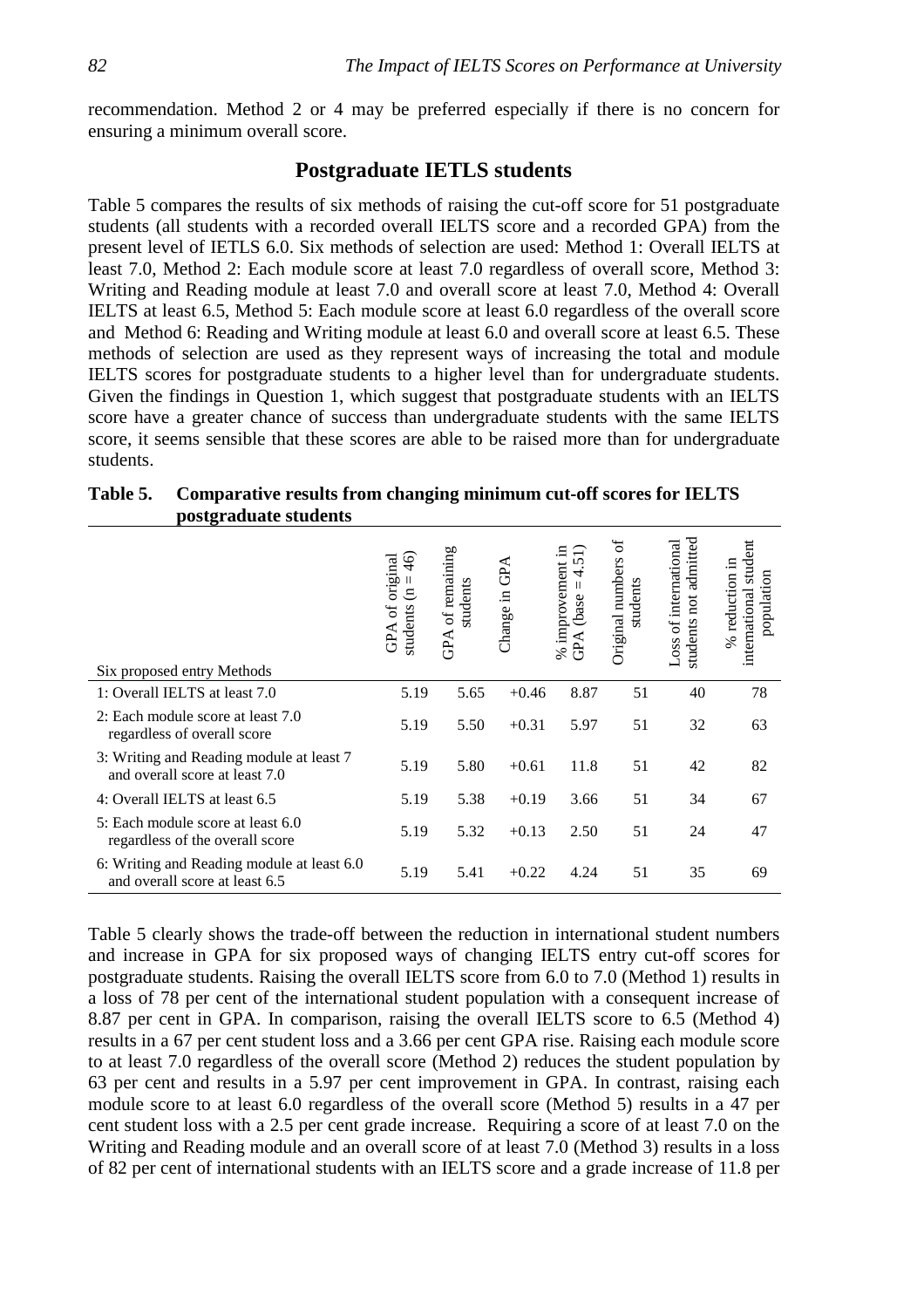recommendation. Method 2 or 4 may be preferred especially if there is no concern for ensuring a minimum overall score.

## Postgraduate IETLS students

Table 5 compares the results of six methods of raising the cut-off score for 51 postgraduate students (all students with a recorded overall IELTS score and a recorded GPA) from the present level of IETLS 6.0. Six methods of selection are used: Method 1: Overall IELTS at least 7.0, Method 2: Each module score at least 7.0 regardless of overall score, Method 3: Writing and Reading module at least 7.0 and overall score at least 7.0, Method 4: Overall IELTS at least 6.5, Method 5: Each module score at least 6.0 regardless of the overall score and Method 6: Reading and Writing module at least 6.0 and overall score at least 6.5. These methods of selection are used as they represent ways of increasing the total and module IELTS scores for postgraduate students to a higher level than for undergraduate students. Given the findings in Question 1, which suggest that postgraduate students with an IELTS score have a greater chance of success than undergraduate students with the same IELTS score, it seems sensible that these scores are able to be raised more than for undergraduate students.

**Table 5. Comparative results from changing minimum cut-off scores for IELTS postgraduate students**

| Six proposed entry Methods | GPA of original students (n = 46) | GPA of remaining students | Change in GPA | % improvement in GPA (base = 4.51) | Original numbers of students | Loss of international students not admitted | % reduction in international student population |
|---|---|---|---|---|---|---|---|
| 1: Overall IELTS at least 7.0 | 5.19 | 5.65 | +0.46 | 8.87 | 51 | 40 | 78 |
| 2: Each module score at least 7.0 regardless of overall score | 5.19 | 5.50 | +0.31 | 5.97 | 51 | 32 | 63 |
| 3: Writing and Reading module at least 7 and overall score at least 7.0 | 5.19 | 5.80 | +0.61 | 11.8 | 51 | 42 | 82 |
| 4: Overall IELTS at least 6.5 | 5.19 | 5.38 | +0.19 | 3.66 | 51 | 34 | 67 |
| 5: Each module score at least 6.0 regardless of the overall score | 5.19 | 5.32 | +0.13 | 2.50 | 51 | 24 | 47 |
| 6: Writing and Reading module at least 6.0 and overall score at least 6.5 | 5.19 | 5.41 | +0.22 | 4.24 | 51 | 35 | 69 |

Table 5 clearly shows the trade-off between the reduction in international student numbers and increase in GPA for six proposed ways of changing IELTS entry cut-off scores for postgraduate students. Raising the overall IELTS score from 6.0 to 7.0 (Method 1) results in a loss of 78 per cent of the international student population with a consequent increase of 8.87 per cent in GPA. In comparison, raising the overall IELTS score to 6.5 (Method 4) results in a 67 per cent student loss and a 3.66 per cent GPA rise. Raising each module score to at least 7.0 regardless of the overall score (Method 2) reduces the student population by 63 per cent and results in a 5.97 per cent improvement in GPA. In contrast, raising each module score to at least 6.0 regardless of the overall score (Method 5) results in a 47 per cent student loss with a 2.5 per cent grade increase. Requiring a score of at least 7.0 on the Writing and Reading module and an overall score of at least 7.0 (Method 3) results in a loss of 82 per cent of international students with an IELTS score and a grade increase of 11.8 per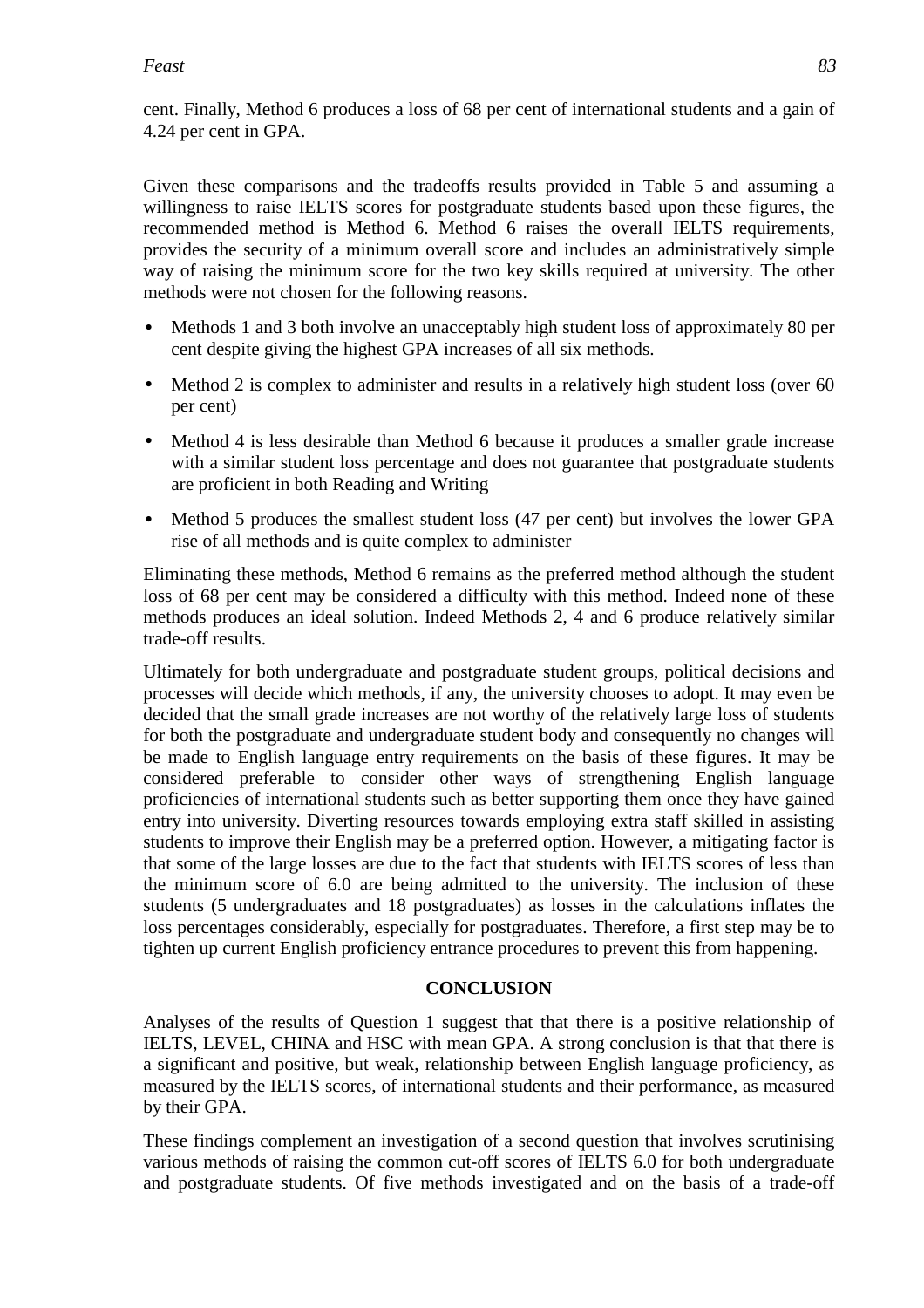cent. Finally, Method 6 produces a loss of 68 per cent of international students and a gain of 4.24 per cent in GPA.

Given these comparisons and the tradeoffs results provided in Table 5 and assuming a willingness to raise IELTS scores for postgraduate students based upon these figures, the recommended method is Method 6. Method 6 raises the overall IELTS requirements, provides the security of a minimum overall score and includes an administratively simple way of raising the minimum score for the two key skills required at university. The other methods were not chosen for the following reasons.

- Methods 1 and 3 both involve an unacceptably high student loss of approximately 80 per cent despite giving the highest GPA increases of all six methods.
- Method 2 is complex to administer and results in a relatively high student loss (over 60 per cent)
- Method 4 is less desirable than Method 6 because it produces a smaller grade increase with a similar student loss percentage and does not guarantee that postgraduate students are proficient in both Reading and Writing
- Method 5 produces the smallest student loss (47 per cent) but involves the lower GPA rise of all methods and is quite complex to administer

Eliminating these methods, Method 6 remains as the preferred method although the student loss of 68 per cent may be considered a difficulty with this method. Indeed none of these methods produces an ideal solution. Indeed Methods 2, 4 and 6 produce relatively similar trade-off results.

Ultimately for both undergraduate and postgraduate student groups, political decisions and processes will decide which methods, if any, the university chooses to adopt. It may even be decided that the small grade increases are not worthy of the relatively large loss of students for both the postgraduate and undergraduate student body and consequently no changes will be made to English language entry requirements on the basis of these figures. It may be considered preferable to consider other ways of strengthening English language proficiencies of international students such as better supporting them once they have gained entry into university. Diverting resources towards employing extra staff skilled in assisting students to improve their English may be a preferred option. However, a mitigating factor is that some of the large losses are due to the fact that students with IELTS scores of less than the minimum score of 6.0 are being admitted to the university. The inclusion of these students (5 undergraduates and 18 postgraduates) as losses in the calculations inflates the loss percentages considerably, especially for postgraduates. Therefore, a first step may be to tighten up current English proficiency entrance procedures to prevent this from happening.

## CONCLUSION

Analyses of the results of Question 1 suggest that that there is a positive relationship of IELTS, LEVEL, CHINA and HSC with mean GPA. A strong conclusion is that that there is a significant and positive, but weak, relationship between English language proficiency, as measured by the IELTS scores, of international students and their performance, as measured by their GPA.

These findings complement an investigation of a second question that involves scrutinising various methods of raising the common cut-off scores of IELTS 6.0 for both undergraduate and postgraduate students. Of five methods investigated and on the basis of a trade-off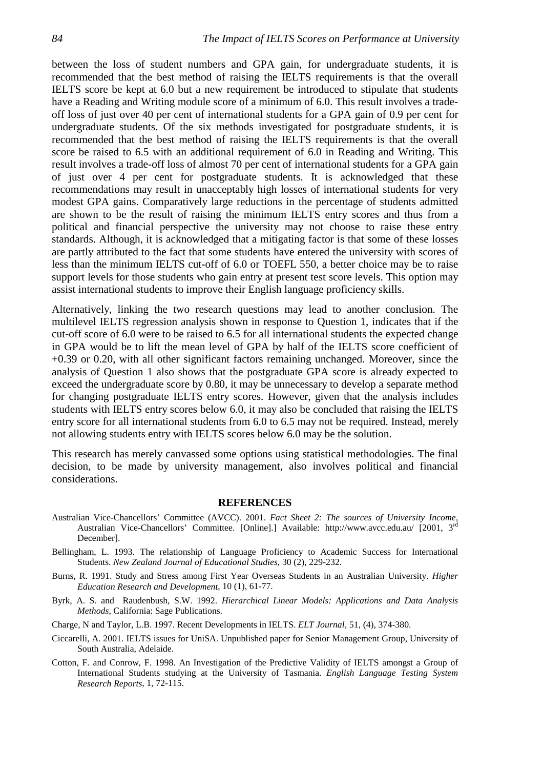between the loss of student numbers and GPA gain, for undergraduate students, it is recommended that the best method of raising the IELTS requirements is that the overall IELTS score be kept at 6.0 but a new requirement be introduced to stipulate that students have a Reading and Writing module score of a minimum of 6.0. This result involves a trade-off loss of just over 40 per cent of international students for a GPA gain of 0.9 per cent for undergraduate students. Of the six methods investigated for postgraduate students, it is recommended that the best method of raising the IELTS requirements is that the overall score be raised to 6.5 with an additional requirement of 6.0 in Reading and Writing. This result involves a trade-off loss of almost 70 per cent of international students for a GPA gain of just over 4 per cent for postgraduate students. It is acknowledged that these recommendations may result in unacceptably high losses of international students for very modest GPA gains. Comparatively large reductions in the percentage of students admitted are shown to be the result of raising the minimum IELTS entry scores and thus from a political and financial perspective the university may not choose to raise these entry standards. Although, it is acknowledged that a mitigating factor is that some of these losses are partly attributed to the fact that some students have entered the university with scores of less than the minimum IELTS cut-off of 6.0 or TOEFL 550, a better choice may be to raise support levels for those students who gain entry at present test score levels. This option may assist international students to improve their English language proficiency skills.

Alternatively, linking the two research questions may lead to another conclusion. The multilevel IELTS regression analysis shown in response to Question 1, indicates that if the cut-off score of 6.0 were to be raised to 6.5 for all international students the expected change in GPA would be to lift the mean level of GPA by half of the IELTS score coefficient of +0.39 or 0.20, with all other significant factors remaining unchanged. Moreover, since the analysis of Question 1 also shows that the postgraduate GPA score is already expected to exceed the undergraduate score by 0.80, it may be unnecessary to develop a separate method for changing postgraduate IELTS entry scores. However, given that the analysis includes students with IELTS entry scores below 6.0, it may also be concluded that raising the IELTS entry score for all international students from 6.0 to 6.5 may not be required. Instead, merely not allowing students entry with IELTS scores below 6.0 may be the solution.

This research has merely canvassed some options using statistical methodologies. The final decision, to be made by university management, also involves political and financial considerations.

## REFERENCES

Australian Vice-Chancellors' Committee (AVCC). 2001. *Fact Sheet 2: The sources of University Income*, Australian Vice-Chancellors' Committee. [Online].] Available: http://www.avcc.edu.au/ [2001, 3rd December].

Bellingham, L. 1993. The relationship of Language Proficiency to Academic Success for International Students. *New Zealand Journal of Educational Studies*, 30 (2), 229-232.

Burns, R. 1991. Study and Stress among First Year Overseas Students in an Australian University. *Higher Education Research and Development*, 10 (1), 61-77.

Byrk, A. S. and Raudenbush, S.W. 1992. *Hierarchical Linear Models: Applications and Data Analysis Methods*, California: Sage Publications.

Charge, N and Taylor, L.B. 1997. Recent Developments in IELTS. *ELT Journal*, 51, (4), 374-380.

Ciccarelli, A. 2001. IELTS issues for UniSA. Unpublished paper for Senior Management Group, University of South Australia, Adelaide.

Cotton, F. and Conrow, F. 1998. An Investigation of the Predictive Validity of IELTS amongst a Group of International Students studying at the University of Tasmania. *English Language Testing System Research Reports*, 1, 72-115.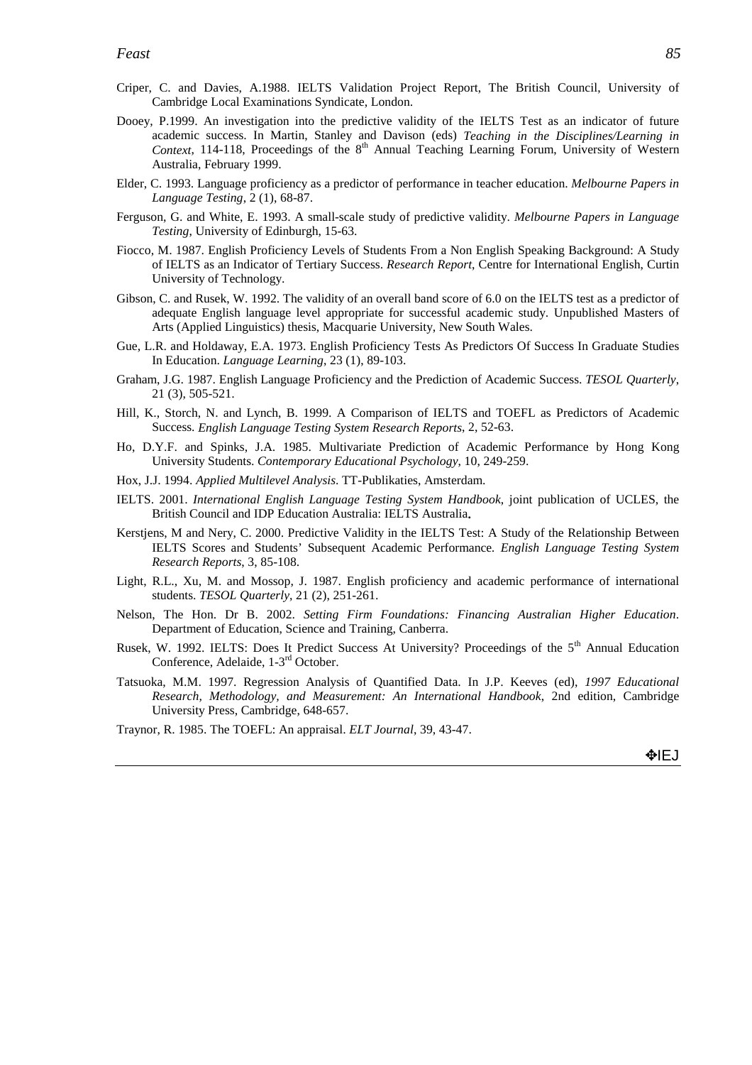Criper, C. and Davies, A.1988. IELTS Validation Project Report, The British Council, University of Cambridge Local Examinations Syndicate, London.

Dooey, P.1999. An investigation into the predictive validity of the IELTS Test as an indicator of future academic success. In Martin, Stanley and Davison (eds) *Teaching in the Disciplines/Learning in Context*, 114-118, Proceedings of the 8th Annual Teaching Learning Forum, University of Western Australia, February 1999.

Elder, C. 1993. Language proficiency as a predictor of performance in teacher education. *Melbourne Papers in Language Testing*, 2 (1), 68-87.

Ferguson, G. and White, E. 1993. A small-scale study of predictive validity. *Melbourne Papers in Language Testing*, University of Edinburgh, 15-63.

Fiocco, M. 1987. English Proficiency Levels of Students From a Non English Speaking Background: A Study of IELTS as an Indicator of Tertiary Success. *Research Report*, Centre for International English, Curtin University of Technology.

Gibson, C. and Rusek, W. 1992. The validity of an overall band score of 6.0 on the IELTS test as a predictor of adequate English language level appropriate for successful academic study. Unpublished Masters of Arts (Applied Linguistics) thesis, Macquarie University, New South Wales.

Gue, L.R. and Holdaway, E.A. 1973. English Proficiency Tests As Predictors Of Success In Graduate Studies In Education. *Language Learning*, 23 (1), 89-103.

Graham, J.G. 1987. English Language Proficiency and the Prediction of Academic Success. *TESOL Quarterly*, 21 (3), 505-521.

Hill, K., Storch, N. and Lynch, B. 1999. A Comparison of IELTS and TOEFL as Predictors of Academic Success. *English Language Testing System Research Reports*, 2, 52-63.

Ho, D.Y.F. and Spinks, J.A. 1985. Multivariate Prediction of Academic Performance by Hong Kong University Students. *Contemporary Educational Psychology*, 10, 249-259.

Hox, J.J. 1994. *Applied Multilevel Analysis*. TT-Publikaties, Amsterdam.

IELTS. 2001. *International English Language Testing System Handbook*, joint publication of UCLES, the British Council and IDP Education Australia: IELTS Australia.

Kerstjens, M and Nery, C. 2000. Predictive Validity in the IELTS Test: A Study of the Relationship Between IELTS Scores and Students' Subsequent Academic Performance. *English Language Testing System Research Reports*, 3, 85-108.

Light, R.L., Xu, M. and Mossop, J. 1987. English proficiency and academic performance of international students. *TESOL Quarterly*, 21 (2), 251-261.

Nelson, The Hon. Dr B. 2002. *Setting Firm Foundations: Financing Australian Higher Education*. Department of Education, Science and Training, Canberra.

Rusek, W. 1992. IELTS: Does It Predict Success At University? Proceedings of the 5th Annual Education Conference, Adelaide, 1-3rd October.

Tatsuoka, M.M. 1997. Regression Analysis of Quantified Data. In J.P. Keeves (ed), *1997 Educational Research, Methodology, and Measurement: An International Handbook*, 2nd edition, Cambridge University Press, Cambridge, 648-657.

Traynor, R. 1985. The TOEFL: An appraisal. *ELT Journal*, 39, 43-47.